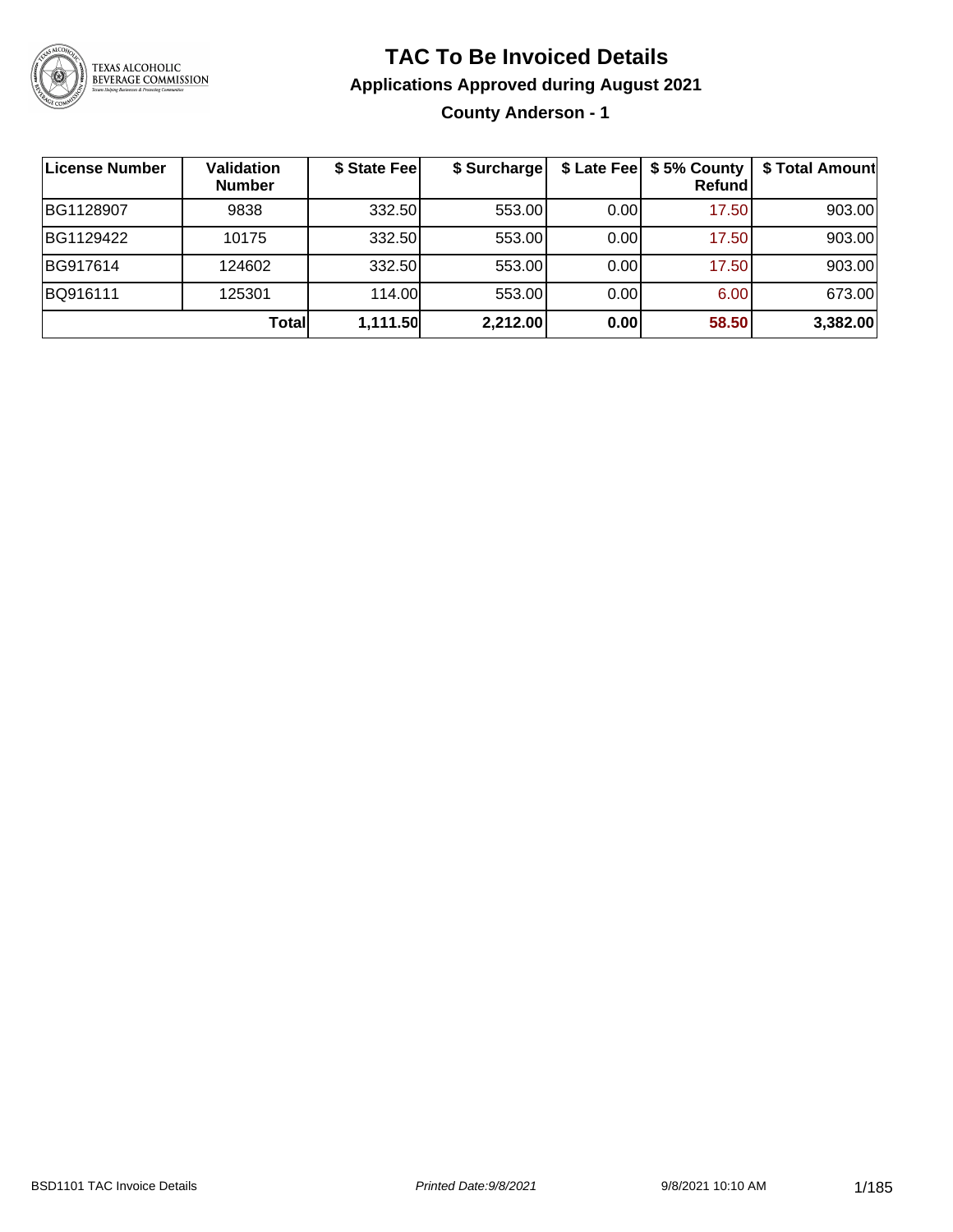# TAC To Be Invoiced Details

## Applications Approved during August 2021

### County Anderson - 1

| License Number | Validation Number | $ State Fee | $ Surcharge | $ Late Fee | $ 5% County Refund | $ Total Amount |
|---|---|---|---|---|---|---|
| BG1128907 | 9838 | 332.50 | 553.00 | 0.00 | 17.50 | 903.00 |
| BG1129422 | 10175 | 332.50 | 553.00 | 0.00 | 17.50 | 903.00 |
| BG917614 | 124602 | 332.50 | 553.00 | 0.00 | 17.50 | 903.00 |
| BQ916111 | 125301 | 114.00 | 553.00 | 0.00 | 6.00 | 673.00 |
| | **Total** | **1,111.50** | **2,212.00** | **0.00** | **58.50** | **3,382.00** |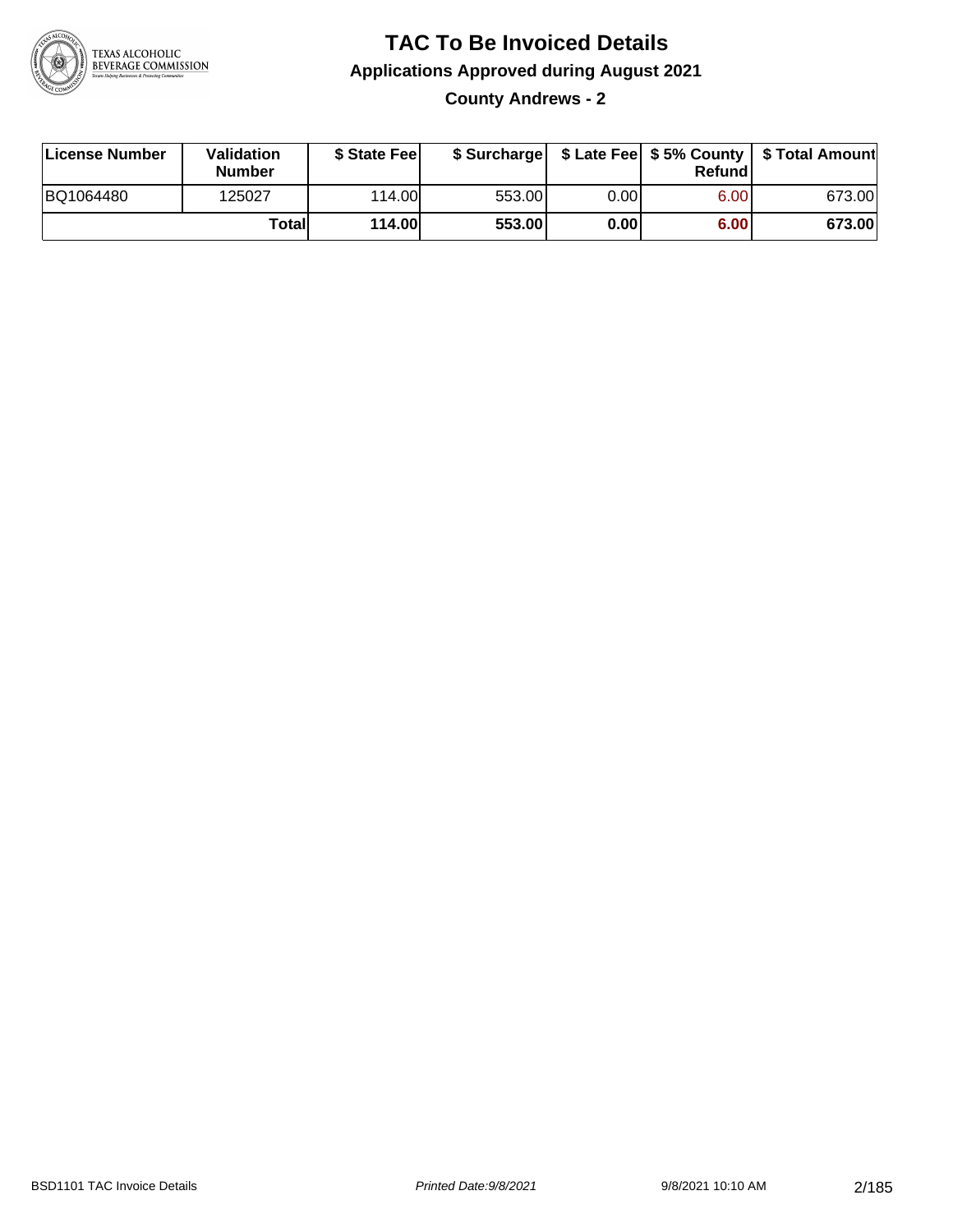# TAC To Be Invoiced Details

## Applications Approved during August 2021

### County Andrews - 2

| License Number | Validation Number | $ State Fee | $ Surcharge | $ Late Fee | $ 5% County Refund | $ Total Amount |
|---|---|---|---|---|---|---|
| BQ1064480 | 125027 | 114.00 | 553.00 | 0.00 | 6.00 | 673.00 |
| | **Total** | **114.00** | **553.00** | **0.00** | **6.00** | **673.00** |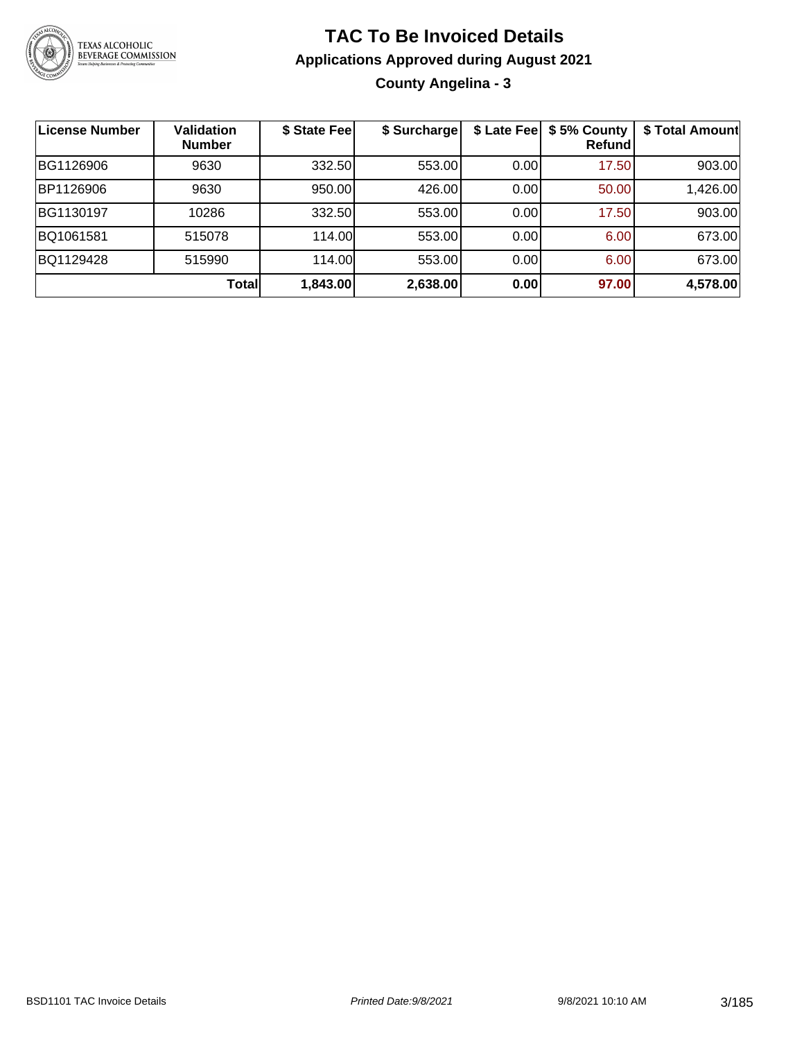# TAC To Be Invoiced Details

## Applications Approved during August 2021

### County Angelina - 3

| License Number | Validation Number | $ State Fee | $ Surcharge | $ Late Fee | $ 5% County Refund | $ Total Amount |
|---|---|---|---|---|---|---|
| BG1126906 | 9630 | 332.50 | 553.00 | 0.00 | 17.50 | 903.00 |
| BP1126906 | 9630 | 950.00 | 426.00 | 0.00 | 50.00 | 1,426.00 |
| BG1130197 | 10286 | 332.50 | 553.00 | 0.00 | 17.50 | 903.00 |
| BQ1061581 | 515078 | 114.00 | 553.00 | 0.00 | 6.00 | 673.00 |
| BQ1129428 | 515990 | 114.00 | 553.00 | 0.00 | 6.00 | 673.00 |
| | **Total** | **1,843.00** | **2,638.00** | **0.00** | **97.00** | **4,578.00** |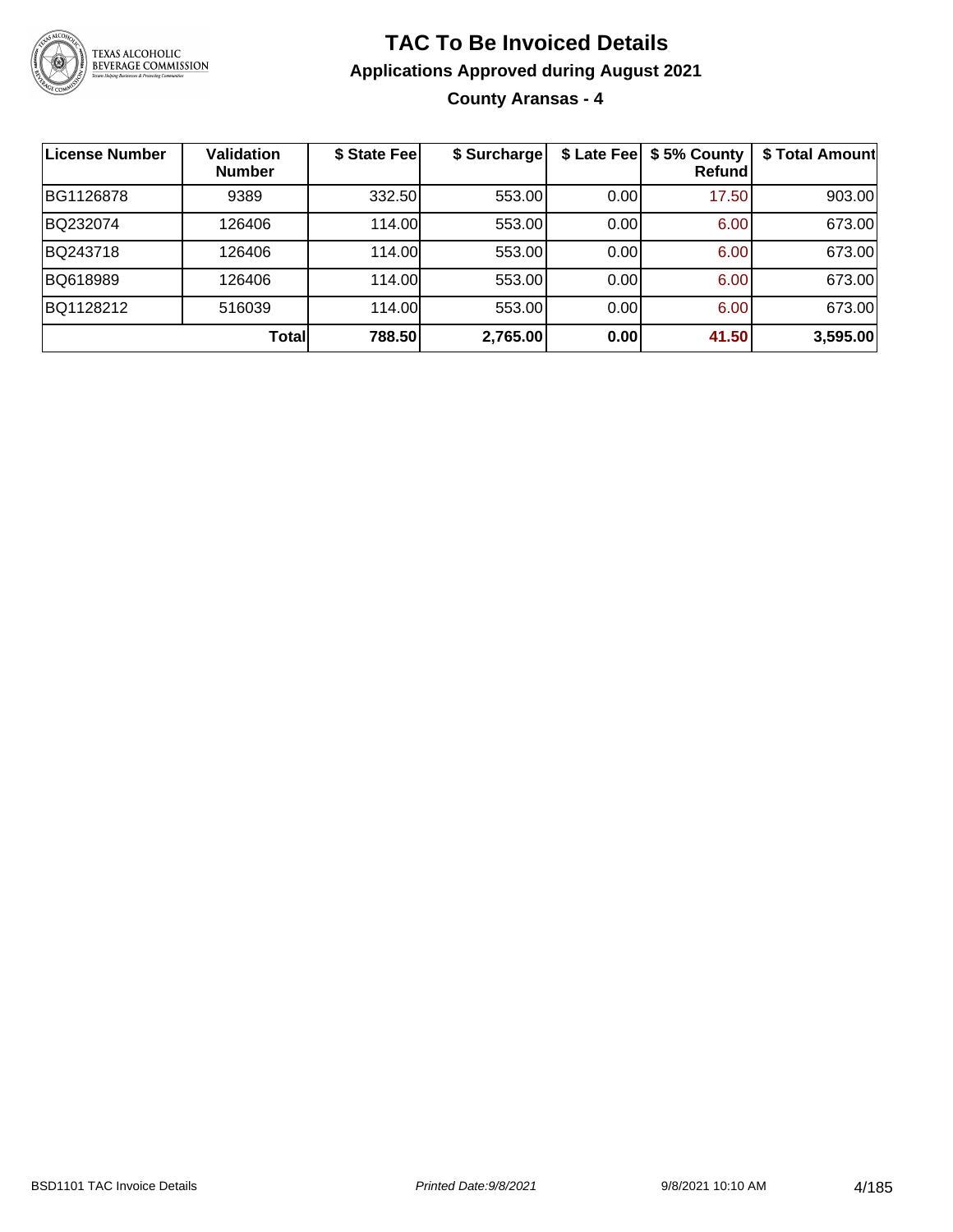# TAC To Be Invoiced Details

## Applications Approved during August 2021

### County Aransas - 4

| License Number | Validation Number | $ State Fee | $ Surcharge | $ Late Fee | $ 5% County Refund | $ Total Amount |
|---|---|---|---|---|---|---|
| BG1126878 | 9389 | 332.50 | 553.00 | 0.00 | 17.50 | 903.00 |
| BQ232074 | 126406 | 114.00 | 553.00 | 0.00 | 6.00 | 673.00 |
| BQ243718 | 126406 | 114.00 | 553.00 | 0.00 | 6.00 | 673.00 |
| BQ618989 | 126406 | 114.00 | 553.00 | 0.00 | 6.00 | 673.00 |
| BQ1128212 | 516039 | 114.00 | 553.00 | 0.00 | 6.00 | 673.00 |
| | **Total** | **788.50** | **2,765.00** | **0.00** | **41.50** | **3,595.00** |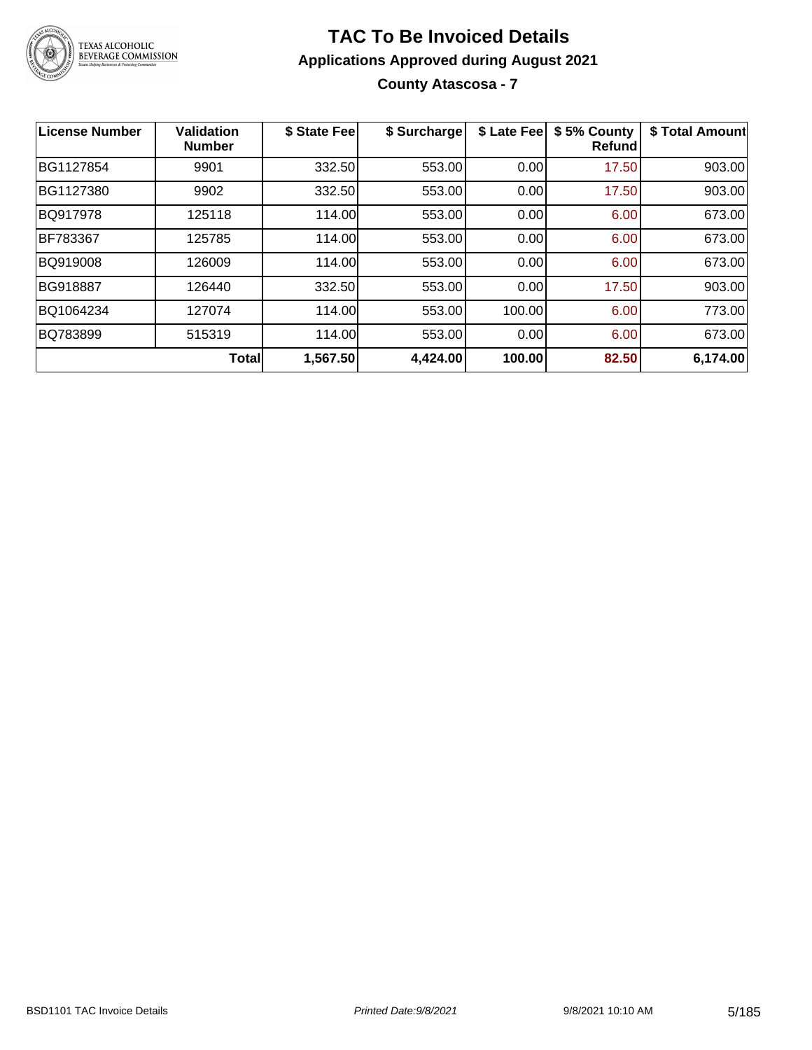# TAC To Be Invoiced Details

## Applications Approved during August 2021

### County Atascosa - 7

| License Number | Validation Number | \$ State Fee | \$ Surcharge | \$ Late Fee | \$ 5% County Refund | \$ Total Amount |
|---|---|---|---|---|---|---|
| BG1127854 | 9901 | 332.50 | 553.00 | 0.00 | 17.50 | 903.00 |
| BG1127380 | 9902 | 332.50 | 553.00 | 0.00 | 17.50 | 903.00 |
| BQ917978 | 125118 | 114.00 | 553.00 | 0.00 | 6.00 | 673.00 |
| BF783367 | 125785 | 114.00 | 553.00 | 0.00 | 6.00 | 673.00 |
| BQ919008 | 126009 | 114.00 | 553.00 | 0.00 | 6.00 | 673.00 |
| BG918887 | 126440 | 332.50 | 553.00 | 0.00 | 17.50 | 903.00 |
| BQ1064234 | 127074 | 114.00 | 553.00 | 100.00 | 6.00 | 773.00 |
| BQ783899 | 515319 | 114.00 | 553.00 | 0.00 | 6.00 | 673.00 |
| | **Total** | **1,567.50** | **4,424.00** | **100.00** | **82.50** | **6,174.00** |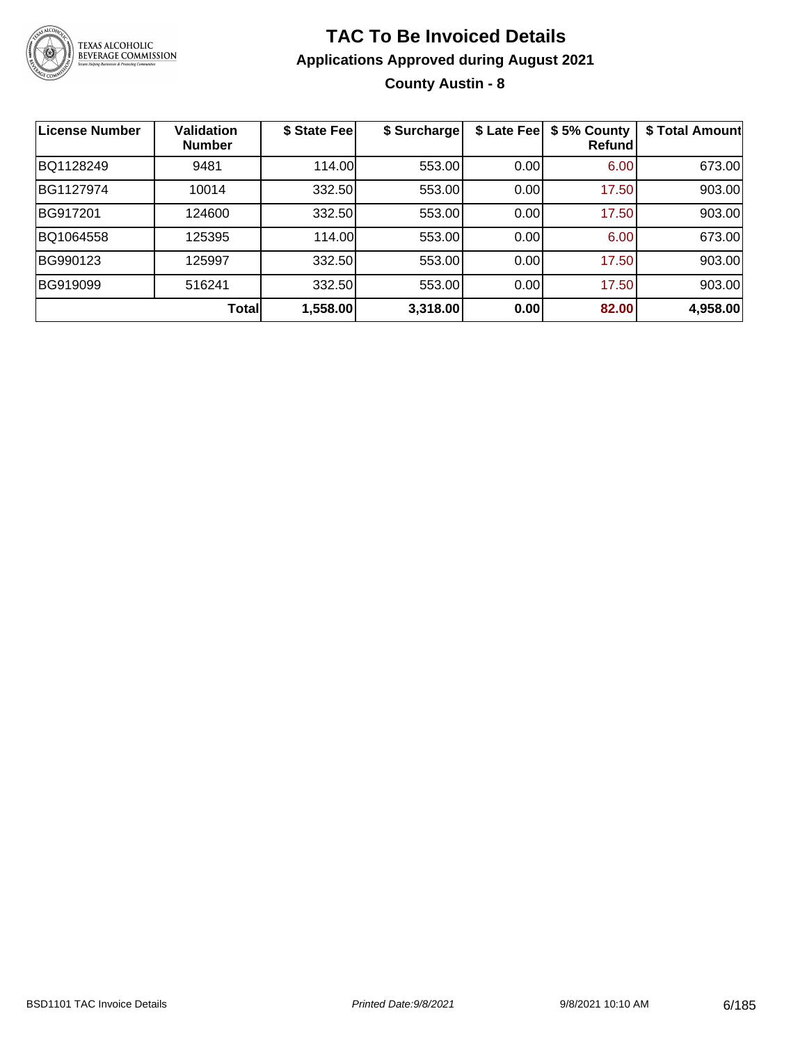# TAC To Be Invoiced Details

## Applications Approved during August 2021

### County Austin - 8

| License Number | Validation Number | $ State Fee | $ Surcharge | $ Late Fee | $ 5% County Refund | $ Total Amount |
|---|---|---|---|---|---|---|
| BQ1128249 | 9481 | 114.00 | 553.00 | 0.00 | 6.00 | 673.00 |
| BG1127974 | 10014 | 332.50 | 553.00 | 0.00 | 17.50 | 903.00 |
| BG917201 | 124600 | 332.50 | 553.00 | 0.00 | 17.50 | 903.00 |
| BQ1064558 | 125395 | 114.00 | 553.00 | 0.00 | 6.00 | 673.00 |
| BG990123 | 125997 | 332.50 | 553.00 | 0.00 | 17.50 | 903.00 |
| BG919099 | 516241 | 332.50 | 553.00 | 0.00 | 17.50 | 903.00 |
| | **Total** | **1,558.00** | **3,318.00** | **0.00** | **82.00** | **4,958.00** |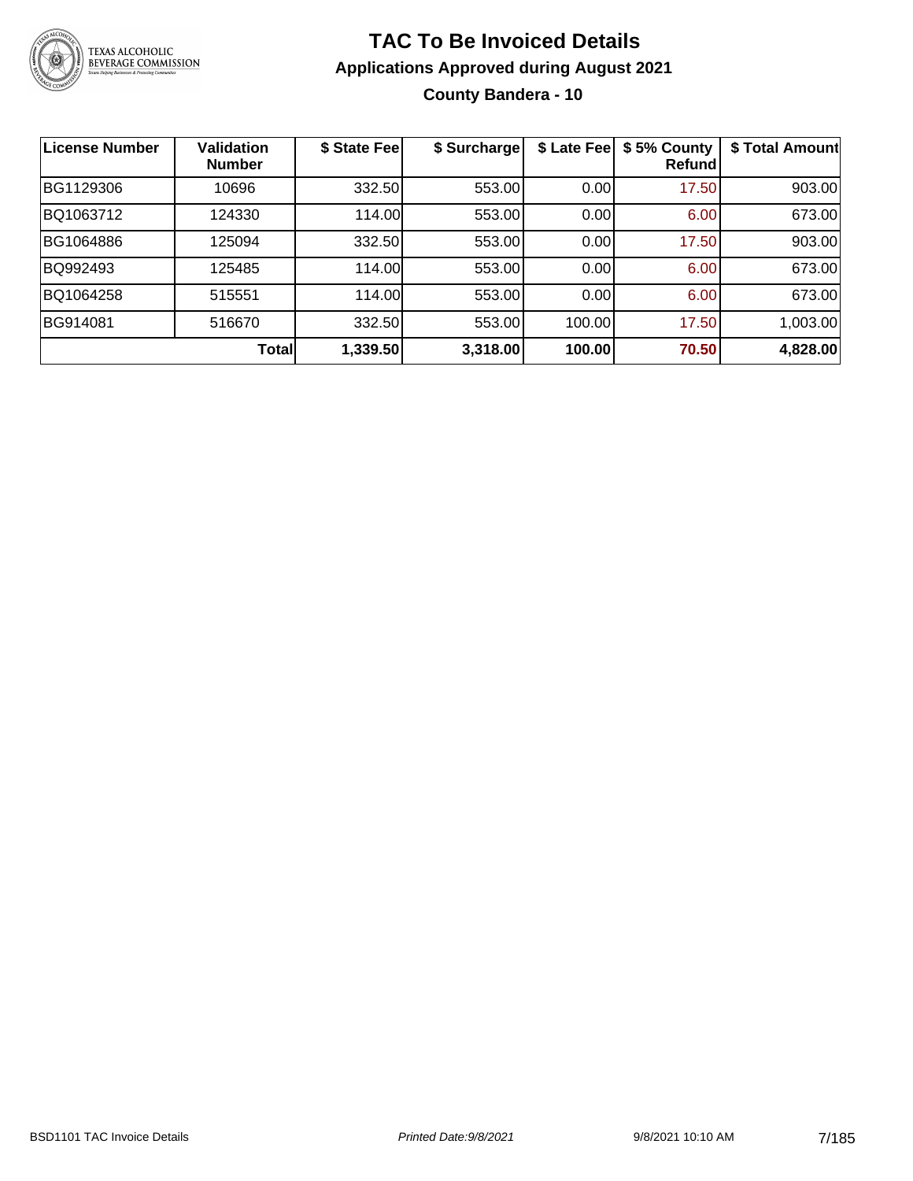# TAC To Be Invoiced Details

## Applications Approved during August 2021

### County Bandera - 10

| License Number | Validation Number | $ State Fee | $ Surcharge | $ Late Fee | $ 5% County Refund | $ Total Amount |
|---|---|---|---|---|---|---|
| BG1129306 | 10696 | 332.50 | 553.00 | 0.00 | 17.50 | 903.00 |
| BQ1063712 | 124330 | 114.00 | 553.00 | 0.00 | 6.00 | 673.00 |
| BG1064886 | 125094 | 332.50 | 553.00 | 0.00 | 17.50 | 903.00 |
| BQ992493 | 125485 | 114.00 | 553.00 | 0.00 | 6.00 | 673.00 |
| BQ1064258 | 515551 | 114.00 | 553.00 | 0.00 | 6.00 | 673.00 |
| BG914081 | 516670 | 332.50 | 553.00 | 100.00 | 17.50 | 1,003.00 |
| | **Total** | **1,339.50** | **3,318.00** | **100.00** | **70.50** | **4,828.00** |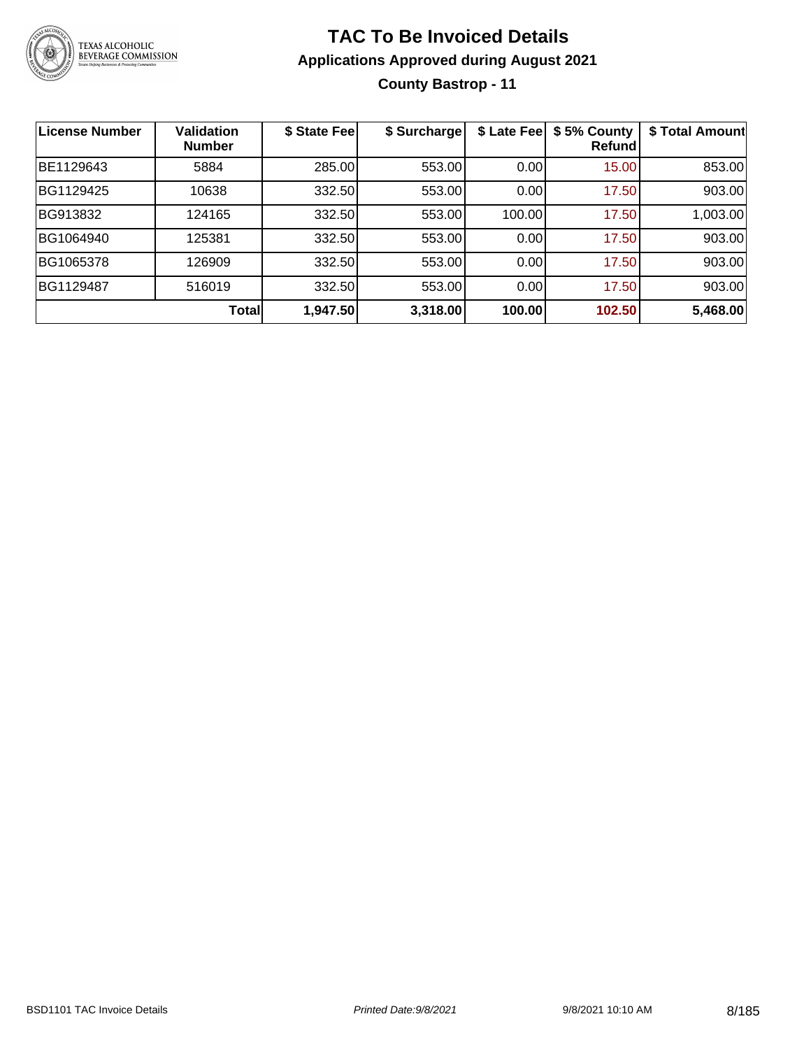# TAC To Be Invoiced Details

## Applications Approved during August 2021

### County Bastrop - 11

| License Number | Validation Number | $ State Fee | $ Surcharge | $ Late Fee | $ 5% County Refund | $ Total Amount |
|---|---|---|---|---|---|---|
| BE1129643 | 5884 | 285.00 | 553.00 | 0.00 | 15.00 | 853.00 |
| BG1129425 | 10638 | 332.50 | 553.00 | 0.00 | 17.50 | 903.00 |
| BG913832 | 124165 | 332.50 | 553.00 | 100.00 | 17.50 | 1,003.00 |
| BG1064940 | 125381 | 332.50 | 553.00 | 0.00 | 17.50 | 903.00 |
| BG1065378 | 126909 | 332.50 | 553.00 | 0.00 | 17.50 | 903.00 |
| BG1129487 | 516019 | 332.50 | 553.00 | 0.00 | 17.50 | 903.00 |
| | **Total** | **1,947.50** | **3,318.00** | **100.00** | **102.50** | **5,468.00** |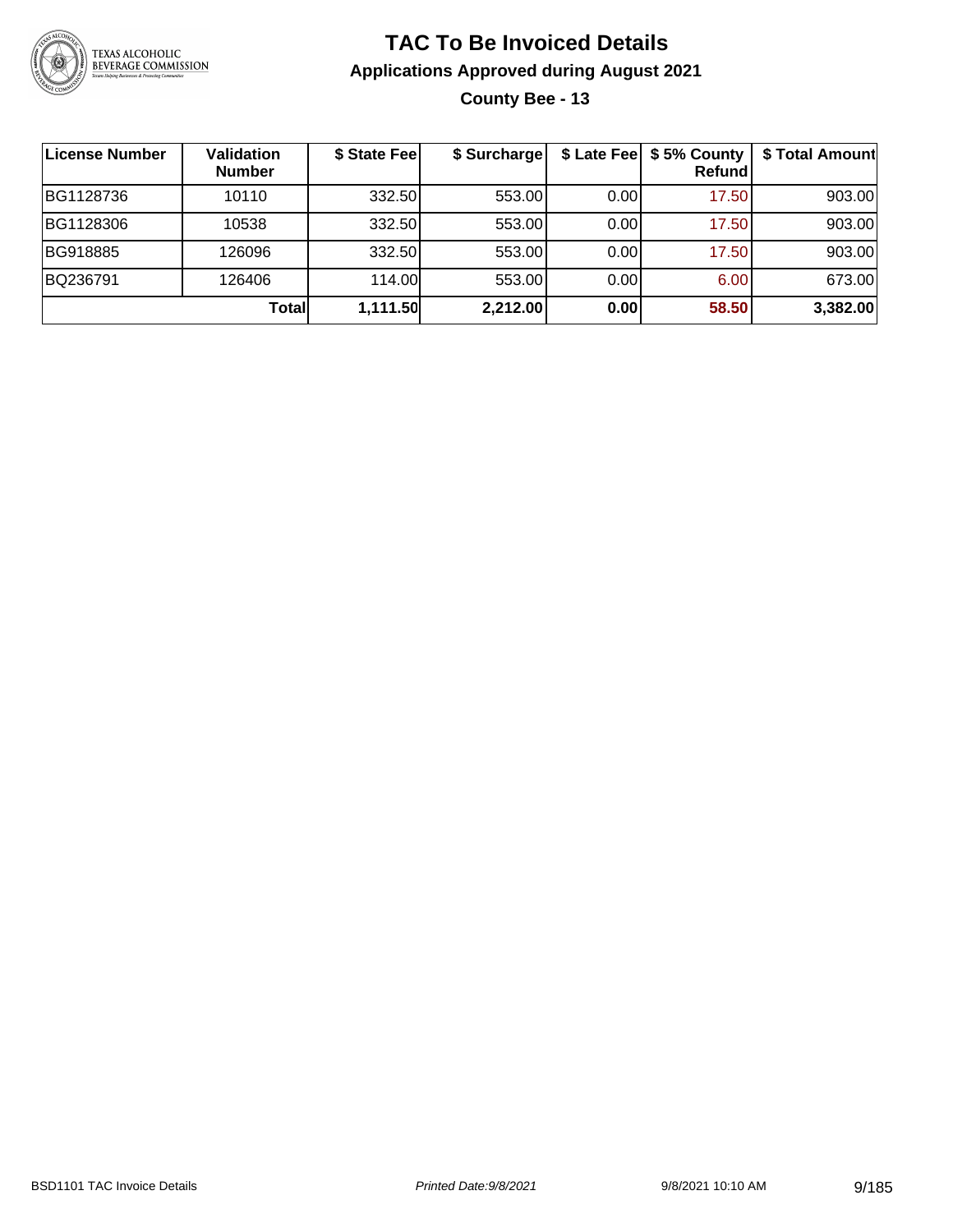# TAC To Be Invoiced Details

## Applications Approved during August 2021

### County Bee - 13

| License Number | Validation Number | $ State Fee | $ Surcharge | $ Late Fee | $ 5% County Refund | $ Total Amount |
|---|---|---|---|---|---|---|
| BG1128736 | 10110 | 332.50 | 553.00 | 0.00 | 17.50 | 903.00 |
| BG1128306 | 10538 | 332.50 | 553.00 | 0.00 | 17.50 | 903.00 |
| BG918885 | 126096 | 332.50 | 553.00 | 0.00 | 17.50 | 903.00 |
| BQ236791 | 126406 | 114.00 | 553.00 | 0.00 | 6.00 | 673.00 |
| | **Total** | **1,111.50** | **2,212.00** | **0.00** | **58.50** | **3,382.00** |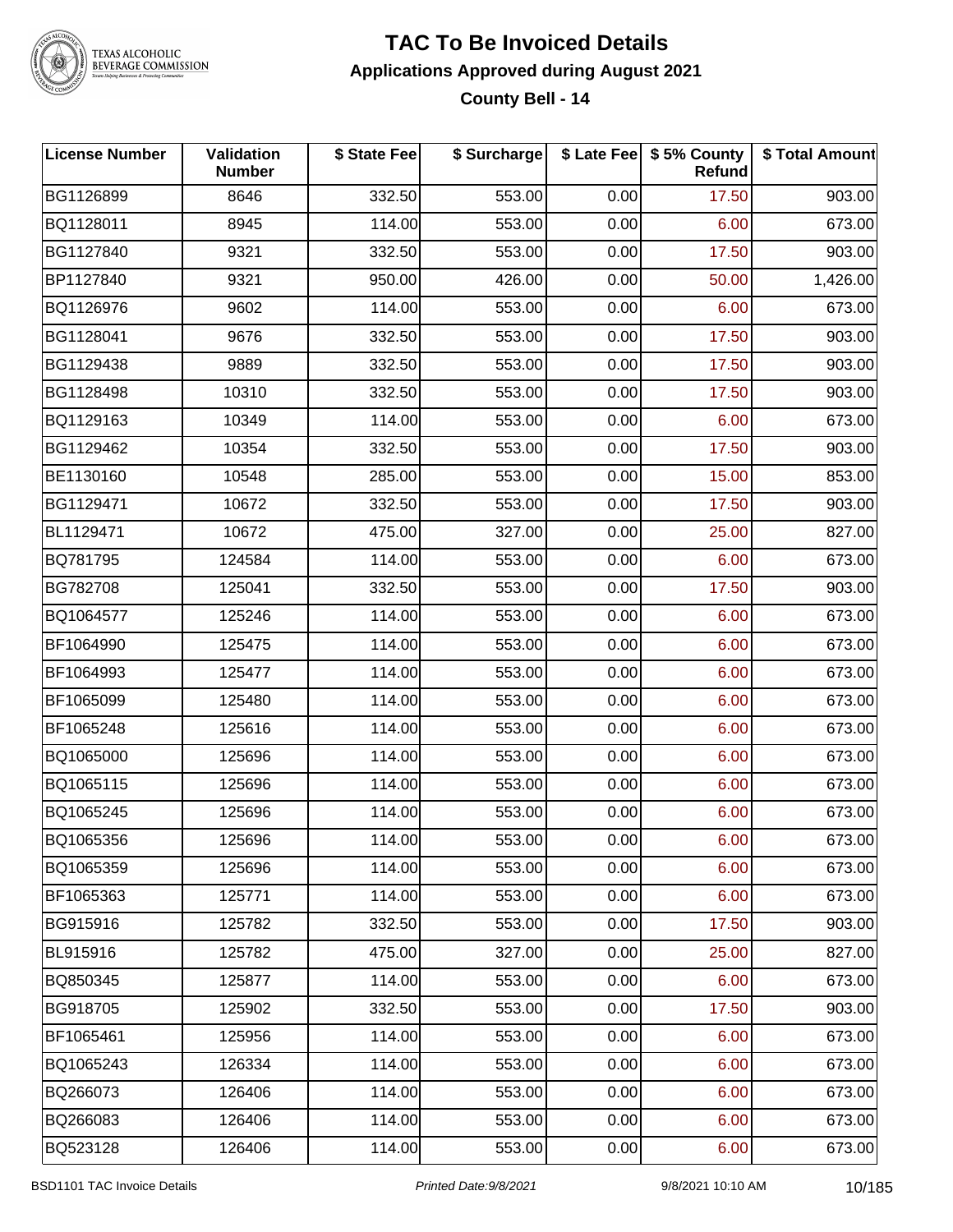# TAC To Be Invoiced Details

## Applications Approved during August 2021

### County Bell - 14

| License Number | Validation Number | $ State Fee | $ Surcharge | $ Late Fee | $ 5% County Refund | $ Total Amount |
|---|---|---|---|---|---|---|
| BG1126899 | 8646 | 332.50 | 553.00 | 0.00 | 17.50 | 903.00 |
| BQ1128011 | 8945 | 114.00 | 553.00 | 0.00 | 6.00 | 673.00 |
| BG1127840 | 9321 | 332.50 | 553.00 | 0.00 | 17.50 | 903.00 |
| BP1127840 | 9321 | 950.00 | 426.00 | 0.00 | 50.00 | 1,426.00 |
| BQ1126976 | 9602 | 114.00 | 553.00 | 0.00 | 6.00 | 673.00 |
| BG1128041 | 9676 | 332.50 | 553.00 | 0.00 | 17.50 | 903.00 |
| BG1129438 | 9889 | 332.50 | 553.00 | 0.00 | 17.50 | 903.00 |
| BG1128498 | 10310 | 332.50 | 553.00 | 0.00 | 17.50 | 903.00 |
| BQ1129163 | 10349 | 114.00 | 553.00 | 0.00 | 6.00 | 673.00 |
| BG1129462 | 10354 | 332.50 | 553.00 | 0.00 | 17.50 | 903.00 |
| BE1130160 | 10548 | 285.00 | 553.00 | 0.00 | 15.00 | 853.00 |
| BG1129471 | 10672 | 332.50 | 553.00 | 0.00 | 17.50 | 903.00 |
| BL1129471 | 10672 | 475.00 | 327.00 | 0.00 | 25.00 | 827.00 |
| BQ781795 | 124584 | 114.00 | 553.00 | 0.00 | 6.00 | 673.00 |
| BG782708 | 125041 | 332.50 | 553.00 | 0.00 | 17.50 | 903.00 |
| BQ1064577 | 125246 | 114.00 | 553.00 | 0.00 | 6.00 | 673.00 |
| BF1064990 | 125475 | 114.00 | 553.00 | 0.00 | 6.00 | 673.00 |
| BF1064993 | 125477 | 114.00 | 553.00 | 0.00 | 6.00 | 673.00 |
| BF1065099 | 125480 | 114.00 | 553.00 | 0.00 | 6.00 | 673.00 |
| BF1065248 | 125616 | 114.00 | 553.00 | 0.00 | 6.00 | 673.00 |
| BQ1065000 | 125696 | 114.00 | 553.00 | 0.00 | 6.00 | 673.00 |
| BQ1065115 | 125696 | 114.00 | 553.00 | 0.00 | 6.00 | 673.00 |
| BQ1065245 | 125696 | 114.00 | 553.00 | 0.00 | 6.00 | 673.00 |
| BQ1065356 | 125696 | 114.00 | 553.00 | 0.00 | 6.00 | 673.00 |
| BQ1065359 | 125696 | 114.00 | 553.00 | 0.00 | 6.00 | 673.00 |
| BF1065363 | 125771 | 114.00 | 553.00 | 0.00 | 6.00 | 673.00 |
| BG915916 | 125782 | 332.50 | 553.00 | 0.00 | 17.50 | 903.00 |
| BL915916 | 125782 | 475.00 | 327.00 | 0.00 | 25.00 | 827.00 |
| BQ850345 | 125877 | 114.00 | 553.00 | 0.00 | 6.00 | 673.00 |
| BG918705 | 125902 | 332.50 | 553.00 | 0.00 | 17.50 | 903.00 |
| BF1065461 | 125956 | 114.00 | 553.00 | 0.00 | 6.00 | 673.00 |
| BQ1065243 | 126334 | 114.00 | 553.00 | 0.00 | 6.00 | 673.00 |
| BQ266073 | 126406 | 114.00 | 553.00 | 0.00 | 6.00 | 673.00 |
| BQ266083 | 126406 | 114.00 | 553.00 | 0.00 | 6.00 | 673.00 |
| BQ523128 | 126406 | 114.00 | 553.00 | 0.00 | 6.00 | 673.00 |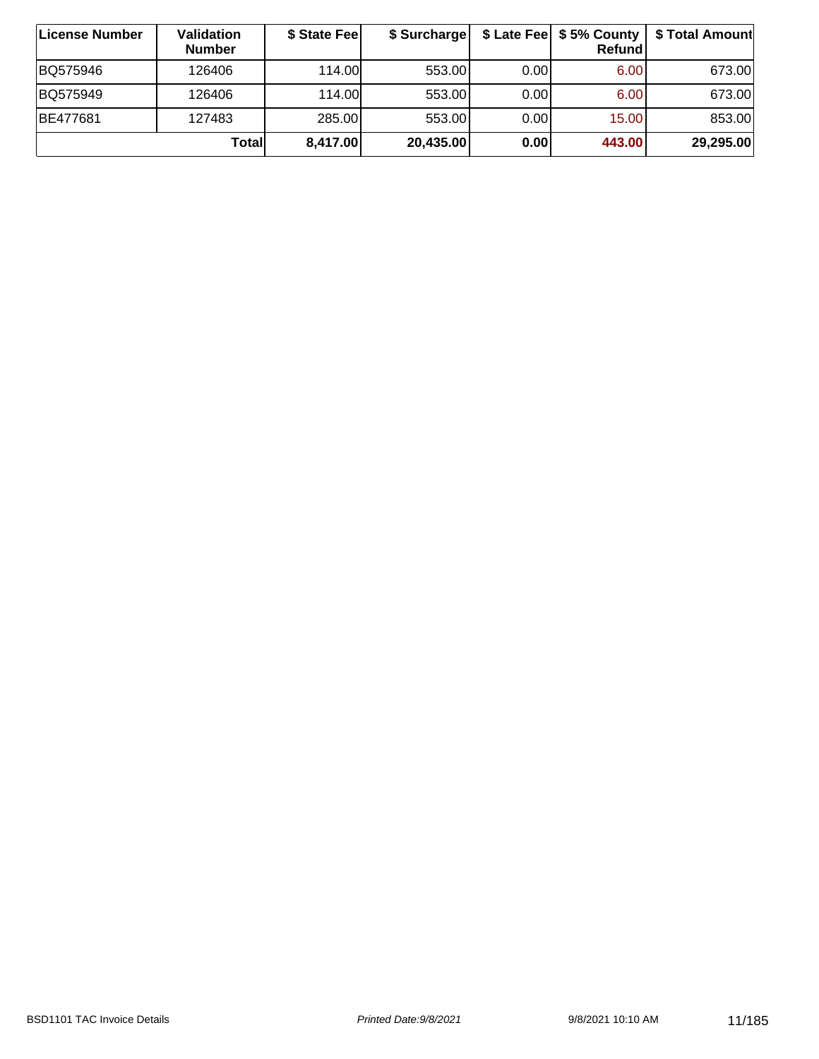| License Number | Validation Number | $ State Fee | $ Surcharge | $ Late Fee | $ 5% County Refund | $ Total Amount |
|---|---|---|---|---|---|---|
| BQ575946 | 126406 | 114.00 | 553.00 | 0.00 | 6.00 | 673.00 |
| BQ575949 | 126406 | 114.00 | 553.00 | 0.00 | 6.00 | 673.00 |
| BE477681 | 127483 | 285.00 | 553.00 | 0.00 | 15.00 | 853.00 |
| | **Total** | **8,417.00** | **20,435.00** | **0.00** | **443.00** | **29,295.00** |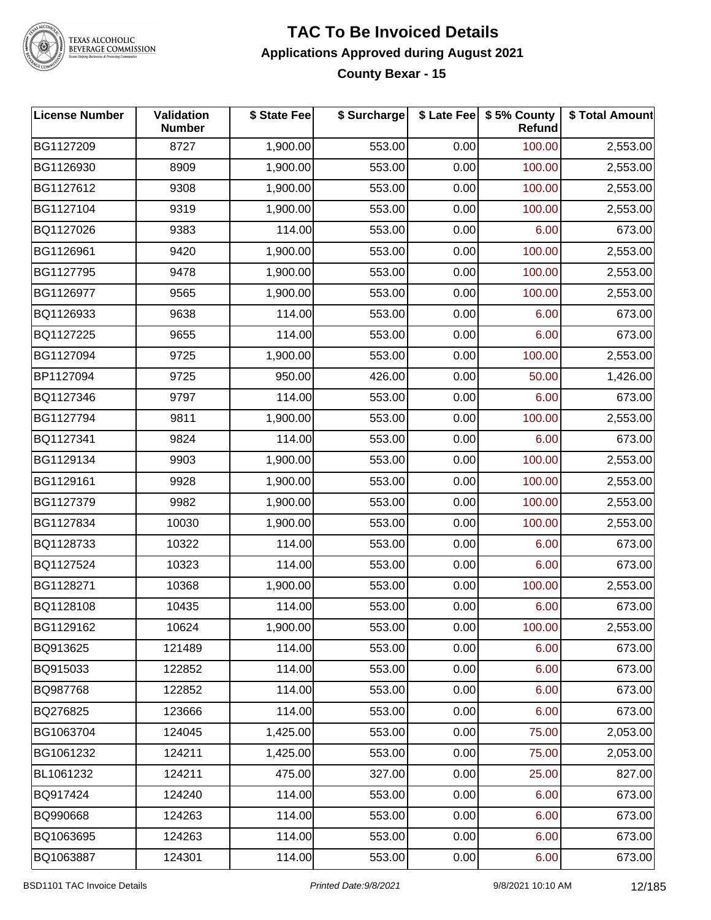# TAC To Be Invoiced Details

## Applications Approved during August 2021

### County Bexar - 15

| License Number | Validation Number | $ State Fee | $ Surcharge | $ Late Fee | $ 5% County Refund | $ Total Amount |
|---|---|---|---|---|---|---|
| BG1127209 | 8727 | 1,900.00 | 553.00 | 0.00 | 100.00 | 2,553.00 |
| BG1126930 | 8909 | 1,900.00 | 553.00 | 0.00 | 100.00 | 2,553.00 |
| BG1127612 | 9308 | 1,900.00 | 553.00 | 0.00 | 100.00 | 2,553.00 |
| BG1127104 | 9319 | 1,900.00 | 553.00 | 0.00 | 100.00 | 2,553.00 |
| BQ1127026 | 9383 | 114.00 | 553.00 | 0.00 | 6.00 | 673.00 |
| BG1126961 | 9420 | 1,900.00 | 553.00 | 0.00 | 100.00 | 2,553.00 |
| BG1127795 | 9478 | 1,900.00 | 553.00 | 0.00 | 100.00 | 2,553.00 |
| BG1126977 | 9565 | 1,900.00 | 553.00 | 0.00 | 100.00 | 2,553.00 |
| BQ1126933 | 9638 | 114.00 | 553.00 | 0.00 | 6.00 | 673.00 |
| BQ1127225 | 9655 | 114.00 | 553.00 | 0.00 | 6.00 | 673.00 |
| BG1127094 | 9725 | 1,900.00 | 553.00 | 0.00 | 100.00 | 2,553.00 |
| BP1127094 | 9725 | 950.00 | 426.00 | 0.00 | 50.00 | 1,426.00 |
| BQ1127346 | 9797 | 114.00 | 553.00 | 0.00 | 6.00 | 673.00 |
| BG1127794 | 9811 | 1,900.00 | 553.00 | 0.00 | 100.00 | 2,553.00 |
| BQ1127341 | 9824 | 114.00 | 553.00 | 0.00 | 6.00 | 673.00 |
| BG1129134 | 9903 | 1,900.00 | 553.00 | 0.00 | 100.00 | 2,553.00 |
| BG1129161 | 9928 | 1,900.00 | 553.00 | 0.00 | 100.00 | 2,553.00 |
| BG1127379 | 9982 | 1,900.00 | 553.00 | 0.00 | 100.00 | 2,553.00 |
| BG1127834 | 10030 | 1,900.00 | 553.00 | 0.00 | 100.00 | 2,553.00 |
| BQ1128733 | 10322 | 114.00 | 553.00 | 0.00 | 6.00 | 673.00 |
| BQ1127524 | 10323 | 114.00 | 553.00 | 0.00 | 6.00 | 673.00 |
| BG1128271 | 10368 | 1,900.00 | 553.00 | 0.00 | 100.00 | 2,553.00 |
| BQ1128108 | 10435 | 114.00 | 553.00 | 0.00 | 6.00 | 673.00 |
| BG1129162 | 10624 | 1,900.00 | 553.00 | 0.00 | 100.00 | 2,553.00 |
| BQ913625 | 121489 | 114.00 | 553.00 | 0.00 | 6.00 | 673.00 |
| BQ915033 | 122852 | 114.00 | 553.00 | 0.00 | 6.00 | 673.00 |
| BQ987768 | 122852 | 114.00 | 553.00 | 0.00 | 6.00 | 673.00 |
| BQ276825 | 123666 | 114.00 | 553.00 | 0.00 | 6.00 | 673.00 |
| BG1063704 | 124045 | 1,425.00 | 553.00 | 0.00 | 75.00 | 2,053.00 |
| BG1061232 | 124211 | 1,425.00 | 553.00 | 0.00 | 75.00 | 2,053.00 |
| BL1061232 | 124211 | 475.00 | 327.00 | 0.00 | 25.00 | 827.00 |
| BQ917424 | 124240 | 114.00 | 553.00 | 0.00 | 6.00 | 673.00 |
| BQ990668 | 124263 | 114.00 | 553.00 | 0.00 | 6.00 | 673.00 |
| BQ1063695 | 124263 | 114.00 | 553.00 | 0.00 | 6.00 | 673.00 |
| BQ1063887 | 124301 | 114.00 | 553.00 | 0.00 | 6.00 | 673.00 |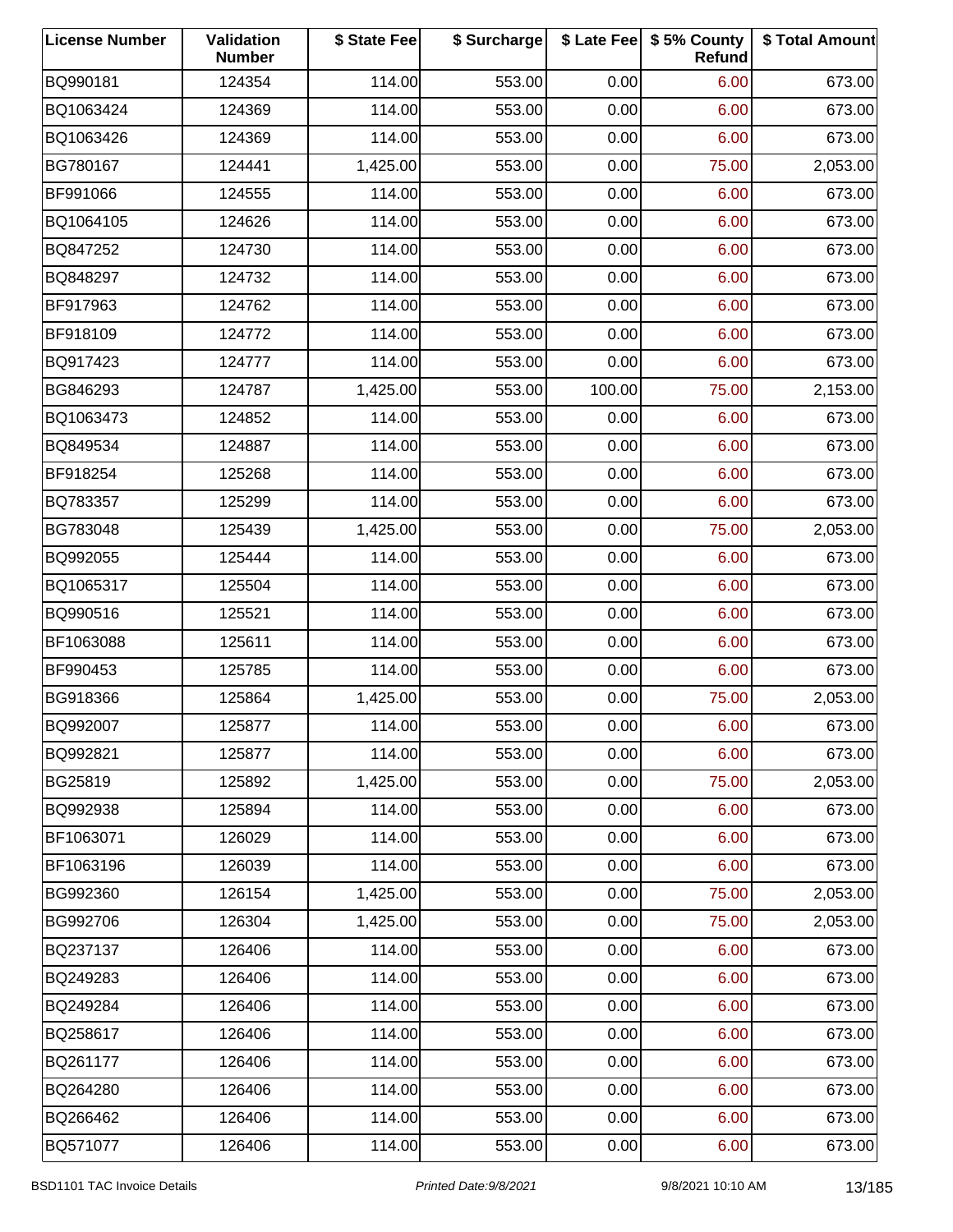| License Number | Validation Number | $ State Fee | $ Surcharge | $ Late Fee | $ 5% County Refund | $ Total Amount |
|---|---|---|---|---|---|---|
| BQ990181 | 124354 | 114.00 | 553.00 | 0.00 | 6.00 | 673.00 |
| BQ1063424 | 124369 | 114.00 | 553.00 | 0.00 | 6.00 | 673.00 |
| BQ1063426 | 124369 | 114.00 | 553.00 | 0.00 | 6.00 | 673.00 |
| BG780167 | 124441 | 1,425.00 | 553.00 | 0.00 | 75.00 | 2,053.00 |
| BF991066 | 124555 | 114.00 | 553.00 | 0.00 | 6.00 | 673.00 |
| BQ1064105 | 124626 | 114.00 | 553.00 | 0.00 | 6.00 | 673.00 |
| BQ847252 | 124730 | 114.00 | 553.00 | 0.00 | 6.00 | 673.00 |
| BQ848297 | 124732 | 114.00 | 553.00 | 0.00 | 6.00 | 673.00 |
| BF917963 | 124762 | 114.00 | 553.00 | 0.00 | 6.00 | 673.00 |
| BF918109 | 124772 | 114.00 | 553.00 | 0.00 | 6.00 | 673.00 |
| BQ917423 | 124777 | 114.00 | 553.00 | 0.00 | 6.00 | 673.00 |
| BG846293 | 124787 | 1,425.00 | 553.00 | 100.00 | 75.00 | 2,153.00 |
| BQ1063473 | 124852 | 114.00 | 553.00 | 0.00 | 6.00 | 673.00 |
| BQ849534 | 124887 | 114.00 | 553.00 | 0.00 | 6.00 | 673.00 |
| BF918254 | 125268 | 114.00 | 553.00 | 0.00 | 6.00 | 673.00 |
| BQ783357 | 125299 | 114.00 | 553.00 | 0.00 | 6.00 | 673.00 |
| BG783048 | 125439 | 1,425.00 | 553.00 | 0.00 | 75.00 | 2,053.00 |
| BQ992055 | 125444 | 114.00 | 553.00 | 0.00 | 6.00 | 673.00 |
| BQ1065317 | 125504 | 114.00 | 553.00 | 0.00 | 6.00 | 673.00 |
| BQ990516 | 125521 | 114.00 | 553.00 | 0.00 | 6.00 | 673.00 |
| BF1063088 | 125611 | 114.00 | 553.00 | 0.00 | 6.00 | 673.00 |
| BF990453 | 125785 | 114.00 | 553.00 | 0.00 | 6.00 | 673.00 |
| BG918366 | 125864 | 1,425.00 | 553.00 | 0.00 | 75.00 | 2,053.00 |
| BQ992007 | 125877 | 114.00 | 553.00 | 0.00 | 6.00 | 673.00 |
| BQ992821 | 125877 | 114.00 | 553.00 | 0.00 | 6.00 | 673.00 |
| BG25819 | 125892 | 1,425.00 | 553.00 | 0.00 | 75.00 | 2,053.00 |
| BQ992938 | 125894 | 114.00 | 553.00 | 0.00 | 6.00 | 673.00 |
| BF1063071 | 126029 | 114.00 | 553.00 | 0.00 | 6.00 | 673.00 |
| BF1063196 | 126039 | 114.00 | 553.00 | 0.00 | 6.00 | 673.00 |
| BG992360 | 126154 | 1,425.00 | 553.00 | 0.00 | 75.00 | 2,053.00 |
| BG992706 | 126304 | 1,425.00 | 553.00 | 0.00 | 75.00 | 2,053.00 |
| BQ237137 | 126406 | 114.00 | 553.00 | 0.00 | 6.00 | 673.00 |
| BQ249283 | 126406 | 114.00 | 553.00 | 0.00 | 6.00 | 673.00 |
| BQ249284 | 126406 | 114.00 | 553.00 | 0.00 | 6.00 | 673.00 |
| BQ258617 | 126406 | 114.00 | 553.00 | 0.00 | 6.00 | 673.00 |
| BQ261177 | 126406 | 114.00 | 553.00 | 0.00 | 6.00 | 673.00 |
| BQ264280 | 126406 | 114.00 | 553.00 | 0.00 | 6.00 | 673.00 |
| BQ266462 | 126406 | 114.00 | 553.00 | 0.00 | 6.00 | 673.00 |
| BQ571077 | 126406 | 114.00 | 553.00 | 0.00 | 6.00 | 673.00 |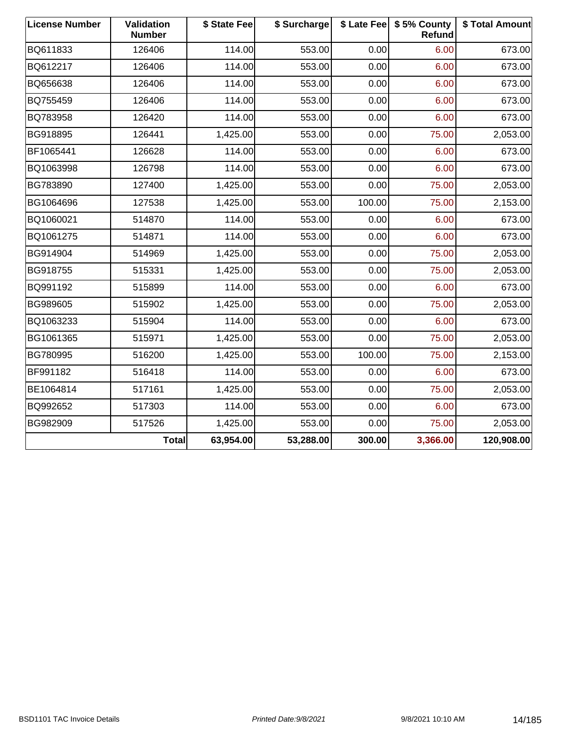| License Number | Validation Number | $ State Fee | $ Surcharge | $ Late Fee | $ 5% County Refund | $ Total Amount |
| --- | --- | --- | --- | --- | --- | --- |
| BQ611833 | 126406 | 114.00 | 553.00 | 0.00 | 6.00 | 673.00 |
| BQ612217 | 126406 | 114.00 | 553.00 | 0.00 | 6.00 | 673.00 |
| BQ656638 | 126406 | 114.00 | 553.00 | 0.00 | 6.00 | 673.00 |
| BQ755459 | 126406 | 114.00 | 553.00 | 0.00 | 6.00 | 673.00 |
| BQ783958 | 126420 | 114.00 | 553.00 | 0.00 | 6.00 | 673.00 |
| BG918895 | 126441 | 1,425.00 | 553.00 | 0.00 | 75.00 | 2,053.00 |
| BF1065441 | 126628 | 114.00 | 553.00 | 0.00 | 6.00 | 673.00 |
| BQ1063998 | 126798 | 114.00 | 553.00 | 0.00 | 6.00 | 673.00 |
| BG783890 | 127400 | 1,425.00 | 553.00 | 0.00 | 75.00 | 2,053.00 |
| BG1064696 | 127538 | 1,425.00 | 553.00 | 100.00 | 75.00 | 2,153.00 |
| BQ1060021 | 514870 | 114.00 | 553.00 | 0.00 | 6.00 | 673.00 |
| BQ1061275 | 514871 | 114.00 | 553.00 | 0.00 | 6.00 | 673.00 |
| BG914904 | 514969 | 1,425.00 | 553.00 | 0.00 | 75.00 | 2,053.00 |
| BG918755 | 515331 | 1,425.00 | 553.00 | 0.00 | 75.00 | 2,053.00 |
| BQ991192 | 515899 | 114.00 | 553.00 | 0.00 | 6.00 | 673.00 |
| BG989605 | 515902 | 1,425.00 | 553.00 | 0.00 | 75.00 | 2,053.00 |
| BQ1063233 | 515904 | 114.00 | 553.00 | 0.00 | 6.00 | 673.00 |
| BG1061365 | 515971 | 1,425.00 | 553.00 | 0.00 | 75.00 | 2,053.00 |
| BG780995 | 516200 | 1,425.00 | 553.00 | 100.00 | 75.00 | 2,153.00 |
| BF991182 | 516418 | 114.00 | 553.00 | 0.00 | 6.00 | 673.00 |
| BE1064814 | 517161 | 1,425.00 | 553.00 | 0.00 | 75.00 | 2,053.00 |
| BQ992652 | 517303 | 114.00 | 553.00 | 0.00 | 6.00 | 673.00 |
| BG982909 | 517526 | 1,425.00 | 553.00 | 0.00 | 75.00 | 2,053.00 |
| | **Total** | **63,954.00** | **53,288.00** | **300.00** | **3,366.00** | **120,908.00** |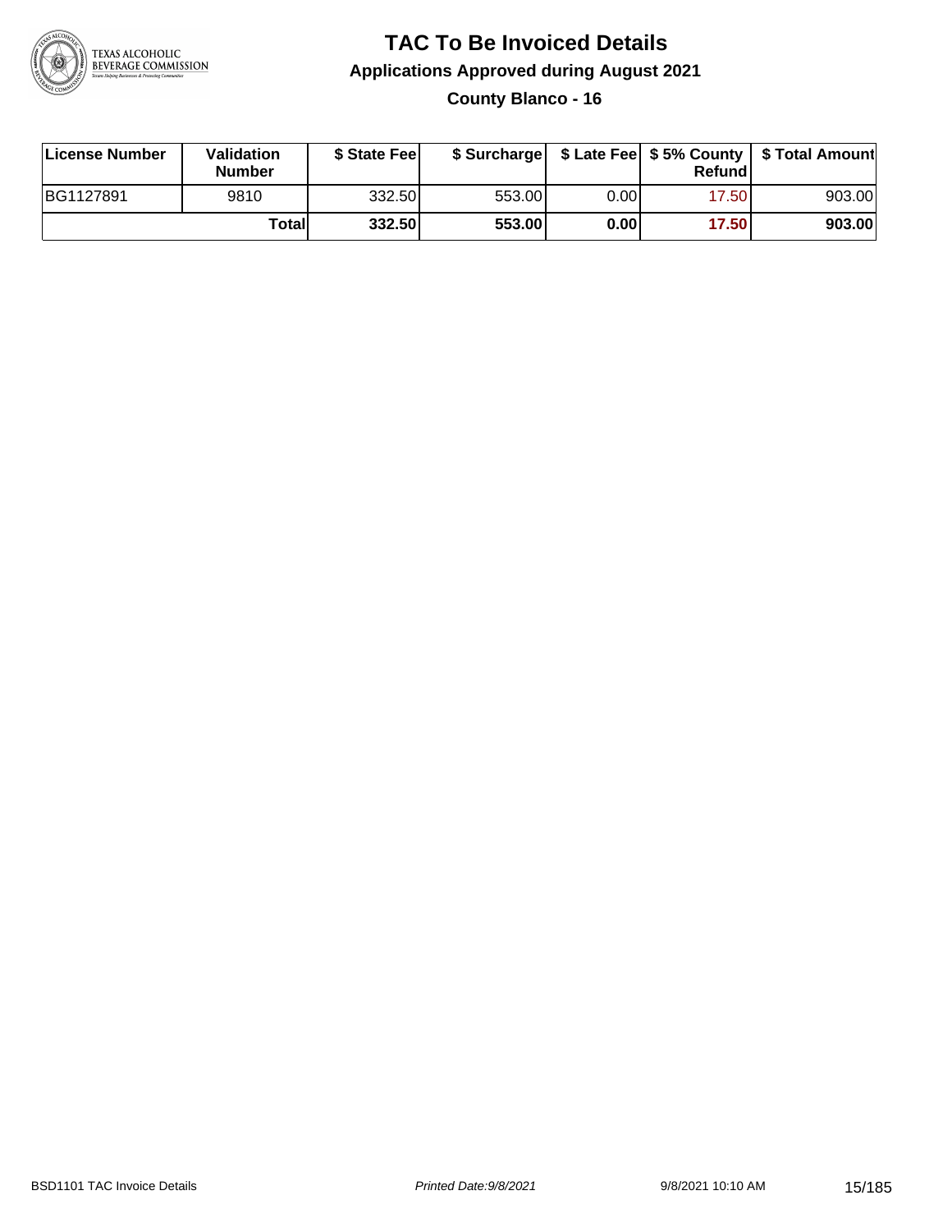# TAC To Be Invoiced Details

## Applications Approved during August 2021

### County Blanco - 16

| License Number | Validation Number | $ State Fee | $ Surcharge | $ Late Fee | $ 5% County Refund | $ Total Amount |
|---|---|---|---|---|---|---|
| BG1127891 | 9810 | 332.50 | 553.00 | 0.00 | 17.50 | 903.00 |
| | Total | 332.50 | 553.00 | 0.00 | 17.50 | 903.00 |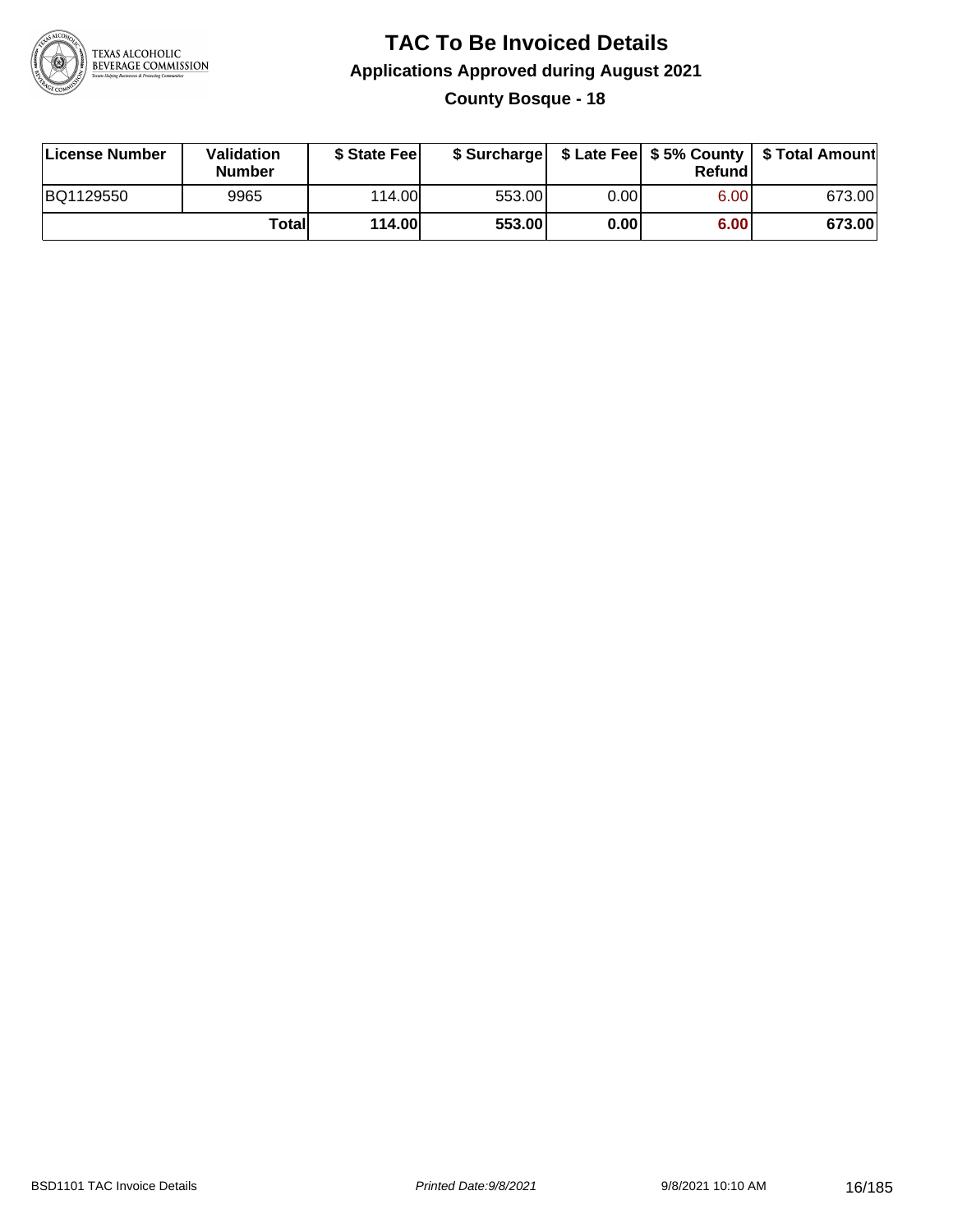# TAC To Be Invoiced Details

## Applications Approved during August 2021

### County Bosque - 18

| License Number | Validation Number | $ State Fee | $ Surcharge | $ Late Fee | $ 5% County Refund | $ Total Amount |
|---|---|---|---|---|---|---|
| BQ1129550 | 9965 | 114.00 | 553.00 | 0.00 | 6.00 | 673.00 |
| | **Total** | **114.00** | **553.00** | **0.00** | **6.00** | **673.00** |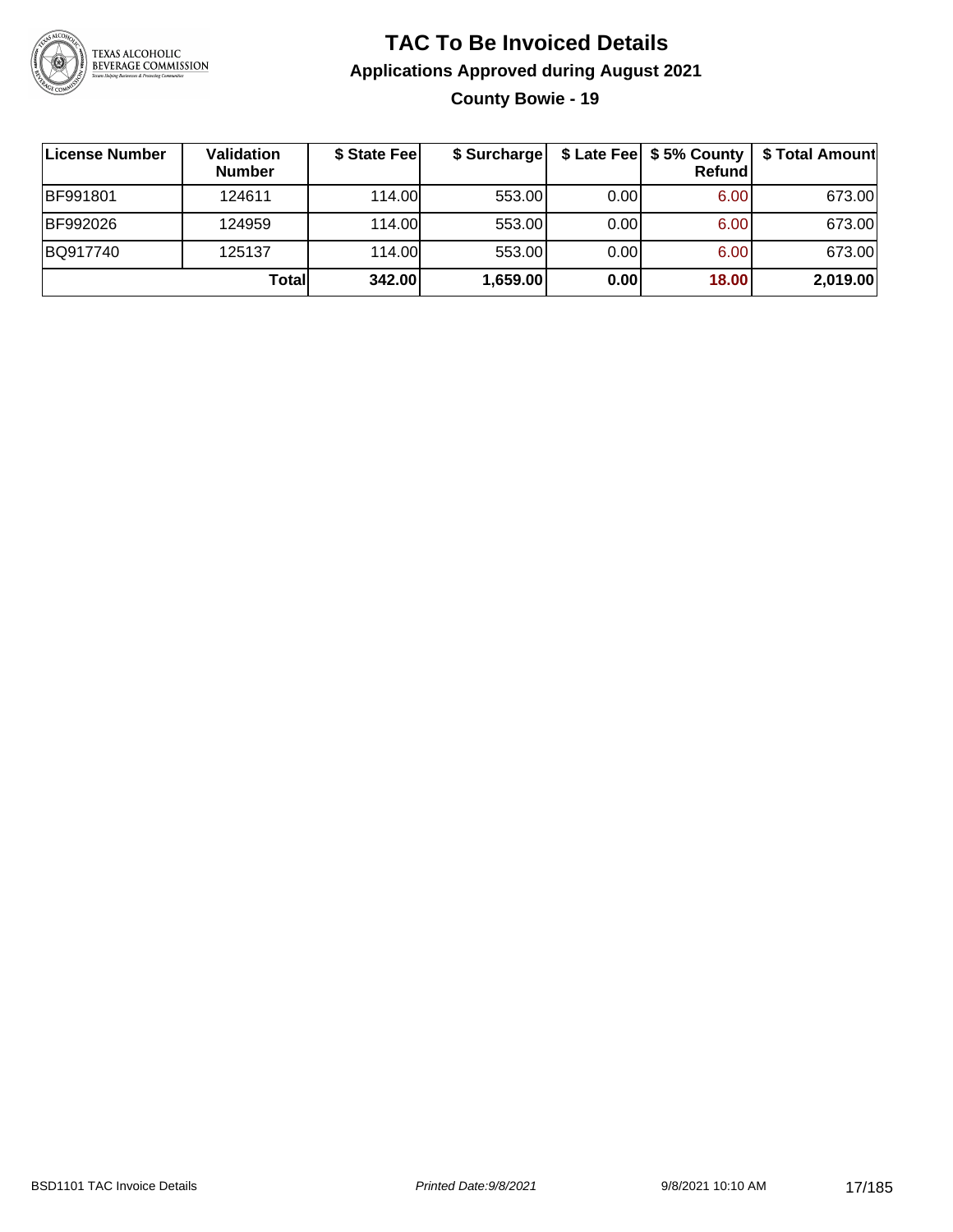# TAC To Be Invoiced Details

## Applications Approved during August 2021

### County Bowie - 19

| License Number | Validation Number | $ State Fee | $ Surcharge | $ Late Fee | $ 5% County Refund | $ Total Amount |
|---|---|---|---|---|---|---|
| BF991801 | 124611 | 114.00 | 553.00 | 0.00 | 6.00 | 673.00 |
| BF992026 | 124959 | 114.00 | 553.00 | 0.00 | 6.00 | 673.00 |
| BQ917740 | 125137 | 114.00 | 553.00 | 0.00 | 6.00 | 673.00 |
| | **Total** | **342.00** | **1,659.00** | **0.00** | **18.00** | **2,019.00** |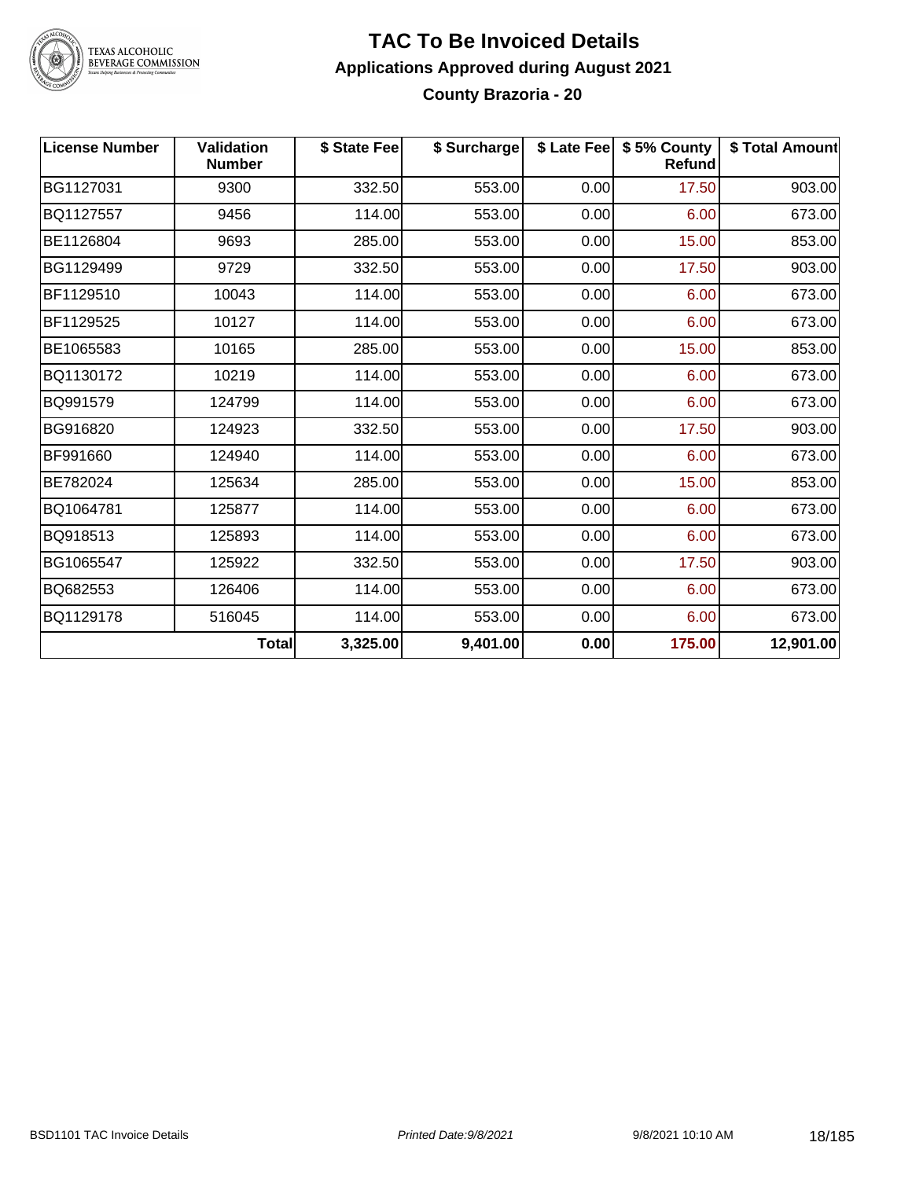# TAC To Be Invoiced Details

## Applications Approved during August 2021

### County Brazoria - 20

| License Number | Validation Number | $ State Fee | $ Surcharge | $ Late Fee | $ 5% County Refund | $ Total Amount |
|---|---|---|---|---|---|---|
| BG1127031 | 9300 | 332.50 | 553.00 | 0.00 | 17.50 | 903.00 |
| BQ1127557 | 9456 | 114.00 | 553.00 | 0.00 | 6.00 | 673.00 |
| BE1126804 | 9693 | 285.00 | 553.00 | 0.00 | 15.00 | 853.00 |
| BG1129499 | 9729 | 332.50 | 553.00 | 0.00 | 17.50 | 903.00 |
| BF1129510 | 10043 | 114.00 | 553.00 | 0.00 | 6.00 | 673.00 |
| BF1129525 | 10127 | 114.00 | 553.00 | 0.00 | 6.00 | 673.00 |
| BE1065583 | 10165 | 285.00 | 553.00 | 0.00 | 15.00 | 853.00 |
| BQ1130172 | 10219 | 114.00 | 553.00 | 0.00 | 6.00 | 673.00 |
| BQ991579 | 124799 | 114.00 | 553.00 | 0.00 | 6.00 | 673.00 |
| BG916820 | 124923 | 332.50 | 553.00 | 0.00 | 17.50 | 903.00 |
| BF991660 | 124940 | 114.00 | 553.00 | 0.00 | 6.00 | 673.00 |
| BE782024 | 125634 | 285.00 | 553.00 | 0.00 | 15.00 | 853.00 |
| BQ1064781 | 125877 | 114.00 | 553.00 | 0.00 | 6.00 | 673.00 |
| BQ918513 | 125893 | 114.00 | 553.00 | 0.00 | 6.00 | 673.00 |
| BG1065547 | 125922 | 332.50 | 553.00 | 0.00 | 17.50 | 903.00 |
| BQ682553 | 126406 | 114.00 | 553.00 | 0.00 | 6.00 | 673.00 |
| BQ1129178 | 516045 | 114.00 | 553.00 | 0.00 | 6.00 | 673.00 |
| | **Total** | **3,325.00** | **9,401.00** | **0.00** | **175.00** | **12,901.00** |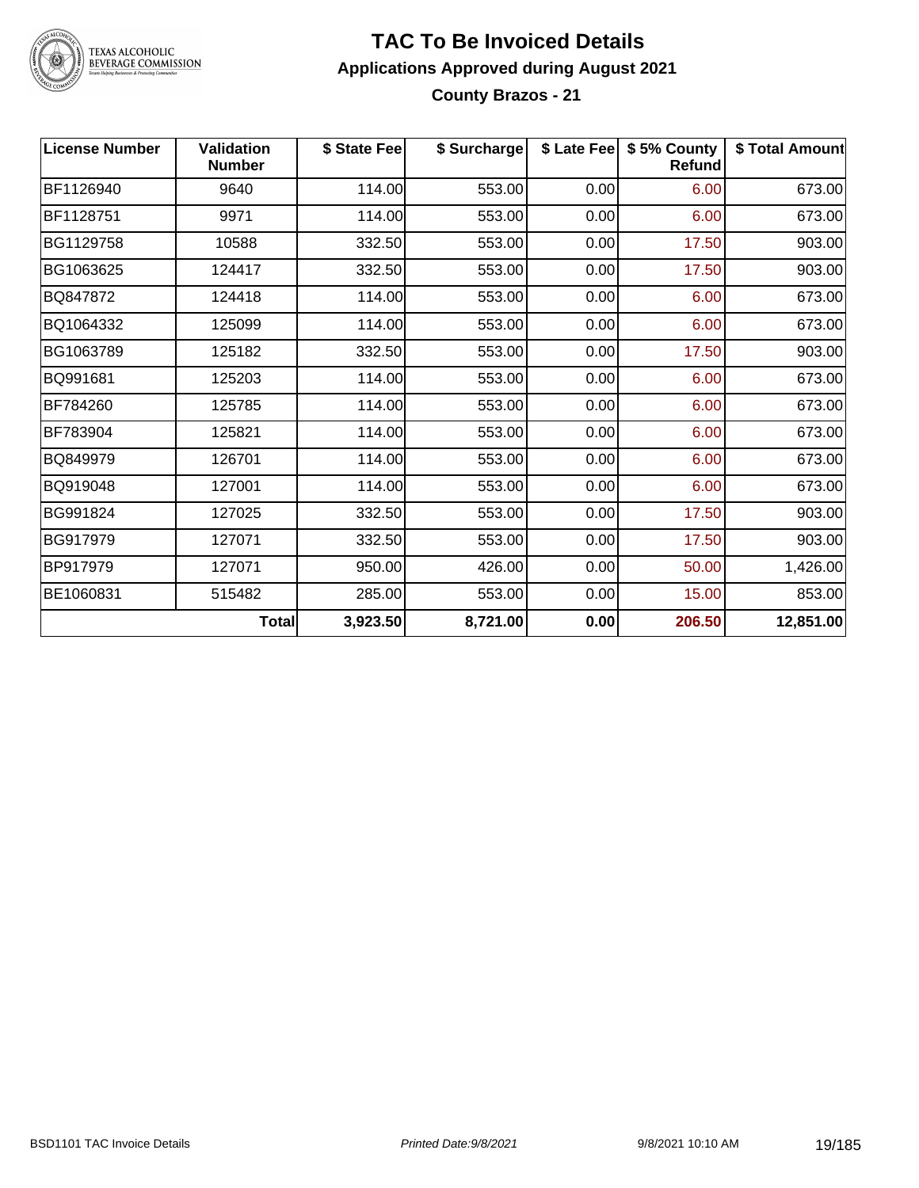# TAC To Be Invoiced Details

## Applications Approved during August 2021

### County Brazos - 21

| License Number | Validation Number | \$ State Fee | \$ Surcharge | \$ Late Fee | \$ 5% County Refund | \$ Total Amount |
|---|---|---|---|---|---|---|
| BF1126940 | 9640 | 114.00 | 553.00 | 0.00 | 6.00 | 673.00 |
| BF1128751 | 9971 | 114.00 | 553.00 | 0.00 | 6.00 | 673.00 |
| BG1129758 | 10588 | 332.50 | 553.00 | 0.00 | 17.50 | 903.00 |
| BG1063625 | 124417 | 332.50 | 553.00 | 0.00 | 17.50 | 903.00 |
| BQ847872 | 124418 | 114.00 | 553.00 | 0.00 | 6.00 | 673.00 |
| BQ1064332 | 125099 | 114.00 | 553.00 | 0.00 | 6.00 | 673.00 |
| BG1063789 | 125182 | 332.50 | 553.00 | 0.00 | 17.50 | 903.00 |
| BQ991681 | 125203 | 114.00 | 553.00 | 0.00 | 6.00 | 673.00 |
| BF784260 | 125785 | 114.00 | 553.00 | 0.00 | 6.00 | 673.00 |
| BF783904 | 125821 | 114.00 | 553.00 | 0.00 | 6.00 | 673.00 |
| BQ849979 | 126701 | 114.00 | 553.00 | 0.00 | 6.00 | 673.00 |
| BQ919048 | 127001 | 114.00 | 553.00 | 0.00 | 6.00 | 673.00 |
| BG991824 | 127025 | 332.50 | 553.00 | 0.00 | 17.50 | 903.00 |
| BG917979 | 127071 | 332.50 | 553.00 | 0.00 | 17.50 | 903.00 |
| BP917979 | 127071 | 950.00 | 426.00 | 0.00 | 50.00 | 1,426.00 |
| BE1060831 | 515482 | 285.00 | 553.00 | 0.00 | 15.00 | 853.00 |
| | **Total** | **3,923.50** | **8,721.00** | **0.00** | **206.50** | **12,851.00** |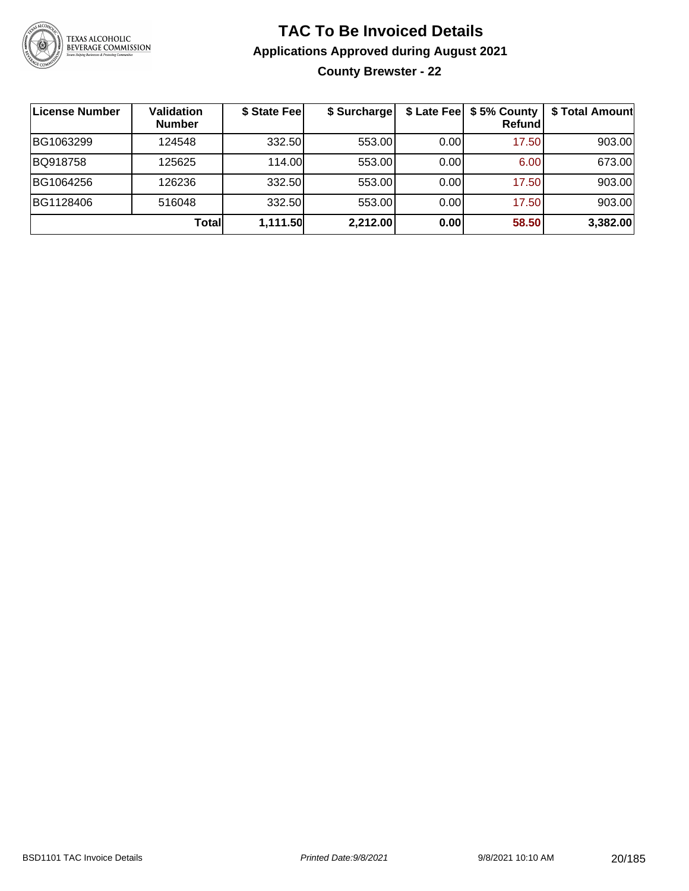# TAC To Be Invoiced Details

## Applications Approved during August 2021

### County Brewster - 22

| License Number | Validation Number | $ State Fee | $ Surcharge | $ Late Fee | $ 5% County Refund | $ Total Amount |
|---|---|---|---|---|---|---|
| BG1063299 | 124548 | 332.50 | 553.00 | 0.00 | 17.50 | 903.00 |
| BQ918758 | 125625 | 114.00 | 553.00 | 0.00 | 6.00 | 673.00 |
| BG1064256 | 126236 | 332.50 | 553.00 | 0.00 | 17.50 | 903.00 |
| BG1128406 | 516048 | 332.50 | 553.00 | 0.00 | 17.50 | 903.00 |
| | **Total** | **1,111.50** | **2,212.00** | **0.00** | **58.50** | **3,382.00** |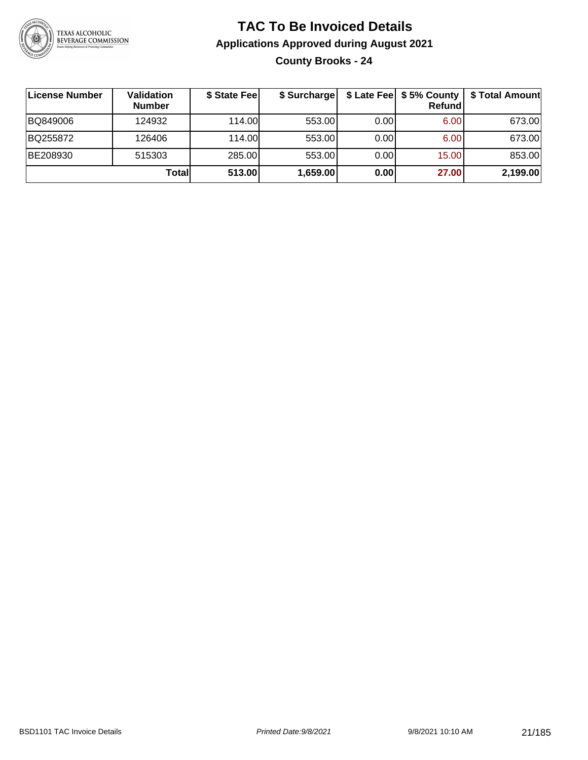# TAC To Be Invoiced Details

## Applications Approved during August 2021

### County Brooks - 24

| License Number | Validation Number | $ State Fee | $ Surcharge | $ Late Fee | $ 5% County Refund | $ Total Amount |
|---|---|---|---|---|---|---|
| BQ849006 | 124932 | 114.00 | 553.00 | 0.00 | 6.00 | 673.00 |
| BQ255872 | 126406 | 114.00 | 553.00 | 0.00 | 6.00 | 673.00 |
| BE208930 | 515303 | 285.00 | 553.00 | 0.00 | 15.00 | 853.00 |
| | **Total** | **513.00** | **1,659.00** | **0.00** | **27.00** | **2,199.00** |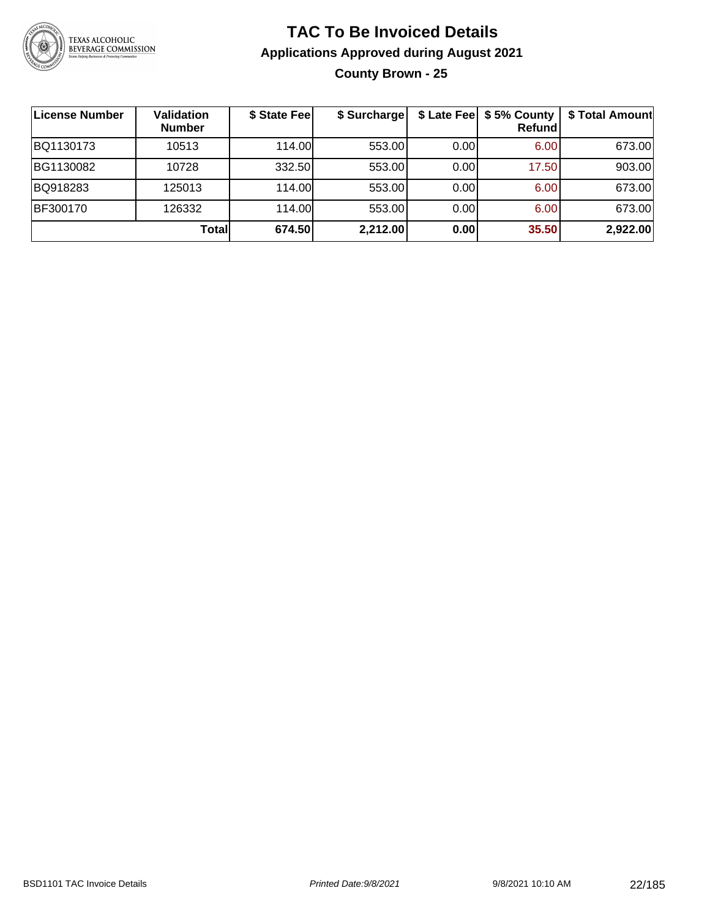# TAC To Be Invoiced Details

## Applications Approved during August 2021

### County Brown - 25

| License Number | Validation Number | $ State Fee | $ Surcharge | $ Late Fee | $ 5% County Refund | $ Total Amount |
|---|---|---|---|---|---|---|
| BQ1130173 | 10513 | 114.00 | 553.00 | 0.00 | 6.00 | 673.00 |
| BG1130082 | 10728 | 332.50 | 553.00 | 0.00 | 17.50 | 903.00 |
| BQ918283 | 125013 | 114.00 | 553.00 | 0.00 | 6.00 | 673.00 |
| BF300170 | 126332 | 114.00 | 553.00 | 0.00 | 6.00 | 673.00 |
| | **Total** | **674.50** | **2,212.00** | **0.00** | **35.50** | **2,922.00** |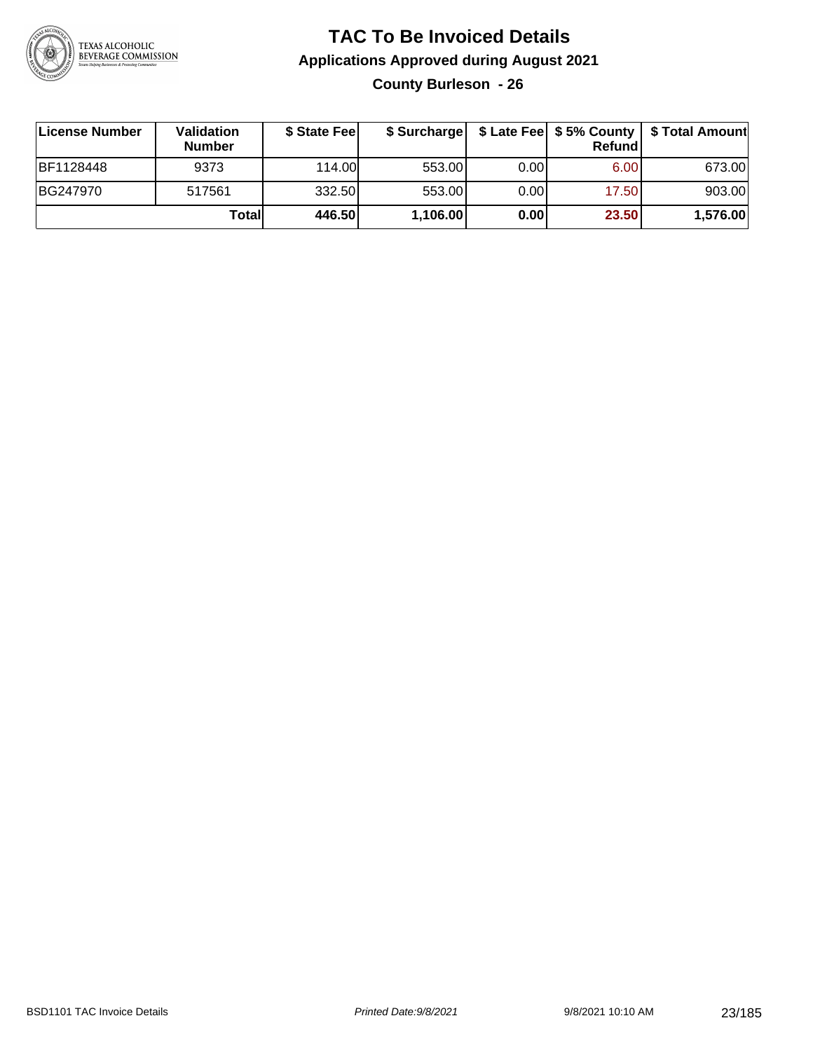# TAC To Be Invoiced Details

## Applications Approved during August 2021

### County Burleson - 26

| License Number | Validation Number | $ State Fee | $ Surcharge | $ Late Fee | $ 5% County Refund | $ Total Amount |
|---|---|---|---|---|---|---|
| BF1128448 | 9373 | 114.00 | 553.00 | 0.00 | 6.00 | 673.00 |
| BG247970 | 517561 | 332.50 | 553.00 | 0.00 | 17.50 | 903.00 |
| | **Total** | **446.50** | **1,106.00** | **0.00** | **23.50** | **1,576.00** |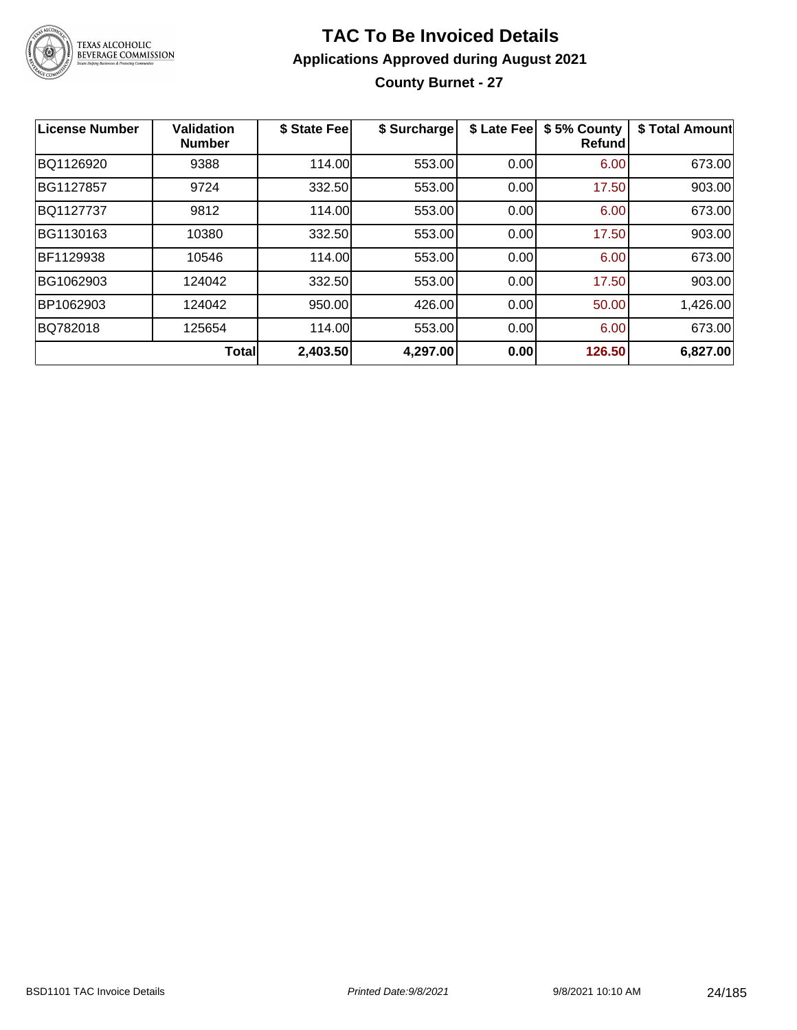# TAC To Be Invoiced Details

## Applications Approved during August 2021

### County Burnet - 27

| License Number | Validation Number | $ State Fee | $ Surcharge | $ Late Fee | $ 5% County Refund | $ Total Amount |
|---|---|---|---|---|---|---|
| BQ1126920 | 9388 | 114.00 | 553.00 | 0.00 | 6.00 | 673.00 |
| BG1127857 | 9724 | 332.50 | 553.00 | 0.00 | 17.50 | 903.00 |
| BQ1127737 | 9812 | 114.00 | 553.00 | 0.00 | 6.00 | 673.00 |
| BG1130163 | 10380 | 332.50 | 553.00 | 0.00 | 17.50 | 903.00 |
| BF1129938 | 10546 | 114.00 | 553.00 | 0.00 | 6.00 | 673.00 |
| BG1062903 | 124042 | 332.50 | 553.00 | 0.00 | 17.50 | 903.00 |
| BP1062903 | 124042 | 950.00 | 426.00 | 0.00 | 50.00 | 1,426.00 |
| BQ782018 | 125654 | 114.00 | 553.00 | 0.00 | 6.00 | 673.00 |
| | **Total** | **2,403.50** | **4,297.00** | **0.00** | **126.50** | **6,827.00** |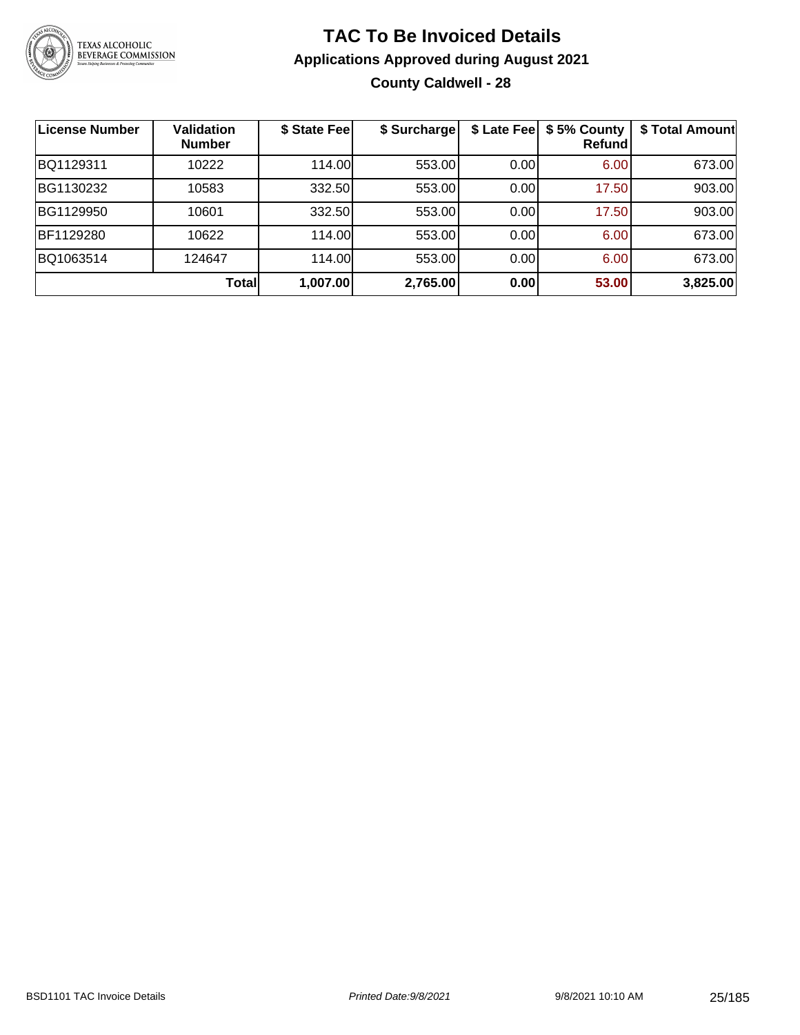# TAC To Be Invoiced Details

## Applications Approved during August 2021

### County Caldwell - 28

| License Number | Validation Number | $ State Fee | $ Surcharge | $ Late Fee | $ 5% County Refund | $ Total Amount |
|---|---|---|---|---|---|---|
| BQ1129311 | 10222 | 114.00 | 553.00 | 0.00 | 6.00 | 673.00 |
| BG1130232 | 10583 | 332.50 | 553.00 | 0.00 | 17.50 | 903.00 |
| BG1129950 | 10601 | 332.50 | 553.00 | 0.00 | 17.50 | 903.00 |
| BF1129280 | 10622 | 114.00 | 553.00 | 0.00 | 6.00 | 673.00 |
| BQ1063514 | 124647 | 114.00 | 553.00 | 0.00 | 6.00 | 673.00 |
| | **Total** | **1,007.00** | **2,765.00** | **0.00** | **53.00** | **3,825.00** |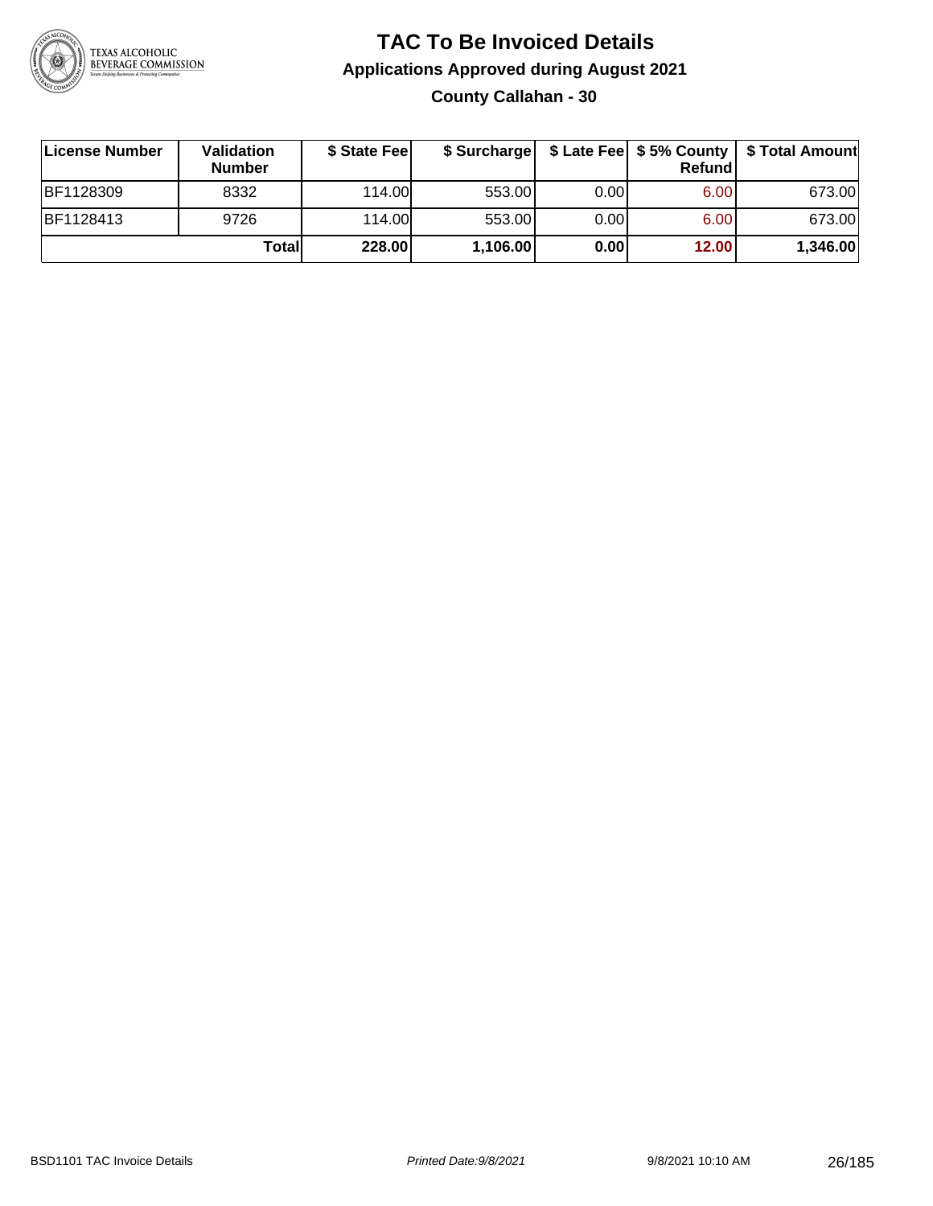# TAC To Be Invoiced Details

## Applications Approved during August 2021

### County Callahan - 30

| License Number | Validation Number | $ State Fee | $ Surcharge | $ Late Fee | $ 5% County Refund | $ Total Amount |
|---|---|---|---|---|---|---|
| BF1128309 | 8332 | 114.00 | 553.00 | 0.00 | 6.00 | 673.00 |
| BF1128413 | 9726 | 114.00 | 553.00 | 0.00 | 6.00 | 673.00 |
| | **Total** | **228.00** | **1,106.00** | **0.00** | **12.00** | **1,346.00** |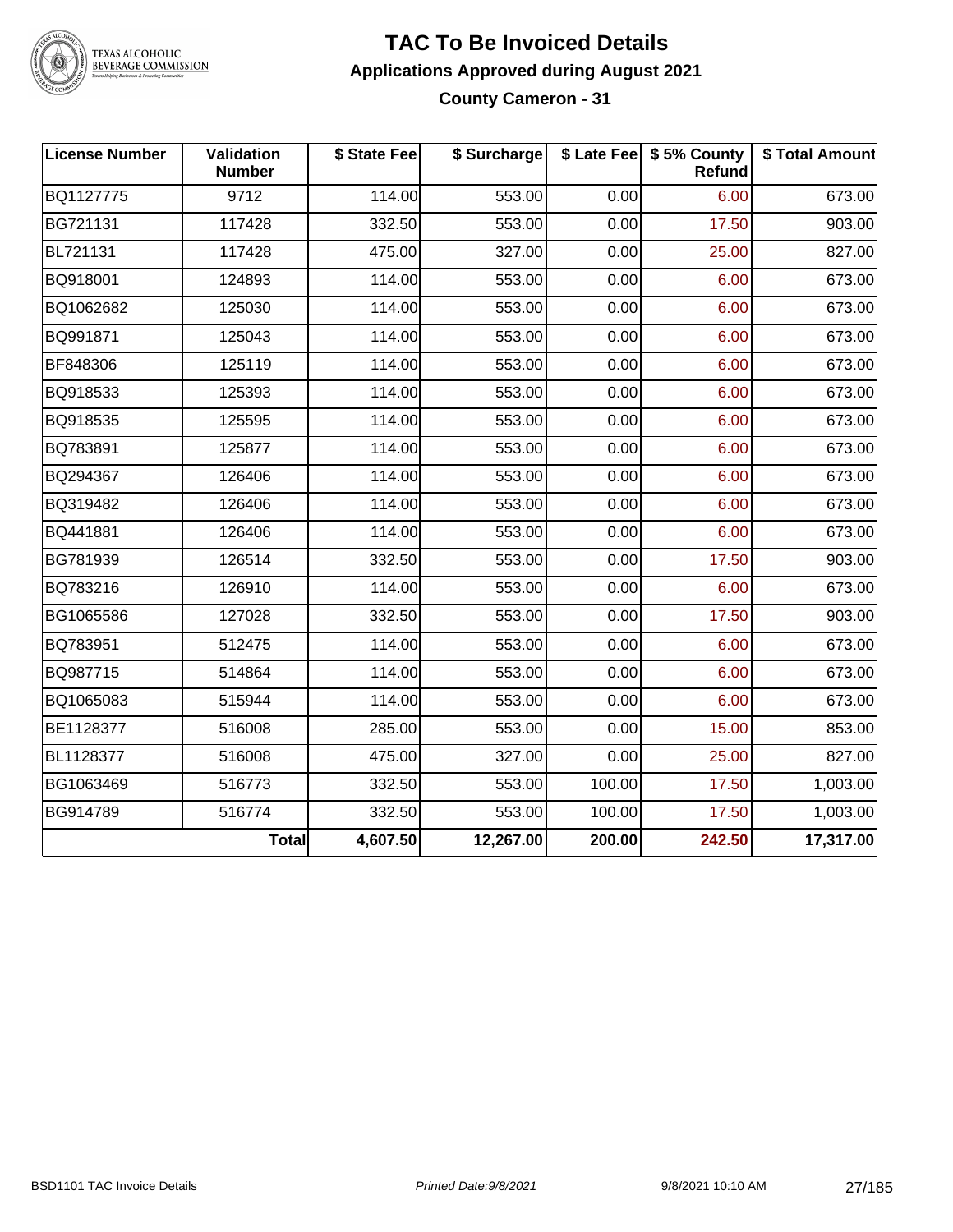# TAC To Be Invoiced Details

## Applications Approved during August 2021

### County Cameron - 31

| License Number | Validation Number | $ State Fee | $ Surcharge | $ Late Fee | $ 5% County Refund | $ Total Amount |
|---|---|---|---|---|---|---|
| BQ1127775 | 9712 | 114.00 | 553.00 | 0.00 | 6.00 | 673.00 |
| BG721131 | 117428 | 332.50 | 553.00 | 0.00 | 17.50 | 903.00 |
| BL721131 | 117428 | 475.00 | 327.00 | 0.00 | 25.00 | 827.00 |
| BQ918001 | 124893 | 114.00 | 553.00 | 0.00 | 6.00 | 673.00 |
| BQ1062682 | 125030 | 114.00 | 553.00 | 0.00 | 6.00 | 673.00 |
| BQ991871 | 125043 | 114.00 | 553.00 | 0.00 | 6.00 | 673.00 |
| BF848306 | 125119 | 114.00 | 553.00 | 0.00 | 6.00 | 673.00 |
| BQ918533 | 125393 | 114.00 | 553.00 | 0.00 | 6.00 | 673.00 |
| BQ918535 | 125595 | 114.00 | 553.00 | 0.00 | 6.00 | 673.00 |
| BQ783891 | 125877 | 114.00 | 553.00 | 0.00 | 6.00 | 673.00 |
| BQ294367 | 126406 | 114.00 | 553.00 | 0.00 | 6.00 | 673.00 |
| BQ319482 | 126406 | 114.00 | 553.00 | 0.00 | 6.00 | 673.00 |
| BQ441881 | 126406 | 114.00 | 553.00 | 0.00 | 6.00 | 673.00 |
| BG781939 | 126514 | 332.50 | 553.00 | 0.00 | 17.50 | 903.00 |
| BQ783216 | 126910 | 114.00 | 553.00 | 0.00 | 6.00 | 673.00 |
| BG1065586 | 127028 | 332.50 | 553.00 | 0.00 | 17.50 | 903.00 |
| BQ783951 | 512475 | 114.00 | 553.00 | 0.00 | 6.00 | 673.00 |
| BQ987715 | 514864 | 114.00 | 553.00 | 0.00 | 6.00 | 673.00 |
| BQ1065083 | 515944 | 114.00 | 553.00 | 0.00 | 6.00 | 673.00 |
| BE1128377 | 516008 | 285.00 | 553.00 | 0.00 | 15.00 | 853.00 |
| BL1128377 | 516008 | 475.00 | 327.00 | 0.00 | 25.00 | 827.00 |
| BG1063469 | 516773 | 332.50 | 553.00 | 100.00 | 17.50 | 1,003.00 |
| BG914789 | 516774 | 332.50 | 553.00 | 100.00 | 17.50 | 1,003.00 |
| | **Total** | **4,607.50** | **12,267.00** | **200.00** | **242.50** | **17,317.00** |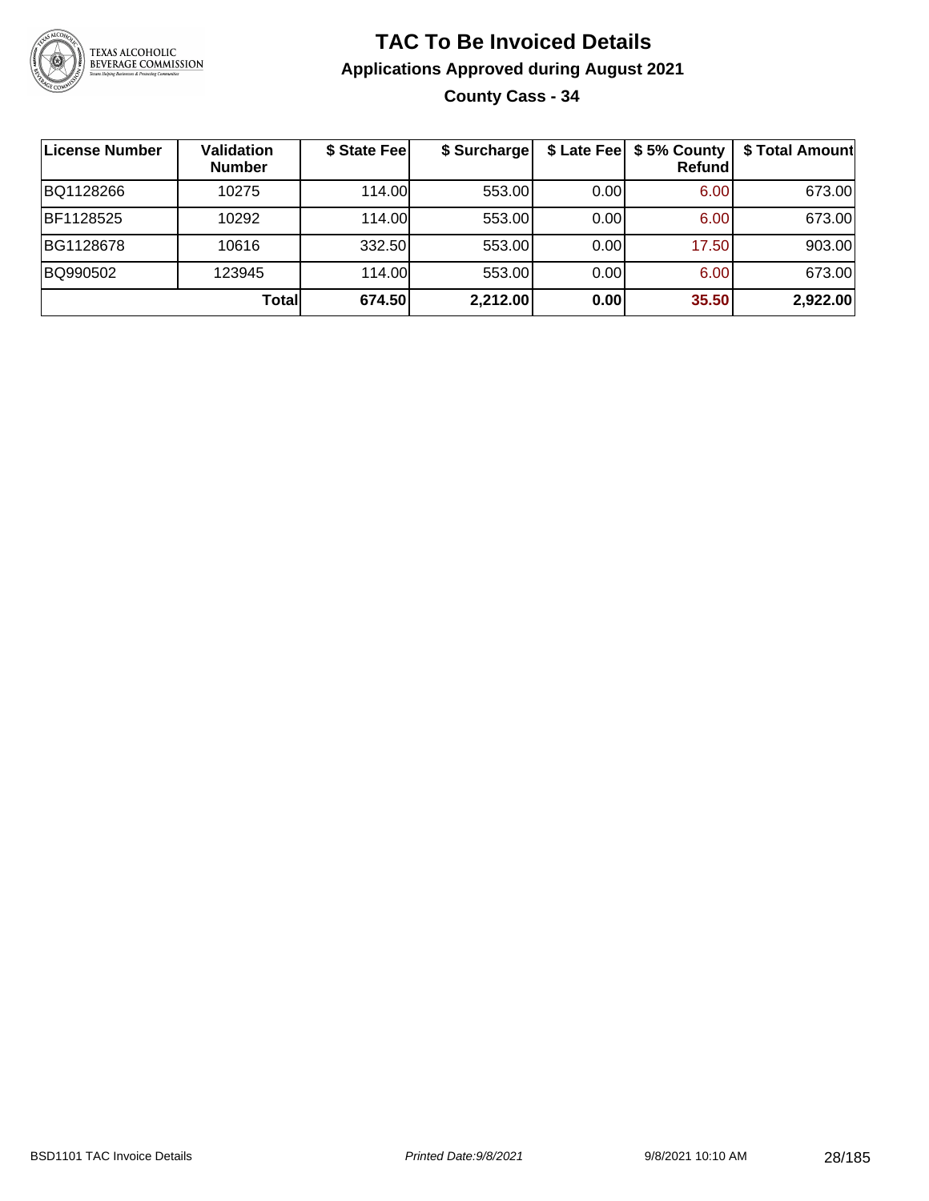# TAC To Be Invoiced Details

## Applications Approved during August 2021

### County Cass - 34

| License Number | Validation Number | $ State Fee | $ Surcharge | $ Late Fee | $ 5% County Refund | $ Total Amount |
|---|---|---|---|---|---|---|
| BQ1128266 | 10275 | 114.00 | 553.00 | 0.00 | 6.00 | 673.00 |
| BF1128525 | 10292 | 114.00 | 553.00 | 0.00 | 6.00 | 673.00 |
| BG1128678 | 10616 | 332.50 | 553.00 | 0.00 | 17.50 | 903.00 |
| BQ990502 | 123945 | 114.00 | 553.00 | 0.00 | 6.00 | 673.00 |
| | **Total** | **674.50** | **2,212.00** | **0.00** | **35.50** | **2,922.00** |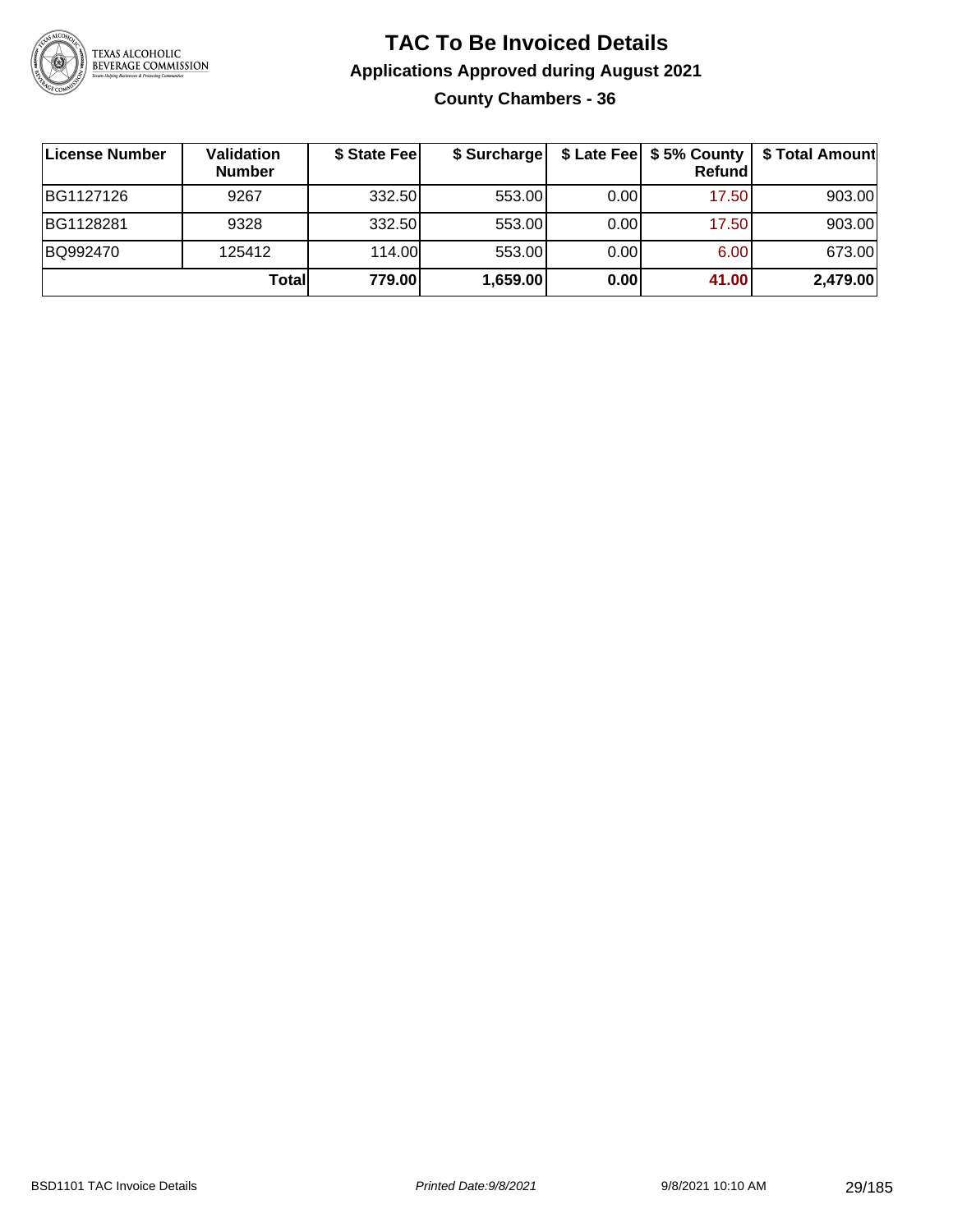# TAC To Be Invoiced Details

## Applications Approved during August 2021

### County Chambers - 36

| License Number | Validation Number | $ State Fee | $ Surcharge | $ Late Fee | $ 5% County Refund | $ Total Amount |
|---|---|---|---|---|---|---|
| BG1127126 | 9267 | 332.50 | 553.00 | 0.00 | 17.50 | 903.00 |
| BG1128281 | 9328 | 332.50 | 553.00 | 0.00 | 17.50 | 903.00 |
| BQ992470 | 125412 | 114.00 | 553.00 | 0.00 | 6.00 | 673.00 |
| | **Total** | **779.00** | **1,659.00** | **0.00** | **41.00** | **2,479.00** |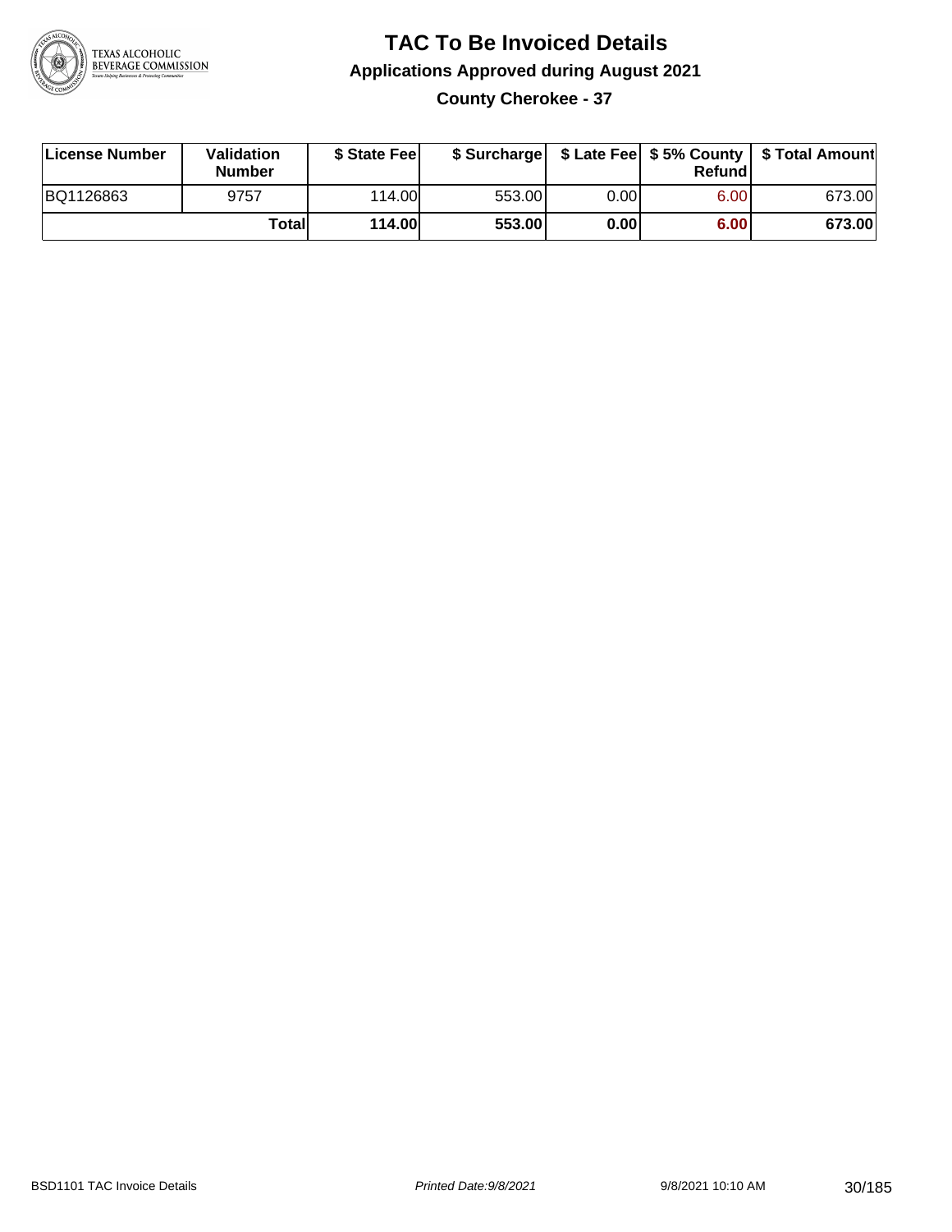# TAC To Be Invoiced Details

## Applications Approved during August 2021

### County Cherokee - 37

| License Number | Validation Number | $ State Fee | $ Surcharge | $ Late Fee | $ 5% County Refund | $ Total Amount |
|---|---|---|---|---|---|---|
| BQ1126863 | 9757 | 114.00 | 553.00 | 0.00 | 6.00 | 673.00 |
| | **Total** | **114.00** | **553.00** | **0.00** | **6.00** | **673.00** |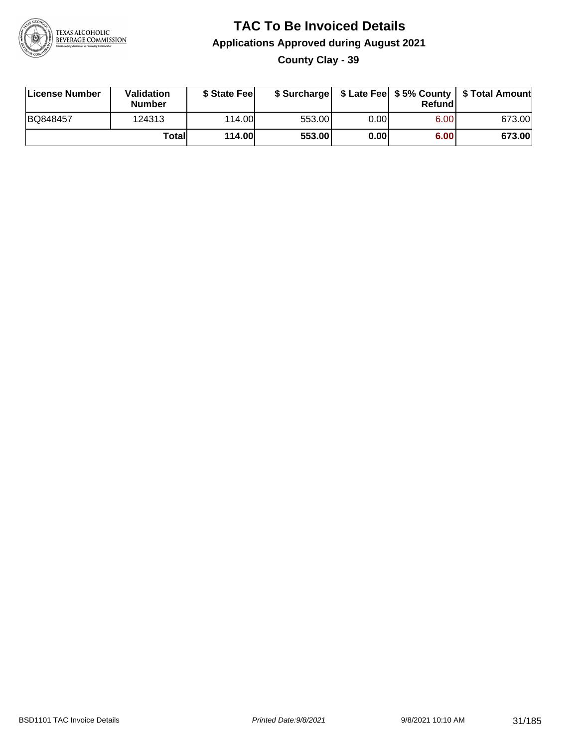# TAC To Be Invoiced Details

## Applications Approved during August 2021

### County Clay - 39

| License Number | Validation Number | $ State Fee | $ Surcharge | $ Late Fee | $ 5% County Refund | $ Total Amount |
|---|---|---|---|---|---|---|
| BQ848457 | 124313 | 114.00 | 553.00 | 0.00 | 6.00 | 673.00 |
| | **Total** | **114.00** | **553.00** | **0.00** | **6.00** | **673.00** |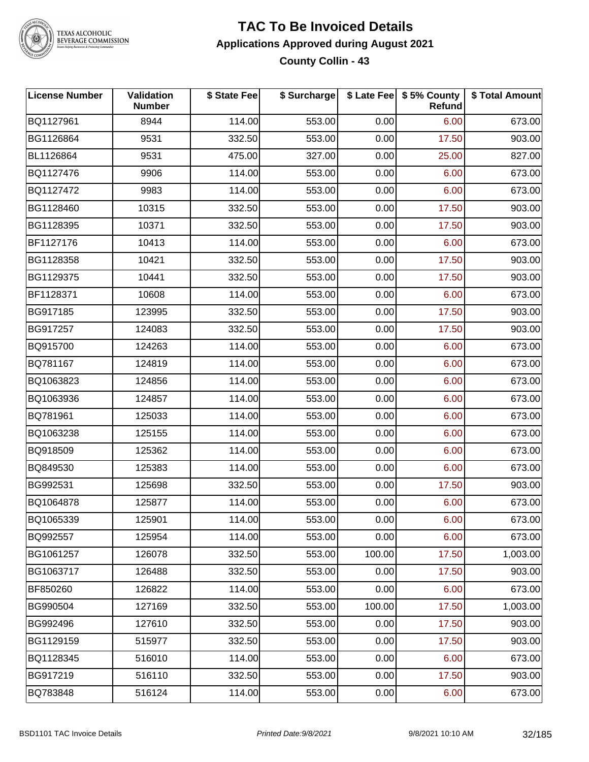# TAC To Be Invoiced Details

## Applications Approved during August 2021

### County Collin - 43

| License Number | Validation Number | $ State Fee | $ Surcharge | $ Late Fee | $ 5% County Refund | $ Total Amount |
|---|---|---|---|---|---|---|
| BQ1127961 | 8944 | 114.00 | 553.00 | 0.00 | 6.00 | 673.00 |
| BG1126864 | 9531 | 332.50 | 553.00 | 0.00 | 17.50 | 903.00 |
| BL1126864 | 9531 | 475.00 | 327.00 | 0.00 | 25.00 | 827.00 |
| BQ1127476 | 9906 | 114.00 | 553.00 | 0.00 | 6.00 | 673.00 |
| BQ1127472 | 9983 | 114.00 | 553.00 | 0.00 | 6.00 | 673.00 |
| BG1128460 | 10315 | 332.50 | 553.00 | 0.00 | 17.50 | 903.00 |
| BG1128395 | 10371 | 332.50 | 553.00 | 0.00 | 17.50 | 903.00 |
| BF1127176 | 10413 | 114.00 | 553.00 | 0.00 | 6.00 | 673.00 |
| BG1128358 | 10421 | 332.50 | 553.00 | 0.00 | 17.50 | 903.00 |
| BG1129375 | 10441 | 332.50 | 553.00 | 0.00 | 17.50 | 903.00 |
| BF1128371 | 10608 | 114.00 | 553.00 | 0.00 | 6.00 | 673.00 |
| BG917185 | 123995 | 332.50 | 553.00 | 0.00 | 17.50 | 903.00 |
| BG917257 | 124083 | 332.50 | 553.00 | 0.00 | 17.50 | 903.00 |
| BQ915700 | 124263 | 114.00 | 553.00 | 0.00 | 6.00 | 673.00 |
| BQ781167 | 124819 | 114.00 | 553.00 | 0.00 | 6.00 | 673.00 |
| BQ1063823 | 124856 | 114.00 | 553.00 | 0.00 | 6.00 | 673.00 |
| BQ1063936 | 124857 | 114.00 | 553.00 | 0.00 | 6.00 | 673.00 |
| BQ781961 | 125033 | 114.00 | 553.00 | 0.00 | 6.00 | 673.00 |
| BQ1063238 | 125155 | 114.00 | 553.00 | 0.00 | 6.00 | 673.00 |
| BQ918509 | 125362 | 114.00 | 553.00 | 0.00 | 6.00 | 673.00 |
| BQ849530 | 125383 | 114.00 | 553.00 | 0.00 | 6.00 | 673.00 |
| BG992531 | 125698 | 332.50 | 553.00 | 0.00 | 17.50 | 903.00 |
| BQ1064878 | 125877 | 114.00 | 553.00 | 0.00 | 6.00 | 673.00 |
| BQ1065339 | 125901 | 114.00 | 553.00 | 0.00 | 6.00 | 673.00 |
| BQ992557 | 125954 | 114.00 | 553.00 | 0.00 | 6.00 | 673.00 |
| BG1061257 | 126078 | 332.50 | 553.00 | 100.00 | 17.50 | 1,003.00 |
| BG1063717 | 126488 | 332.50 | 553.00 | 0.00 | 17.50 | 903.00 |
| BF850260 | 126822 | 114.00 | 553.00 | 0.00 | 6.00 | 673.00 |
| BG990504 | 127169 | 332.50 | 553.00 | 100.00 | 17.50 | 1,003.00 |
| BG992496 | 127610 | 332.50 | 553.00 | 0.00 | 17.50 | 903.00 |
| BG1129159 | 515977 | 332.50 | 553.00 | 0.00 | 17.50 | 903.00 |
| BQ1128345 | 516010 | 114.00 | 553.00 | 0.00 | 6.00 | 673.00 |
| BG917219 | 516110 | 332.50 | 553.00 | 0.00 | 17.50 | 903.00 |
| BQ783848 | 516124 | 114.00 | 553.00 | 0.00 | 6.00 | 673.00 |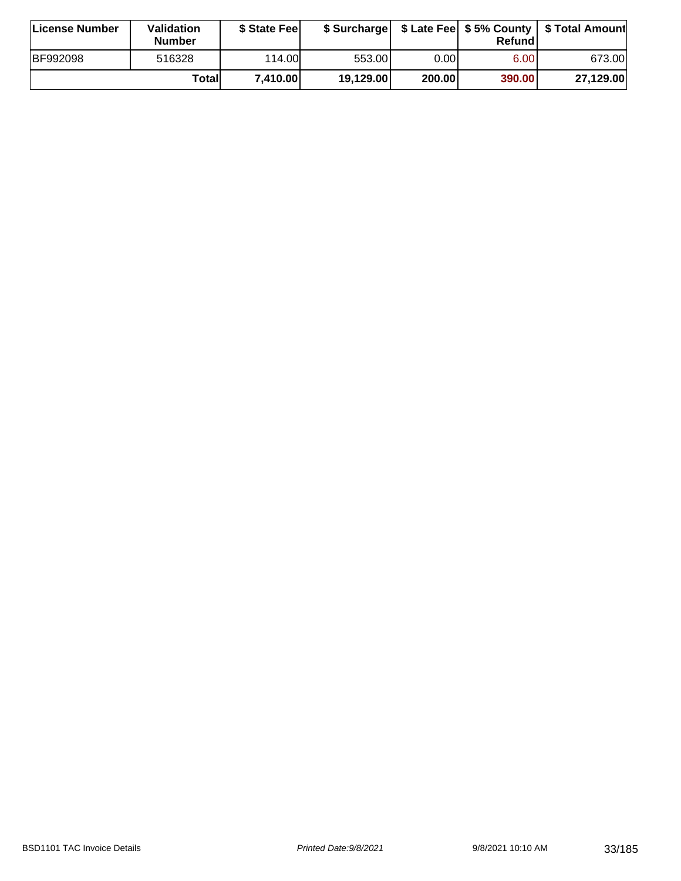| License Number | Validation Number | $ State Fee | $ Surcharge | $ Late Fee | $ 5% County Refund | $ Total Amount |
|---|---|---|---|---|---|---|
| BF992098 | 516328 | 114.00 | 553.00 | 0.00 | 6.00 | 673.00 |
| | **Total** | **7,410.00** | **19,129.00** | **200.00** | **390.00** | **27,129.00** |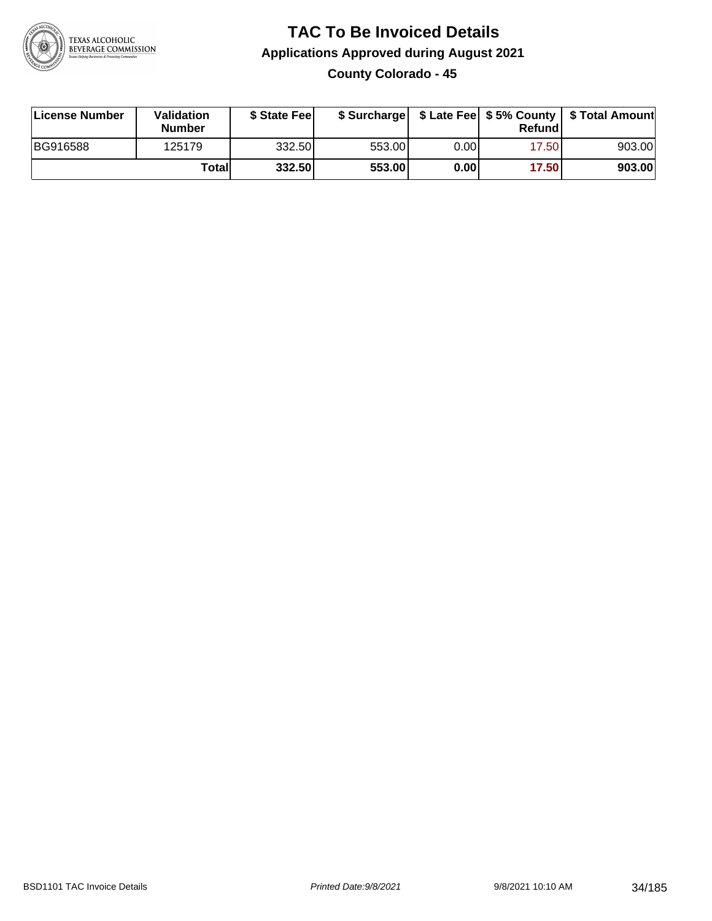# TAC To Be Invoiced Details

## Applications Approved during August 2021

### County Colorado - 45

| License Number | Validation Number | $ State Fee | $ Surcharge | $ Late Fee | $ 5% County Refund | $ Total Amount |
|---|---|---|---|---|---|---|
| BG916588 | 125179 | 332.50 | 553.00 | 0.00 | 17.50 | 903.00 |
| | **Total** | **332.50** | **553.00** | **0.00** | **17.50** | **903.00** |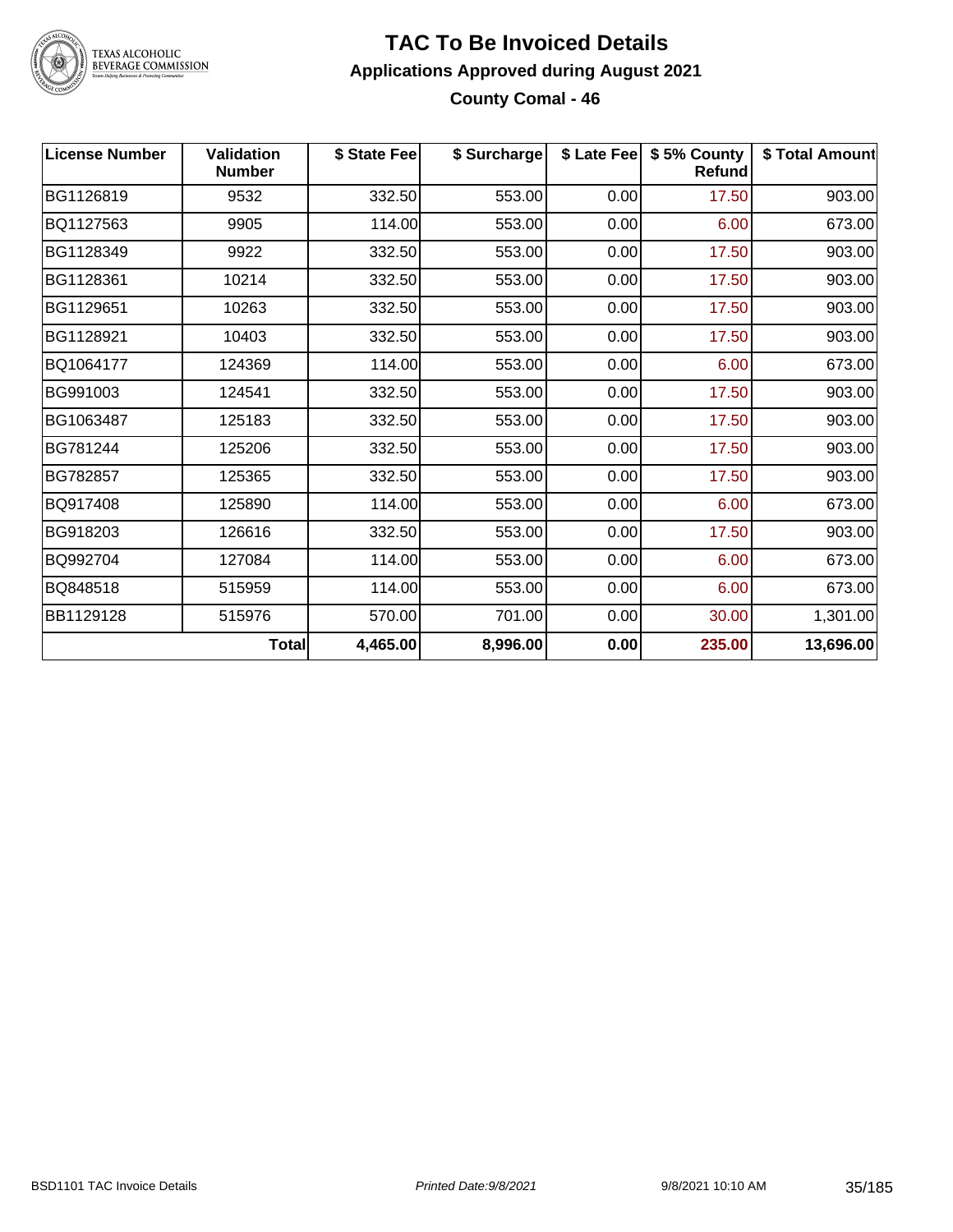# TAC To Be Invoiced Details

## Applications Approved during August 2021

### County Comal - 46

| License Number | Validation Number | $ State Fee | $ Surcharge | $ Late Fee | $ 5% County Refund | $ Total Amount |
|---|---|---|---|---|---|---|
| BG1126819 | 9532 | 332.50 | 553.00 | 0.00 | 17.50 | 903.00 |
| BQ1127563 | 9905 | 114.00 | 553.00 | 0.00 | 6.00 | 673.00 |
| BG1128349 | 9922 | 332.50 | 553.00 | 0.00 | 17.50 | 903.00 |
| BG1128361 | 10214 | 332.50 | 553.00 | 0.00 | 17.50 | 903.00 |
| BG1129651 | 10263 | 332.50 | 553.00 | 0.00 | 17.50 | 903.00 |
| BG1128921 | 10403 | 332.50 | 553.00 | 0.00 | 17.50 | 903.00 |
| BQ1064177 | 124369 | 114.00 | 553.00 | 0.00 | 6.00 | 673.00 |
| BG991003 | 124541 | 332.50 | 553.00 | 0.00 | 17.50 | 903.00 |
| BG1063487 | 125183 | 332.50 | 553.00 | 0.00 | 17.50 | 903.00 |
| BG781244 | 125206 | 332.50 | 553.00 | 0.00 | 17.50 | 903.00 |
| BG782857 | 125365 | 332.50 | 553.00 | 0.00 | 17.50 | 903.00 |
| BQ917408 | 125890 | 114.00 | 553.00 | 0.00 | 6.00 | 673.00 |
| BG918203 | 126616 | 332.50 | 553.00 | 0.00 | 17.50 | 903.00 |
| BQ992704 | 127084 | 114.00 | 553.00 | 0.00 | 6.00 | 673.00 |
| BQ848518 | 515959 | 114.00 | 553.00 | 0.00 | 6.00 | 673.00 |
| BB1129128 | 515976 | 570.00 | 701.00 | 0.00 | 30.00 | 1,301.00 |
| | **Total** | **4,465.00** | **8,996.00** | **0.00** | **235.00** | **13,696.00** |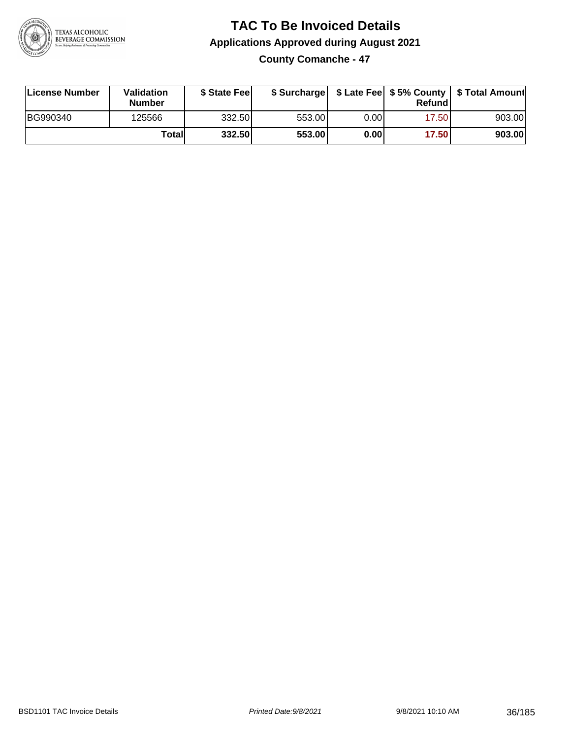# TAC To Be Invoiced Details

## Applications Approved during August 2021

### County Comanche - 47

| License Number | Validation Number | $ State Fee | $ Surcharge | $ Late Fee | $ 5% County Refund | $ Total Amount |
|---|---|---|---|---|---|---|
| BG990340 | 125566 | 332.50 | 553.00 | 0.00 | 17.50 | 903.00 |
| | **Total** | **332.50** | **553.00** | **0.00** | **17.50** | **903.00** |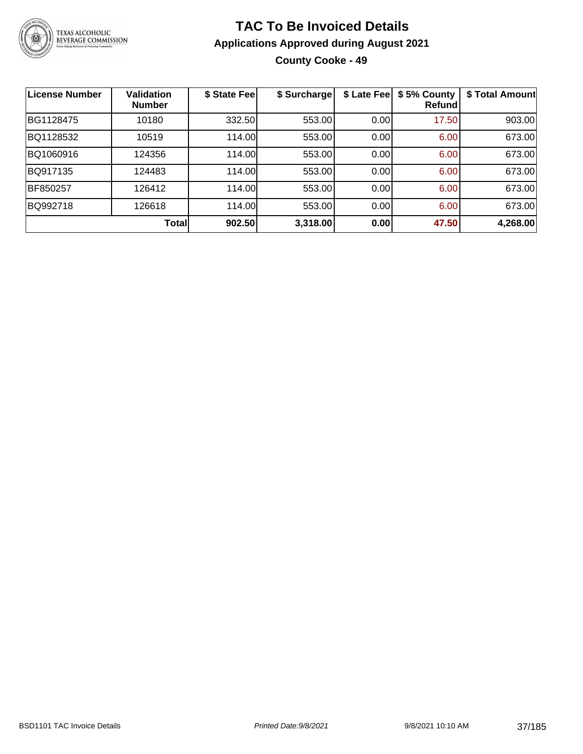# TAC To Be Invoiced Details

## Applications Approved during August 2021

### County Cooke - 49

| License Number | Validation Number | $ State Fee | $ Surcharge | $ Late Fee | $ 5% County Refund | $ Total Amount |
|---|---|---|---|---|---|---|
| BG1128475 | 10180 | 332.50 | 553.00 | 0.00 | 17.50 | 903.00 |
| BQ1128532 | 10519 | 114.00 | 553.00 | 0.00 | 6.00 | 673.00 |
| BQ1060916 | 124356 | 114.00 | 553.00 | 0.00 | 6.00 | 673.00 |
| BQ917135 | 124483 | 114.00 | 553.00 | 0.00 | 6.00 | 673.00 |
| BF850257 | 126412 | 114.00 | 553.00 | 0.00 | 6.00 | 673.00 |
| BQ992718 | 126618 | 114.00 | 553.00 | 0.00 | 6.00 | 673.00 |
| | **Total** | **902.50** | **3,318.00** | **0.00** | **47.50** | **4,268.00** |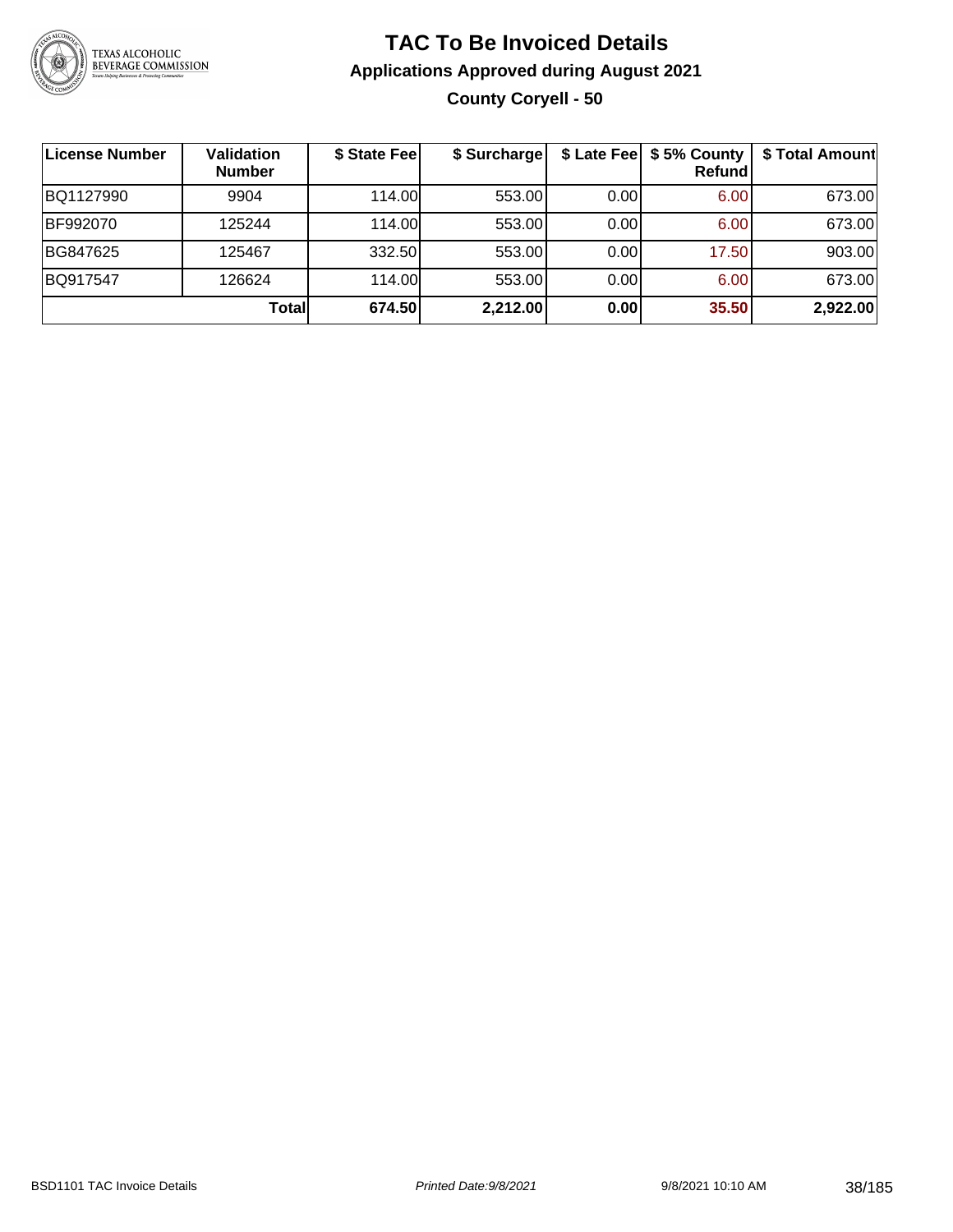# TAC To Be Invoiced Details

## Applications Approved during August 2021

### County Coryell - 50

| License Number | Validation Number | $ State Fee | $ Surcharge | $ Late Fee | $ 5% County Refund | $ Total Amount |
|---|---|---|---|---|---|---|
| BQ1127990 | 9904 | 114.00 | 553.00 | 0.00 | 6.00 | 673.00 |
| BF992070 | 125244 | 114.00 | 553.00 | 0.00 | 6.00 | 673.00 |
| BG847625 | 125467 | 332.50 | 553.00 | 0.00 | 17.50 | 903.00 |
| BQ917547 | 126624 | 114.00 | 553.00 | 0.00 | 6.00 | 673.00 |
| | **Total** | **674.50** | **2,212.00** | **0.00** | **35.50** | **2,922.00** |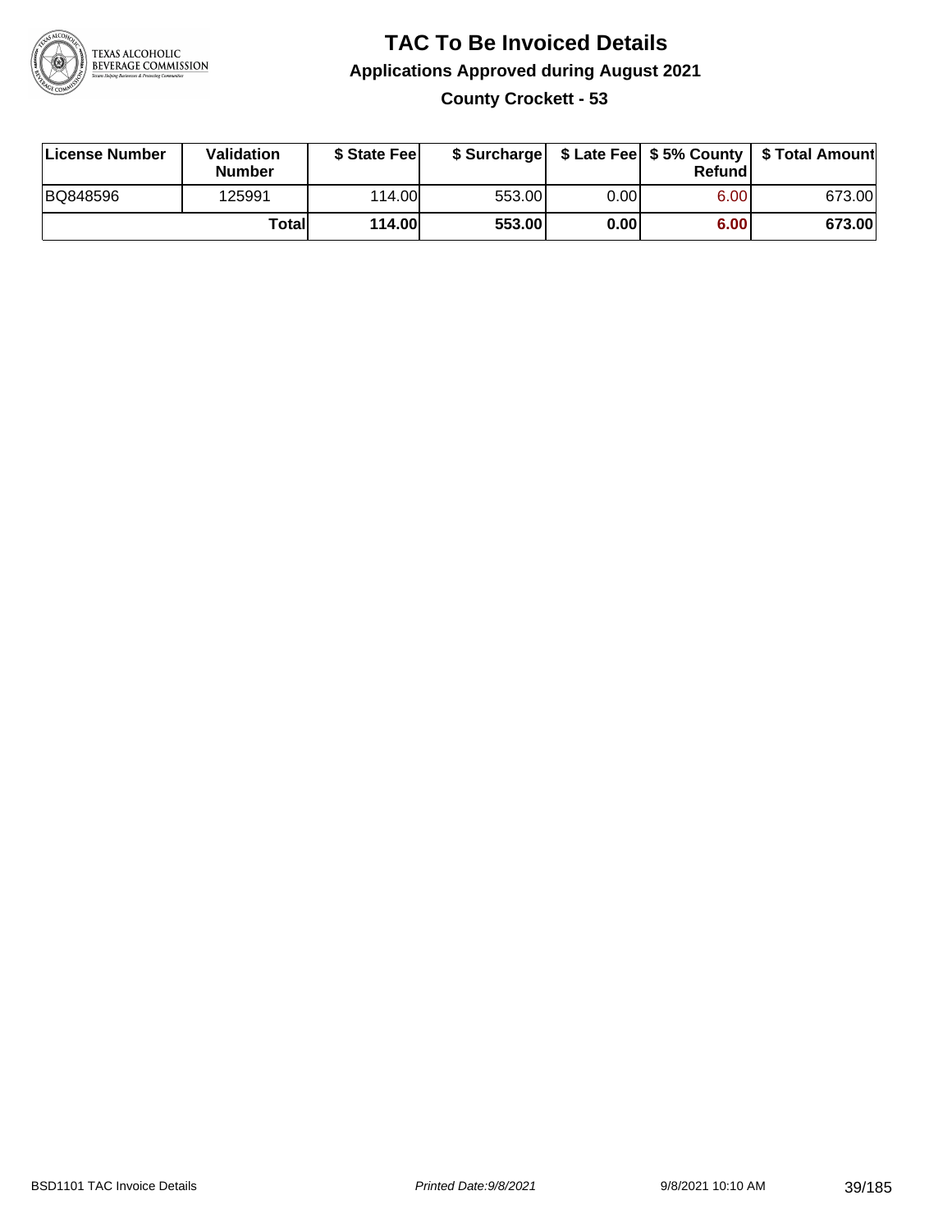# TAC To Be Invoiced Details

## Applications Approved during August 2021

### County Crockett - 53

| License Number | Validation Number | \$ State Fee | \$ Surcharge | \$ Late Fee | \$ 5% County Refund | \$ Total Amount |
|---|---|---|---|---|---|---|
| BQ848596 | 125991 | 114.00 | 553.00 | 0.00 | 6.00 | 673.00 |
| | **Total** | **114.00** | **553.00** | **0.00** | **6.00** | **673.00** |

BSD1101 TAC Invoice Details | Printed Date:9/8/2021 | 9/8/2021 10:10 AM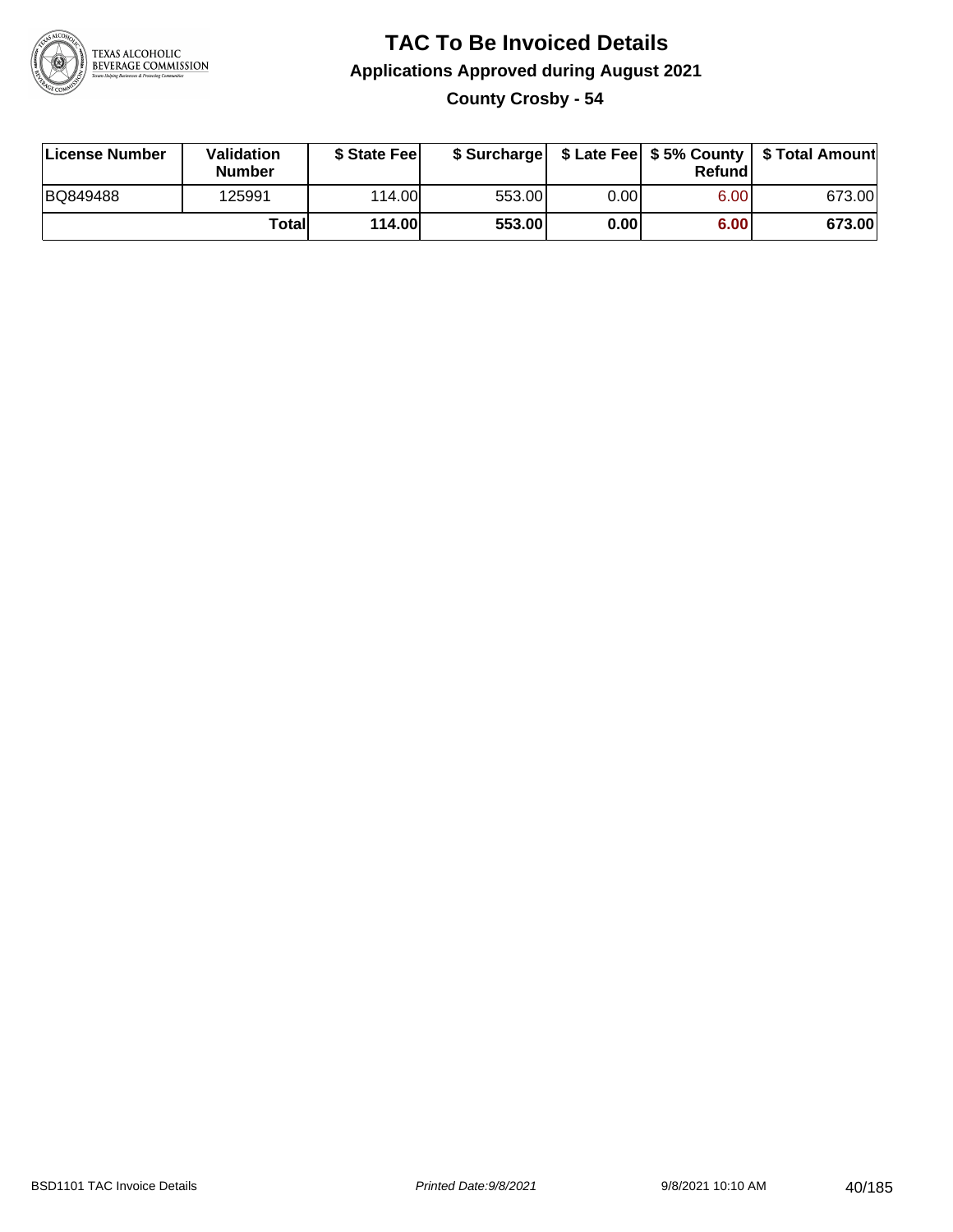# TAC To Be Invoiced Details

## Applications Approved during August 2021

### County Crosby - 54

| License Number | Validation Number | $ State Fee | $ Surcharge | $ Late Fee | $ 5% County Refund | $ Total Amount |
|---|---|---|---|---|---|---|
| BQ849488 | 125991 | 114.00 | 553.00 | 0.00 | 6.00 | 673.00 |
| | Total | 114.00 | 553.00 | 0.00 | 6.00 | 673.00 |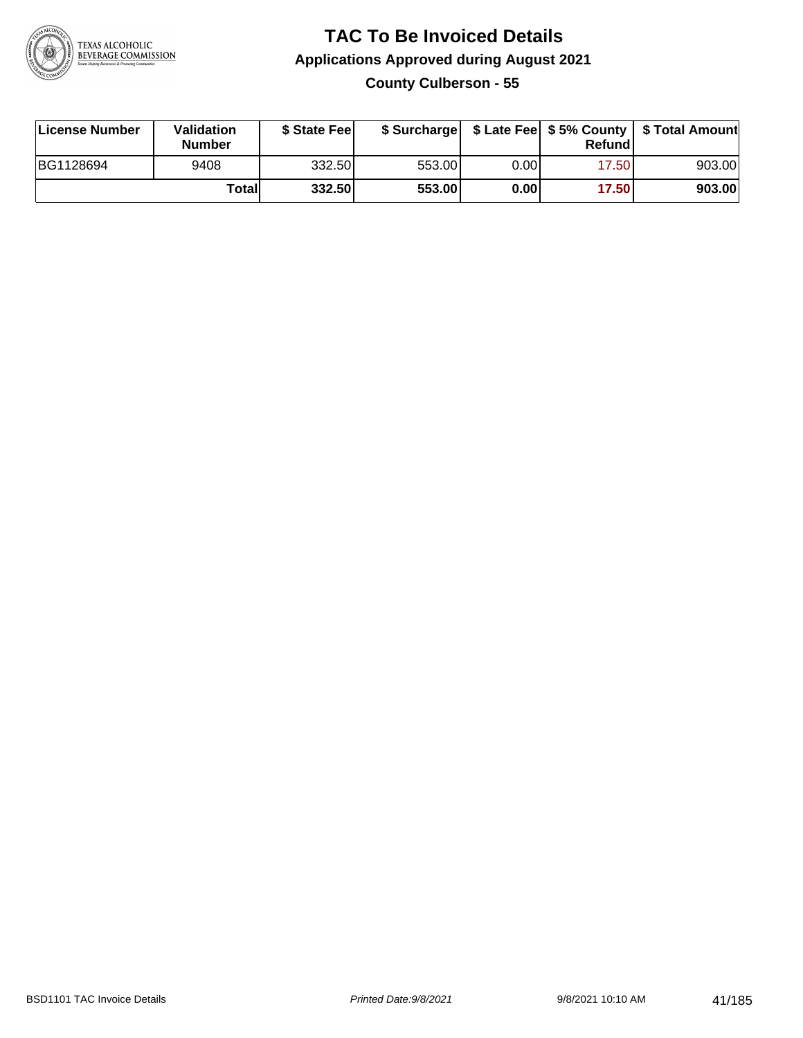# TAC To Be Invoiced Details

## Applications Approved during August 2021

### County Culberson - 55

| License Number | Validation Number | $ State Fee | $ Surcharge | $ Late Fee | $ 5% County Refund | $ Total Amount |
|---|---|---|---|---|---|---|
| BG1128694 | 9408 | 332.50 | 553.00 | 0.00 | 17.50 | 903.00 |
| | **Total** | **332.50** | **553.00** | **0.00** | **17.50** | **903.00** |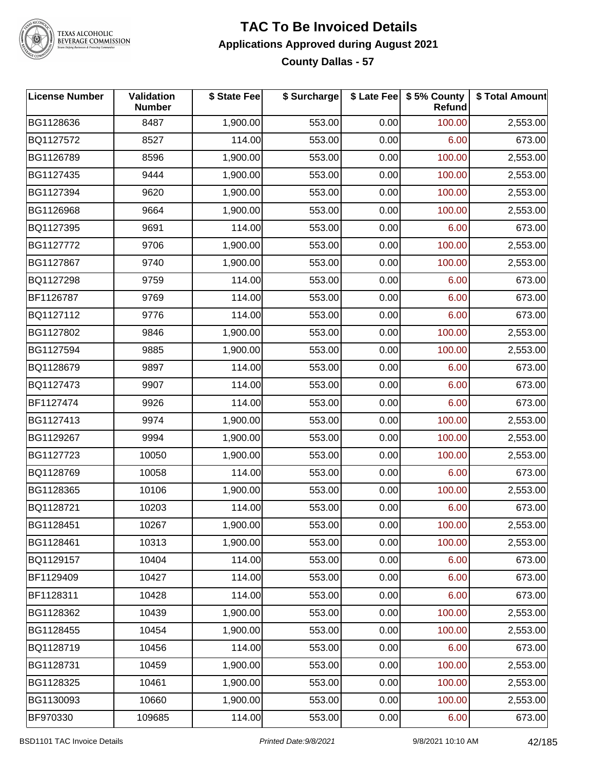# TAC To Be Invoiced Details

## Applications Approved during August 2021

### County Dallas - 57

| License Number | Validation Number | $ State Fee | $ Surcharge | $ Late Fee | $ 5% County Refund | $ Total Amount |
|---|---|---|---|---|---|---|
| BG1128636 | 8487 | 1,900.00 | 553.00 | 0.00 | 100.00 | 2,553.00 |
| BQ1127572 | 8527 | 114.00 | 553.00 | 0.00 | 6.00 | 673.00 |
| BG1126789 | 8596 | 1,900.00 | 553.00 | 0.00 | 100.00 | 2,553.00 |
| BG1127435 | 9444 | 1,900.00 | 553.00 | 0.00 | 100.00 | 2,553.00 |
| BG1127394 | 9620 | 1,900.00 | 553.00 | 0.00 | 100.00 | 2,553.00 |
| BG1126968 | 9664 | 1,900.00 | 553.00 | 0.00 | 100.00 | 2,553.00 |
| BQ1127395 | 9691 | 114.00 | 553.00 | 0.00 | 6.00 | 673.00 |
| BG1127772 | 9706 | 1,900.00 | 553.00 | 0.00 | 100.00 | 2,553.00 |
| BG1127867 | 9740 | 1,900.00 | 553.00 | 0.00 | 100.00 | 2,553.00 |
| BQ1127298 | 9759 | 114.00 | 553.00 | 0.00 | 6.00 | 673.00 |
| BF1126787 | 9769 | 114.00 | 553.00 | 0.00 | 6.00 | 673.00 |
| BQ1127112 | 9776 | 114.00 | 553.00 | 0.00 | 6.00 | 673.00 |
| BG1127802 | 9846 | 1,900.00 | 553.00 | 0.00 | 100.00 | 2,553.00 |
| BG1127594 | 9885 | 1,900.00 | 553.00 | 0.00 | 100.00 | 2,553.00 |
| BQ1128679 | 9897 | 114.00 | 553.00 | 0.00 | 6.00 | 673.00 |
| BQ1127473 | 9907 | 114.00 | 553.00 | 0.00 | 6.00 | 673.00 |
| BF1127474 | 9926 | 114.00 | 553.00 | 0.00 | 6.00 | 673.00 |
| BG1127413 | 9974 | 1,900.00 | 553.00 | 0.00 | 100.00 | 2,553.00 |
| BG1129267 | 9994 | 1,900.00 | 553.00 | 0.00 | 100.00 | 2,553.00 |
| BG1127723 | 10050 | 1,900.00 | 553.00 | 0.00 | 100.00 | 2,553.00 |
| BQ1128769 | 10058 | 114.00 | 553.00 | 0.00 | 6.00 | 673.00 |
| BG1128365 | 10106 | 1,900.00 | 553.00 | 0.00 | 100.00 | 2,553.00 |
| BQ1128721 | 10203 | 114.00 | 553.00 | 0.00 | 6.00 | 673.00 |
| BG1128451 | 10267 | 1,900.00 | 553.00 | 0.00 | 100.00 | 2,553.00 |
| BG1128461 | 10313 | 1,900.00 | 553.00 | 0.00 | 100.00 | 2,553.00 |
| BQ1129157 | 10404 | 114.00 | 553.00 | 0.00 | 6.00 | 673.00 |
| BF1129409 | 10427 | 114.00 | 553.00 | 0.00 | 6.00 | 673.00 |
| BF1128311 | 10428 | 114.00 | 553.00 | 0.00 | 6.00 | 673.00 |
| BG1128362 | 10439 | 1,900.00 | 553.00 | 0.00 | 100.00 | 2,553.00 |
| BG1128455 | 10454 | 1,900.00 | 553.00 | 0.00 | 100.00 | 2,553.00 |
| BQ1128719 | 10456 | 114.00 | 553.00 | 0.00 | 6.00 | 673.00 |
| BG1128731 | 10459 | 1,900.00 | 553.00 | 0.00 | 100.00 | 2,553.00 |
| BG1128325 | 10461 | 1,900.00 | 553.00 | 0.00 | 100.00 | 2,553.00 |
| BG1130093 | 10660 | 1,900.00 | 553.00 | 0.00 | 100.00 | 2,553.00 |
| BF970330 | 109685 | 114.00 | 553.00 | 0.00 | 6.00 | 673.00 |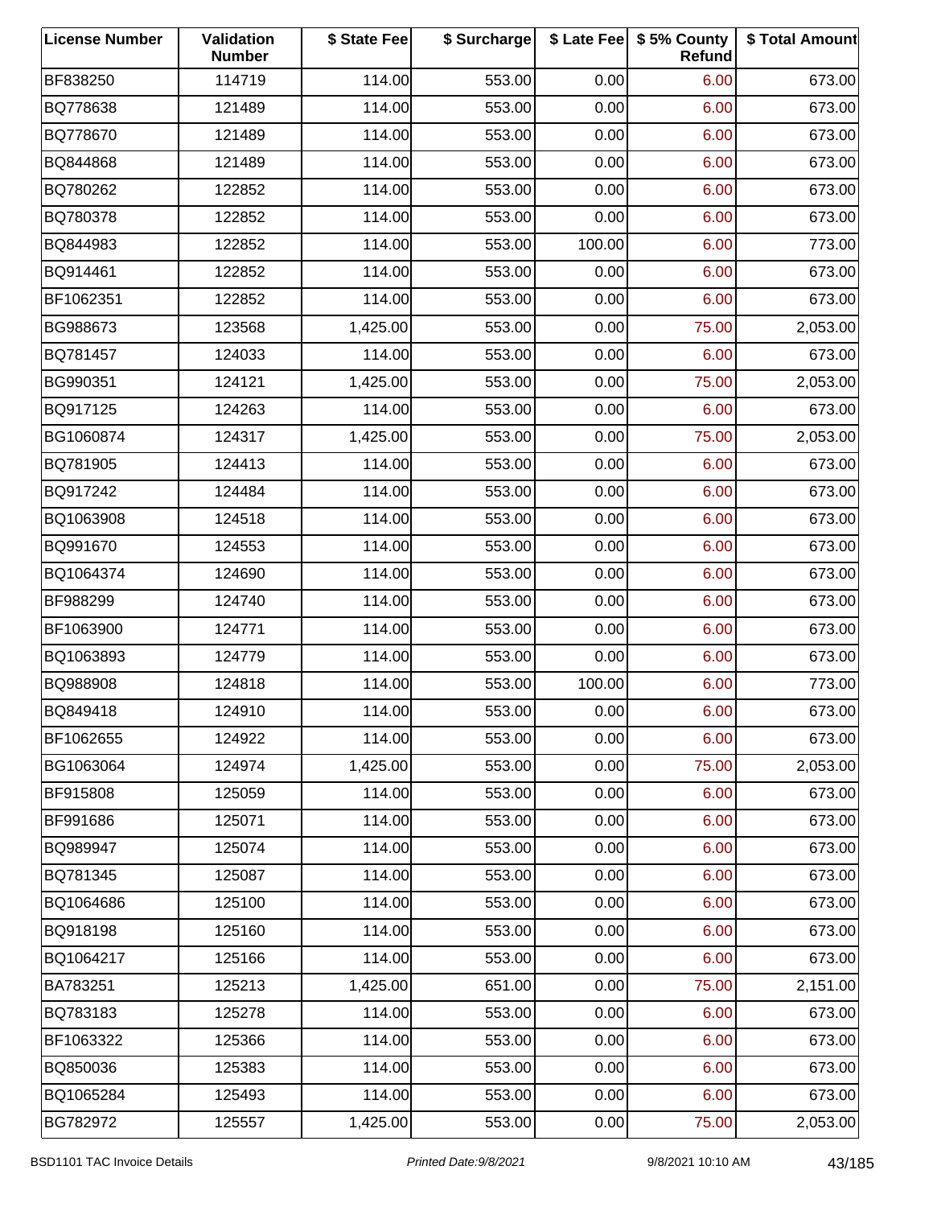| License Number | Validation Number | $ State Fee | $ Surcharge | $ Late Fee | $ 5% County Refund | $ Total Amount |
|---|---|---|---|---|---|---|
| BF838250 | 114719 | 114.00 | 553.00 | 0.00 | 6.00 | 673.00 |
| BQ778638 | 121489 | 114.00 | 553.00 | 0.00 | 6.00 | 673.00 |
| BQ778670 | 121489 | 114.00 | 553.00 | 0.00 | 6.00 | 673.00 |
| BQ844868 | 121489 | 114.00 | 553.00 | 0.00 | 6.00 | 673.00 |
| BQ780262 | 122852 | 114.00 | 553.00 | 0.00 | 6.00 | 673.00 |
| BQ780378 | 122852 | 114.00 | 553.00 | 0.00 | 6.00 | 673.00 |
| BQ844983 | 122852 | 114.00 | 553.00 | 100.00 | 6.00 | 773.00 |
| BQ914461 | 122852 | 114.00 | 553.00 | 0.00 | 6.00 | 673.00 |
| BF1062351 | 122852 | 114.00 | 553.00 | 0.00 | 6.00 | 673.00 |
| BG988673 | 123568 | 1,425.00 | 553.00 | 0.00 | 75.00 | 2,053.00 |
| BQ781457 | 124033 | 114.00 | 553.00 | 0.00 | 6.00 | 673.00 |
| BG990351 | 124121 | 1,425.00 | 553.00 | 0.00 | 75.00 | 2,053.00 |
| BQ917125 | 124263 | 114.00 | 553.00 | 0.00 | 6.00 | 673.00 |
| BG1060874 | 124317 | 1,425.00 | 553.00 | 0.00 | 75.00 | 2,053.00 |
| BQ781905 | 124413 | 114.00 | 553.00 | 0.00 | 6.00 | 673.00 |
| BQ917242 | 124484 | 114.00 | 553.00 | 0.00 | 6.00 | 673.00 |
| BQ1063908 | 124518 | 114.00 | 553.00 | 0.00 | 6.00 | 673.00 |
| BQ991670 | 124553 | 114.00 | 553.00 | 0.00 | 6.00 | 673.00 |
| BQ1064374 | 124690 | 114.00 | 553.00 | 0.00 | 6.00 | 673.00 |
| BF988299 | 124740 | 114.00 | 553.00 | 0.00 | 6.00 | 673.00 |
| BF1063900 | 124771 | 114.00 | 553.00 | 0.00 | 6.00 | 673.00 |
| BQ1063893 | 124779 | 114.00 | 553.00 | 0.00 | 6.00 | 673.00 |
| BQ988908 | 124818 | 114.00 | 553.00 | 100.00 | 6.00 | 773.00 |
| BQ849418 | 124910 | 114.00 | 553.00 | 0.00 | 6.00 | 673.00 |
| BF1062655 | 124922 | 114.00 | 553.00 | 0.00 | 6.00 | 673.00 |
| BG1063064 | 124974 | 1,425.00 | 553.00 | 0.00 | 75.00 | 2,053.00 |
| BF915808 | 125059 | 114.00 | 553.00 | 0.00 | 6.00 | 673.00 |
| BF991686 | 125071 | 114.00 | 553.00 | 0.00 | 6.00 | 673.00 |
| BQ989947 | 125074 | 114.00 | 553.00 | 0.00 | 6.00 | 673.00 |
| BQ781345 | 125087 | 114.00 | 553.00 | 0.00 | 6.00 | 673.00 |
| BQ1064686 | 125100 | 114.00 | 553.00 | 0.00 | 6.00 | 673.00 |
| BQ918198 | 125160 | 114.00 | 553.00 | 0.00 | 6.00 | 673.00 |
| BQ1064217 | 125166 | 114.00 | 553.00 | 0.00 | 6.00 | 673.00 |
| BA783251 | 125213 | 1,425.00 | 651.00 | 0.00 | 75.00 | 2,151.00 |
| BQ783183 | 125278 | 114.00 | 553.00 | 0.00 | 6.00 | 673.00 |
| BF1063322 | 125366 | 114.00 | 553.00 | 0.00 | 6.00 | 673.00 |
| BQ850036 | 125383 | 114.00 | 553.00 | 0.00 | 6.00 | 673.00 |
| BQ1065284 | 125493 | 114.00 | 553.00 | 0.00 | 6.00 | 673.00 |
| BG782972 | 125557 | 1,425.00 | 553.00 | 0.00 | 75.00 | 2,053.00 |

BSD1101 TAC Invoice Details *Printed Date:9/8/2021* 9/8/2021 10:10 AM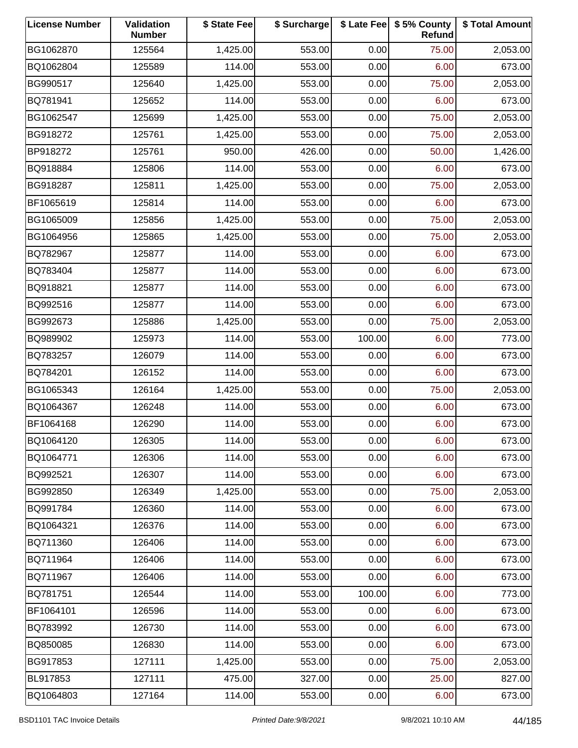| License Number | Validation Number | $ State Fee | $ Surcharge | $ Late Fee | $ 5% County Refund | $ Total Amount |
|---|---|---|---|---|---|---|
| BG1062870 | 125564 | 1,425.00 | 553.00 | 0.00 | 75.00 | 2,053.00 |
| BQ1062804 | 125589 | 114.00 | 553.00 | 0.00 | 6.00 | 673.00 |
| BG990517 | 125640 | 1,425.00 | 553.00 | 0.00 | 75.00 | 2,053.00 |
| BQ781941 | 125652 | 114.00 | 553.00 | 0.00 | 6.00 | 673.00 |
| BG1062547 | 125699 | 1,425.00 | 553.00 | 0.00 | 75.00 | 2,053.00 |
| BG918272 | 125761 | 1,425.00 | 553.00 | 0.00 | 75.00 | 2,053.00 |
| BP918272 | 125761 | 950.00 | 426.00 | 0.00 | 50.00 | 1,426.00 |
| BQ918884 | 125806 | 114.00 | 553.00 | 0.00 | 6.00 | 673.00 |
| BG918287 | 125811 | 1,425.00 | 553.00 | 0.00 | 75.00 | 2,053.00 |
| BF1065619 | 125814 | 114.00 | 553.00 | 0.00 | 6.00 | 673.00 |
| BG1065009 | 125856 | 1,425.00 | 553.00 | 0.00 | 75.00 | 2,053.00 |
| BG1064956 | 125865 | 1,425.00 | 553.00 | 0.00 | 75.00 | 2,053.00 |
| BQ782967 | 125877 | 114.00 | 553.00 | 0.00 | 6.00 | 673.00 |
| BQ783404 | 125877 | 114.00 | 553.00 | 0.00 | 6.00 | 673.00 |
| BQ918821 | 125877 | 114.00 | 553.00 | 0.00 | 6.00 | 673.00 |
| BQ992516 | 125877 | 114.00 | 553.00 | 0.00 | 6.00 | 673.00 |
| BG992673 | 125886 | 1,425.00 | 553.00 | 0.00 | 75.00 | 2,053.00 |
| BQ989902 | 125973 | 114.00 | 553.00 | 100.00 | 6.00 | 773.00 |
| BQ783257 | 126079 | 114.00 | 553.00 | 0.00 | 6.00 | 673.00 |
| BQ784201 | 126152 | 114.00 | 553.00 | 0.00 | 6.00 | 673.00 |
| BG1065343 | 126164 | 1,425.00 | 553.00 | 0.00 | 75.00 | 2,053.00 |
| BQ1064367 | 126248 | 114.00 | 553.00 | 0.00 | 6.00 | 673.00 |
| BF1064168 | 126290 | 114.00 | 553.00 | 0.00 | 6.00 | 673.00 |
| BQ1064120 | 126305 | 114.00 | 553.00 | 0.00 | 6.00 | 673.00 |
| BQ1064771 | 126306 | 114.00 | 553.00 | 0.00 | 6.00 | 673.00 |
| BQ992521 | 126307 | 114.00 | 553.00 | 0.00 | 6.00 | 673.00 |
| BG992850 | 126349 | 1,425.00 | 553.00 | 0.00 | 75.00 | 2,053.00 |
| BQ991784 | 126360 | 114.00 | 553.00 | 0.00 | 6.00 | 673.00 |
| BQ1064321 | 126376 | 114.00 | 553.00 | 0.00 | 6.00 | 673.00 |
| BQ711360 | 126406 | 114.00 | 553.00 | 0.00 | 6.00 | 673.00 |
| BQ711964 | 126406 | 114.00 | 553.00 | 0.00 | 6.00 | 673.00 |
| BQ711967 | 126406 | 114.00 | 553.00 | 0.00 | 6.00 | 673.00 |
| BQ781751 | 126544 | 114.00 | 553.00 | 100.00 | 6.00 | 773.00 |
| BF1064101 | 126596 | 114.00 | 553.00 | 0.00 | 6.00 | 673.00 |
| BQ783992 | 126730 | 114.00 | 553.00 | 0.00 | 6.00 | 673.00 |
| BQ850085 | 126830 | 114.00 | 553.00 | 0.00 | 6.00 | 673.00 |
| BG917853 | 127111 | 1,425.00 | 553.00 | 0.00 | 75.00 | 2,053.00 |
| BL917853 | 127111 | 475.00 | 327.00 | 0.00 | 25.00 | 827.00 |
| BQ1064803 | 127164 | 114.00 | 553.00 | 0.00 | 6.00 | 673.00 |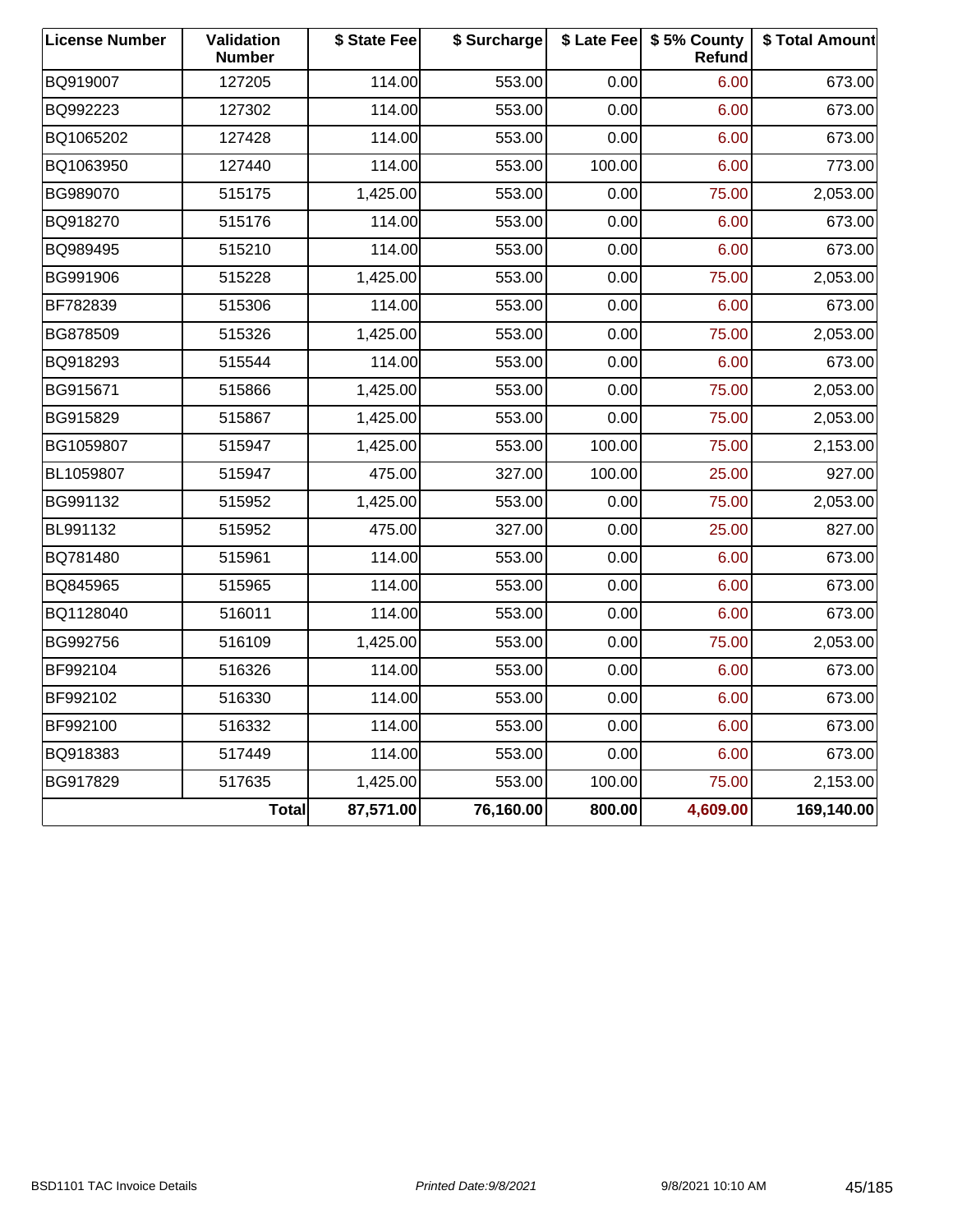| License Number | Validation Number | $ State Fee | $ Surcharge | $ Late Fee | $ 5% County Refund | $ Total Amount |
|---|---|---|---|---|---|---|
| BQ919007 | 127205 | 114.00 | 553.00 | 0.00 | 6.00 | 673.00 |
| BQ992223 | 127302 | 114.00 | 553.00 | 0.00 | 6.00 | 673.00 |
| BQ1065202 | 127428 | 114.00 | 553.00 | 0.00 | 6.00 | 673.00 |
| BQ1063950 | 127440 | 114.00 | 553.00 | 100.00 | 6.00 | 773.00 |
| BG989070 | 515175 | 1,425.00 | 553.00 | 0.00 | 75.00 | 2,053.00 |
| BQ918270 | 515176 | 114.00 | 553.00 | 0.00 | 6.00 | 673.00 |
| BQ989495 | 515210 | 114.00 | 553.00 | 0.00 | 6.00 | 673.00 |
| BG991906 | 515228 | 1,425.00 | 553.00 | 0.00 | 75.00 | 2,053.00 |
| BF782839 | 515306 | 114.00 | 553.00 | 0.00 | 6.00 | 673.00 |
| BG878509 | 515326 | 1,425.00 | 553.00 | 0.00 | 75.00 | 2,053.00 |
| BQ918293 | 515544 | 114.00 | 553.00 | 0.00 | 6.00 | 673.00 |
| BG915671 | 515866 | 1,425.00 | 553.00 | 0.00 | 75.00 | 2,053.00 |
| BG915829 | 515867 | 1,425.00 | 553.00 | 0.00 | 75.00 | 2,053.00 |
| BG1059807 | 515947 | 1,425.00 | 553.00 | 100.00 | 75.00 | 2,153.00 |
| BL1059807 | 515947 | 475.00 | 327.00 | 100.00 | 25.00 | 927.00 |
| BG991132 | 515952 | 1,425.00 | 553.00 | 0.00 | 75.00 | 2,053.00 |
| BL991132 | 515952 | 475.00 | 327.00 | 0.00 | 25.00 | 827.00 |
| BQ781480 | 515961 | 114.00 | 553.00 | 0.00 | 6.00 | 673.00 |
| BQ845965 | 515965 | 114.00 | 553.00 | 0.00 | 6.00 | 673.00 |
| BQ1128040 | 516011 | 114.00 | 553.00 | 0.00 | 6.00 | 673.00 |
| BG992756 | 516109 | 1,425.00 | 553.00 | 0.00 | 75.00 | 2,053.00 |
| BF992104 | 516326 | 114.00 | 553.00 | 0.00 | 6.00 | 673.00 |
| BF992102 | 516330 | 114.00 | 553.00 | 0.00 | 6.00 | 673.00 |
| BF992100 | 516332 | 114.00 | 553.00 | 0.00 | 6.00 | 673.00 |
| BQ918383 | 517449 | 114.00 | 553.00 | 0.00 | 6.00 | 673.00 |
| BG917829 | 517635 | 1,425.00 | 553.00 | 100.00 | 75.00 | 2,153.00 |
| | **Total** | **87,571.00** | **76,160.00** | **800.00** | **4,609.00** | **169,140.00** |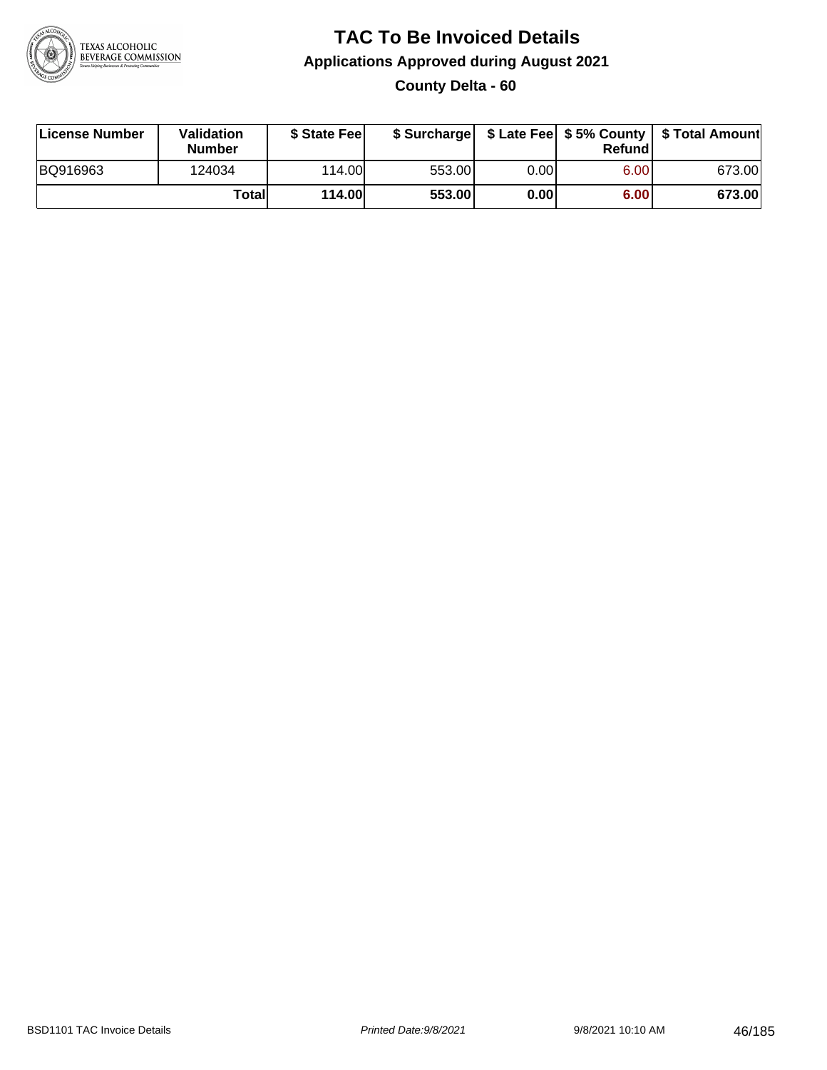# TAC To Be Invoiced Details

## Applications Approved during August 2021

### County Delta - 60

| License Number | Validation Number | $ State Fee | $ Surcharge | $ Late Fee | $ 5% County Refund | $ Total Amount |
|---|---|---|---|---|---|---|
| BQ916963 | 124034 | 114.00 | 553.00 | 0.00 | 6.00 | 673.00 |
| | **Total** | **114.00** | **553.00** | **0.00** | **6.00** | **673.00** |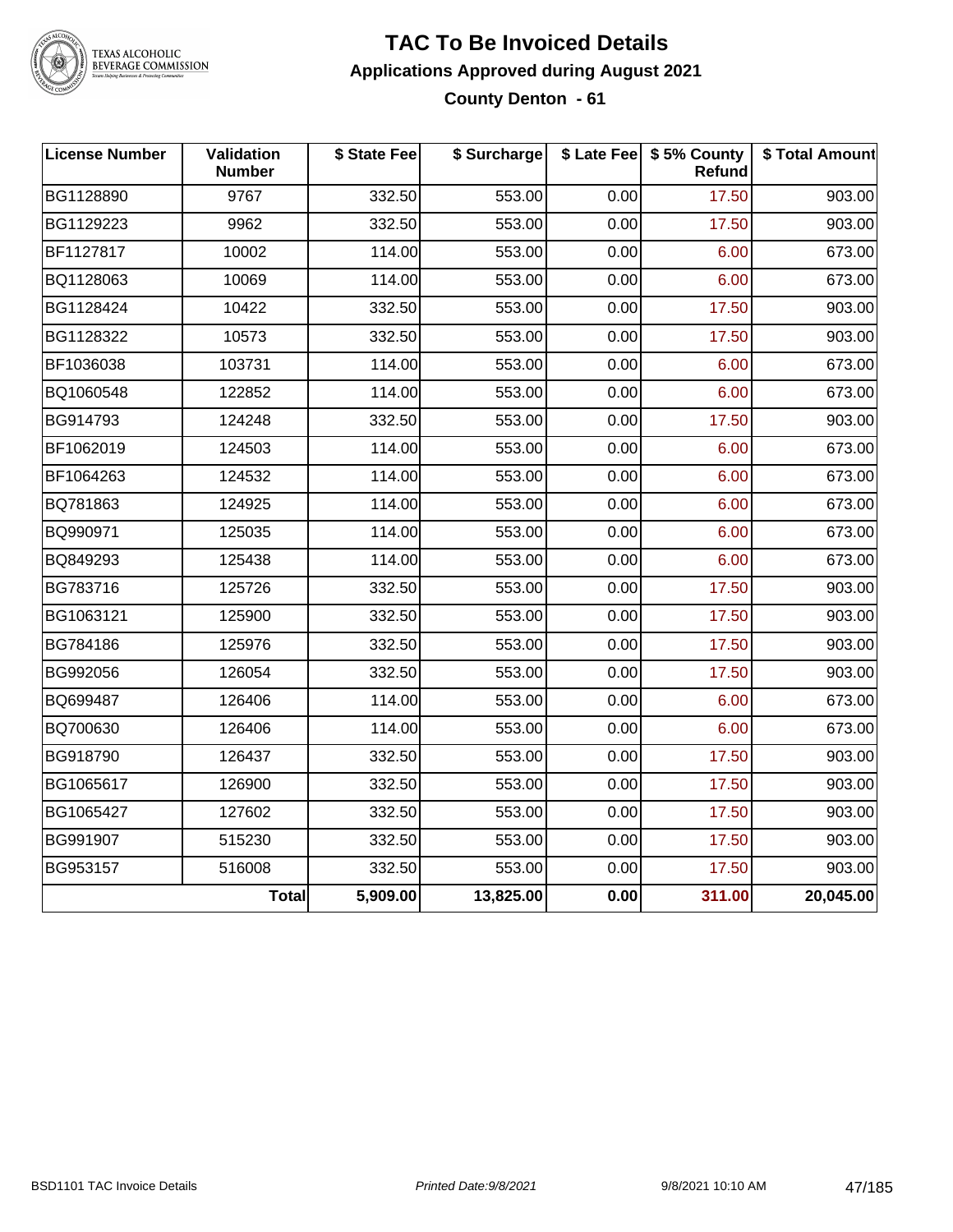# TAC To Be Invoiced Details

## Applications Approved during August 2021

### County Denton - 61

| License Number | Validation Number | $ State Fee | $ Surcharge | $ Late Fee | $ 5% County Refund | $ Total Amount |
|---|---|---|---|---|---|---|
| BG1128890 | 9767 | 332.50 | 553.00 | 0.00 | 17.50 | 903.00 |
| BG1129223 | 9962 | 332.50 | 553.00 | 0.00 | 17.50 | 903.00 |
| BF1127817 | 10002 | 114.00 | 553.00 | 0.00 | 6.00 | 673.00 |
| BQ1128063 | 10069 | 114.00 | 553.00 | 0.00 | 6.00 | 673.00 |
| BG1128424 | 10422 | 332.50 | 553.00 | 0.00 | 17.50 | 903.00 |
| BG1128322 | 10573 | 332.50 | 553.00 | 0.00 | 17.50 | 903.00 |
| BF1036038 | 103731 | 114.00 | 553.00 | 0.00 | 6.00 | 673.00 |
| BQ1060548 | 122852 | 114.00 | 553.00 | 0.00 | 6.00 | 673.00 |
| BG914793 | 124248 | 332.50 | 553.00 | 0.00 | 17.50 | 903.00 |
| BF1062019 | 124503 | 114.00 | 553.00 | 0.00 | 6.00 | 673.00 |
| BF1064263 | 124532 | 114.00 | 553.00 | 0.00 | 6.00 | 673.00 |
| BQ781863 | 124925 | 114.00 | 553.00 | 0.00 | 6.00 | 673.00 |
| BQ990971 | 125035 | 114.00 | 553.00 | 0.00 | 6.00 | 673.00 |
| BQ849293 | 125438 | 114.00 | 553.00 | 0.00 | 6.00 | 673.00 |
| BG783716 | 125726 | 332.50 | 553.00 | 0.00 | 17.50 | 903.00 |
| BG1063121 | 125900 | 332.50 | 553.00 | 0.00 | 17.50 | 903.00 |
| BG784186 | 125976 | 332.50 | 553.00 | 0.00 | 17.50 | 903.00 |
| BG992056 | 126054 | 332.50 | 553.00 | 0.00 | 17.50 | 903.00 |
| BQ699487 | 126406 | 114.00 | 553.00 | 0.00 | 6.00 | 673.00 |
| BQ700630 | 126406 | 114.00 | 553.00 | 0.00 | 6.00 | 673.00 |
| BG918790 | 126437 | 332.50 | 553.00 | 0.00 | 17.50 | 903.00 |
| BG1065617 | 126900 | 332.50 | 553.00 | 0.00 | 17.50 | 903.00 |
| BG1065427 | 127602 | 332.50 | 553.00 | 0.00 | 17.50 | 903.00 |
| BG991907 | 515230 | 332.50 | 553.00 | 0.00 | 17.50 | 903.00 |
| BG953157 | 516008 | 332.50 | 553.00 | 0.00 | 17.50 | 903.00 |
| | **Total** | **5,909.00** | **13,825.00** | **0.00** | **311.00** | **20,045.00** |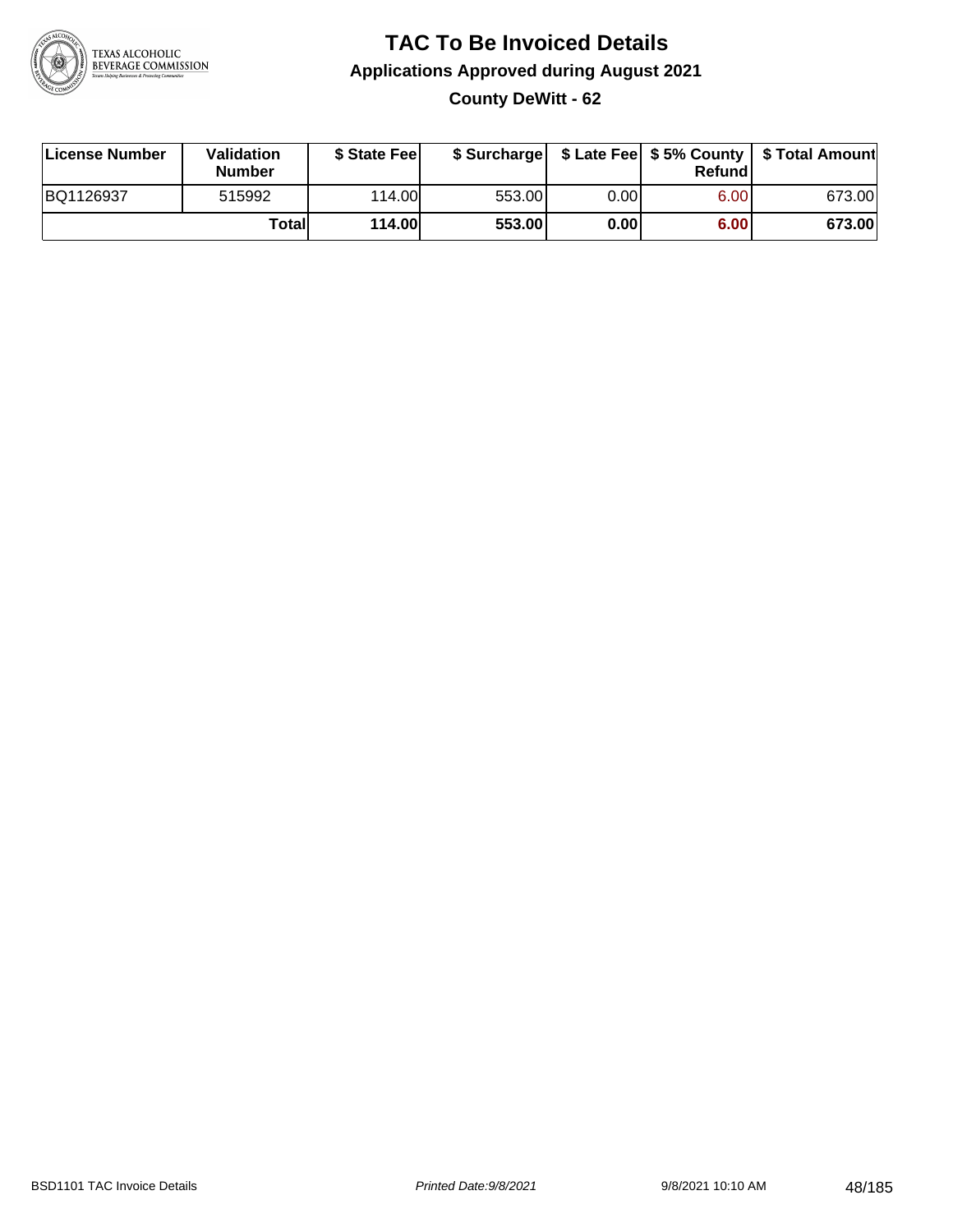# TAC To Be Invoiced Details

## Applications Approved during August 2021

### County DeWitt - 62

| License Number | Validation Number | $ State Fee | $ Surcharge | $ Late Fee | $ 5% County Refund | $ Total Amount |
|---|---|---|---|---|---|---|
| BQ1126937 | 515992 | 114.00 | 553.00 | 0.00 | 6.00 | 673.00 |
| | **Total** | **114.00** | **553.00** | **0.00** | **6.00** | **673.00** |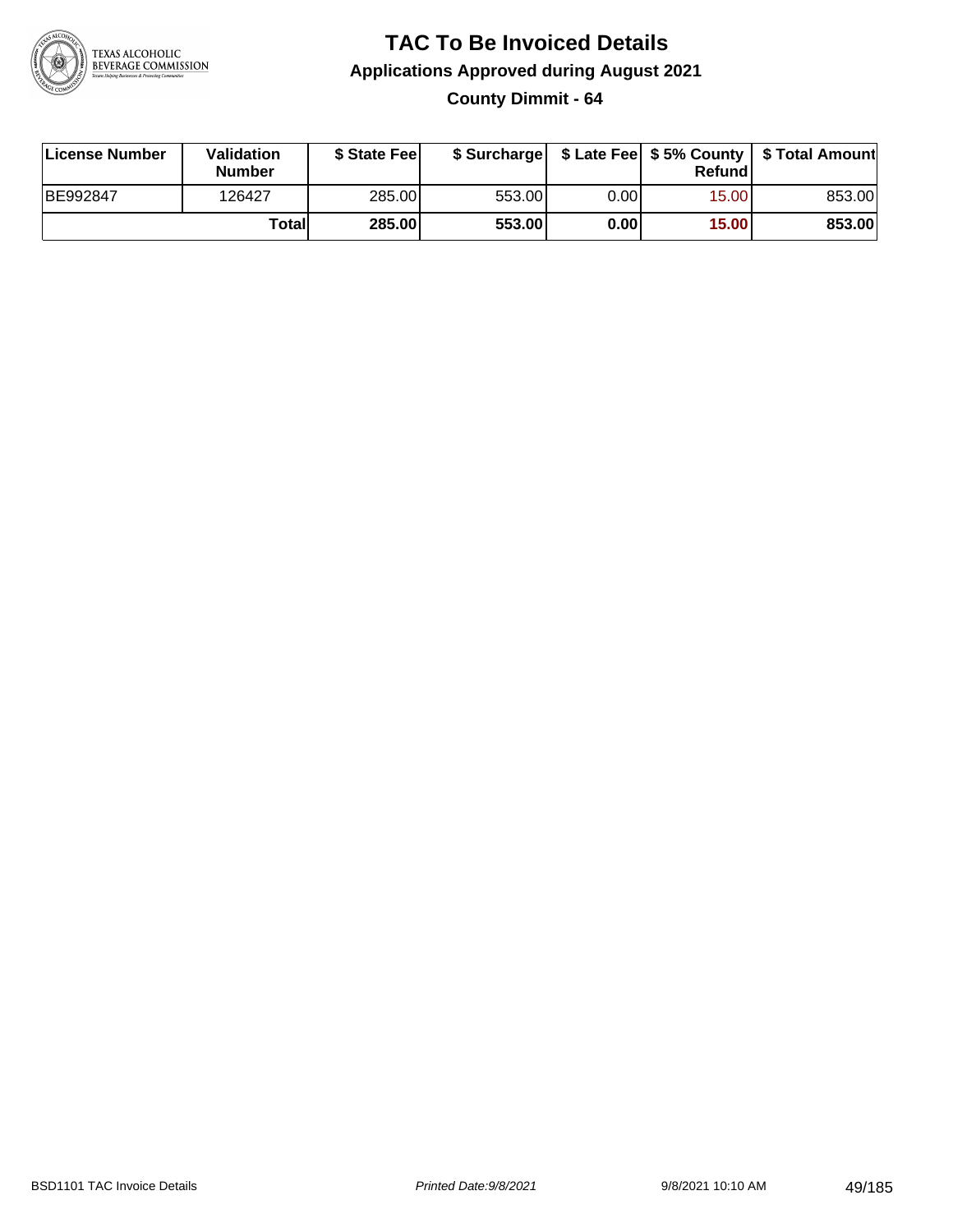# TAC To Be Invoiced Details

## Applications Approved during August 2021

### County Dimmit - 64

| License Number | Validation Number | $ State Fee | $ Surcharge | $ Late Fee | $ 5% County Refund | $ Total Amount |
|---|---|---|---|---|---|---|
| BE992847 | 126427 | 285.00 | 553.00 | 0.00 | 15.00 | 853.00 |
| | **Total** | **285.00** | **553.00** | **0.00** | **15.00** | **853.00** |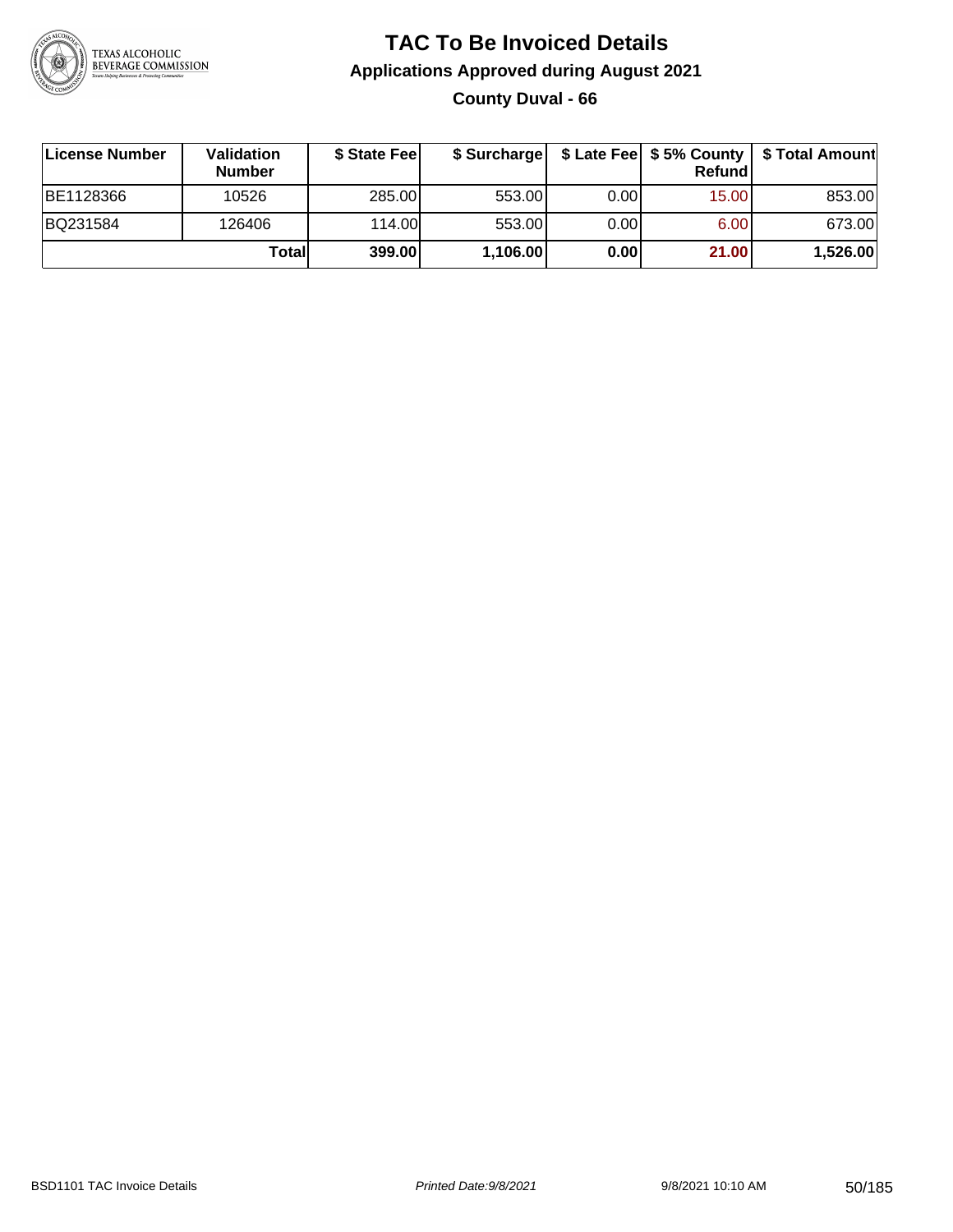# TAC To Be Invoiced Details

## Applications Approved during August 2021

### County Duval - 66

| License Number | Validation Number | $ State Fee | $ Surcharge | $ Late Fee | $ 5% County Refund | $ Total Amount |
|---|---|---|---|---|---|---|
| BE1128366 | 10526 | 285.00 | 553.00 | 0.00 | 15.00 | 853.00 |
| BQ231584 | 126406 | 114.00 | 553.00 | 0.00 | 6.00 | 673.00 |
| | **Total** | **399.00** | **1,106.00** | **0.00** | **21.00** | **1,526.00** |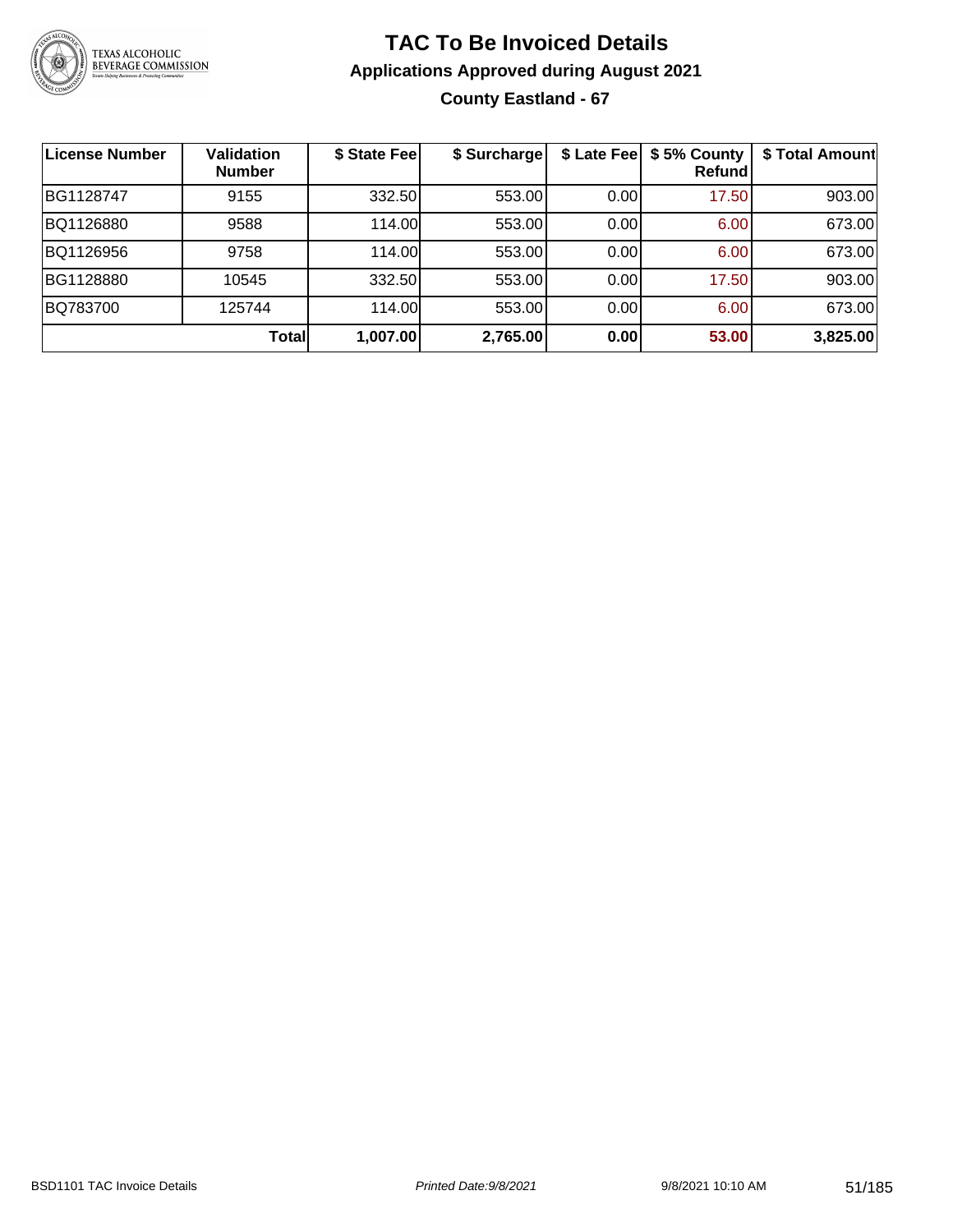# TAC To Be Invoiced Details

## Applications Approved during August 2021

### County Eastland - 67

| License Number | Validation Number | $ State Fee | $ Surcharge | $ Late Fee | $ 5% County Refund | $ Total Amount |
|---|---|---|---|---|---|---|
| BG1128747 | 9155 | 332.50 | 553.00 | 0.00 | 17.50 | 903.00 |
| BQ1126880 | 9588 | 114.00 | 553.00 | 0.00 | 6.00 | 673.00 |
| BQ1126956 | 9758 | 114.00 | 553.00 | 0.00 | 6.00 | 673.00 |
| BG1128880 | 10545 | 332.50 | 553.00 | 0.00 | 17.50 | 903.00 |
| BQ783700 | 125744 | 114.00 | 553.00 | 0.00 | 6.00 | 673.00 |
| | **Total** | **1,007.00** | **2,765.00** | **0.00** | **53.00** | **3,825.00** |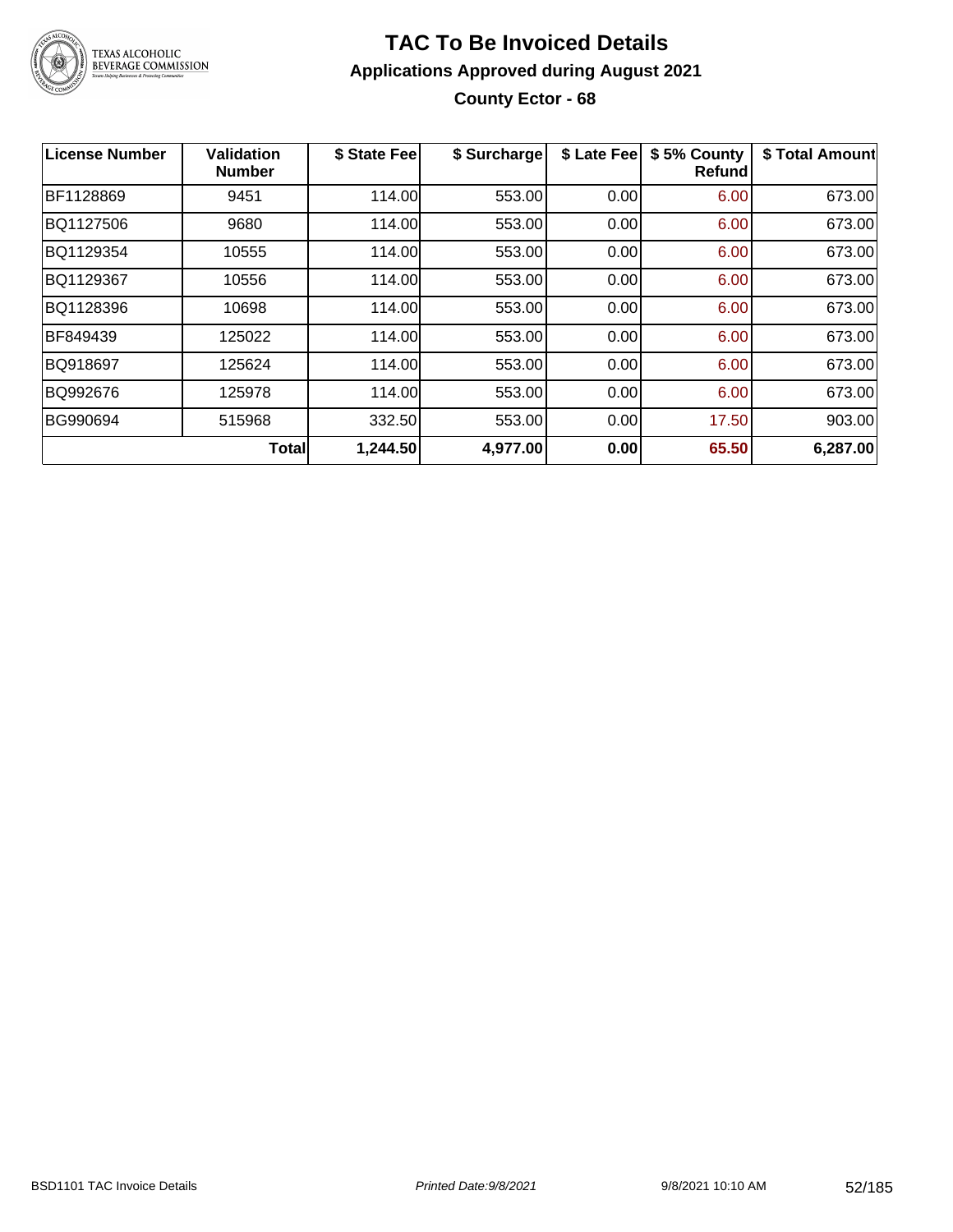# TAC To Be Invoiced Details

## Applications Approved during August 2021

### County Ector - 68

| License Number | Validation Number | $ State Fee | $ Surcharge | $ Late Fee | $ 5% County Refund | $ Total Amount |
|---|---|---|---|---|---|---|
| BF1128869 | 9451 | 114.00 | 553.00 | 0.00 | 6.00 | 673.00 |
| BQ1127506 | 9680 | 114.00 | 553.00 | 0.00 | 6.00 | 673.00 |
| BQ1129354 | 10555 | 114.00 | 553.00 | 0.00 | 6.00 | 673.00 |
| BQ1129367 | 10556 | 114.00 | 553.00 | 0.00 | 6.00 | 673.00 |
| BQ1128396 | 10698 | 114.00 | 553.00 | 0.00 | 6.00 | 673.00 |
| BF849439 | 125022 | 114.00 | 553.00 | 0.00 | 6.00 | 673.00 |
| BQ918697 | 125624 | 114.00 | 553.00 | 0.00 | 6.00 | 673.00 |
| BQ992676 | 125978 | 114.00 | 553.00 | 0.00 | 6.00 | 673.00 |
| BG990694 | 515968 | 332.50 | 553.00 | 0.00 | 17.50 | 903.00 |
| | **Total** | **1,244.50** | **4,977.00** | **0.00** | **65.50** | **6,287.00** |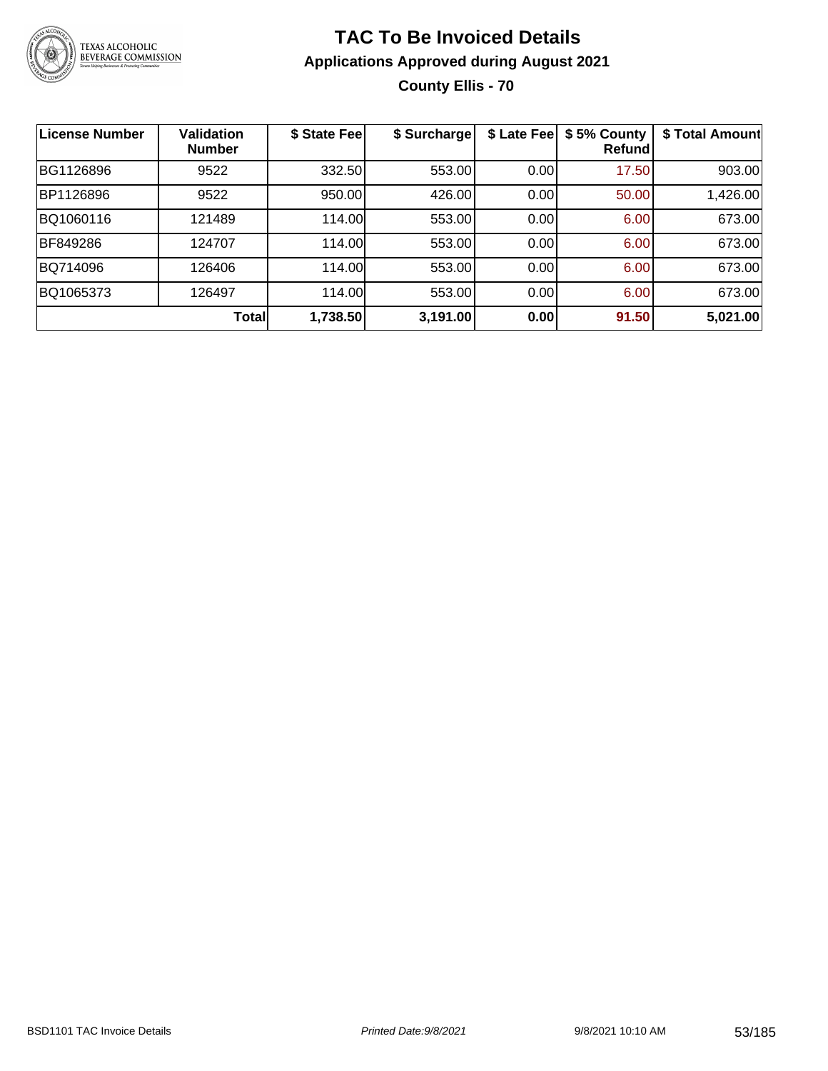# TAC To Be Invoiced Details

## Applications Approved during August 2021

### County Ellis - 70

| License Number | Validation Number | $ State Fee | $ Surcharge | $ Late Fee | $ 5% County Refund | $ Total Amount |
|---|---|---|---|---|---|---|
| BG1126896 | 9522 | 332.50 | 553.00 | 0.00 | 17.50 | 903.00 |
| BP1126896 | 9522 | 950.00 | 426.00 | 0.00 | 50.00 | 1,426.00 |
| BQ1060116 | 121489 | 114.00 | 553.00 | 0.00 | 6.00 | 673.00 |
| BF849286 | 124707 | 114.00 | 553.00 | 0.00 | 6.00 | 673.00 |
| BQ714096 | 126406 | 114.00 | 553.00 | 0.00 | 6.00 | 673.00 |
| BQ1065373 | 126497 | 114.00 | 553.00 | 0.00 | 6.00 | 673.00 |
| | **Total** | **1,738.50** | **3,191.00** | **0.00** | **91.50** | **5,021.00** |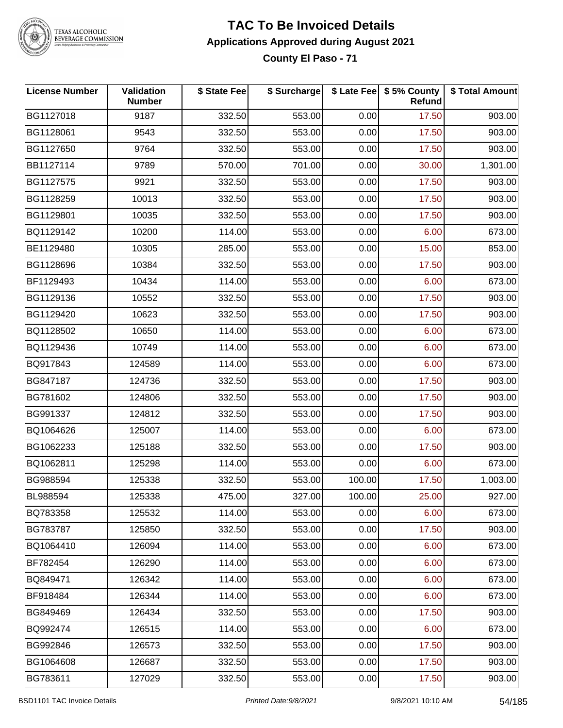# TAC To Be Invoiced Details

## Applications Approved during August 2021

### County El Paso - 71

| License Number | Validation Number | $ State Fee | $ Surcharge | $ Late Fee | $ 5% County Refund | $ Total Amount |
|---|---|---|---|---|---|---|
| BG1127018 | 9187 | 332.50 | 553.00 | 0.00 | 17.50 | 903.00 |
| BG1128061 | 9543 | 332.50 | 553.00 | 0.00 | 17.50 | 903.00 |
| BG1127650 | 9764 | 332.50 | 553.00 | 0.00 | 17.50 | 903.00 |
| BB1127114 | 9789 | 570.00 | 701.00 | 0.00 | 30.00 | 1,301.00 |
| BG1127575 | 9921 | 332.50 | 553.00 | 0.00 | 17.50 | 903.00 |
| BG1128259 | 10013 | 332.50 | 553.00 | 0.00 | 17.50 | 903.00 |
| BG1129801 | 10035 | 332.50 | 553.00 | 0.00 | 17.50 | 903.00 |
| BQ1129142 | 10200 | 114.00 | 553.00 | 0.00 | 6.00 | 673.00 |
| BE1129480 | 10305 | 285.00 | 553.00 | 0.00 | 15.00 | 853.00 |
| BG1128696 | 10384 | 332.50 | 553.00 | 0.00 | 17.50 | 903.00 |
| BF1129493 | 10434 | 114.00 | 553.00 | 0.00 | 6.00 | 673.00 |
| BG1129136 | 10552 | 332.50 | 553.00 | 0.00 | 17.50 | 903.00 |
| BG1129420 | 10623 | 332.50 | 553.00 | 0.00 | 17.50 | 903.00 |
| BQ1128502 | 10650 | 114.00 | 553.00 | 0.00 | 6.00 | 673.00 |
| BQ1129436 | 10749 | 114.00 | 553.00 | 0.00 | 6.00 | 673.00 |
| BQ917843 | 124589 | 114.00 | 553.00 | 0.00 | 6.00 | 673.00 |
| BG847187 | 124736 | 332.50 | 553.00 | 0.00 | 17.50 | 903.00 |
| BG781602 | 124806 | 332.50 | 553.00 | 0.00 | 17.50 | 903.00 |
| BG991337 | 124812 | 332.50 | 553.00 | 0.00 | 17.50 | 903.00 |
| BQ1064626 | 125007 | 114.00 | 553.00 | 0.00 | 6.00 | 673.00 |
| BG1062233 | 125188 | 332.50 | 553.00 | 0.00 | 17.50 | 903.00 |
| BQ1062811 | 125298 | 114.00 | 553.00 | 0.00 | 6.00 | 673.00 |
| BG988594 | 125338 | 332.50 | 553.00 | 100.00 | 17.50 | 1,003.00 |
| BL988594 | 125338 | 475.00 | 327.00 | 100.00 | 25.00 | 927.00 |
| BQ783358 | 125532 | 114.00 | 553.00 | 0.00 | 6.00 | 673.00 |
| BG783787 | 125850 | 332.50 | 553.00 | 0.00 | 17.50 | 903.00 |
| BQ1064410 | 126094 | 114.00 | 553.00 | 0.00 | 6.00 | 673.00 |
| BF782454 | 126290 | 114.00 | 553.00 | 0.00 | 6.00 | 673.00 |
| BQ849471 | 126342 | 114.00 | 553.00 | 0.00 | 6.00 | 673.00 |
| BF918484 | 126344 | 114.00 | 553.00 | 0.00 | 6.00 | 673.00 |
| BG849469 | 126434 | 332.50 | 553.00 | 0.00 | 17.50 | 903.00 |
| BQ992474 | 126515 | 114.00 | 553.00 | 0.00 | 6.00 | 673.00 |
| BG992846 | 126573 | 332.50 | 553.00 | 0.00 | 17.50 | 903.00 |
| BG1064608 | 126687 | 332.50 | 553.00 | 0.00 | 17.50 | 903.00 |
| BG783611 | 127029 | 332.50 | 553.00 | 0.00 | 17.50 | 903.00 |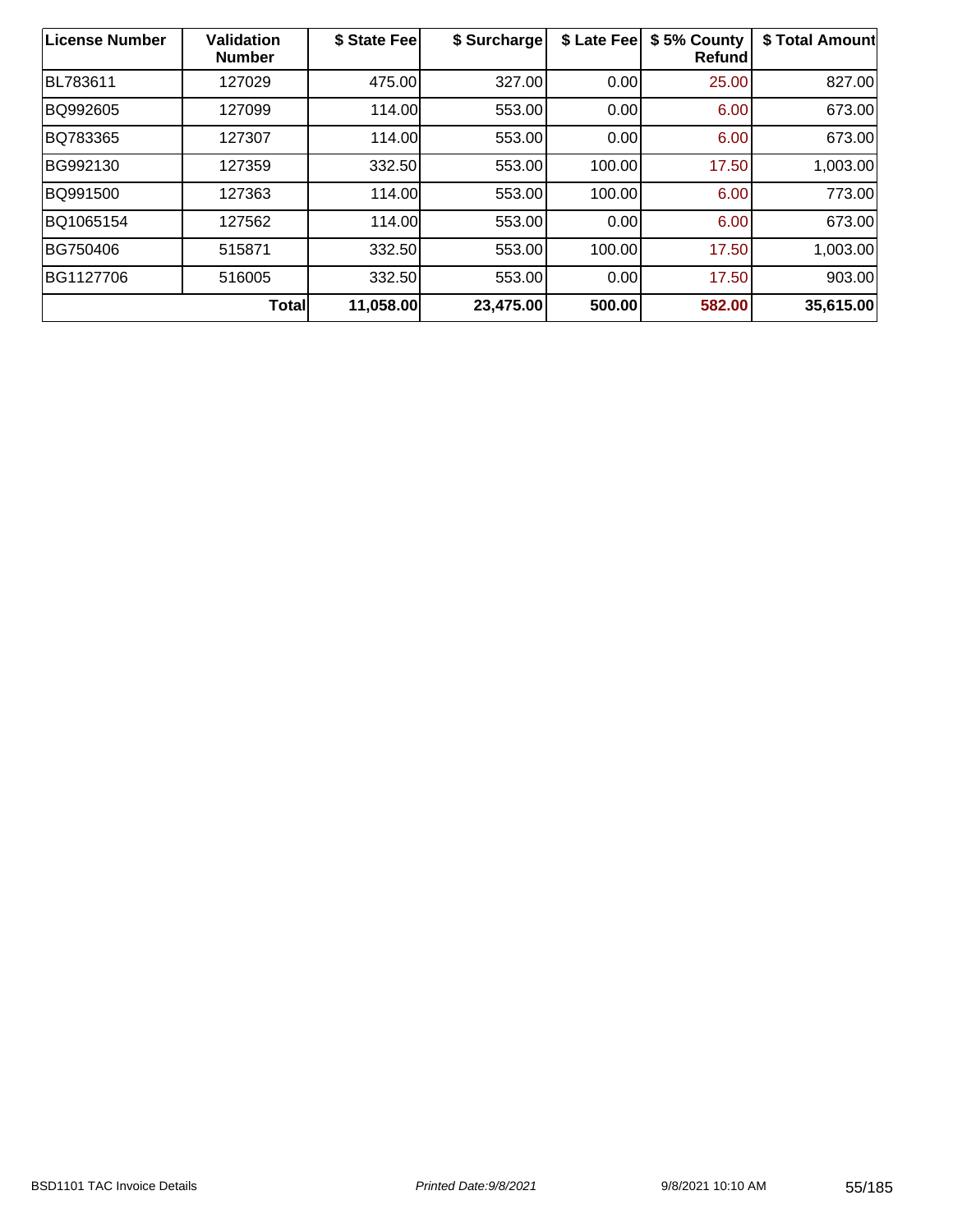| License Number | Validation Number | $ State Fee | $ Surcharge | $ Late Fee | $ 5% County Refund | $ Total Amount |
|---|---|---|---|---|---|---|
| BL783611 | 127029 | 475.00 | 327.00 | 0.00 | 25.00 | 827.00 |
| BQ992605 | 127099 | 114.00 | 553.00 | 0.00 | 6.00 | 673.00 |
| BQ783365 | 127307 | 114.00 | 553.00 | 0.00 | 6.00 | 673.00 |
| BG992130 | 127359 | 332.50 | 553.00 | 100.00 | 17.50 | 1,003.00 |
| BQ991500 | 127363 | 114.00 | 553.00 | 100.00 | 6.00 | 773.00 |
| BQ1065154 | 127562 | 114.00 | 553.00 | 0.00 | 6.00 | 673.00 |
| BG750406 | 515871 | 332.50 | 553.00 | 100.00 | 17.50 | 1,003.00 |
| BG1127706 | 516005 | 332.50 | 553.00 | 0.00 | 17.50 | 903.00 |
| | **Total** | **11,058.00** | **23,475.00** | **500.00** | **582.00** | **35,615.00** |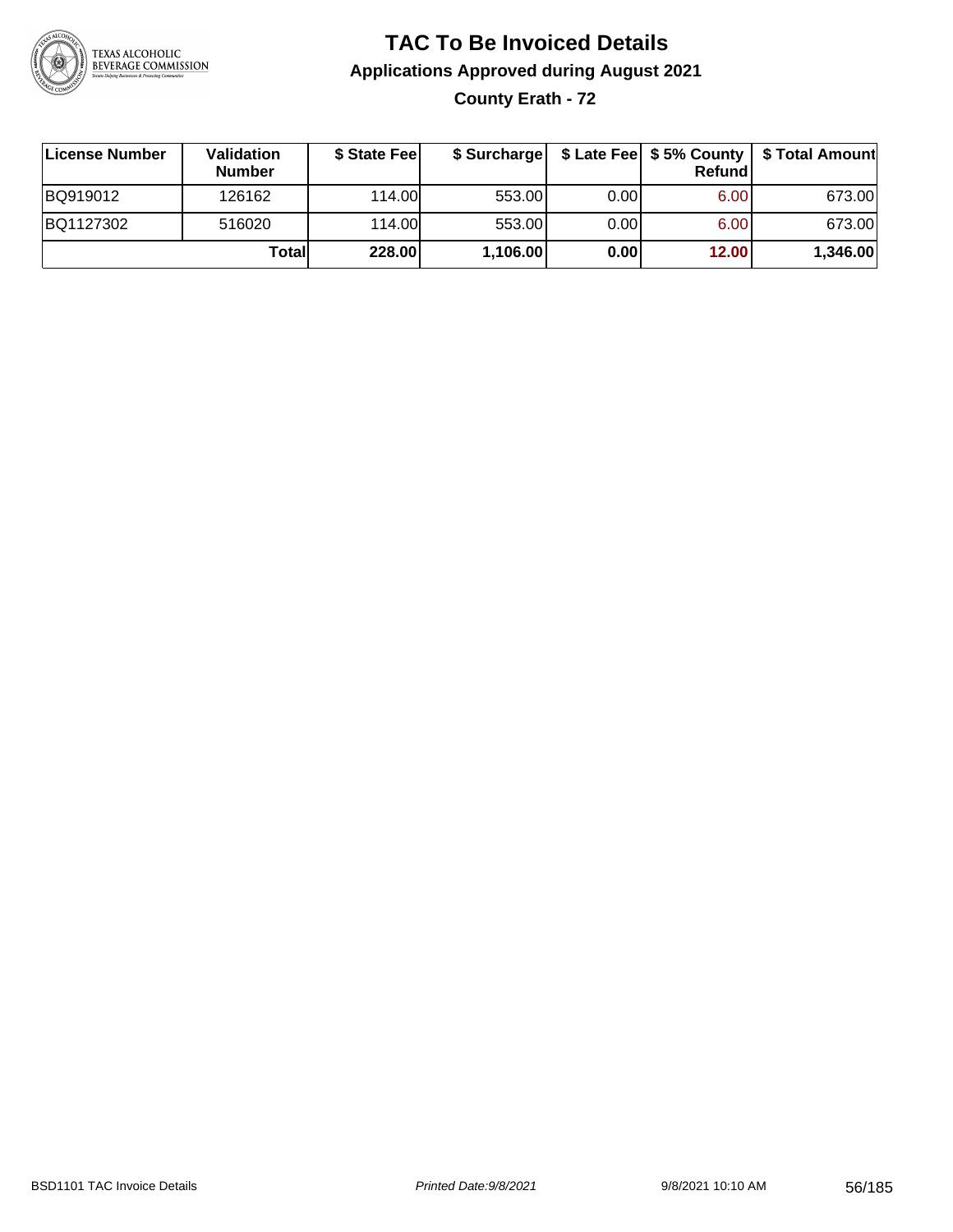# TAC To Be Invoiced Details

## Applications Approved during August 2021

### County Erath - 72

| License Number | Validation Number | $ State Fee | $ Surcharge | $ Late Fee | $ 5% County Refund | $ Total Amount |
|---|---|---|---|---|---|---|
| BQ919012 | 126162 | 114.00 | 553.00 | 0.00 | 6.00 | 673.00 |
| BQ1127302 | 516020 | 114.00 | 553.00 | 0.00 | 6.00 | 673.00 |
| | **Total** | **228.00** | **1,106.00** | **0.00** | **12.00** | **1,346.00** |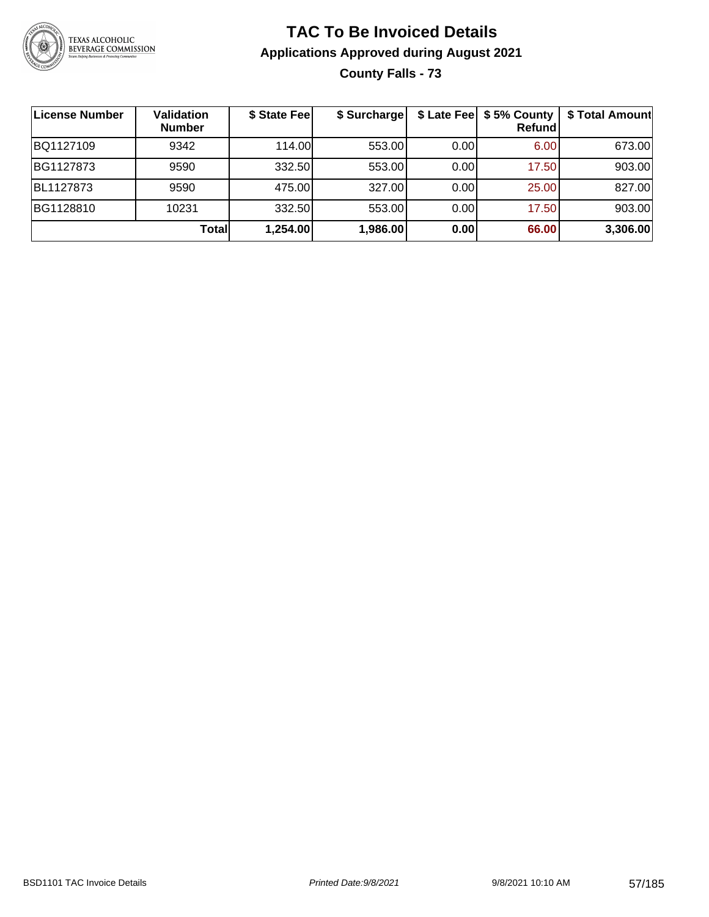# TAC To Be Invoiced Details

## Applications Approved during August 2021

### County Falls - 73

| License Number | Validation Number | $ State Fee | $ Surcharge | $ Late Fee | $ 5% County Refund | $ Total Amount |
|---|---|---|---|---|---|---|
| BQ1127109 | 9342 | 114.00 | 553.00 | 0.00 | 6.00 | 673.00 |
| BG1127873 | 9590 | 332.50 | 553.00 | 0.00 | 17.50 | 903.00 |
| BL1127873 | 9590 | 475.00 | 327.00 | 0.00 | 25.00 | 827.00 |
| BG1128810 | 10231 | 332.50 | 553.00 | 0.00 | 17.50 | 903.00 |
| | **Total** | **1,254.00** | **1,986.00** | **0.00** | **66.00** | **3,306.00** |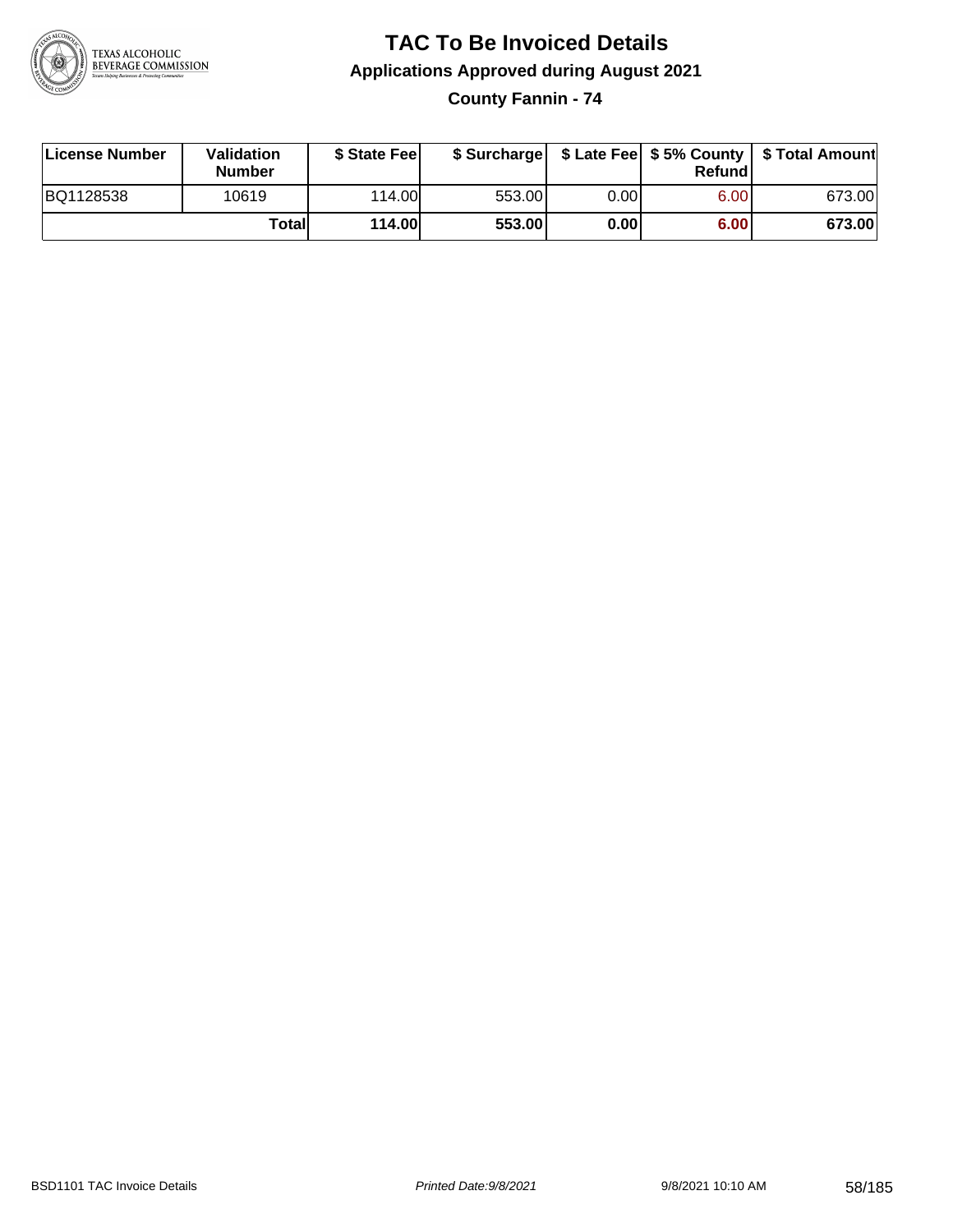# TAC To Be Invoiced Details

## Applications Approved during August 2021

### County Fannin - 74

| License Number | Validation Number | $ State Fee | $ Surcharge | $ Late Fee | $ 5% County Refund | $ Total Amount |
|---|---|---|---|---|---|---|
| BQ1128538 | 10619 | 114.00 | 553.00 | 0.00 | 6.00 | 673.00 |
| | **Total** | **114.00** | **553.00** | **0.00** | **6.00** | **673.00** |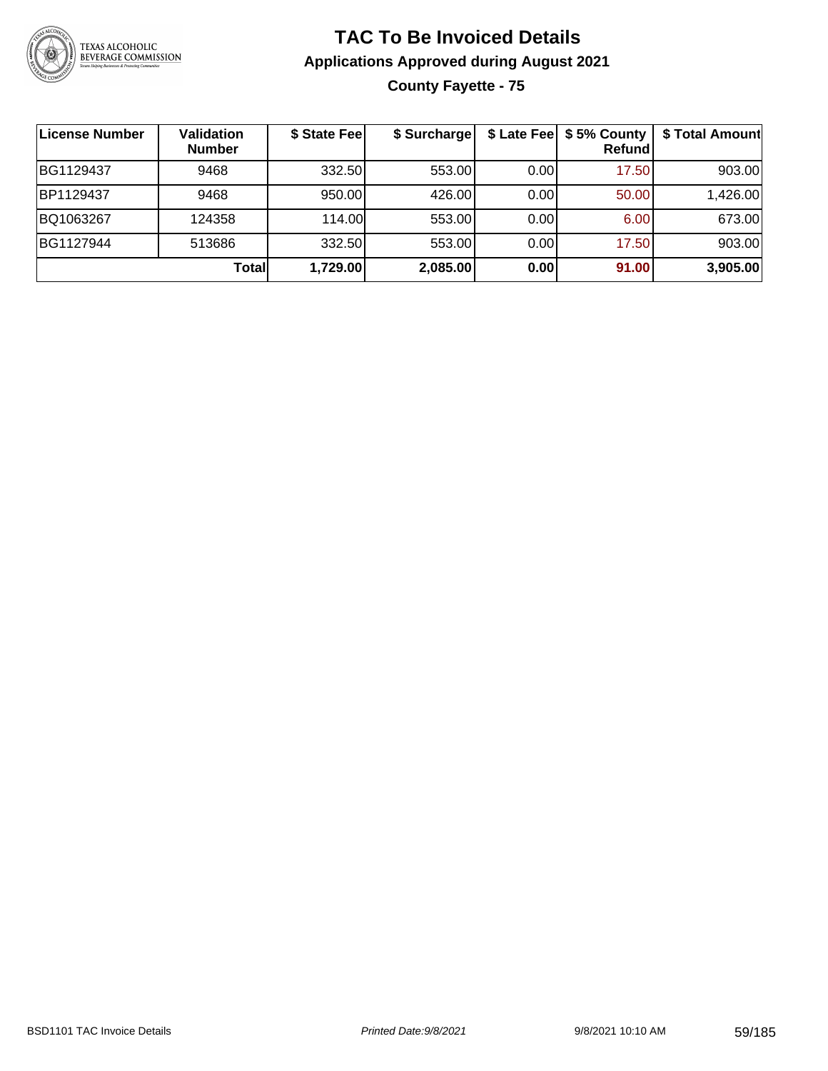# TAC To Be Invoiced Details

## Applications Approved during August 2021

### County Fayette - 75

| License Number | Validation Number | $ State Fee | $ Surcharge | $ Late Fee | $ 5% County Refund | $ Total Amount |
|---|---|---|---|---|---|---|
| BG1129437 | 9468 | 332.50 | 553.00 | 0.00 | 17.50 | 903.00 |
| BP1129437 | 9468 | 950.00 | 426.00 | 0.00 | 50.00 | 1,426.00 |
| BQ1063267 | 124358 | 114.00 | 553.00 | 0.00 | 6.00 | 673.00 |
| BG1127944 | 513686 | 332.50 | 553.00 | 0.00 | 17.50 | 903.00 |
| | **Total** | **1,729.00** | **2,085.00** | **0.00** | **91.00** | **3,905.00** |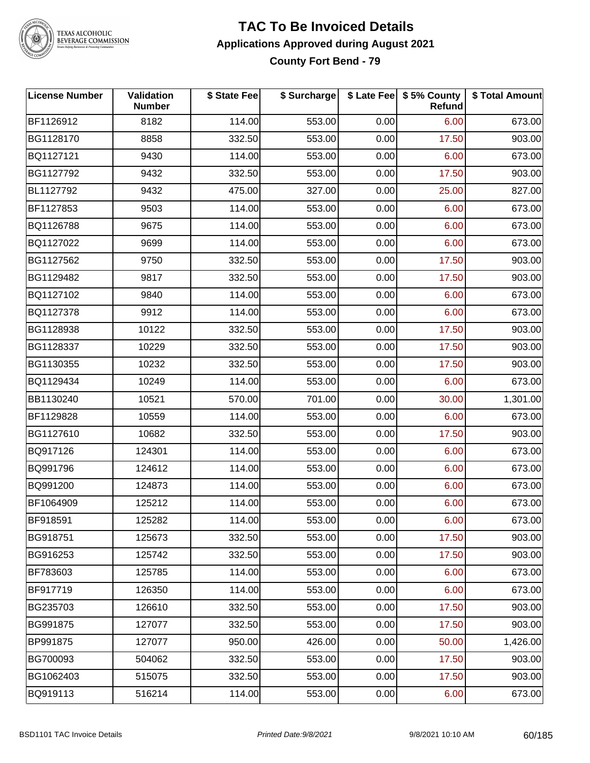# TAC To Be Invoiced Details

## Applications Approved during August 2021

### County Fort Bend - 79

| License Number | Validation Number | $ State Fee | $ Surcharge | $ Late Fee | $ 5% County Refund | $ Total Amount |
|---|---|---|---|---|---|---|
| BF1126912 | 8182 | 114.00 | 553.00 | 0.00 | 6.00 | 673.00 |
| BG1128170 | 8858 | 332.50 | 553.00 | 0.00 | 17.50 | 903.00 |
| BQ1127121 | 9430 | 114.00 | 553.00 | 0.00 | 6.00 | 673.00 |
| BG1127792 | 9432 | 332.50 | 553.00 | 0.00 | 17.50 | 903.00 |
| BL1127792 | 9432 | 475.00 | 327.00 | 0.00 | 25.00 | 827.00 |
| BF1127853 | 9503 | 114.00 | 553.00 | 0.00 | 6.00 | 673.00 |
| BQ1126788 | 9675 | 114.00 | 553.00 | 0.00 | 6.00 | 673.00 |
| BQ1127022 | 9699 | 114.00 | 553.00 | 0.00 | 6.00 | 673.00 |
| BG1127562 | 9750 | 332.50 | 553.00 | 0.00 | 17.50 | 903.00 |
| BG1129482 | 9817 | 332.50 | 553.00 | 0.00 | 17.50 | 903.00 |
| BQ1127102 | 9840 | 114.00 | 553.00 | 0.00 | 6.00 | 673.00 |
| BQ1127378 | 9912 | 114.00 | 553.00 | 0.00 | 6.00 | 673.00 |
| BG1128938 | 10122 | 332.50 | 553.00 | 0.00 | 17.50 | 903.00 |
| BG1128337 | 10229 | 332.50 | 553.00 | 0.00 | 17.50 | 903.00 |
| BG1130355 | 10232 | 332.50 | 553.00 | 0.00 | 17.50 | 903.00 |
| BQ1129434 | 10249 | 114.00 | 553.00 | 0.00 | 6.00 | 673.00 |
| BB1130240 | 10521 | 570.00 | 701.00 | 0.00 | 30.00 | 1,301.00 |
| BF1129828 | 10559 | 114.00 | 553.00 | 0.00 | 6.00 | 673.00 |
| BG1127610 | 10682 | 332.50 | 553.00 | 0.00 | 17.50 | 903.00 |
| BQ917126 | 124301 | 114.00 | 553.00 | 0.00 | 6.00 | 673.00 |
| BQ991796 | 124612 | 114.00 | 553.00 | 0.00 | 6.00 | 673.00 |
| BQ991200 | 124873 | 114.00 | 553.00 | 0.00 | 6.00 | 673.00 |
| BF1064909 | 125212 | 114.00 | 553.00 | 0.00 | 6.00 | 673.00 |
| BF918591 | 125282 | 114.00 | 553.00 | 0.00 | 6.00 | 673.00 |
| BG918751 | 125673 | 332.50 | 553.00 | 0.00 | 17.50 | 903.00 |
| BG916253 | 125742 | 332.50 | 553.00 | 0.00 | 17.50 | 903.00 |
| BF783603 | 125785 | 114.00 | 553.00 | 0.00 | 6.00 | 673.00 |
| BF917719 | 126350 | 114.00 | 553.00 | 0.00 | 6.00 | 673.00 |
| BG235703 | 126610 | 332.50 | 553.00 | 0.00 | 17.50 | 903.00 |
| BG991875 | 127077 | 332.50 | 553.00 | 0.00 | 17.50 | 903.00 |
| BP991875 | 127077 | 950.00 | 426.00 | 0.00 | 50.00 | 1,426.00 |
| BG700093 | 504062 | 332.50 | 553.00 | 0.00 | 17.50 | 903.00 |
| BG1062403 | 515075 | 332.50 | 553.00 | 0.00 | 17.50 | 903.00 |
| BQ919113 | 516214 | 114.00 | 553.00 | 0.00 | 6.00 | 673.00 |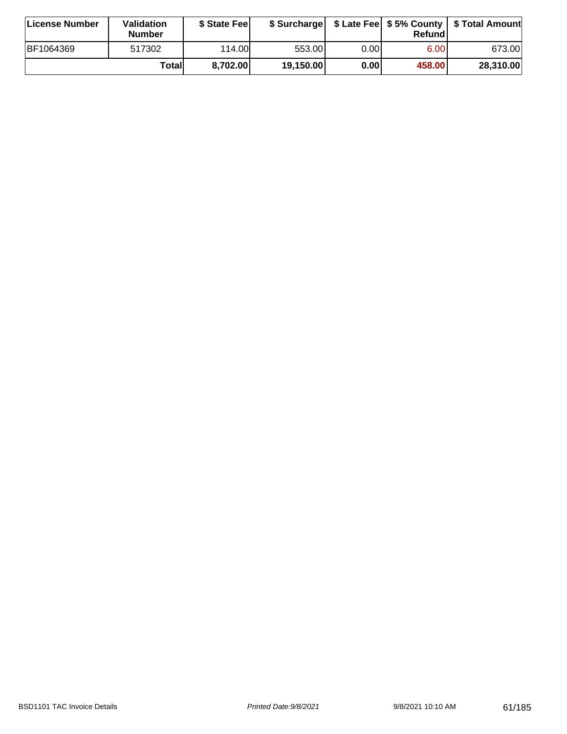| License Number | Validation Number | $ State Fee | $ Surcharge | $ Late Fee | $ 5% County Refund | $ Total Amount |
| --- | --- | --- | --- | --- | --- | --- |
| BF1064369 | 517302 | 114.00 | 553.00 | 0.00 | 6.00 | 673.00 |
| | **Total** | **8,702.00** | **19,150.00** | **0.00** | **458.00** | **28,310.00** |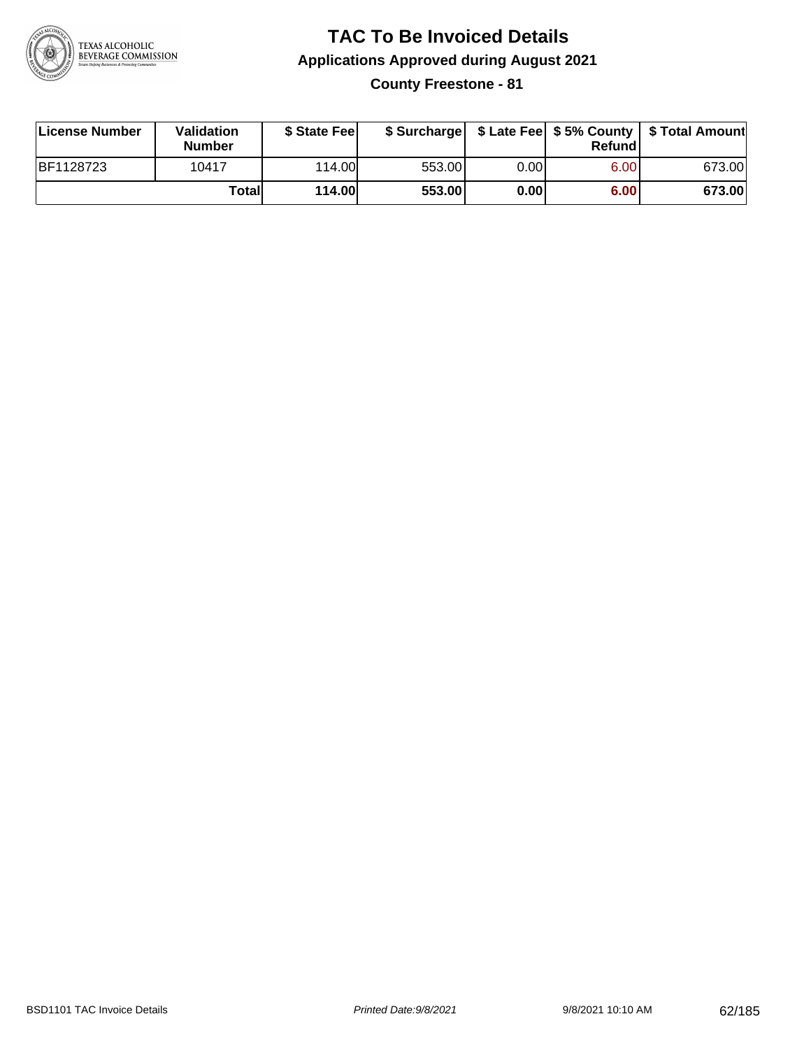# TAC To Be Invoiced Details

## Applications Approved during August 2021

### County Freestone - 81

| License Number | Validation Number | $ State Fee | $ Surcharge | $ Late Fee | $ 5% County Refund | $ Total Amount |
|---|---|---|---|---|---|---|
| BF1128723 | 10417 | 114.00 | 553.00 | 0.00 | 6.00 | 673.00 |
| | **Total** | **114.00** | **553.00** | **0.00** | **6.00** | **673.00** |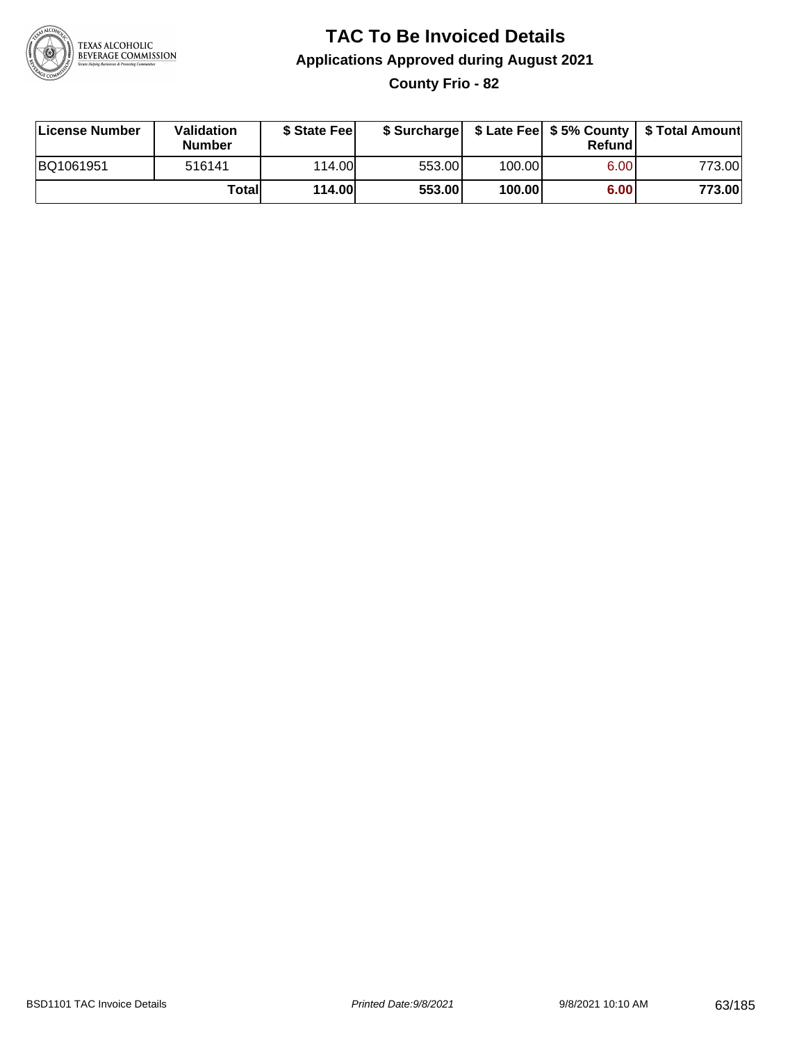# TAC To Be Invoiced Details

## Applications Approved during August 2021

### County Frio - 82

| License Number | Validation Number | $ State Fee | $ Surcharge | $ Late Fee | $ 5% County Refund | $ Total Amount |
|---|---|---|---|---|---|---|
| BQ1061951 | 516141 | 114.00 | 553.00 | 100.00 | 6.00 | 773.00 |
| | **Total** | **114.00** | **553.00** | **100.00** | **6.00** | **773.00** |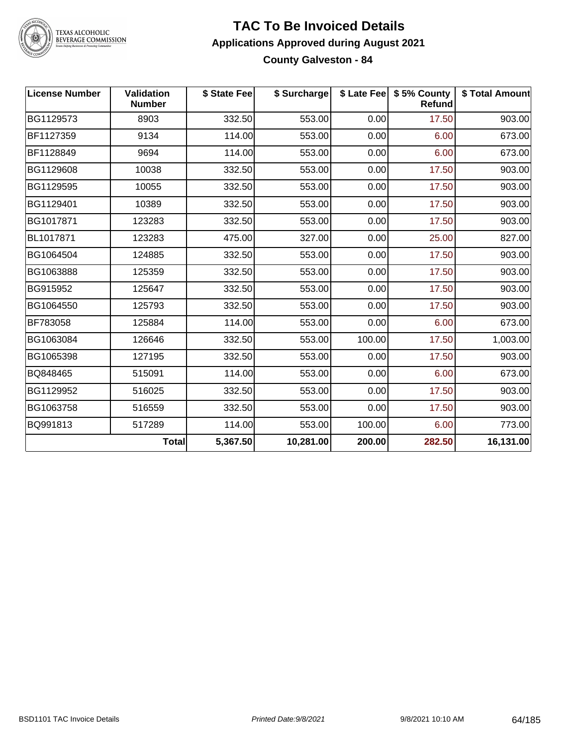# TAC To Be Invoiced Details

## Applications Approved during August 2021

### County Galveston - 84

| License Number | Validation Number | $ State Fee | $ Surcharge | $ Late Fee | $ 5% County Refund | $ Total Amount |
|---|---|---|---|---|---|---|
| BG1129573 | 8903 | 332.50 | 553.00 | 0.00 | 17.50 | 903.00 |
| BF1127359 | 9134 | 114.00 | 553.00 | 0.00 | 6.00 | 673.00 |
| BF1128849 | 9694 | 114.00 | 553.00 | 0.00 | 6.00 | 673.00 |
| BG1129608 | 10038 | 332.50 | 553.00 | 0.00 | 17.50 | 903.00 |
| BG1129595 | 10055 | 332.50 | 553.00 | 0.00 | 17.50 | 903.00 |
| BG1129401 | 10389 | 332.50 | 553.00 | 0.00 | 17.50 | 903.00 |
| BG1017871 | 123283 | 332.50 | 553.00 | 0.00 | 17.50 | 903.00 |
| BL1017871 | 123283 | 475.00 | 327.00 | 0.00 | 25.00 | 827.00 |
| BG1064504 | 124885 | 332.50 | 553.00 | 0.00 | 17.50 | 903.00 |
| BG1063888 | 125359 | 332.50 | 553.00 | 0.00 | 17.50 | 903.00 |
| BG915952 | 125647 | 332.50 | 553.00 | 0.00 | 17.50 | 903.00 |
| BG1064550 | 125793 | 332.50 | 553.00 | 0.00 | 17.50 | 903.00 |
| BF783058 | 125884 | 114.00 | 553.00 | 0.00 | 6.00 | 673.00 |
| BG1063084 | 126646 | 332.50 | 553.00 | 100.00 | 17.50 | 1,003.00 |
| BG1065398 | 127195 | 332.50 | 553.00 | 0.00 | 17.50 | 903.00 |
| BQ848465 | 515091 | 114.00 | 553.00 | 0.00 | 6.00 | 673.00 |
| BG1129952 | 516025 | 332.50 | 553.00 | 0.00 | 17.50 | 903.00 |
| BG1063758 | 516559 | 332.50 | 553.00 | 0.00 | 17.50 | 903.00 |
| BQ991813 | 517289 | 114.00 | 553.00 | 100.00 | 6.00 | 773.00 |
| | **Total** | **5,367.50** | **10,281.00** | **200.00** | **282.50** | **16,131.00** |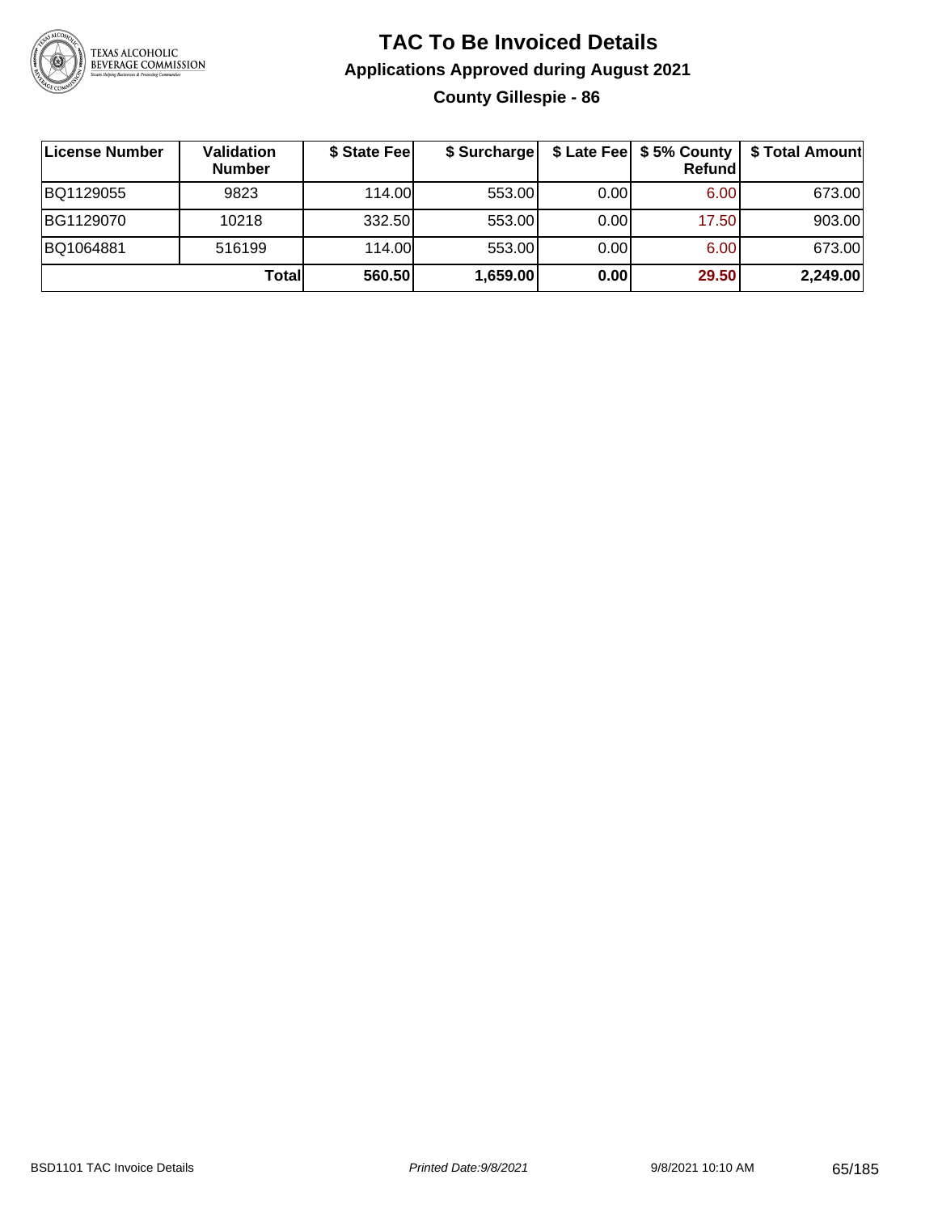# TAC To Be Invoiced Details

## Applications Approved during August 2021

### County Gillespie - 86

| License Number | Validation Number | $ State Fee | $ Surcharge | $ Late Fee | $ 5% County Refund | $ Total Amount |
|---|---|---|---|---|---|---|
| BQ1129055 | 9823 | 114.00 | 553.00 | 0.00 | 6.00 | 673.00 |
| BG1129070 | 10218 | 332.50 | 553.00 | 0.00 | 17.50 | 903.00 |
| BQ1064881 | 516199 | 114.00 | 553.00 | 0.00 | 6.00 | 673.00 |
| | **Total** | **560.50** | **1,659.00** | **0.00** | **29.50** | **2,249.00** |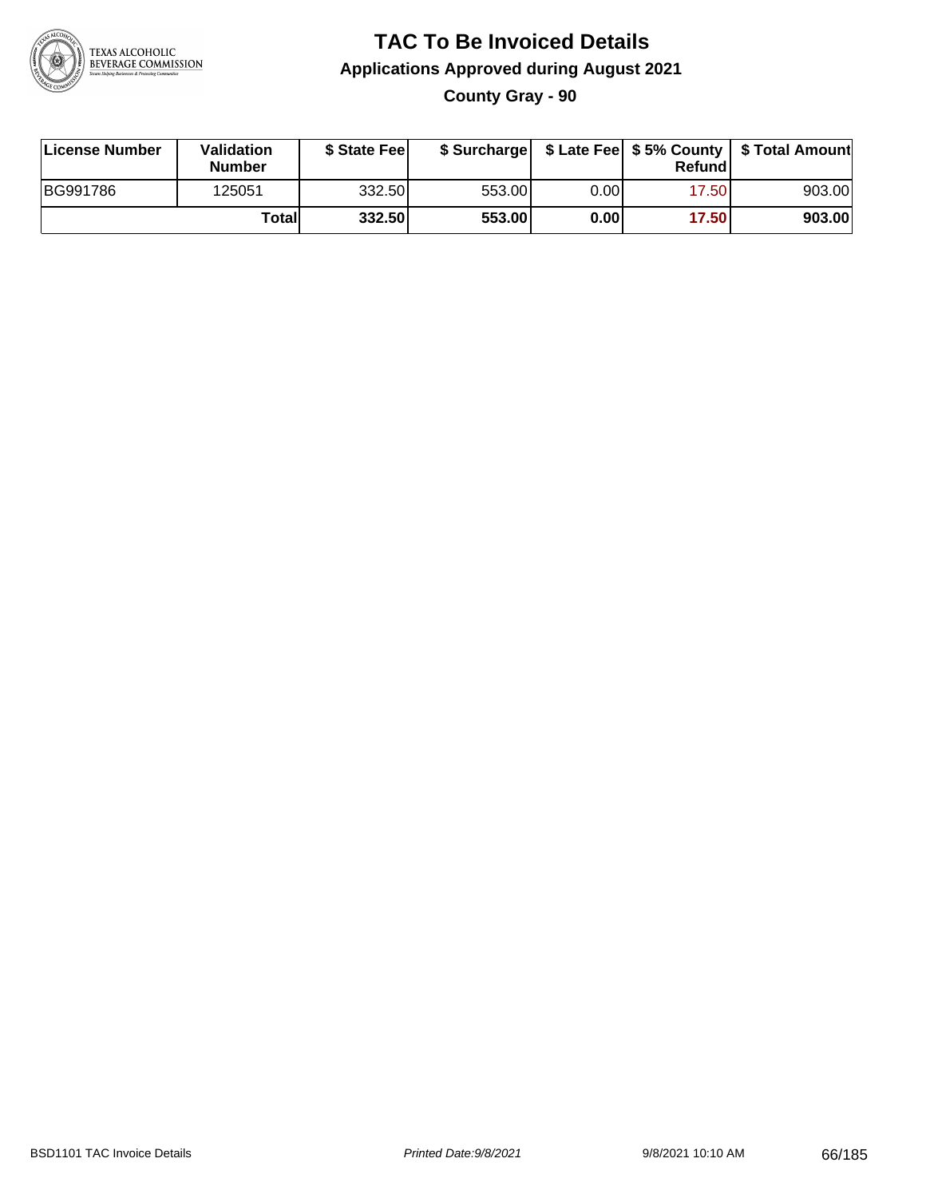# TAC To Be Invoiced Details

## Applications Approved during August 2021

### County Gray - 90

| License Number | Validation Number | $ State Fee | $ Surcharge | $ Late Fee | $ 5% County Refund | $ Total Amount |
|---|---|---|---|---|---|---|
| BG991786 | 125051 | 332.50 | 553.00 | 0.00 | 17.50 | 903.00 |
| | **Total** | **332.50** | **553.00** | **0.00** | **17.50** | **903.00** |

BSD1101 TAC Invoice Details — *Printed Date:9/8/2021* — 9/8/2021 10:10 AM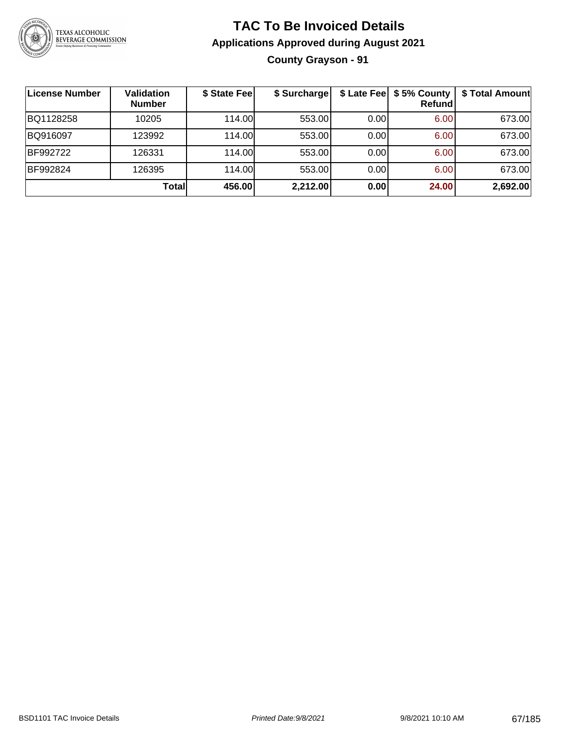# TAC To Be Invoiced Details

## Applications Approved during August 2021

### County Grayson - 91

| License Number | Validation Number | $ State Fee | $ Surcharge | $ Late Fee | $ 5% County Refund | $ Total Amount |
|---|---|---|---|---|---|---|
| BQ1128258 | 10205 | 114.00 | 553.00 | 0.00 | 6.00 | 673.00 |
| BQ916097 | 123992 | 114.00 | 553.00 | 0.00 | 6.00 | 673.00 |
| BF992722 | 126331 | 114.00 | 553.00 | 0.00 | 6.00 | 673.00 |
| BF992824 | 126395 | 114.00 | 553.00 | 0.00 | 6.00 | 673.00 |
| | **Total** | **456.00** | **2,212.00** | **0.00** | **24.00** | **2,692.00** |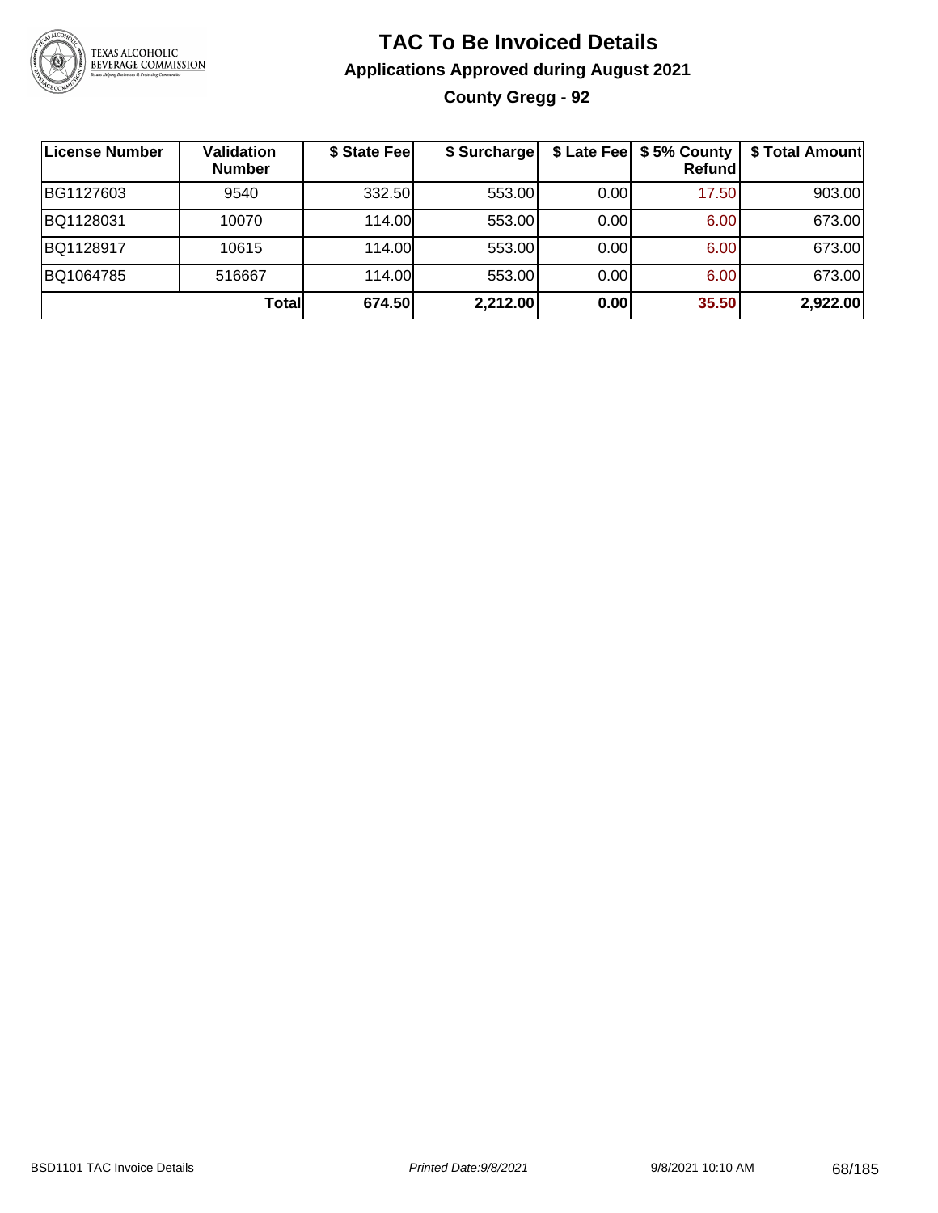# TAC To Be Invoiced Details

## Applications Approved during August 2021

### County Gregg - 92

| License Number | Validation Number | $ State Fee | $ Surcharge | $ Late Fee | $ 5% County Refund | $ Total Amount |
|---|---|---|---|---|---|---|
| BG1127603 | 9540 | 332.50 | 553.00 | 0.00 | 17.50 | 903.00 |
| BQ1128031 | 10070 | 114.00 | 553.00 | 0.00 | 6.00 | 673.00 |
| BQ1128917 | 10615 | 114.00 | 553.00 | 0.00 | 6.00 | 673.00 |
| BQ1064785 | 516667 | 114.00 | 553.00 | 0.00 | 6.00 | 673.00 |
| | **Total** | **674.50** | **2,212.00** | **0.00** | **35.50** | **2,922.00** |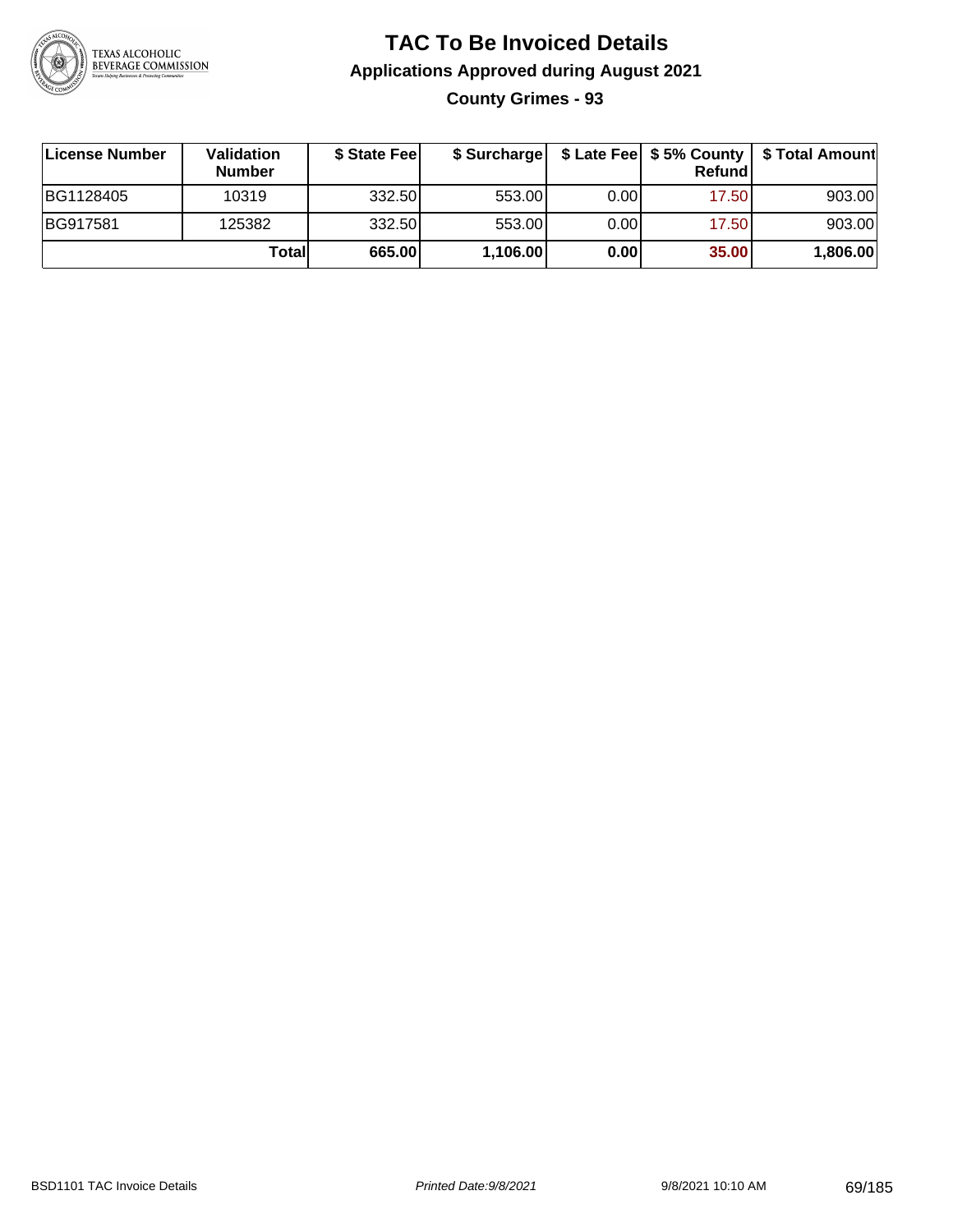# TAC To Be Invoiced Details

## Applications Approved during August 2021

### County Grimes - 93

| License Number | Validation Number | $ State Fee | $ Surcharge | $ Late Fee | $ 5% County Refund | $ Total Amount |
|---|---|---|---|---|---|---|
| BG1128405 | 10319 | 332.50 | 553.00 | 0.00 | 17.50 | 903.00 |
| BG917581 | 125382 | 332.50 | 553.00 | 0.00 | 17.50 | 903.00 |
| | **Total** | **665.00** | **1,106.00** | **0.00** | **35.00** | **1,806.00** |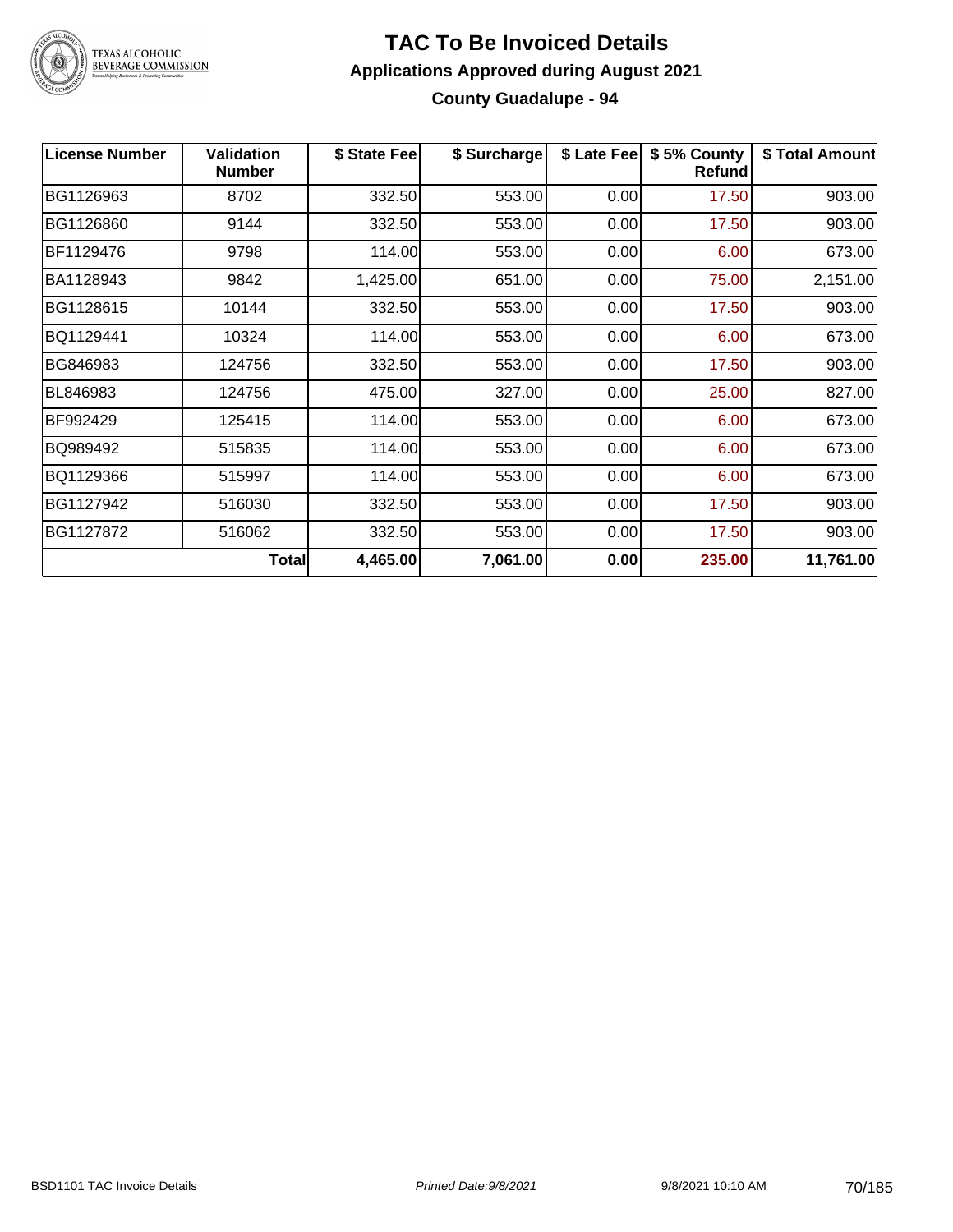# TAC To Be Invoiced Details

## Applications Approved during August 2021

### County Guadalupe - 94

| License Number | Validation Number | $ State Fee | $ Surcharge | $ Late Fee | $ 5% County Refund | $ Total Amount |
|---|---|---|---|---|---|---|
| BG1126963 | 8702 | 332.50 | 553.00 | 0.00 | 17.50 | 903.00 |
| BG1126860 | 9144 | 332.50 | 553.00 | 0.00 | 17.50 | 903.00 |
| BF1129476 | 9798 | 114.00 | 553.00 | 0.00 | 6.00 | 673.00 |
| BA1128943 | 9842 | 1,425.00 | 651.00 | 0.00 | 75.00 | 2,151.00 |
| BG1128615 | 10144 | 332.50 | 553.00 | 0.00 | 17.50 | 903.00 |
| BQ1129441 | 10324 | 114.00 | 553.00 | 0.00 | 6.00 | 673.00 |
| BG846983 | 124756 | 332.50 | 553.00 | 0.00 | 17.50 | 903.00 |
| BL846983 | 124756 | 475.00 | 327.00 | 0.00 | 25.00 | 827.00 |
| BF992429 | 125415 | 114.00 | 553.00 | 0.00 | 6.00 | 673.00 |
| BQ989492 | 515835 | 114.00 | 553.00 | 0.00 | 6.00 | 673.00 |
| BQ1129366 | 515997 | 114.00 | 553.00 | 0.00 | 6.00 | 673.00 |
| BG1127942 | 516030 | 332.50 | 553.00 | 0.00 | 17.50 | 903.00 |
| BG1127872 | 516062 | 332.50 | 553.00 | 0.00 | 17.50 | 903.00 |
| | **Total** | **4,465.00** | **7,061.00** | **0.00** | **235.00** | **11,761.00** |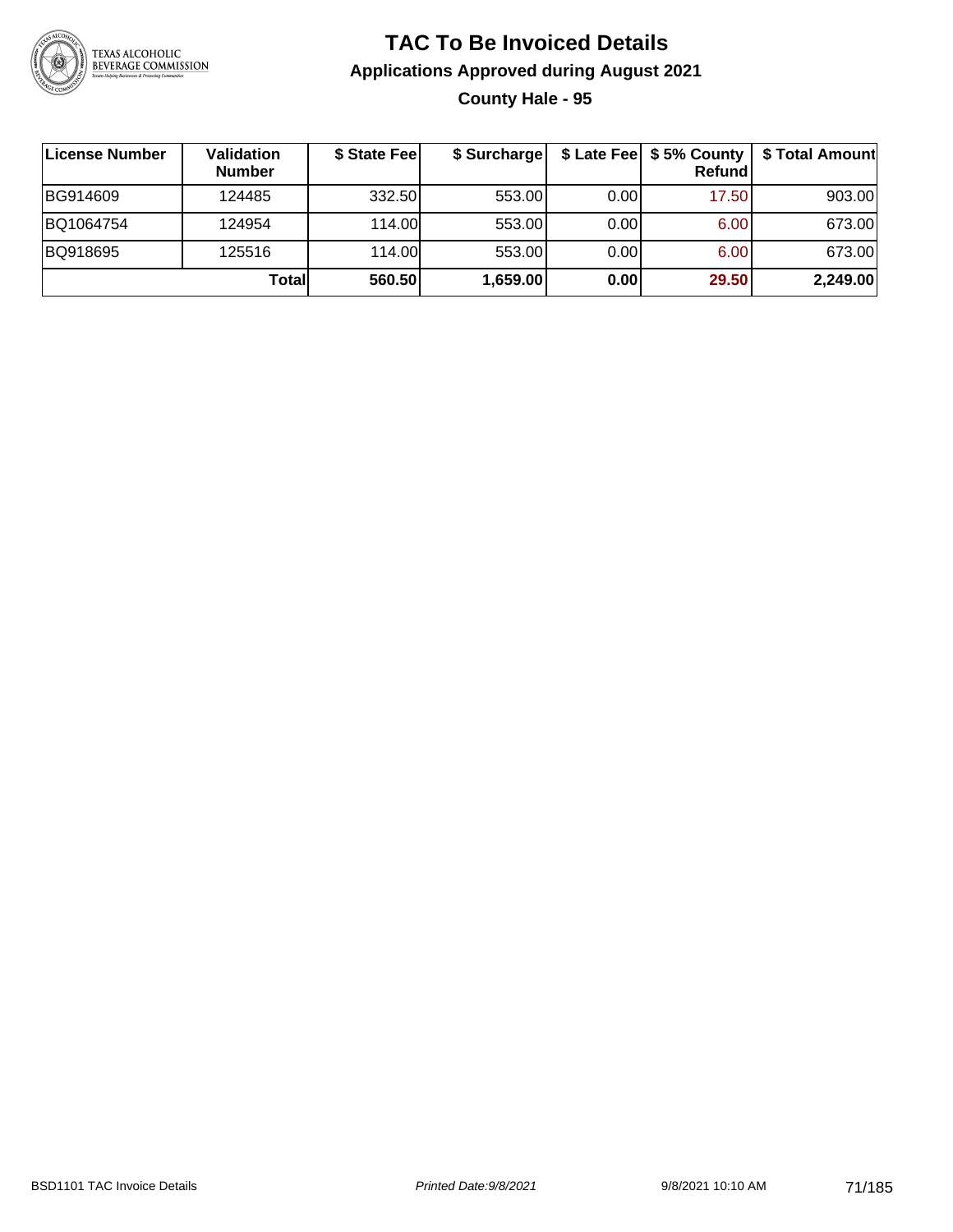# TAC To Be Invoiced Details

## Applications Approved during August 2021

### County Hale - 95

| License Number | Validation Number | $ State Fee | $ Surcharge | $ Late Fee | $ 5% County Refund | $ Total Amount |
|---|---|---|---|---|---|---|
| BG914609 | 124485 | 332.50 | 553.00 | 0.00 | 17.50 | 903.00 |
| BQ1064754 | 124954 | 114.00 | 553.00 | 0.00 | 6.00 | 673.00 |
| BQ918695 | 125516 | 114.00 | 553.00 | 0.00 | 6.00 | 673.00 |
| | **Total** | **560.50** | **1,659.00** | **0.00** | **29.50** | **2,249.00** |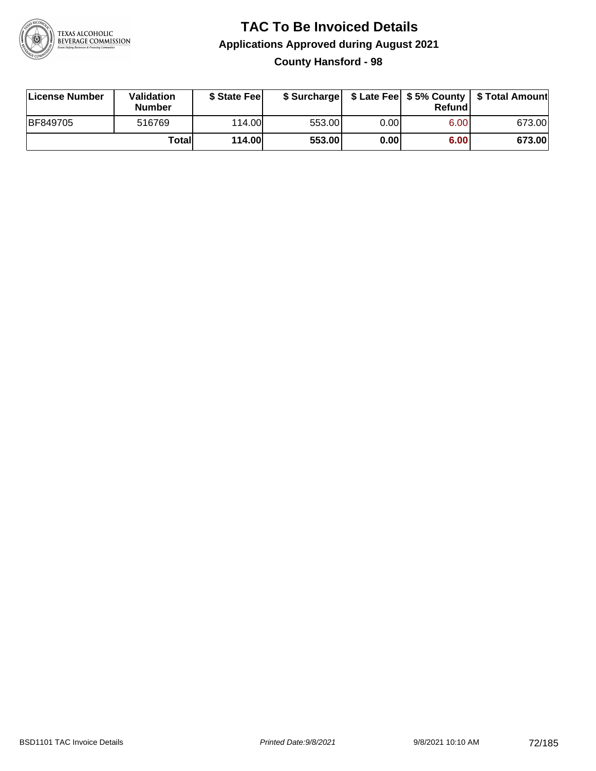# TAC To Be Invoiced Details

## Applications Approved during August 2021

### County Hansford - 98

| License Number | Validation Number | $ State Fee | $ Surcharge | $ Late Fee | $ 5% County Refund | $ Total Amount |
|---|---|---|---|---|---|---|
| BF849705 | 516769 | 114.00 | 553.00 | 0.00 | 6.00 | 673.00 |
| | **Total** | **114.00** | **553.00** | **0.00** | **6.00** | **673.00** |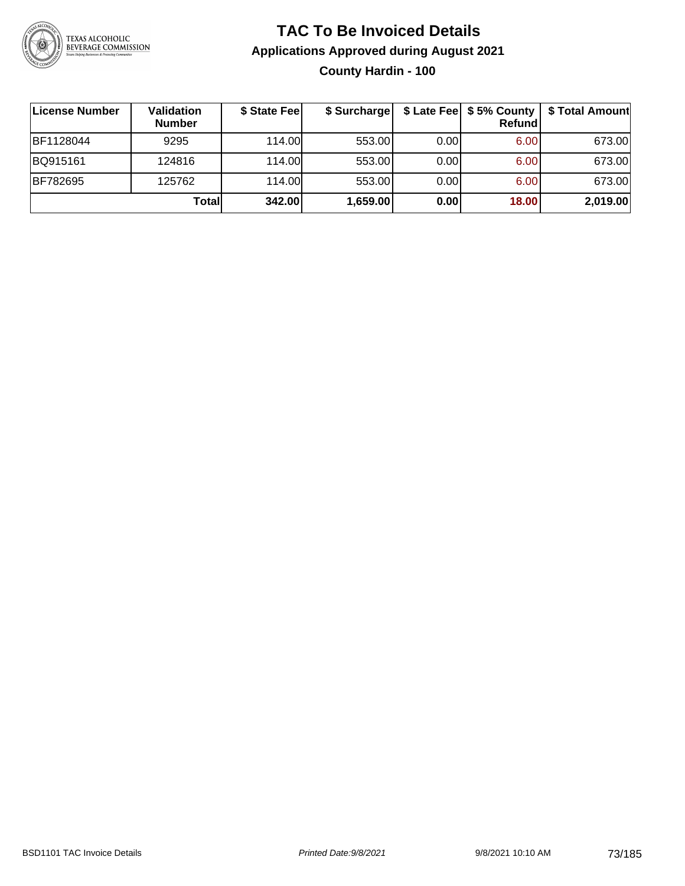# TAC To Be Invoiced Details

## Applications Approved during August 2021

### County Hardin - 100

| License Number | Validation Number | $ State Fee | $ Surcharge | $ Late Fee | $ 5% County Refund | $ Total Amount |
|---|---|---|---|---|---|---|
| BF1128044 | 9295 | 114.00 | 553.00 | 0.00 | 6.00 | 673.00 |
| BQ915161 | 124816 | 114.00 | 553.00 | 0.00 | 6.00 | 673.00 |
| BF782695 | 125762 | 114.00 | 553.00 | 0.00 | 6.00 | 673.00 |
| | **Total** | **342.00** | **1,659.00** | **0.00** | **18.00** | **2,019.00** |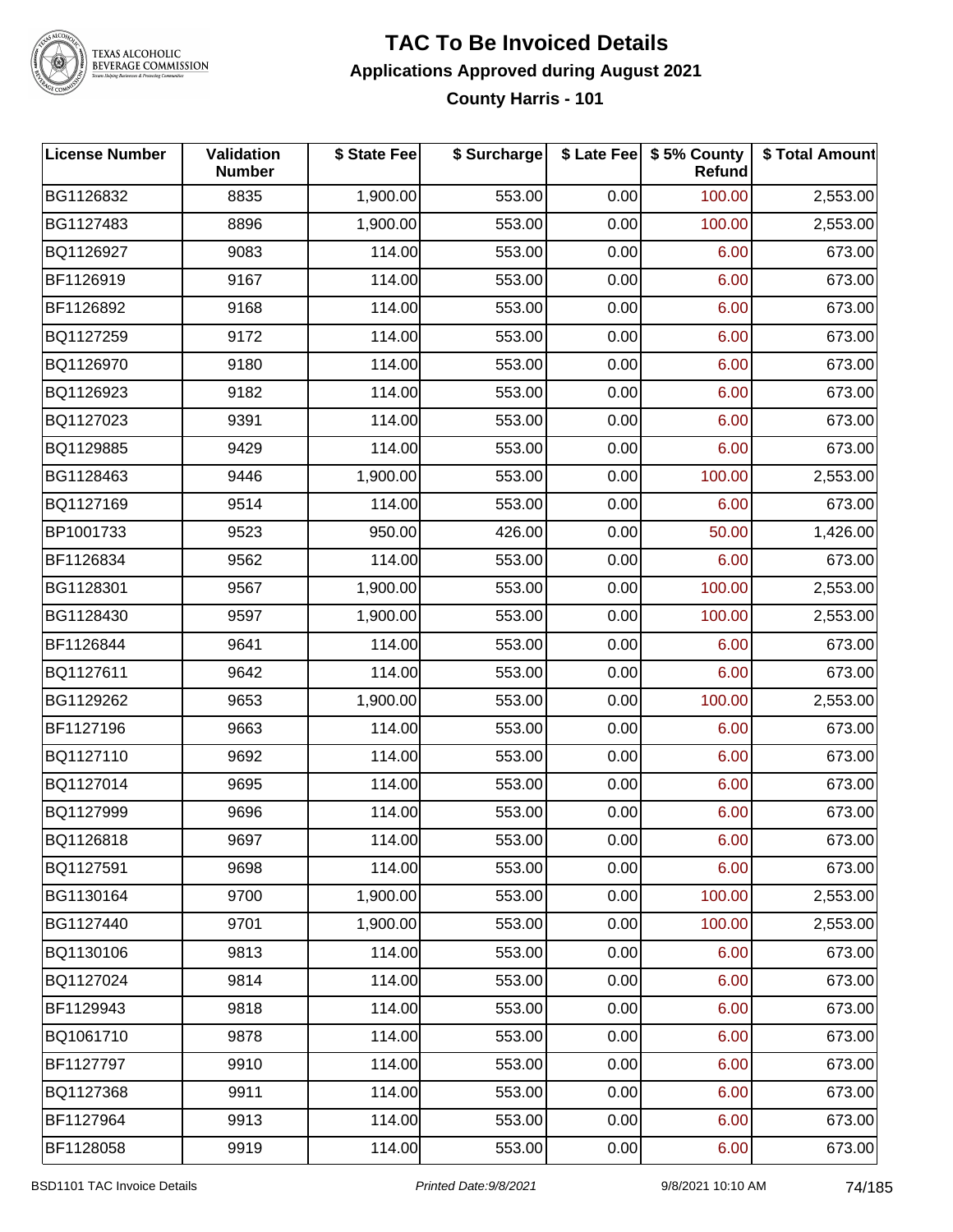# TAC To Be Invoiced Details

## Applications Approved during August 2021

### County Harris - 101

| License Number | Validation Number | $ State Fee | $ Surcharge | $ Late Fee | $ 5% County Refund | $ Total Amount |
|---|---|---|---|---|---|---|
| BG1126832 | 8835 | 1,900.00 | 553.00 | 0.00 | 100.00 | 2,553.00 |
| BG1127483 | 8896 | 1,900.00 | 553.00 | 0.00 | 100.00 | 2,553.00 |
| BQ1126927 | 9083 | 114.00 | 553.00 | 0.00 | 6.00 | 673.00 |
| BF1126919 | 9167 | 114.00 | 553.00 | 0.00 | 6.00 | 673.00 |
| BF1126892 | 9168 | 114.00 | 553.00 | 0.00 | 6.00 | 673.00 |
| BQ1127259 | 9172 | 114.00 | 553.00 | 0.00 | 6.00 | 673.00 |
| BQ1126970 | 9180 | 114.00 | 553.00 | 0.00 | 6.00 | 673.00 |
| BQ1126923 | 9182 | 114.00 | 553.00 | 0.00 | 6.00 | 673.00 |
| BQ1127023 | 9391 | 114.00 | 553.00 | 0.00 | 6.00 | 673.00 |
| BQ1129885 | 9429 | 114.00 | 553.00 | 0.00 | 6.00 | 673.00 |
| BG1128463 | 9446 | 1,900.00 | 553.00 | 0.00 | 100.00 | 2,553.00 |
| BQ1127169 | 9514 | 114.00 | 553.00 | 0.00 | 6.00 | 673.00 |
| BP1001733 | 9523 | 950.00 | 426.00 | 0.00 | 50.00 | 1,426.00 |
| BF1126834 | 9562 | 114.00 | 553.00 | 0.00 | 6.00 | 673.00 |
| BG1128301 | 9567 | 1,900.00 | 553.00 | 0.00 | 100.00 | 2,553.00 |
| BG1128430 | 9597 | 1,900.00 | 553.00 | 0.00 | 100.00 | 2,553.00 |
| BF1126844 | 9641 | 114.00 | 553.00 | 0.00 | 6.00 | 673.00 |
| BQ1127611 | 9642 | 114.00 | 553.00 | 0.00 | 6.00 | 673.00 |
| BG1129262 | 9653 | 1,900.00 | 553.00 | 0.00 | 100.00 | 2,553.00 |
| BF1127196 | 9663 | 114.00 | 553.00 | 0.00 | 6.00 | 673.00 |
| BQ1127110 | 9692 | 114.00 | 553.00 | 0.00 | 6.00 | 673.00 |
| BQ1127014 | 9695 | 114.00 | 553.00 | 0.00 | 6.00 | 673.00 |
| BQ1127999 | 9696 | 114.00 | 553.00 | 0.00 | 6.00 | 673.00 |
| BQ1126818 | 9697 | 114.00 | 553.00 | 0.00 | 6.00 | 673.00 |
| BQ1127591 | 9698 | 114.00 | 553.00 | 0.00 | 6.00 | 673.00 |
| BG1130164 | 9700 | 1,900.00 | 553.00 | 0.00 | 100.00 | 2,553.00 |
| BG1127440 | 9701 | 1,900.00 | 553.00 | 0.00 | 100.00 | 2,553.00 |
| BQ1130106 | 9813 | 114.00 | 553.00 | 0.00 | 6.00 | 673.00 |
| BQ1127024 | 9814 | 114.00 | 553.00 | 0.00 | 6.00 | 673.00 |
| BF1129943 | 9818 | 114.00 | 553.00 | 0.00 | 6.00 | 673.00 |
| BQ1061710 | 9878 | 114.00 | 553.00 | 0.00 | 6.00 | 673.00 |
| BF1127797 | 9910 | 114.00 | 553.00 | 0.00 | 6.00 | 673.00 |
| BQ1127368 | 9911 | 114.00 | 553.00 | 0.00 | 6.00 | 673.00 |
| BF1127964 | 9913 | 114.00 | 553.00 | 0.00 | 6.00 | 673.00 |
| BF1128058 | 9919 | 114.00 | 553.00 | 0.00 | 6.00 | 673.00 |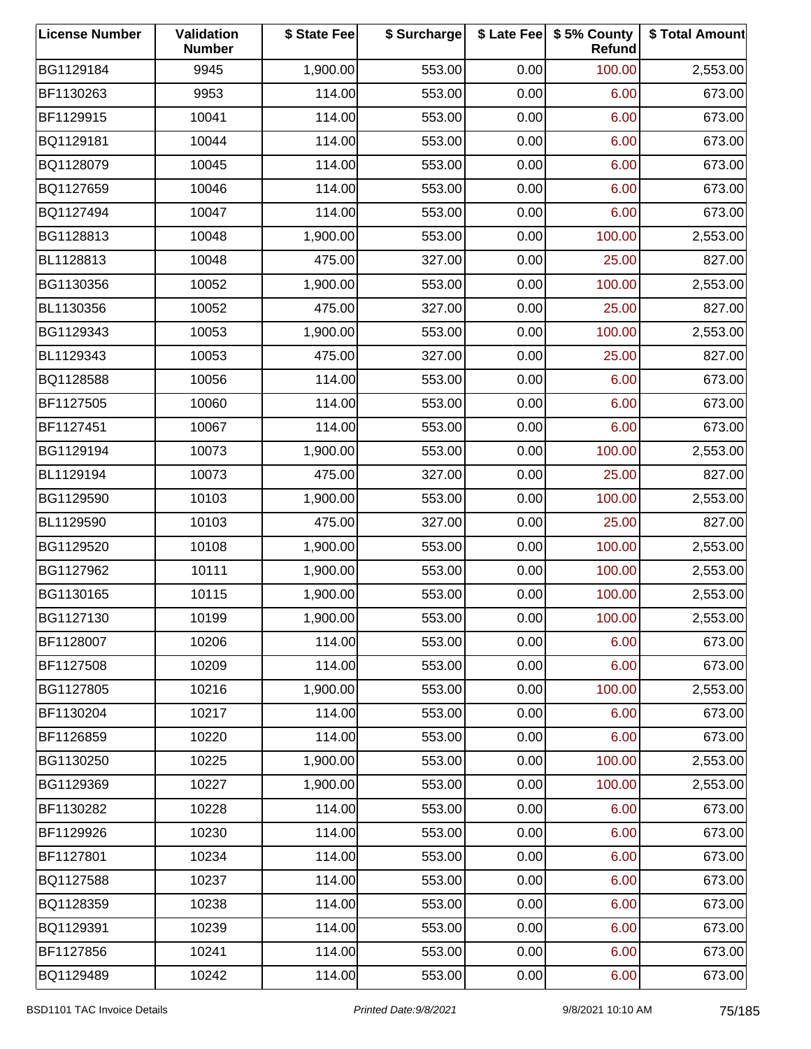| License Number | Validation Number | $ State Fee | $ Surcharge | $ Late Fee | $ 5% County Refund | $ Total Amount |
|---|---|---|---|---|---|---|
| BG1129184 | 9945 | 1,900.00 | 553.00 | 0.00 | 100.00 | 2,553.00 |
| BF1130263 | 9953 | 114.00 | 553.00 | 0.00 | 6.00 | 673.00 |
| BF1129915 | 10041 | 114.00 | 553.00 | 0.00 | 6.00 | 673.00 |
| BQ1129181 | 10044 | 114.00 | 553.00 | 0.00 | 6.00 | 673.00 |
| BQ1128079 | 10045 | 114.00 | 553.00 | 0.00 | 6.00 | 673.00 |
| BQ1127659 | 10046 | 114.00 | 553.00 | 0.00 | 6.00 | 673.00 |
| BQ1127494 | 10047 | 114.00 | 553.00 | 0.00 | 6.00 | 673.00 |
| BG1128813 | 10048 | 1,900.00 | 553.00 | 0.00 | 100.00 | 2,553.00 |
| BL1128813 | 10048 | 475.00 | 327.00 | 0.00 | 25.00 | 827.00 |
| BG1130356 | 10052 | 1,900.00 | 553.00 | 0.00 | 100.00 | 2,553.00 |
| BL1130356 | 10052 | 475.00 | 327.00 | 0.00 | 25.00 | 827.00 |
| BG1129343 | 10053 | 1,900.00 | 553.00 | 0.00 | 100.00 | 2,553.00 |
| BL1129343 | 10053 | 475.00 | 327.00 | 0.00 | 25.00 | 827.00 |
| BQ1128588 | 10056 | 114.00 | 553.00 | 0.00 | 6.00 | 673.00 |
| BF1127505 | 10060 | 114.00 | 553.00 | 0.00 | 6.00 | 673.00 |
| BF1127451 | 10067 | 114.00 | 553.00 | 0.00 | 6.00 | 673.00 |
| BG1129194 | 10073 | 1,900.00 | 553.00 | 0.00 | 100.00 | 2,553.00 |
| BL1129194 | 10073 | 475.00 | 327.00 | 0.00 | 25.00 | 827.00 |
| BG1129590 | 10103 | 1,900.00 | 553.00 | 0.00 | 100.00 | 2,553.00 |
| BL1129590 | 10103 | 475.00 | 327.00 | 0.00 | 25.00 | 827.00 |
| BG1129520 | 10108 | 1,900.00 | 553.00 | 0.00 | 100.00 | 2,553.00 |
| BG1127962 | 10111 | 1,900.00 | 553.00 | 0.00 | 100.00 | 2,553.00 |
| BG1130165 | 10115 | 1,900.00 | 553.00 | 0.00 | 100.00 | 2,553.00 |
| BG1127130 | 10199 | 1,900.00 | 553.00 | 0.00 | 100.00 | 2,553.00 |
| BF1128007 | 10206 | 114.00 | 553.00 | 0.00 | 6.00 | 673.00 |
| BF1127508 | 10209 | 114.00 | 553.00 | 0.00 | 6.00 | 673.00 |
| BG1127805 | 10216 | 1,900.00 | 553.00 | 0.00 | 100.00 | 2,553.00 |
| BF1130204 | 10217 | 114.00 | 553.00 | 0.00 | 6.00 | 673.00 |
| BF1126859 | 10220 | 114.00 | 553.00 | 0.00 | 6.00 | 673.00 |
| BG1130250 | 10225 | 1,900.00 | 553.00 | 0.00 | 100.00 | 2,553.00 |
| BG1129369 | 10227 | 1,900.00 | 553.00 | 0.00 | 100.00 | 2,553.00 |
| BF1130282 | 10228 | 114.00 | 553.00 | 0.00 | 6.00 | 673.00 |
| BF1129926 | 10230 | 114.00 | 553.00 | 0.00 | 6.00 | 673.00 |
| BF1127801 | 10234 | 114.00 | 553.00 | 0.00 | 6.00 | 673.00 |
| BQ1127588 | 10237 | 114.00 | 553.00 | 0.00 | 6.00 | 673.00 |
| BQ1128359 | 10238 | 114.00 | 553.00 | 0.00 | 6.00 | 673.00 |
| BQ1129391 | 10239 | 114.00 | 553.00 | 0.00 | 6.00 | 673.00 |
| BF1127856 | 10241 | 114.00 | 553.00 | 0.00 | 6.00 | 673.00 |
| BQ1129489 | 10242 | 114.00 | 553.00 | 0.00 | 6.00 | 673.00 |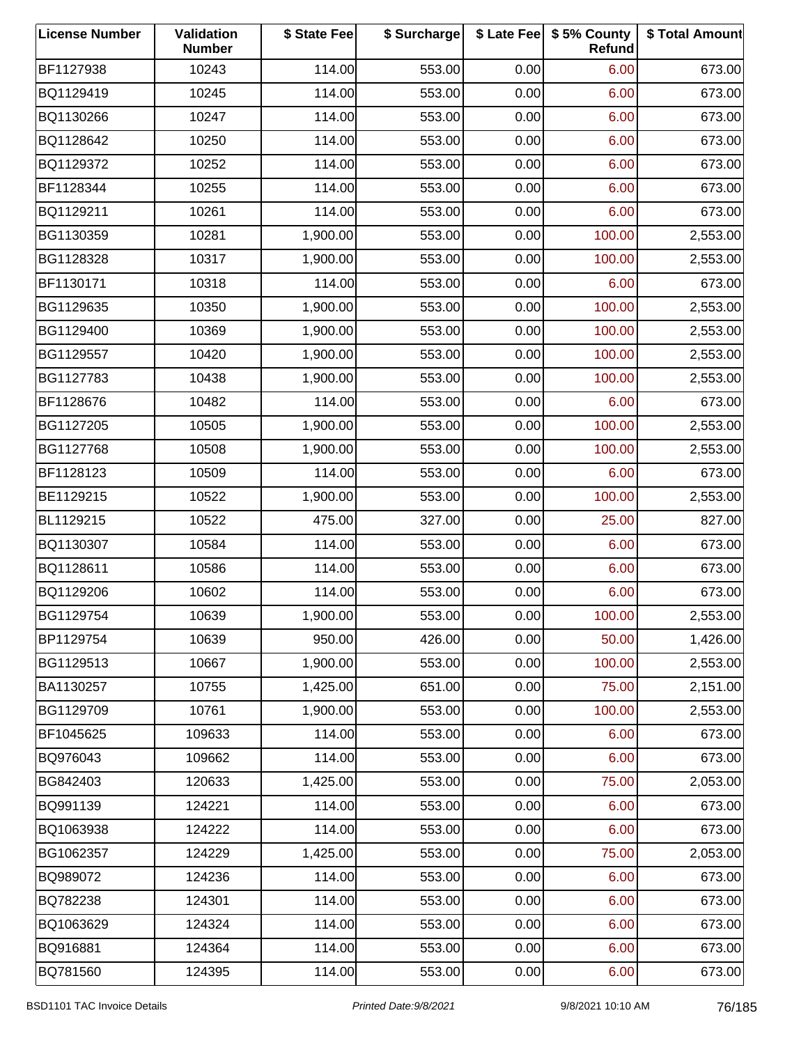| License Number | Validation Number | $ State Fee | $ Surcharge | $ Late Fee | $ 5% County Refund | $ Total Amount |
|---|---|---|---|---|---|---|
| BF1127938 | 10243 | 114.00 | 553.00 | 0.00 | 6.00 | 673.00 |
| BQ1129419 | 10245 | 114.00 | 553.00 | 0.00 | 6.00 | 673.00 |
| BQ1130266 | 10247 | 114.00 | 553.00 | 0.00 | 6.00 | 673.00 |
| BQ1128642 | 10250 | 114.00 | 553.00 | 0.00 | 6.00 | 673.00 |
| BQ1129372 | 10252 | 114.00 | 553.00 | 0.00 | 6.00 | 673.00 |
| BF1128344 | 10255 | 114.00 | 553.00 | 0.00 | 6.00 | 673.00 |
| BQ1129211 | 10261 | 114.00 | 553.00 | 0.00 | 6.00 | 673.00 |
| BG1130359 | 10281 | 1,900.00 | 553.00 | 0.00 | 100.00 | 2,553.00 |
| BG1128328 | 10317 | 1,900.00 | 553.00 | 0.00 | 100.00 | 2,553.00 |
| BF1130171 | 10318 | 114.00 | 553.00 | 0.00 | 6.00 | 673.00 |
| BG1129635 | 10350 | 1,900.00 | 553.00 | 0.00 | 100.00 | 2,553.00 |
| BG1129400 | 10369 | 1,900.00 | 553.00 | 0.00 | 100.00 | 2,553.00 |
| BG1129557 | 10420 | 1,900.00 | 553.00 | 0.00 | 100.00 | 2,553.00 |
| BG1127783 | 10438 | 1,900.00 | 553.00 | 0.00 | 100.00 | 2,553.00 |
| BF1128676 | 10482 | 114.00 | 553.00 | 0.00 | 6.00 | 673.00 |
| BG1127205 | 10505 | 1,900.00 | 553.00 | 0.00 | 100.00 | 2,553.00 |
| BG1127768 | 10508 | 1,900.00 | 553.00 | 0.00 | 100.00 | 2,553.00 |
| BF1128123 | 10509 | 114.00 | 553.00 | 0.00 | 6.00 | 673.00 |
| BE1129215 | 10522 | 1,900.00 | 553.00 | 0.00 | 100.00 | 2,553.00 |
| BL1129215 | 10522 | 475.00 | 327.00 | 0.00 | 25.00 | 827.00 |
| BQ1130307 | 10584 | 114.00 | 553.00 | 0.00 | 6.00 | 673.00 |
| BQ1128611 | 10586 | 114.00 | 553.00 | 0.00 | 6.00 | 673.00 |
| BQ1129206 | 10602 | 114.00 | 553.00 | 0.00 | 6.00 | 673.00 |
| BG1129754 | 10639 | 1,900.00 | 553.00 | 0.00 | 100.00 | 2,553.00 |
| BP1129754 | 10639 | 950.00 | 426.00 | 0.00 | 50.00 | 1,426.00 |
| BG1129513 | 10667 | 1,900.00 | 553.00 | 0.00 | 100.00 | 2,553.00 |
| BA1130257 | 10755 | 1,425.00 | 651.00 | 0.00 | 75.00 | 2,151.00 |
| BG1129709 | 10761 | 1,900.00 | 553.00 | 0.00 | 100.00 | 2,553.00 |
| BF1045625 | 109633 | 114.00 | 553.00 | 0.00 | 6.00 | 673.00 |
| BQ976043 | 109662 | 114.00 | 553.00 | 0.00 | 6.00 | 673.00 |
| BG842403 | 120633 | 1,425.00 | 553.00 | 0.00 | 75.00 | 2,053.00 |
| BQ991139 | 124221 | 114.00 | 553.00 | 0.00 | 6.00 | 673.00 |
| BQ1063938 | 124222 | 114.00 | 553.00 | 0.00 | 6.00 | 673.00 |
| BG1062357 | 124229 | 1,425.00 | 553.00 | 0.00 | 75.00 | 2,053.00 |
| BQ989072 | 124236 | 114.00 | 553.00 | 0.00 | 6.00 | 673.00 |
| BQ782238 | 124301 | 114.00 | 553.00 | 0.00 | 6.00 | 673.00 |
| BQ1063629 | 124324 | 114.00 | 553.00 | 0.00 | 6.00 | 673.00 |
| BQ916881 | 124364 | 114.00 | 553.00 | 0.00 | 6.00 | 673.00 |
| BQ781560 | 124395 | 114.00 | 553.00 | 0.00 | 6.00 | 673.00 |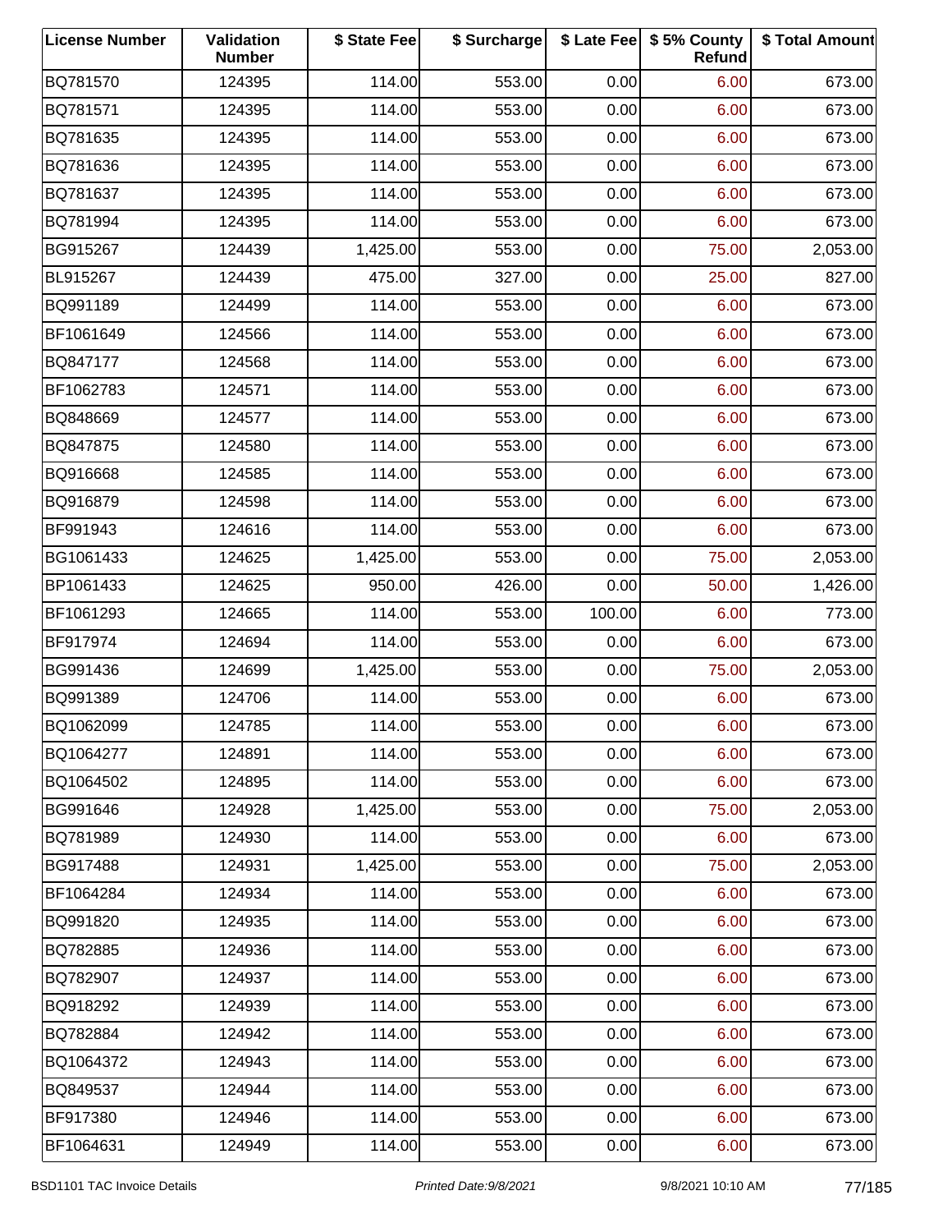| License Number | Validation Number | $ State Fee | $ Surcharge | $ Late Fee | $ 5% County Refund | $ Total Amount |
|---|---|---|---|---|---|---|
| BQ781570 | 124395 | 114.00 | 553.00 | 0.00 | 6.00 | 673.00 |
| BQ781571 | 124395 | 114.00 | 553.00 | 0.00 | 6.00 | 673.00 |
| BQ781635 | 124395 | 114.00 | 553.00 | 0.00 | 6.00 | 673.00 |
| BQ781636 | 124395 | 114.00 | 553.00 | 0.00 | 6.00 | 673.00 |
| BQ781637 | 124395 | 114.00 | 553.00 | 0.00 | 6.00 | 673.00 |
| BQ781994 | 124395 | 114.00 | 553.00 | 0.00 | 6.00 | 673.00 |
| BG915267 | 124439 | 1,425.00 | 553.00 | 0.00 | 75.00 | 2,053.00 |
| BL915267 | 124439 | 475.00 | 327.00 | 0.00 | 25.00 | 827.00 |
| BQ991189 | 124499 | 114.00 | 553.00 | 0.00 | 6.00 | 673.00 |
| BF1061649 | 124566 | 114.00 | 553.00 | 0.00 | 6.00 | 673.00 |
| BQ847177 | 124568 | 114.00 | 553.00 | 0.00 | 6.00 | 673.00 |
| BF1062783 | 124571 | 114.00 | 553.00 | 0.00 | 6.00 | 673.00 |
| BQ848669 | 124577 | 114.00 | 553.00 | 0.00 | 6.00 | 673.00 |
| BQ847875 | 124580 | 114.00 | 553.00 | 0.00 | 6.00 | 673.00 |
| BQ916668 | 124585 | 114.00 | 553.00 | 0.00 | 6.00 | 673.00 |
| BQ916879 | 124598 | 114.00 | 553.00 | 0.00 | 6.00 | 673.00 |
| BF991943 | 124616 | 114.00 | 553.00 | 0.00 | 6.00 | 673.00 |
| BG1061433 | 124625 | 1,425.00 | 553.00 | 0.00 | 75.00 | 2,053.00 |
| BP1061433 | 124625 | 950.00 | 426.00 | 0.00 | 50.00 | 1,426.00 |
| BF1061293 | 124665 | 114.00 | 553.00 | 100.00 | 6.00 | 773.00 |
| BF917974 | 124694 | 114.00 | 553.00 | 0.00 | 6.00 | 673.00 |
| BG991436 | 124699 | 1,425.00 | 553.00 | 0.00 | 75.00 | 2,053.00 |
| BQ991389 | 124706 | 114.00 | 553.00 | 0.00 | 6.00 | 673.00 |
| BQ1062099 | 124785 | 114.00 | 553.00 | 0.00 | 6.00 | 673.00 |
| BQ1064277 | 124891 | 114.00 | 553.00 | 0.00 | 6.00 | 673.00 |
| BQ1064502 | 124895 | 114.00 | 553.00 | 0.00 | 6.00 | 673.00 |
| BG991646 | 124928 | 1,425.00 | 553.00 | 0.00 | 75.00 | 2,053.00 |
| BQ781989 | 124930 | 114.00 | 553.00 | 0.00 | 6.00 | 673.00 |
| BG917488 | 124931 | 1,425.00 | 553.00 | 0.00 | 75.00 | 2,053.00 |
| BF1064284 | 124934 | 114.00 | 553.00 | 0.00 | 6.00 | 673.00 |
| BQ991820 | 124935 | 114.00 | 553.00 | 0.00 | 6.00 | 673.00 |
| BQ782885 | 124936 | 114.00 | 553.00 | 0.00 | 6.00 | 673.00 |
| BQ782907 | 124937 | 114.00 | 553.00 | 0.00 | 6.00 | 673.00 |
| BQ918292 | 124939 | 114.00 | 553.00 | 0.00 | 6.00 | 673.00 |
| BQ782884 | 124942 | 114.00 | 553.00 | 0.00 | 6.00 | 673.00 |
| BQ1064372 | 124943 | 114.00 | 553.00 | 0.00 | 6.00 | 673.00 |
| BQ849537 | 124944 | 114.00 | 553.00 | 0.00 | 6.00 | 673.00 |
| BF917380 | 124946 | 114.00 | 553.00 | 0.00 | 6.00 | 673.00 |
| BF1064631 | 124949 | 114.00 | 553.00 | 0.00 | 6.00 | 673.00 |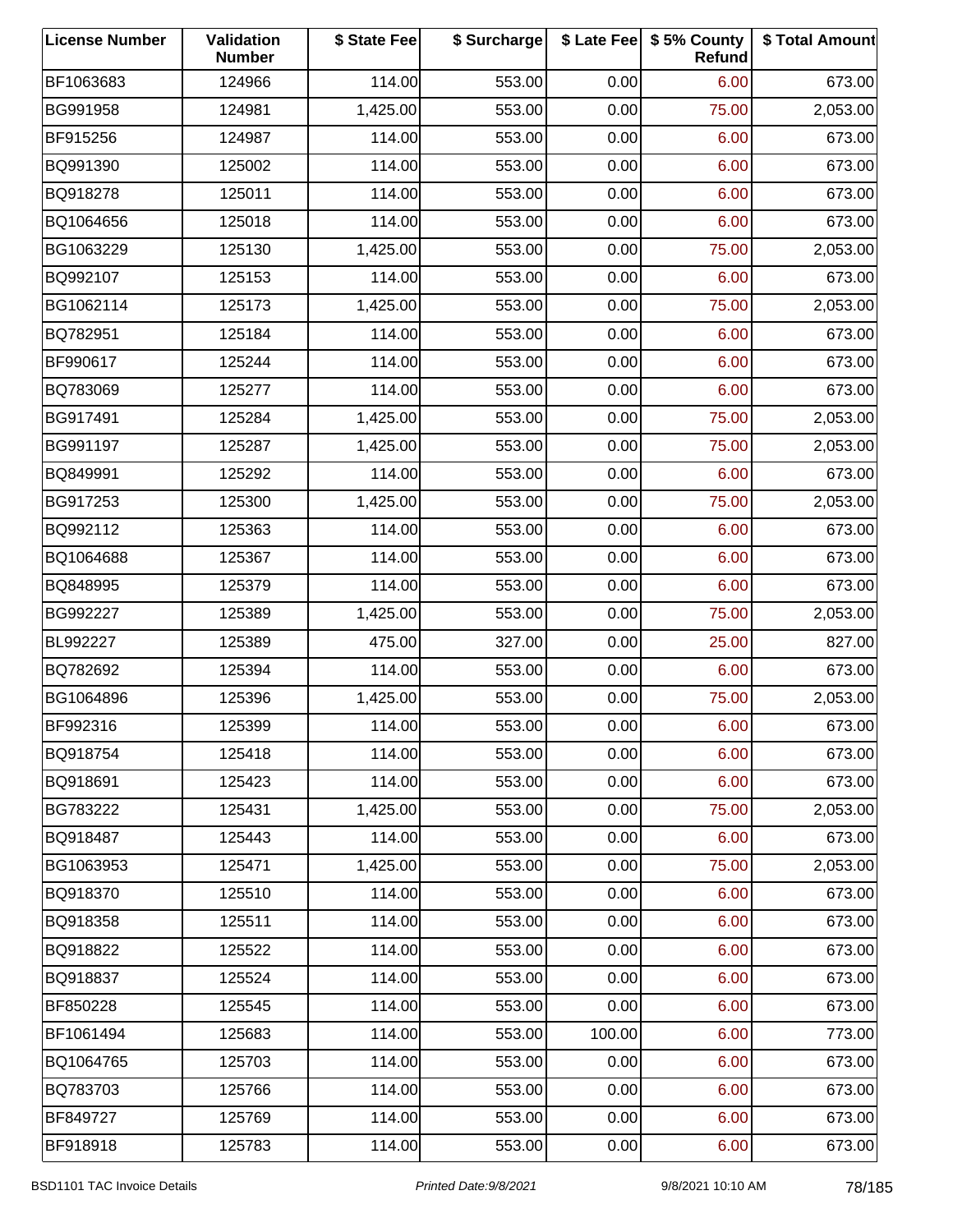| License Number | Validation Number | $ State Fee | $ Surcharge | $ Late Fee | $ 5% County Refund | $ Total Amount |
|---|---|---|---|---|---|---|
| BF1063683 | 124966 | 114.00 | 553.00 | 0.00 | 6.00 | 673.00 |
| BG991958 | 124981 | 1,425.00 | 553.00 | 0.00 | 75.00 | 2,053.00 |
| BF915256 | 124987 | 114.00 | 553.00 | 0.00 | 6.00 | 673.00 |
| BQ991390 | 125002 | 114.00 | 553.00 | 0.00 | 6.00 | 673.00 |
| BQ918278 | 125011 | 114.00 | 553.00 | 0.00 | 6.00 | 673.00 |
| BQ1064656 | 125018 | 114.00 | 553.00 | 0.00 | 6.00 | 673.00 |
| BG1063229 | 125130 | 1,425.00 | 553.00 | 0.00 | 75.00 | 2,053.00 |
| BQ992107 | 125153 | 114.00 | 553.00 | 0.00 | 6.00 | 673.00 |
| BG1062114 | 125173 | 1,425.00 | 553.00 | 0.00 | 75.00 | 2,053.00 |
| BQ782951 | 125184 | 114.00 | 553.00 | 0.00 | 6.00 | 673.00 |
| BF990617 | 125244 | 114.00 | 553.00 | 0.00 | 6.00 | 673.00 |
| BQ783069 | 125277 | 114.00 | 553.00 | 0.00 | 6.00 | 673.00 |
| BG917491 | 125284 | 1,425.00 | 553.00 | 0.00 | 75.00 | 2,053.00 |
| BG991197 | 125287 | 1,425.00 | 553.00 | 0.00 | 75.00 | 2,053.00 |
| BQ849991 | 125292 | 114.00 | 553.00 | 0.00 | 6.00 | 673.00 |
| BG917253 | 125300 | 1,425.00 | 553.00 | 0.00 | 75.00 | 2,053.00 |
| BQ992112 | 125363 | 114.00 | 553.00 | 0.00 | 6.00 | 673.00 |
| BQ1064688 | 125367 | 114.00 | 553.00 | 0.00 | 6.00 | 673.00 |
| BQ848995 | 125379 | 114.00 | 553.00 | 0.00 | 6.00 | 673.00 |
| BG992227 | 125389 | 1,425.00 | 553.00 | 0.00 | 75.00 | 2,053.00 |
| BL992227 | 125389 | 475.00 | 327.00 | 0.00 | 25.00 | 827.00 |
| BQ782692 | 125394 | 114.00 | 553.00 | 0.00 | 6.00 | 673.00 |
| BG1064896 | 125396 | 1,425.00 | 553.00 | 0.00 | 75.00 | 2,053.00 |
| BF992316 | 125399 | 114.00 | 553.00 | 0.00 | 6.00 | 673.00 |
| BQ918754 | 125418 | 114.00 | 553.00 | 0.00 | 6.00 | 673.00 |
| BQ918691 | 125423 | 114.00 | 553.00 | 0.00 | 6.00 | 673.00 |
| BG783222 | 125431 | 1,425.00 | 553.00 | 0.00 | 75.00 | 2,053.00 |
| BQ918487 | 125443 | 114.00 | 553.00 | 0.00 | 6.00 | 673.00 |
| BG1063953 | 125471 | 1,425.00 | 553.00 | 0.00 | 75.00 | 2,053.00 |
| BQ918370 | 125510 | 114.00 | 553.00 | 0.00 | 6.00 | 673.00 |
| BQ918358 | 125511 | 114.00 | 553.00 | 0.00 | 6.00 | 673.00 |
| BQ918822 | 125522 | 114.00 | 553.00 | 0.00 | 6.00 | 673.00 |
| BQ918837 | 125524 | 114.00 | 553.00 | 0.00 | 6.00 | 673.00 |
| BF850228 | 125545 | 114.00 | 553.00 | 0.00 | 6.00 | 673.00 |
| BF1061494 | 125683 | 114.00 | 553.00 | 100.00 | 6.00 | 773.00 |
| BQ1064765 | 125703 | 114.00 | 553.00 | 0.00 | 6.00 | 673.00 |
| BQ783703 | 125766 | 114.00 | 553.00 | 0.00 | 6.00 | 673.00 |
| BF849727 | 125769 | 114.00 | 553.00 | 0.00 | 6.00 | 673.00 |
| BF918918 | 125783 | 114.00 | 553.00 | 0.00 | 6.00 | 673.00 |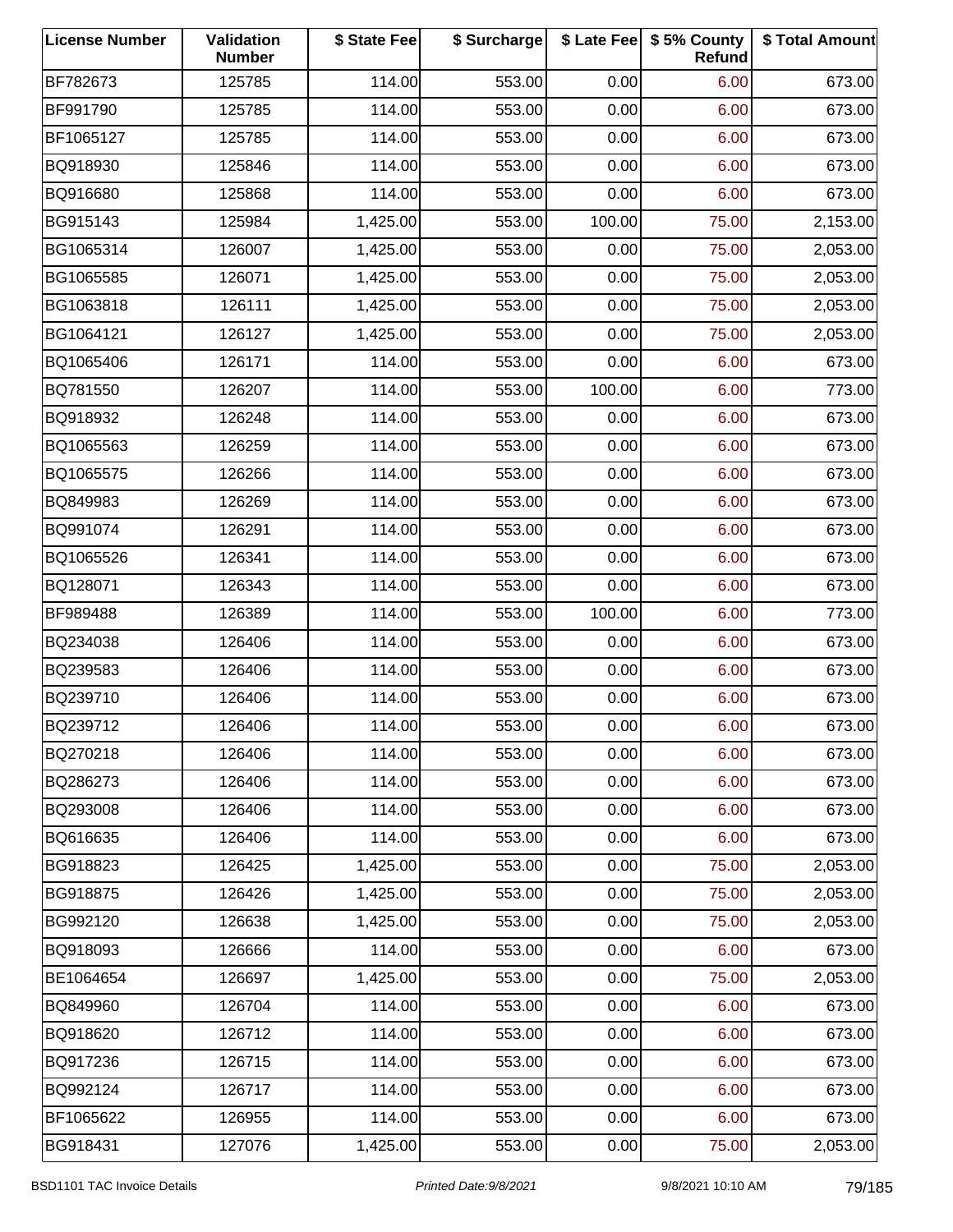| License Number | Validation Number | $ State Fee | $ Surcharge | $ Late Fee | $ 5% County Refund | $ Total Amount |
|---|---|---|---|---|---|---|
| BF782673 | 125785 | 114.00 | 553.00 | 0.00 | 6.00 | 673.00 |
| BF991790 | 125785 | 114.00 | 553.00 | 0.00 | 6.00 | 673.00 |
| BF1065127 | 125785 | 114.00 | 553.00 | 0.00 | 6.00 | 673.00 |
| BQ918930 | 125846 | 114.00 | 553.00 | 0.00 | 6.00 | 673.00 |
| BQ916680 | 125868 | 114.00 | 553.00 | 0.00 | 6.00 | 673.00 |
| BG915143 | 125984 | 1,425.00 | 553.00 | 100.00 | 75.00 | 2,153.00 |
| BG1065314 | 126007 | 1,425.00 | 553.00 | 0.00 | 75.00 | 2,053.00 |
| BG1065585 | 126071 | 1,425.00 | 553.00 | 0.00 | 75.00 | 2,053.00 |
| BG1063818 | 126111 | 1,425.00 | 553.00 | 0.00 | 75.00 | 2,053.00 |
| BG1064121 | 126127 | 1,425.00 | 553.00 | 0.00 | 75.00 | 2,053.00 |
| BQ1065406 | 126171 | 114.00 | 553.00 | 0.00 | 6.00 | 673.00 |
| BQ781550 | 126207 | 114.00 | 553.00 | 100.00 | 6.00 | 773.00 |
| BQ918932 | 126248 | 114.00 | 553.00 | 0.00 | 6.00 | 673.00 |
| BQ1065563 | 126259 | 114.00 | 553.00 | 0.00 | 6.00 | 673.00 |
| BQ1065575 | 126266 | 114.00 | 553.00 | 0.00 | 6.00 | 673.00 |
| BQ849983 | 126269 | 114.00 | 553.00 | 0.00 | 6.00 | 673.00 |
| BQ991074 | 126291 | 114.00 | 553.00 | 0.00 | 6.00 | 673.00 |
| BQ1065526 | 126341 | 114.00 | 553.00 | 0.00 | 6.00 | 673.00 |
| BQ128071 | 126343 | 114.00 | 553.00 | 0.00 | 6.00 | 673.00 |
| BF989488 | 126389 | 114.00 | 553.00 | 100.00 | 6.00 | 773.00 |
| BQ234038 | 126406 | 114.00 | 553.00 | 0.00 | 6.00 | 673.00 |
| BQ239583 | 126406 | 114.00 | 553.00 | 0.00 | 6.00 | 673.00 |
| BQ239710 | 126406 | 114.00 | 553.00 | 0.00 | 6.00 | 673.00 |
| BQ239712 | 126406 | 114.00 | 553.00 | 0.00 | 6.00 | 673.00 |
| BQ270218 | 126406 | 114.00 | 553.00 | 0.00 | 6.00 | 673.00 |
| BQ286273 | 126406 | 114.00 | 553.00 | 0.00 | 6.00 | 673.00 |
| BQ293008 | 126406 | 114.00 | 553.00 | 0.00 | 6.00 | 673.00 |
| BQ616635 | 126406 | 114.00 | 553.00 | 0.00 | 6.00 | 673.00 |
| BG918823 | 126425 | 1,425.00 | 553.00 | 0.00 | 75.00 | 2,053.00 |
| BG918875 | 126426 | 1,425.00 | 553.00 | 0.00 | 75.00 | 2,053.00 |
| BG992120 | 126638 | 1,425.00 | 553.00 | 0.00 | 75.00 | 2,053.00 |
| BQ918093 | 126666 | 114.00 | 553.00 | 0.00 | 6.00 | 673.00 |
| BE1064654 | 126697 | 1,425.00 | 553.00 | 0.00 | 75.00 | 2,053.00 |
| BQ849960 | 126704 | 114.00 | 553.00 | 0.00 | 6.00 | 673.00 |
| BQ918620 | 126712 | 114.00 | 553.00 | 0.00 | 6.00 | 673.00 |
| BQ917236 | 126715 | 114.00 | 553.00 | 0.00 | 6.00 | 673.00 |
| BQ992124 | 126717 | 114.00 | 553.00 | 0.00 | 6.00 | 673.00 |
| BF1065622 | 126955 | 114.00 | 553.00 | 0.00 | 6.00 | 673.00 |
| BG918431 | 127076 | 1,425.00 | 553.00 | 0.00 | 75.00 | 2,053.00 |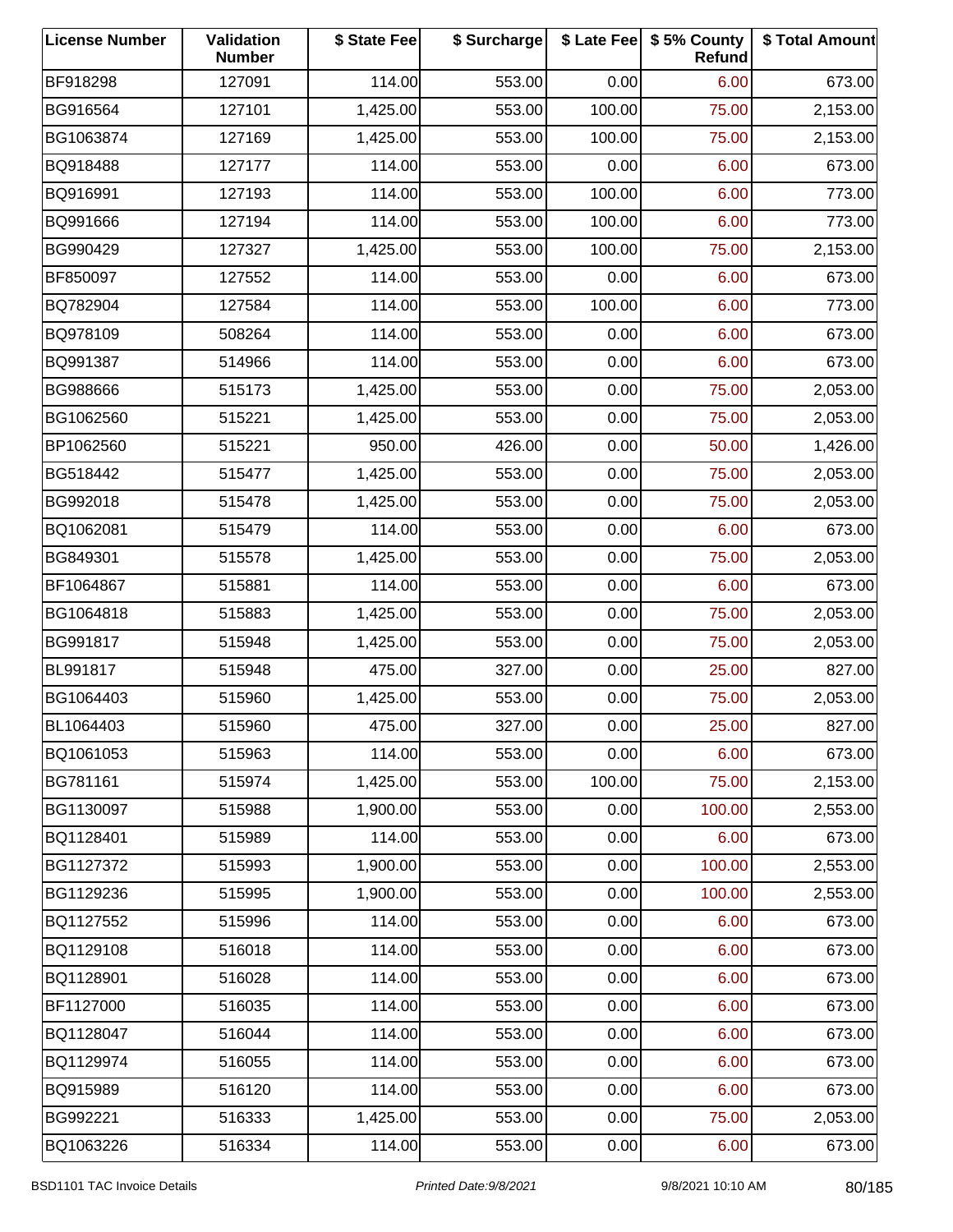| License Number | Validation Number | $ State Fee | $ Surcharge | $ Late Fee | $ 5% County Refund | $ Total Amount |
|---|---|---|---|---|---|---|
| BF918298 | 127091 | 114.00 | 553.00 | 0.00 | 6.00 | 673.00 |
| BG916564 | 127101 | 1,425.00 | 553.00 | 100.00 | 75.00 | 2,153.00 |
| BG1063874 | 127169 | 1,425.00 | 553.00 | 100.00 | 75.00 | 2,153.00 |
| BQ918488 | 127177 | 114.00 | 553.00 | 0.00 | 6.00 | 673.00 |
| BQ916991 | 127193 | 114.00 | 553.00 | 100.00 | 6.00 | 773.00 |
| BQ991666 | 127194 | 114.00 | 553.00 | 100.00 | 6.00 | 773.00 |
| BG990429 | 127327 | 1,425.00 | 553.00 | 100.00 | 75.00 | 2,153.00 |
| BF850097 | 127552 | 114.00 | 553.00 | 0.00 | 6.00 | 673.00 |
| BQ782904 | 127584 | 114.00 | 553.00 | 100.00 | 6.00 | 773.00 |
| BQ978109 | 508264 | 114.00 | 553.00 | 0.00 | 6.00 | 673.00 |
| BQ991387 | 514966 | 114.00 | 553.00 | 0.00 | 6.00 | 673.00 |
| BG988666 | 515173 | 1,425.00 | 553.00 | 0.00 | 75.00 | 2,053.00 |
| BG1062560 | 515221 | 1,425.00 | 553.00 | 0.00 | 75.00 | 2,053.00 |
| BP1062560 | 515221 | 950.00 | 426.00 | 0.00 | 50.00 | 1,426.00 |
| BG518442 | 515477 | 1,425.00 | 553.00 | 0.00 | 75.00 | 2,053.00 |
| BG992018 | 515478 | 1,425.00 | 553.00 | 0.00 | 75.00 | 2,053.00 |
| BQ1062081 | 515479 | 114.00 | 553.00 | 0.00 | 6.00 | 673.00 |
| BG849301 | 515578 | 1,425.00 | 553.00 | 0.00 | 75.00 | 2,053.00 |
| BF1064867 | 515881 | 114.00 | 553.00 | 0.00 | 6.00 | 673.00 |
| BG1064818 | 515883 | 1,425.00 | 553.00 | 0.00 | 75.00 | 2,053.00 |
| BG991817 | 515948 | 1,425.00 | 553.00 | 0.00 | 75.00 | 2,053.00 |
| BL991817 | 515948 | 475.00 | 327.00 | 0.00 | 25.00 | 827.00 |
| BG1064403 | 515960 | 1,425.00 | 553.00 | 0.00 | 75.00 | 2,053.00 |
| BL1064403 | 515960 | 475.00 | 327.00 | 0.00 | 25.00 | 827.00 |
| BQ1061053 | 515963 | 114.00 | 553.00 | 0.00 | 6.00 | 673.00 |
| BG781161 | 515974 | 1,425.00 | 553.00 | 100.00 | 75.00 | 2,153.00 |
| BG1130097 | 515988 | 1,900.00 | 553.00 | 0.00 | 100.00 | 2,553.00 |
| BQ1128401 | 515989 | 114.00 | 553.00 | 0.00 | 6.00 | 673.00 |
| BG1127372 | 515993 | 1,900.00 | 553.00 | 0.00 | 100.00 | 2,553.00 |
| BG1129236 | 515995 | 1,900.00 | 553.00 | 0.00 | 100.00 | 2,553.00 |
| BQ1127552 | 515996 | 114.00 | 553.00 | 0.00 | 6.00 | 673.00 |
| BQ1129108 | 516018 | 114.00 | 553.00 | 0.00 | 6.00 | 673.00 |
| BQ1128901 | 516028 | 114.00 | 553.00 | 0.00 | 6.00 | 673.00 |
| BF1127000 | 516035 | 114.00 | 553.00 | 0.00 | 6.00 | 673.00 |
| BQ1128047 | 516044 | 114.00 | 553.00 | 0.00 | 6.00 | 673.00 |
| BQ1129974 | 516055 | 114.00 | 553.00 | 0.00 | 6.00 | 673.00 |
| BQ915989 | 516120 | 114.00 | 553.00 | 0.00 | 6.00 | 673.00 |
| BG992221 | 516333 | 1,425.00 | 553.00 | 0.00 | 75.00 | 2,053.00 |
| BQ1063226 | 516334 | 114.00 | 553.00 | 0.00 | 6.00 | 673.00 |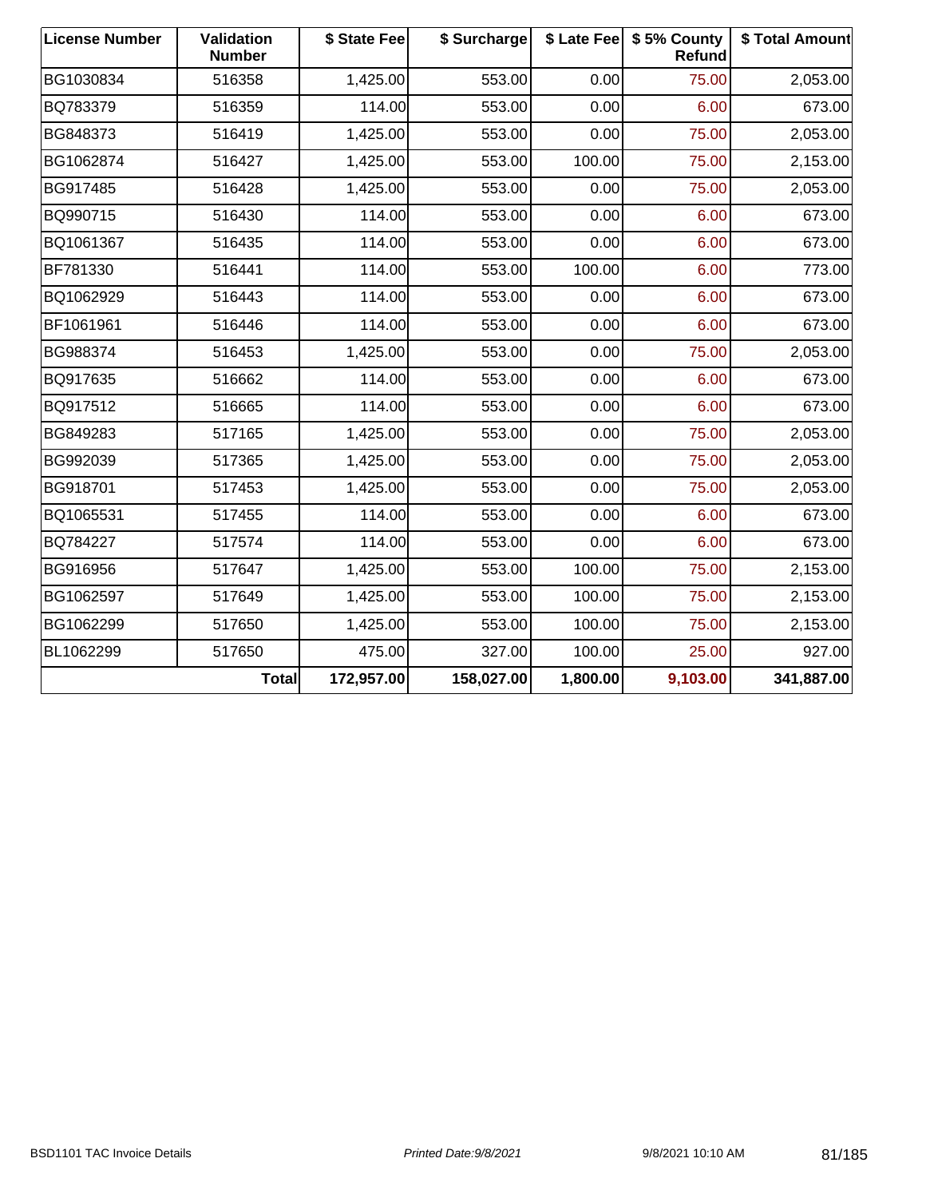| License Number | Validation Number | $ State Fee | $ Surcharge | $ Late Fee | $ 5% County Refund | $ Total Amount |
|---|---|---|---|---|---|---|
| BG1030834 | 516358 | 1,425.00 | 553.00 | 0.00 | 75.00 | 2,053.00 |
| BQ783379 | 516359 | 114.00 | 553.00 | 0.00 | 6.00 | 673.00 |
| BG848373 | 516419 | 1,425.00 | 553.00 | 0.00 | 75.00 | 2,053.00 |
| BG1062874 | 516427 | 1,425.00 | 553.00 | 100.00 | 75.00 | 2,153.00 |
| BG917485 | 516428 | 1,425.00 | 553.00 | 0.00 | 75.00 | 2,053.00 |
| BQ990715 | 516430 | 114.00 | 553.00 | 0.00 | 6.00 | 673.00 |
| BQ1061367 | 516435 | 114.00 | 553.00 | 0.00 | 6.00 | 673.00 |
| BF781330 | 516441 | 114.00 | 553.00 | 100.00 | 6.00 | 773.00 |
| BQ1062929 | 516443 | 114.00 | 553.00 | 0.00 | 6.00 | 673.00 |
| BF1061961 | 516446 | 114.00 | 553.00 | 0.00 | 6.00 | 673.00 |
| BG988374 | 516453 | 1,425.00 | 553.00 | 0.00 | 75.00 | 2,053.00 |
| BQ917635 | 516662 | 114.00 | 553.00 | 0.00 | 6.00 | 673.00 |
| BQ917512 | 516665 | 114.00 | 553.00 | 0.00 | 6.00 | 673.00 |
| BG849283 | 517165 | 1,425.00 | 553.00 | 0.00 | 75.00 | 2,053.00 |
| BG992039 | 517365 | 1,425.00 | 553.00 | 0.00 | 75.00 | 2,053.00 |
| BG918701 | 517453 | 1,425.00 | 553.00 | 0.00 | 75.00 | 2,053.00 |
| BQ1065531 | 517455 | 114.00 | 553.00 | 0.00 | 6.00 | 673.00 |
| BQ784227 | 517574 | 114.00 | 553.00 | 0.00 | 6.00 | 673.00 |
| BG916956 | 517647 | 1,425.00 | 553.00 | 100.00 | 75.00 | 2,153.00 |
| BG1062597 | 517649 | 1,425.00 | 553.00 | 100.00 | 75.00 | 2,153.00 |
| BG1062299 | 517650 | 1,425.00 | 553.00 | 100.00 | 75.00 | 2,153.00 |
| BL1062299 | 517650 | 475.00 | 327.00 | 100.00 | 25.00 | 927.00 |
| | **Total** | **172,957.00** | **158,027.00** | **1,800.00** | **9,103.00** | **341,887.00** |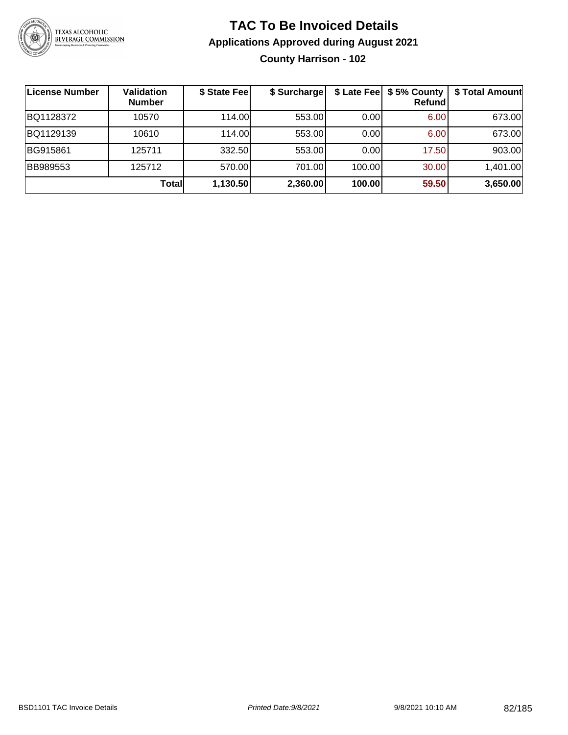# TAC To Be Invoiced Details

## Applications Approved during August 2021

### County Harrison - 102

| License Number | Validation Number | $ State Fee | $ Surcharge | $ Late Fee | $ 5% County Refund | $ Total Amount |
|---|---|---|---|---|---|---|
| BQ1128372 | 10570 | 114.00 | 553.00 | 0.00 | 6.00 | 673.00 |
| BQ1129139 | 10610 | 114.00 | 553.00 | 0.00 | 6.00 | 673.00 |
| BG915861 | 125711 | 332.50 | 553.00 | 0.00 | 17.50 | 903.00 |
| BB989553 | 125712 | 570.00 | 701.00 | 100.00 | 30.00 | 1,401.00 |
| | **Total** | **1,130.50** | **2,360.00** | **100.00** | **59.50** | **3,650.00** |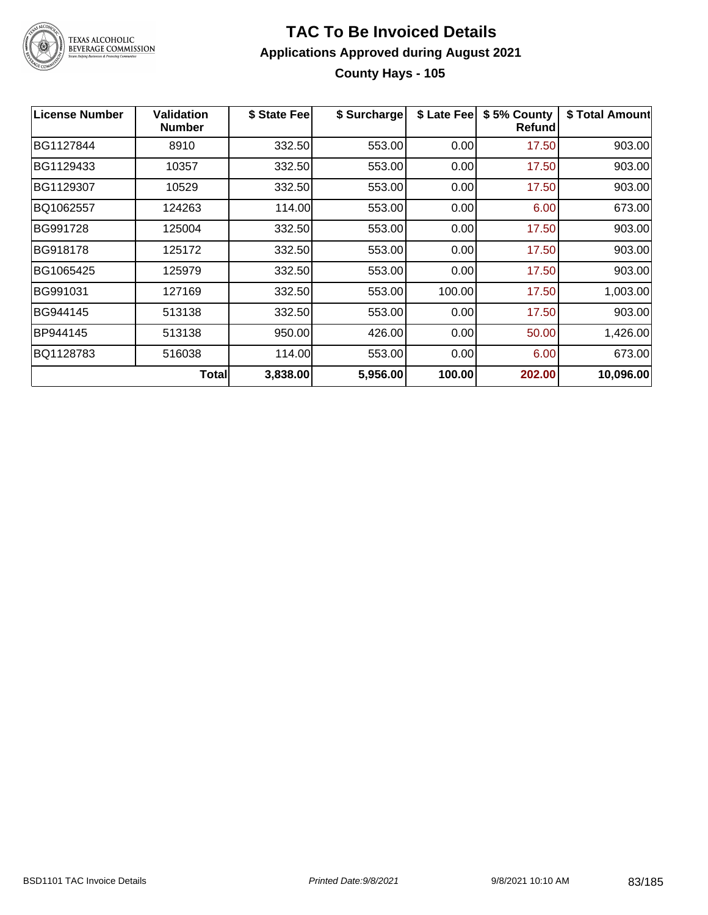# TAC To Be Invoiced Details

## Applications Approved during August 2021

### County Hays - 105

| License Number | Validation Number | $ State Fee | $ Surcharge | $ Late Fee | $ 5% County Refund | $ Total Amount |
|---|---|---|---|---|---|---|
| BG1127844 | 8910 | 332.50 | 553.00 | 0.00 | 17.50 | 903.00 |
| BG1129433 | 10357 | 332.50 | 553.00 | 0.00 | 17.50 | 903.00 |
| BG1129307 | 10529 | 332.50 | 553.00 | 0.00 | 17.50 | 903.00 |
| BQ1062557 | 124263 | 114.00 | 553.00 | 0.00 | 6.00 | 673.00 |
| BG991728 | 125004 | 332.50 | 553.00 | 0.00 | 17.50 | 903.00 |
| BG918178 | 125172 | 332.50 | 553.00 | 0.00 | 17.50 | 903.00 |
| BG1065425 | 125979 | 332.50 | 553.00 | 0.00 | 17.50 | 903.00 |
| BG991031 | 127169 | 332.50 | 553.00 | 100.00 | 17.50 | 1,003.00 |
| BG944145 | 513138 | 332.50 | 553.00 | 0.00 | 17.50 | 903.00 |
| BP944145 | 513138 | 950.00 | 426.00 | 0.00 | 50.00 | 1,426.00 |
| BQ1128783 | 516038 | 114.00 | 553.00 | 0.00 | 6.00 | 673.00 |
| | **Total** | **3,838.00** | **5,956.00** | **100.00** | **202.00** | **10,096.00** |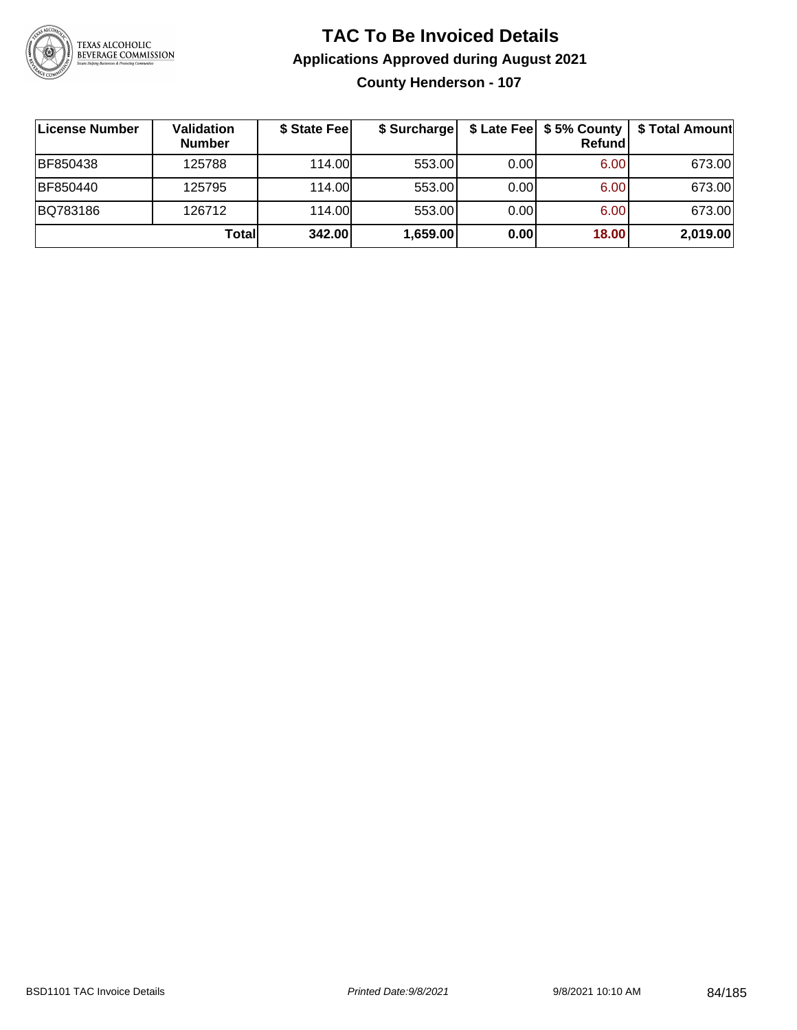# TAC To Be Invoiced Details

## Applications Approved during August 2021

### County Henderson - 107

| License Number | Validation Number | $ State Fee | $ Surcharge | $ Late Fee | $ 5% County Refund | $ Total Amount |
|---|---|---|---|---|---|---|
| BF850438 | 125788 | 114.00 | 553.00 | 0.00 | 6.00 | 673.00 |
| BF850440 | 125795 | 114.00 | 553.00 | 0.00 | 6.00 | 673.00 |
| BQ783186 | 126712 | 114.00 | 553.00 | 0.00 | 6.00 | 673.00 |
| | **Total** | **342.00** | **1,659.00** | **0.00** | **18.00** | **2,019.00** |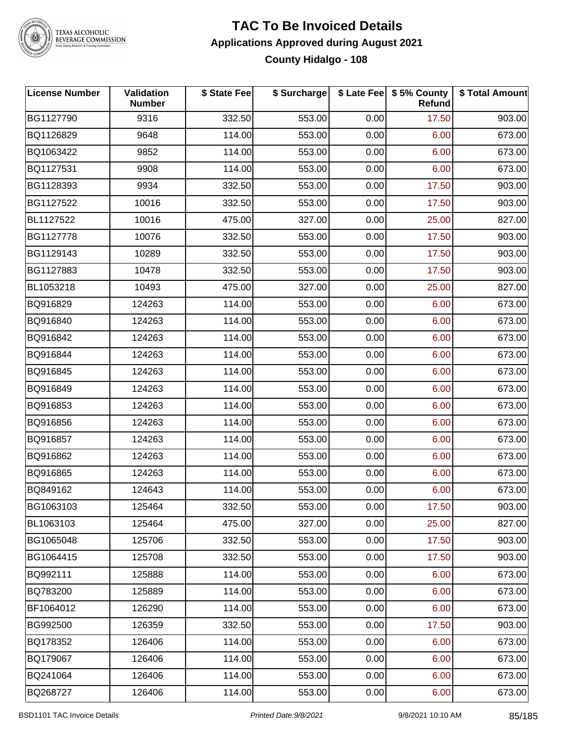# TAC To Be Invoiced Details

## Applications Approved during August 2021

### County Hidalgo - 108

| License Number | Validation Number | $ State Fee | $ Surcharge | $ Late Fee | $ 5% County Refund | $ Total Amount |
|---|---|---|---|---|---|---|
| BG1127790 | 9316 | 332.50 | 553.00 | 0.00 | 17.50 | 903.00 |
| BQ1126829 | 9648 | 114.00 | 553.00 | 0.00 | 6.00 | 673.00 |
| BQ1063422 | 9852 | 114.00 | 553.00 | 0.00 | 6.00 | 673.00 |
| BQ1127531 | 9908 | 114.00 | 553.00 | 0.00 | 6.00 | 673.00 |
| BG1128393 | 9934 | 332.50 | 553.00 | 0.00 | 17.50 | 903.00 |
| BG1127522 | 10016 | 332.50 | 553.00 | 0.00 | 17.50 | 903.00 |
| BL1127522 | 10016 | 475.00 | 327.00 | 0.00 | 25.00 | 827.00 |
| BG1127778 | 10076 | 332.50 | 553.00 | 0.00 | 17.50 | 903.00 |
| BG1129143 | 10289 | 332.50 | 553.00 | 0.00 | 17.50 | 903.00 |
| BG1127883 | 10478 | 332.50 | 553.00 | 0.00 | 17.50 | 903.00 |
| BL1053218 | 10493 | 475.00 | 327.00 | 0.00 | 25.00 | 827.00 |
| BQ916829 | 124263 | 114.00 | 553.00 | 0.00 | 6.00 | 673.00 |
| BQ916840 | 124263 | 114.00 | 553.00 | 0.00 | 6.00 | 673.00 |
| BQ916842 | 124263 | 114.00 | 553.00 | 0.00 | 6.00 | 673.00 |
| BQ916844 | 124263 | 114.00 | 553.00 | 0.00 | 6.00 | 673.00 |
| BQ916845 | 124263 | 114.00 | 553.00 | 0.00 | 6.00 | 673.00 |
| BQ916849 | 124263 | 114.00 | 553.00 | 0.00 | 6.00 | 673.00 |
| BQ916853 | 124263 | 114.00 | 553.00 | 0.00 | 6.00 | 673.00 |
| BQ916856 | 124263 | 114.00 | 553.00 | 0.00 | 6.00 | 673.00 |
| BQ916857 | 124263 | 114.00 | 553.00 | 0.00 | 6.00 | 673.00 |
| BQ916862 | 124263 | 114.00 | 553.00 | 0.00 | 6.00 | 673.00 |
| BQ916865 | 124263 | 114.00 | 553.00 | 0.00 | 6.00 | 673.00 |
| BQ849162 | 124643 | 114.00 | 553.00 | 0.00 | 6.00 | 673.00 |
| BG1063103 | 125464 | 332.50 | 553.00 | 0.00 | 17.50 | 903.00 |
| BL1063103 | 125464 | 475.00 | 327.00 | 0.00 | 25.00 | 827.00 |
| BG1065048 | 125706 | 332.50 | 553.00 | 0.00 | 17.50 | 903.00 |
| BG1064415 | 125708 | 332.50 | 553.00 | 0.00 | 17.50 | 903.00 |
| BQ992111 | 125888 | 114.00 | 553.00 | 0.00 | 6.00 | 673.00 |
| BQ783200 | 125889 | 114.00 | 553.00 | 0.00 | 6.00 | 673.00 |
| BF1064012 | 126290 | 114.00 | 553.00 | 0.00 | 6.00 | 673.00 |
| BG992500 | 126359 | 332.50 | 553.00 | 0.00 | 17.50 | 903.00 |
| BQ178352 | 126406 | 114.00 | 553.00 | 0.00 | 6.00 | 673.00 |
| BQ179067 | 126406 | 114.00 | 553.00 | 0.00 | 6.00 | 673.00 |
| BQ241064 | 126406 | 114.00 | 553.00 | 0.00 | 6.00 | 673.00 |
| BQ268727 | 126406 | 114.00 | 553.00 | 0.00 | 6.00 | 673.00 |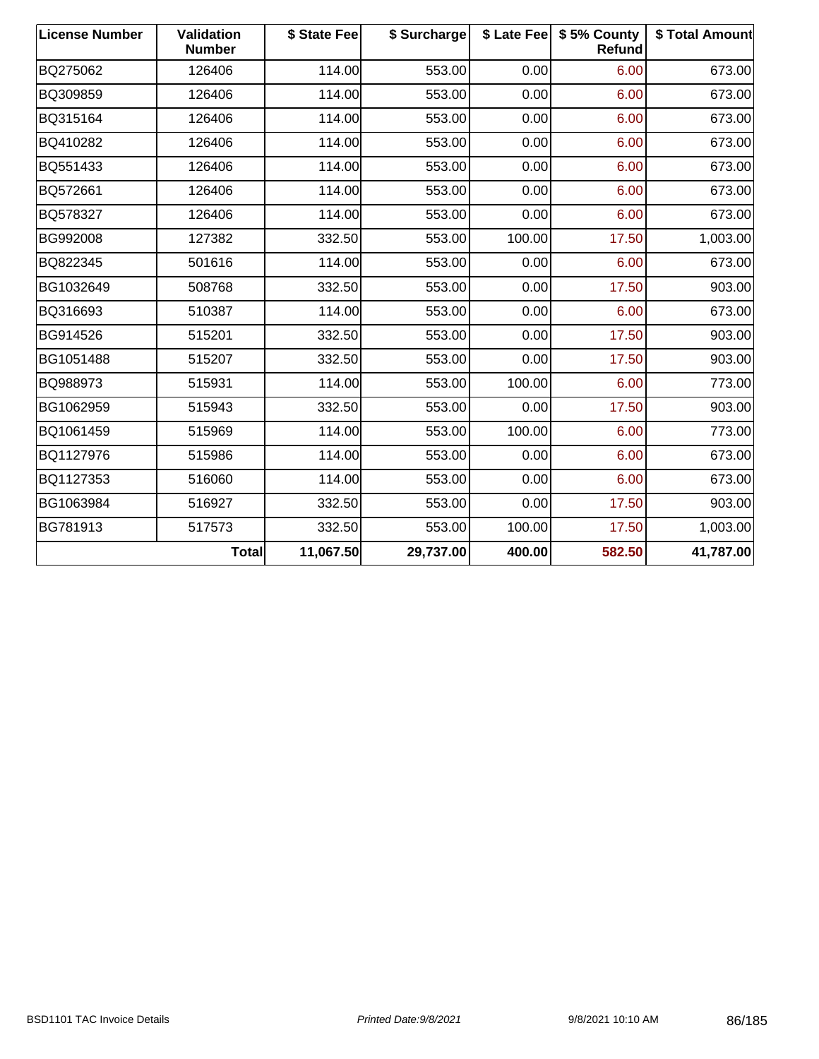| License Number | Validation Number | $ State Fee | $ Surcharge | $ Late Fee | $ 5% County Refund | $ Total Amount |
|---|---|---|---|---|---|---|
| BQ275062 | 126406 | 114.00 | 553.00 | 0.00 | 6.00 | 673.00 |
| BQ309859 | 126406 | 114.00 | 553.00 | 0.00 | 6.00 | 673.00 |
| BQ315164 | 126406 | 114.00 | 553.00 | 0.00 | 6.00 | 673.00 |
| BQ410282 | 126406 | 114.00 | 553.00 | 0.00 | 6.00 | 673.00 |
| BQ551433 | 126406 | 114.00 | 553.00 | 0.00 | 6.00 | 673.00 |
| BQ572661 | 126406 | 114.00 | 553.00 | 0.00 | 6.00 | 673.00 |
| BQ578327 | 126406 | 114.00 | 553.00 | 0.00 | 6.00 | 673.00 |
| BG992008 | 127382 | 332.50 | 553.00 | 100.00 | 17.50 | 1,003.00 |
| BQ822345 | 501616 | 114.00 | 553.00 | 0.00 | 6.00 | 673.00 |
| BG1032649 | 508768 | 332.50 | 553.00 | 0.00 | 17.50 | 903.00 |
| BQ316693 | 510387 | 114.00 | 553.00 | 0.00 | 6.00 | 673.00 |
| BG914526 | 515201 | 332.50 | 553.00 | 0.00 | 17.50 | 903.00 |
| BG1051488 | 515207 | 332.50 | 553.00 | 0.00 | 17.50 | 903.00 |
| BQ988973 | 515931 | 114.00 | 553.00 | 100.00 | 6.00 | 773.00 |
| BG1062959 | 515943 | 332.50 | 553.00 | 0.00 | 17.50 | 903.00 |
| BQ1061459 | 515969 | 114.00 | 553.00 | 100.00 | 6.00 | 773.00 |
| BQ1127976 | 515986 | 114.00 | 553.00 | 0.00 | 6.00 | 673.00 |
| BQ1127353 | 516060 | 114.00 | 553.00 | 0.00 | 6.00 | 673.00 |
| BG1063984 | 516927 | 332.50 | 553.00 | 0.00 | 17.50 | 903.00 |
| BG781913 | 517573 | 332.50 | 553.00 | 100.00 | 17.50 | 1,003.00 |
| | **Total** | **11,067.50** | **29,737.00** | **400.00** | **582.50** | **41,787.00** |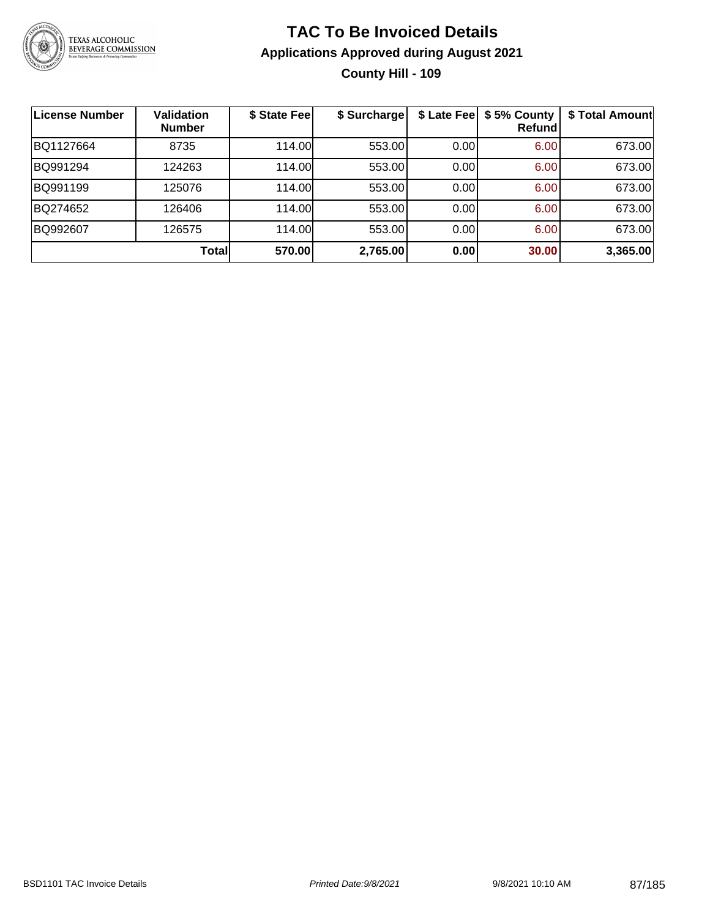# TAC To Be Invoiced Details

## Applications Approved during August 2021

### County Hill - 109

| License Number | Validation Number | $ State Fee | $ Surcharge | $ Late Fee | $ 5% County Refund | $ Total Amount |
|---|---|---|---|---|---|---|
| BQ1127664 | 8735 | 114.00 | 553.00 | 0.00 | 6.00 | 673.00 |
| BQ991294 | 124263 | 114.00 | 553.00 | 0.00 | 6.00 | 673.00 |
| BQ991199 | 125076 | 114.00 | 553.00 | 0.00 | 6.00 | 673.00 |
| BQ274652 | 126406 | 114.00 | 553.00 | 0.00 | 6.00 | 673.00 |
| BQ992607 | 126575 | 114.00 | 553.00 | 0.00 | 6.00 | 673.00 |
| | **Total** | **570.00** | **2,765.00** | **0.00** | **30.00** | **3,365.00** |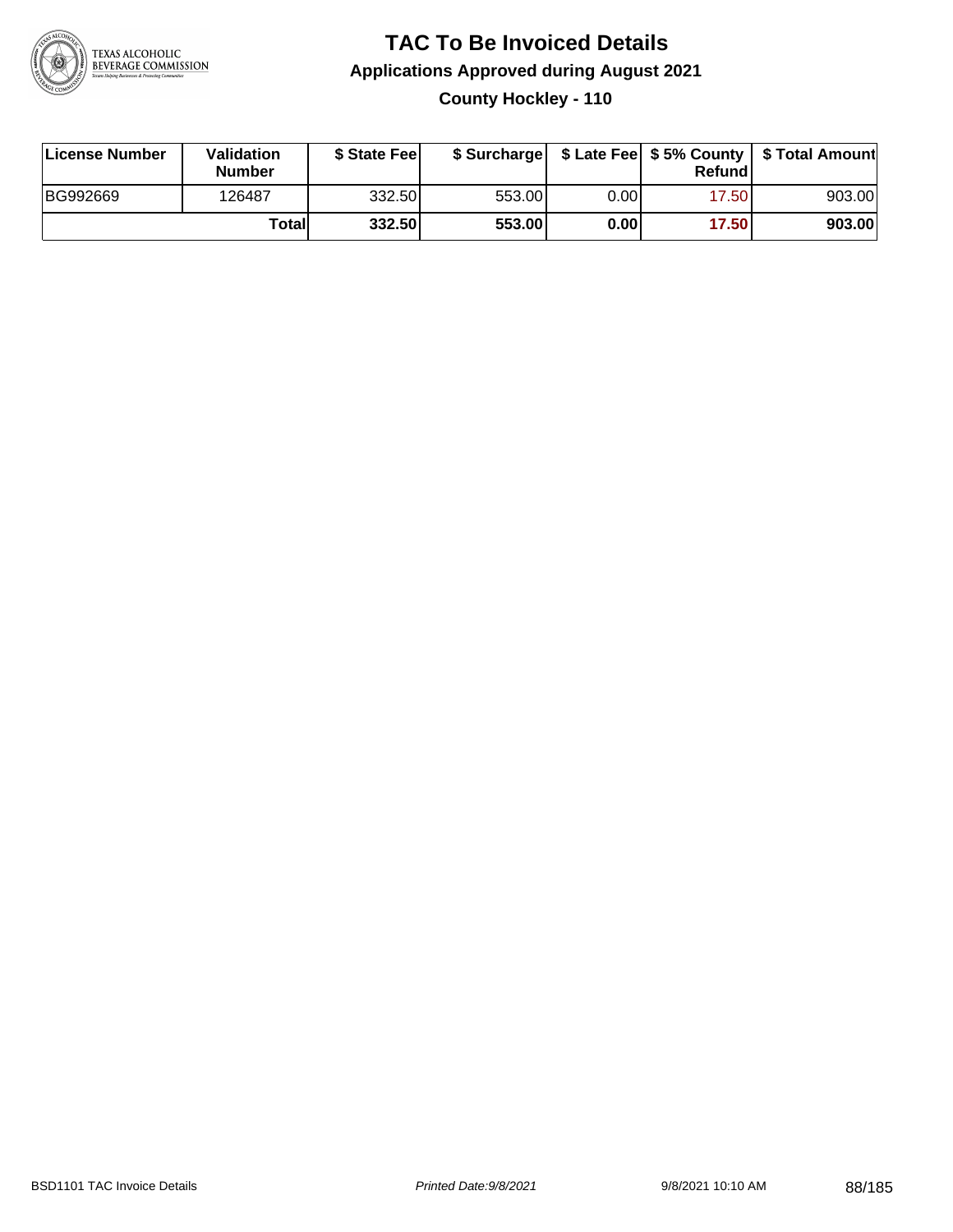# TAC To Be Invoiced Details

## Applications Approved during August 2021

### County Hockley - 110

| License Number | Validation Number | $ State Fee | $ Surcharge | $ Late Fee | $ 5% County Refund | $ Total Amount |
|---|---|---|---|---|---|---|
| BG992669 | 126487 | 332.50 | 553.00 | 0.00 | 17.50 | 903.00 |
| | **Total** | **332.50** | **553.00** | **0.00** | **17.50** | **903.00** |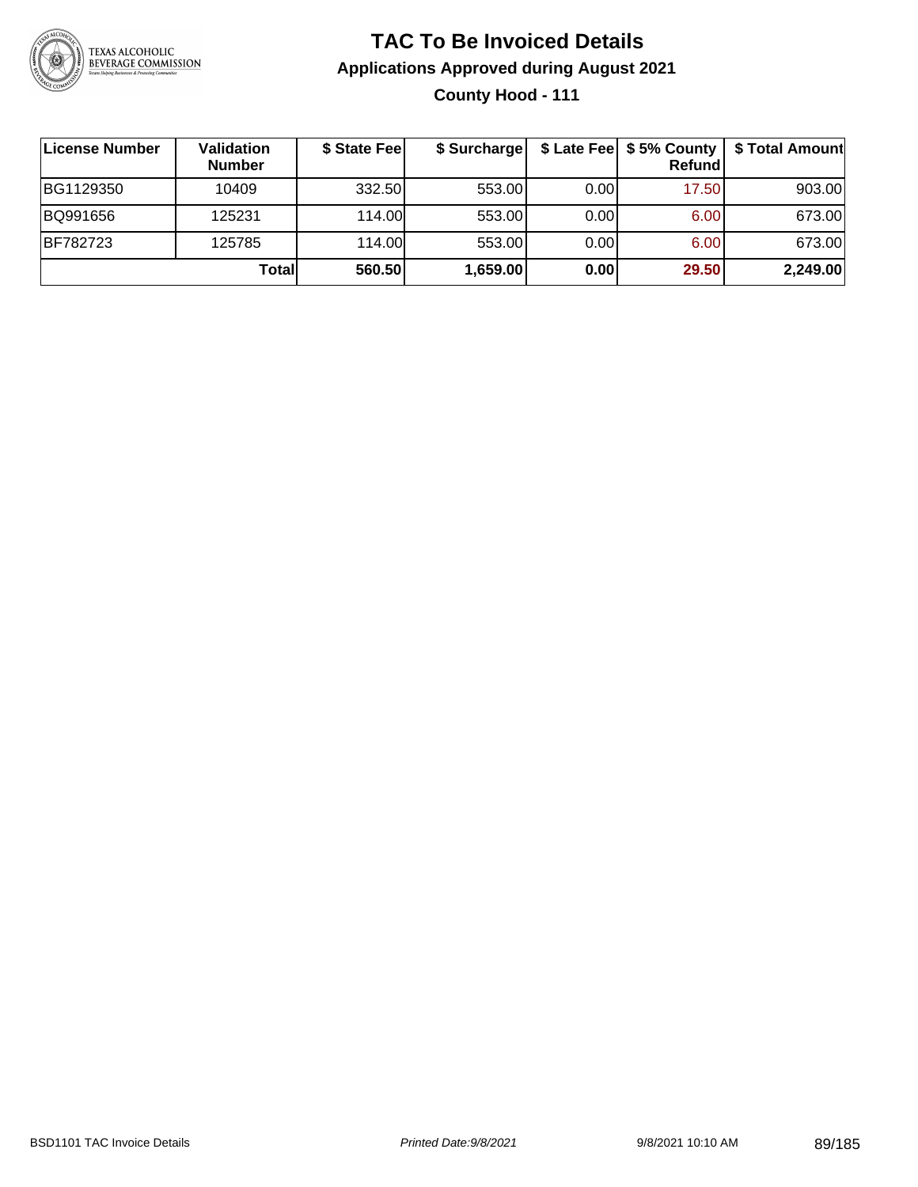# TAC To Be Invoiced Details

## Applications Approved during August 2021

### County Hood - 111

| License Number | Validation Number | $ State Fee | $ Surcharge | $ Late Fee | $ 5% County Refund | $ Total Amount |
|---|---|---|---|---|---|---|
| BG1129350 | 10409 | 332.50 | 553.00 | 0.00 | 17.50 | 903.00 |
| BQ991656 | 125231 | 114.00 | 553.00 | 0.00 | 6.00 | 673.00 |
| BF782723 | 125785 | 114.00 | 553.00 | 0.00 | 6.00 | 673.00 |
| | **Total** | **560.50** | **1,659.00** | **0.00** | **29.50** | **2,249.00** |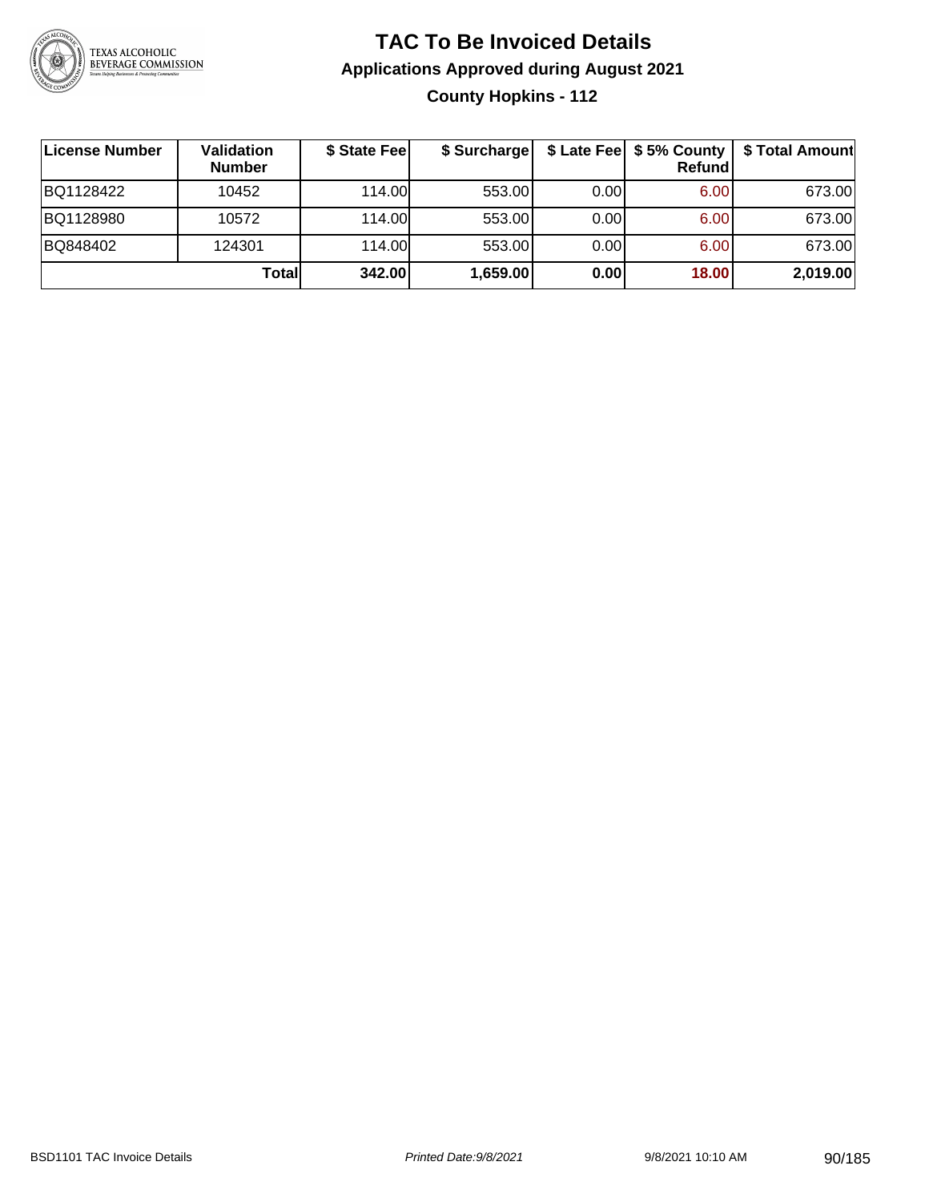# TAC To Be Invoiced Details

## Applications Approved during August 2021

### County Hopkins - 112

| License Number | Validation Number | $ State Fee | $ Surcharge | $ Late Fee | $ 5% County Refund | $ Total Amount |
|---|---|---|---|---|---|---|
| BQ1128422 | 10452 | 114.00 | 553.00 | 0.00 | 6.00 | 673.00 |
| BQ1128980 | 10572 | 114.00 | 553.00 | 0.00 | 6.00 | 673.00 |
| BQ848402 | 124301 | 114.00 | 553.00 | 0.00 | 6.00 | 673.00 |
| | **Total** | **342.00** | **1,659.00** | **0.00** | **18.00** | **2,019.00** |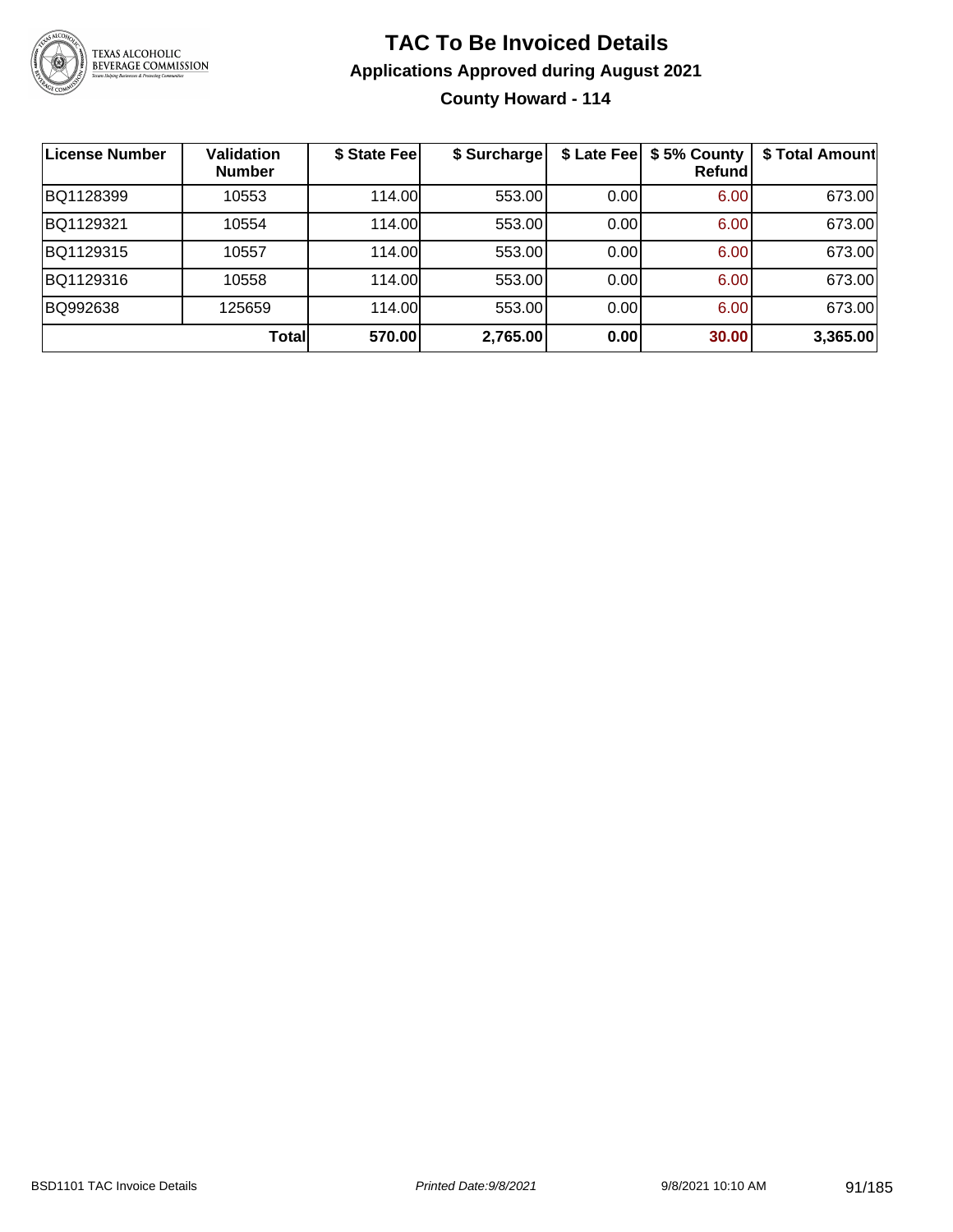# TAC To Be Invoiced Details

## Applications Approved during August 2021

### County Howard - 114

| License Number | Validation Number | $ State Fee | $ Surcharge | $ Late Fee | $ 5% County Refund | $ Total Amount |
|---|---|---|---|---|---|---|
| BQ1128399 | 10553 | 114.00 | 553.00 | 0.00 | 6.00 | 673.00 |
| BQ1129321 | 10554 | 114.00 | 553.00 | 0.00 | 6.00 | 673.00 |
| BQ1129315 | 10557 | 114.00 | 553.00 | 0.00 | 6.00 | 673.00 |
| BQ1129316 | 10558 | 114.00 | 553.00 | 0.00 | 6.00 | 673.00 |
| BQ992638 | 125659 | 114.00 | 553.00 | 0.00 | 6.00 | 673.00 |
| | **Total** | **570.00** | **2,765.00** | **0.00** | **30.00** | **3,365.00** |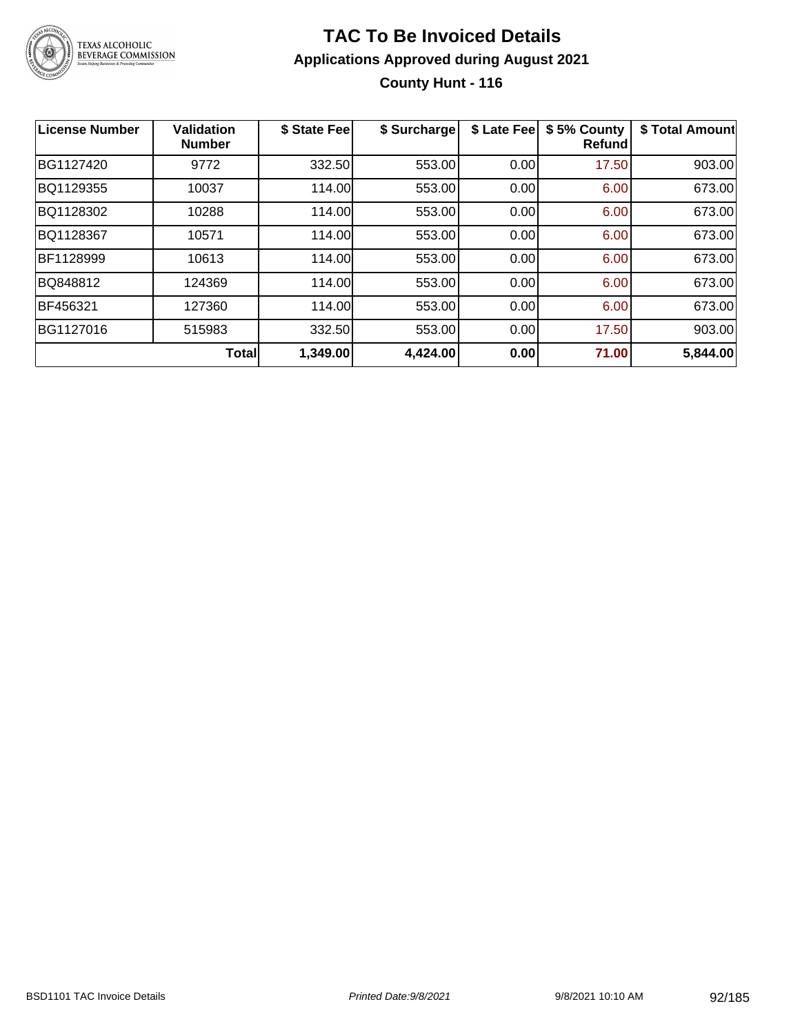# TAC To Be Invoiced Details

## Applications Approved during August 2021

### County Hunt - 116

| License Number | Validation Number | \$ State Fee | \$ Surcharge | \$ Late Fee | \$ 5% County Refund | \$ Total Amount |
|---|---|---|---|---|---|---|
| BG1127420 | 9772 | 332.50 | 553.00 | 0.00 | 17.50 | 903.00 |
| BQ1129355 | 10037 | 114.00 | 553.00 | 0.00 | 6.00 | 673.00 |
| BQ1128302 | 10288 | 114.00 | 553.00 | 0.00 | 6.00 | 673.00 |
| BQ1128367 | 10571 | 114.00 | 553.00 | 0.00 | 6.00 | 673.00 |
| BF1128999 | 10613 | 114.00 | 553.00 | 0.00 | 6.00 | 673.00 |
| BQ848812 | 124369 | 114.00 | 553.00 | 0.00 | 6.00 | 673.00 |
| BF456321 | 127360 | 114.00 | 553.00 | 0.00 | 6.00 | 673.00 |
| BG1127016 | 515983 | 332.50 | 553.00 | 0.00 | 17.50 | 903.00 |
| | **Total** | **1,349.00** | **4,424.00** | **0.00** | **71.00** | **5,844.00** |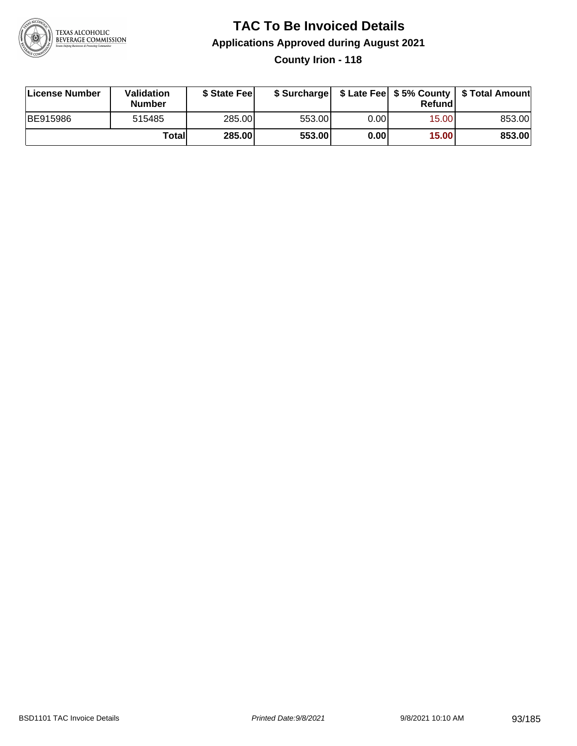# TAC To Be Invoiced Details

## Applications Approved during August 2021

### County Irion - 118

| License Number | Validation Number | $ State Fee | $ Surcharge | $ Late Fee | $ 5% County Refund | $ Total Amount |
|---|---|---|---|---|---|---|
| BE915986 | 515485 | 285.00 | 553.00 | 0.00 | 15.00 | 853.00 |
| | **Total** | **285.00** | **553.00** | **0.00** | **15.00** | **853.00** |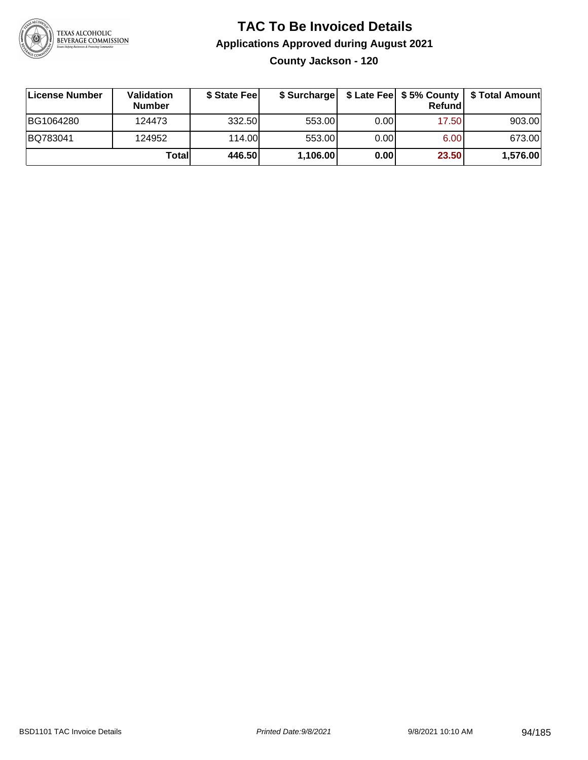# TAC To Be Invoiced Details

## Applications Approved during August 2021

### County Jackson - 120

| License Number | Validation Number | $ State Fee | $ Surcharge | $ Late Fee | $ 5% County Refund | $ Total Amount |
|---|---|---|---|---|---|---|
| BG1064280 | 124473 | 332.50 | 553.00 | 0.00 | 17.50 | 903.00 |
| BQ783041 | 124952 | 114.00 | 553.00 | 0.00 | 6.00 | 673.00 |
| | **Total** | **446.50** | **1,106.00** | **0.00** | **23.50** | **1,576.00** |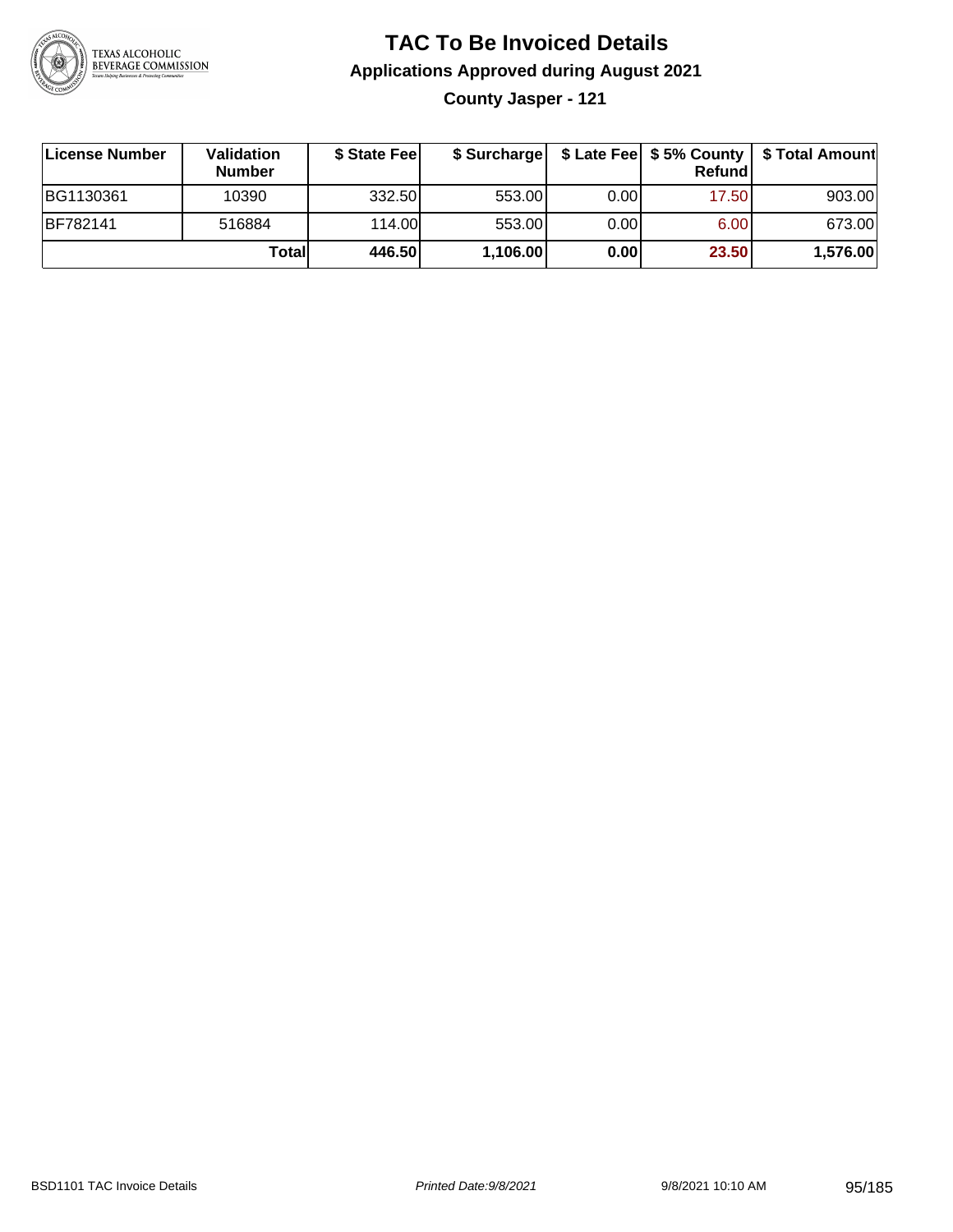# TAC To Be Invoiced Details

## Applications Approved during August 2021

### County Jasper - 121

| License Number | Validation Number | $ State Fee | $ Surcharge | $ Late Fee | $ 5% County Refund | $ Total Amount |
|---|---|---|---|---|---|---|
| BG1130361 | 10390 | 332.50 | 553.00 | 0.00 | 17.50 | 903.00 |
| BF782141 | 516884 | 114.00 | 553.00 | 0.00 | 6.00 | 673.00 |
| | **Total** | **446.50** | **1,106.00** | **0.00** | **23.50** | **1,576.00** |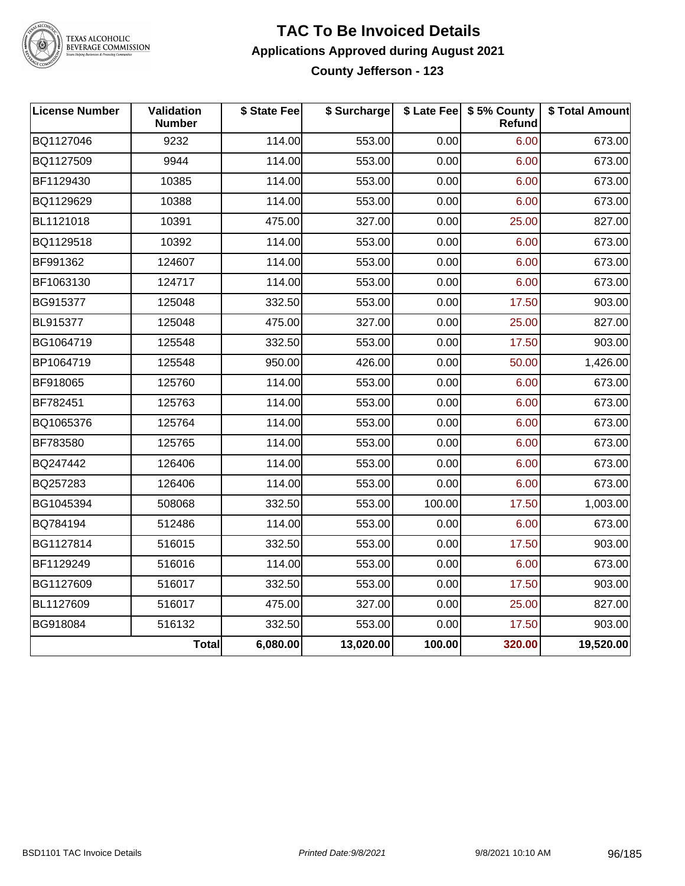# TAC To Be Invoiced Details

## Applications Approved during August 2021

### County Jefferson - 123

| License Number | Validation Number | $ State Fee | $ Surcharge | $ Late Fee | $ 5% County Refund | $ Total Amount |
|---|---|---|---|---|---|---|
| BQ1127046 | 9232 | 114.00 | 553.00 | 0.00 | 6.00 | 673.00 |
| BQ1127509 | 9944 | 114.00 | 553.00 | 0.00 | 6.00 | 673.00 |
| BF1129430 | 10385 | 114.00 | 553.00 | 0.00 | 6.00 | 673.00 |
| BQ1129629 | 10388 | 114.00 | 553.00 | 0.00 | 6.00 | 673.00 |
| BL1121018 | 10391 | 475.00 | 327.00 | 0.00 | 25.00 | 827.00 |
| BQ1129518 | 10392 | 114.00 | 553.00 | 0.00 | 6.00 | 673.00 |
| BF991362 | 124607 | 114.00 | 553.00 | 0.00 | 6.00 | 673.00 |
| BF1063130 | 124717 | 114.00 | 553.00 | 0.00 | 6.00 | 673.00 |
| BG915377 | 125048 | 332.50 | 553.00 | 0.00 | 17.50 | 903.00 |
| BL915377 | 125048 | 475.00 | 327.00 | 0.00 | 25.00 | 827.00 |
| BG1064719 | 125548 | 332.50 | 553.00 | 0.00 | 17.50 | 903.00 |
| BP1064719 | 125548 | 950.00 | 426.00 | 0.00 | 50.00 | 1,426.00 |
| BF918065 | 125760 | 114.00 | 553.00 | 0.00 | 6.00 | 673.00 |
| BF782451 | 125763 | 114.00 | 553.00 | 0.00 | 6.00 | 673.00 |
| BQ1065376 | 125764 | 114.00 | 553.00 | 0.00 | 6.00 | 673.00 |
| BF783580 | 125765 | 114.00 | 553.00 | 0.00 | 6.00 | 673.00 |
| BQ247442 | 126406 | 114.00 | 553.00 | 0.00 | 6.00 | 673.00 |
| BQ257283 | 126406 | 114.00 | 553.00 | 0.00 | 6.00 | 673.00 |
| BG1045394 | 508068 | 332.50 | 553.00 | 100.00 | 17.50 | 1,003.00 |
| BQ784194 | 512486 | 114.00 | 553.00 | 0.00 | 6.00 | 673.00 |
| BG1127814 | 516015 | 332.50 | 553.00 | 0.00 | 17.50 | 903.00 |
| BF1129249 | 516016 | 114.00 | 553.00 | 0.00 | 6.00 | 673.00 |
| BG1127609 | 516017 | 332.50 | 553.00 | 0.00 | 17.50 | 903.00 |
| BL1127609 | 516017 | 475.00 | 327.00 | 0.00 | 25.00 | 827.00 |
| BG918084 | 516132 | 332.50 | 553.00 | 0.00 | 17.50 | 903.00 |
| | **Total** | **6,080.00** | **13,020.00** | **100.00** | **320.00** | **19,520.00** |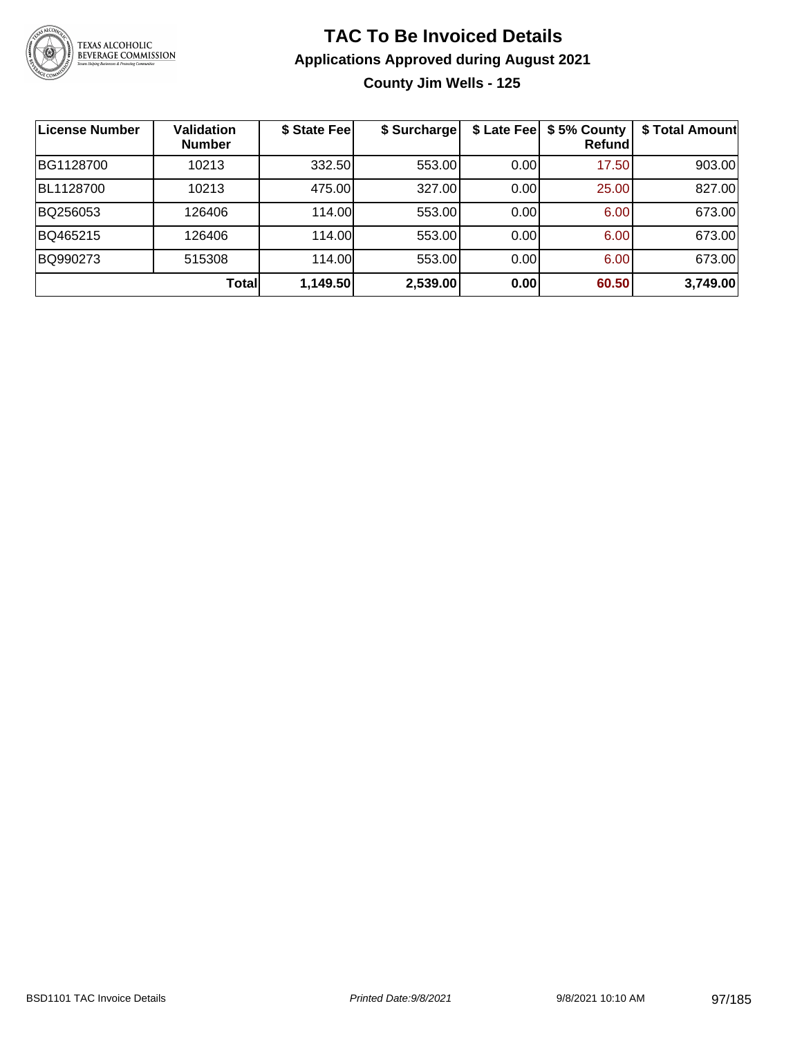# TAC To Be Invoiced Details

## Applications Approved during August 2021

### County Jim Wells - 125

| License Number | Validation Number | $ State Fee | $ Surcharge | $ Late Fee | $ 5% County Refund | $ Total Amount |
|---|---|---|---|---|---|---|
| BG1128700 | 10213 | 332.50 | 553.00 | 0.00 | 17.50 | 903.00 |
| BL1128700 | 10213 | 475.00 | 327.00 | 0.00 | 25.00 | 827.00 |
| BQ256053 | 126406 | 114.00 | 553.00 | 0.00 | 6.00 | 673.00 |
| BQ465215 | 126406 | 114.00 | 553.00 | 0.00 | 6.00 | 673.00 |
| BQ990273 | 515308 | 114.00 | 553.00 | 0.00 | 6.00 | 673.00 |
| | **Total** | **1,149.50** | **2,539.00** | **0.00** | **60.50** | **3,749.00** |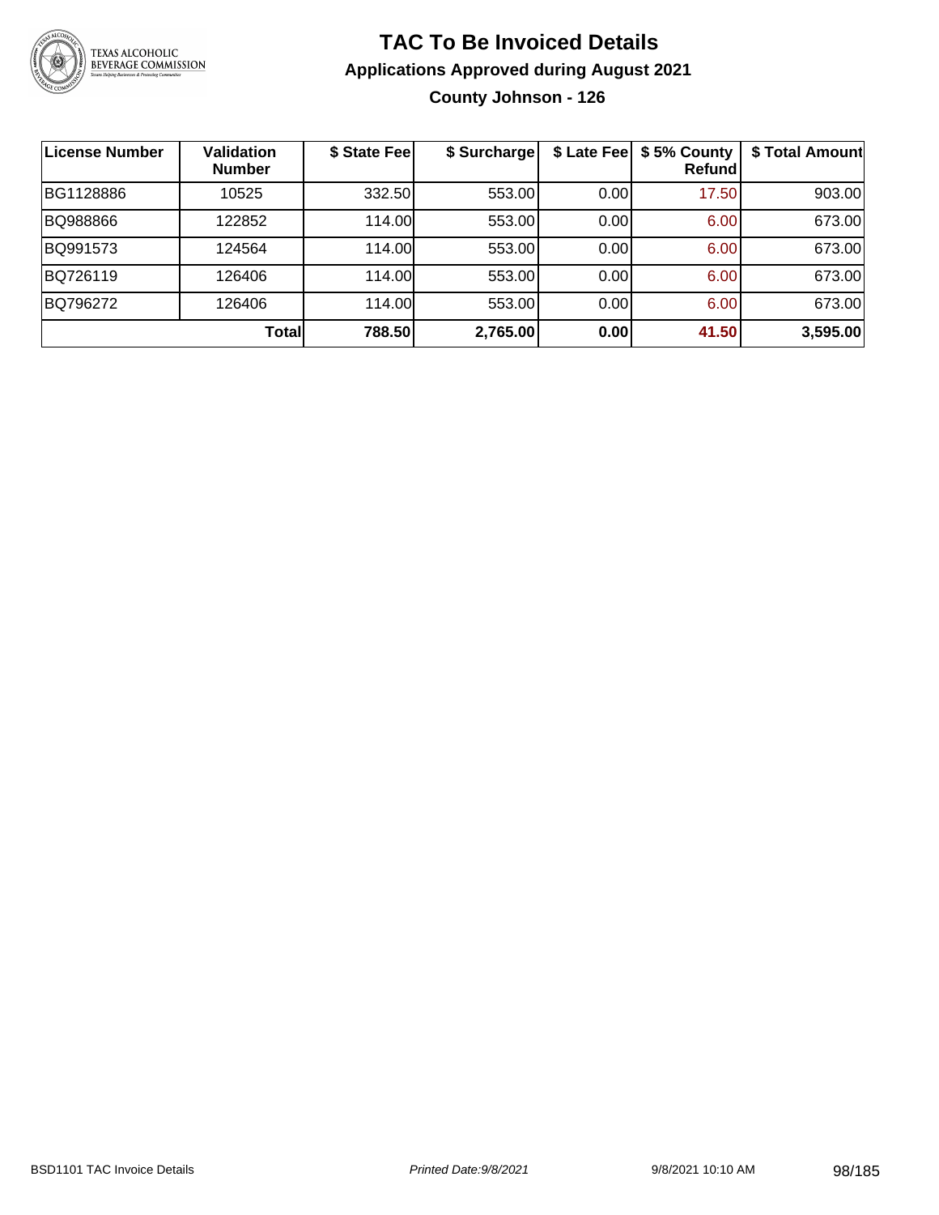# TAC To Be Invoiced Details

## Applications Approved during August 2021

### County Johnson - 126

| License Number | Validation Number | $ State Fee | $ Surcharge | $ Late Fee | $ 5% County Refund | $ Total Amount |
|---|---|---|---|---|---|---|
| BG1128886 | 10525 | 332.50 | 553.00 | 0.00 | 17.50 | 903.00 |
| BQ988866 | 122852 | 114.00 | 553.00 | 0.00 | 6.00 | 673.00 |
| BQ991573 | 124564 | 114.00 | 553.00 | 0.00 | 6.00 | 673.00 |
| BQ726119 | 126406 | 114.00 | 553.00 | 0.00 | 6.00 | 673.00 |
| BQ796272 | 126406 | 114.00 | 553.00 | 0.00 | 6.00 | 673.00 |
| | **Total** | **788.50** | **2,765.00** | **0.00** | **41.50** | **3,595.00** |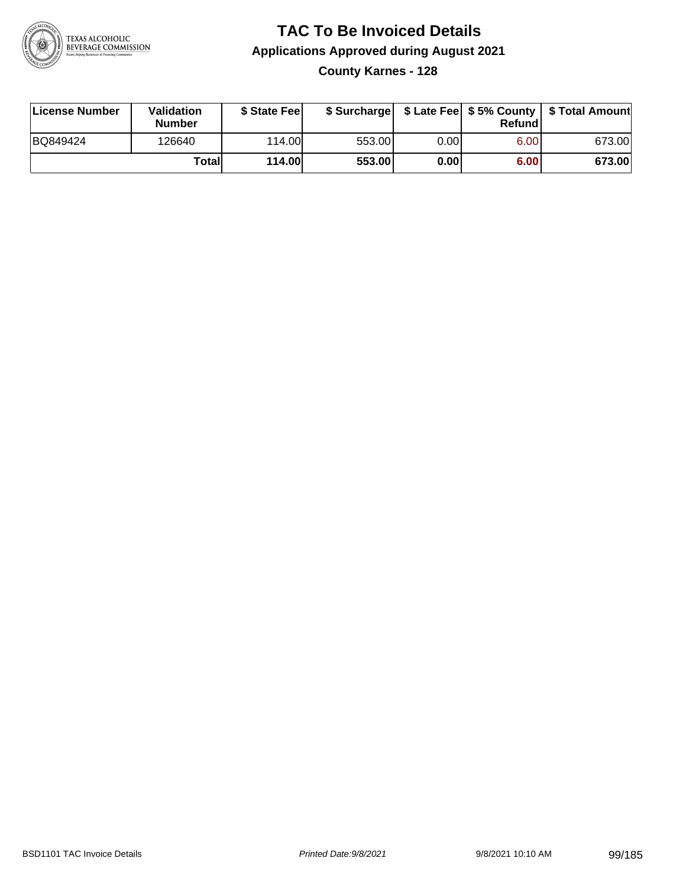# TAC To Be Invoiced Details

## Applications Approved during August 2021

### County Karnes - 128

| License Number | Validation Number | $ State Fee | $ Surcharge | $ Late Fee | $ 5% County Refund | $ Total Amount |
|---|---|---|---|---|---|---|
| BQ849424 | 126640 | 114.00 | 553.00 | 0.00 | 6.00 | 673.00 |
| | **Total** | **114.00** | **553.00** | **0.00** | **6.00** | **673.00** |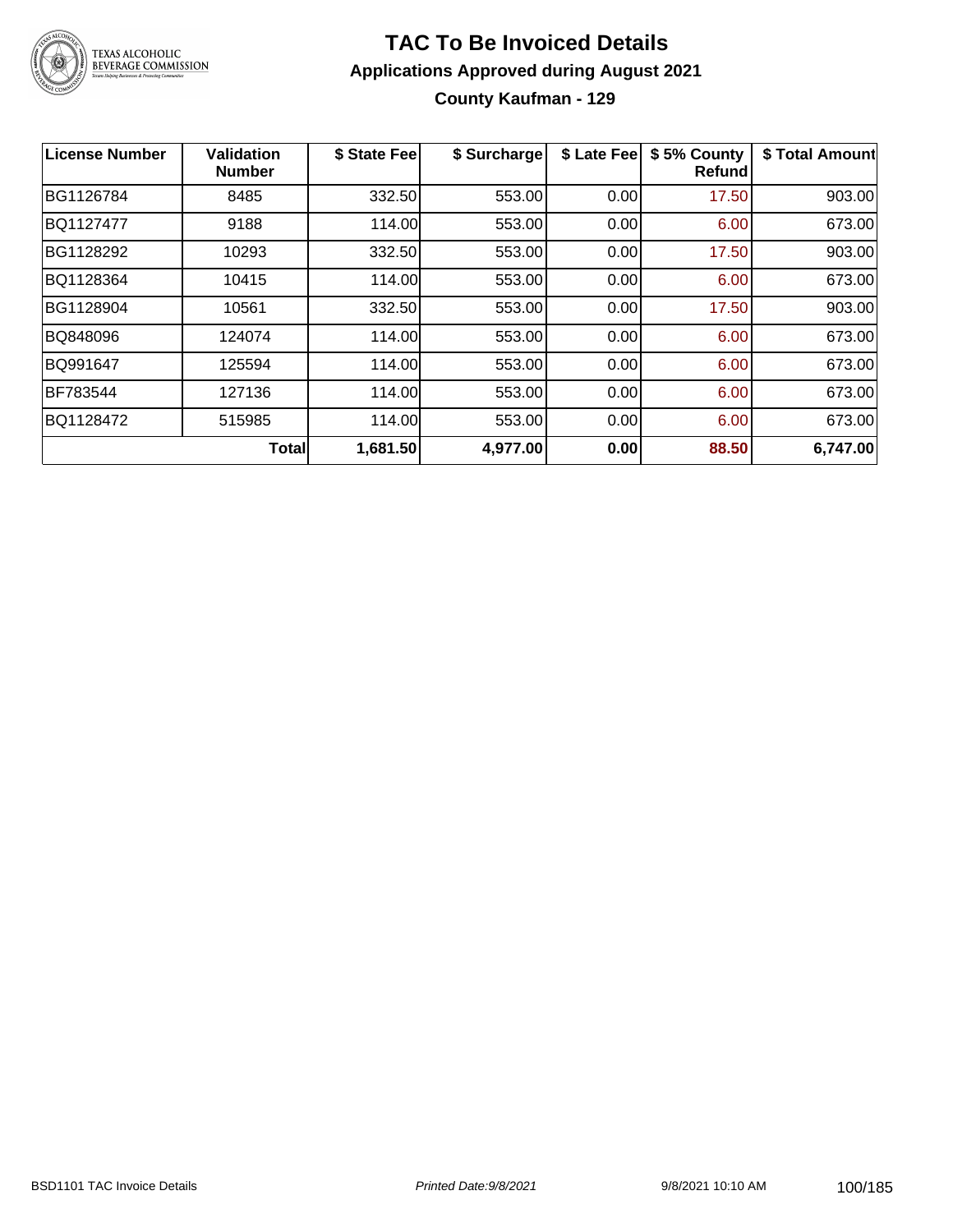# TAC To Be Invoiced Details

## Applications Approved during August 2021

### County Kaufman - 129

| License Number | Validation Number | $ State Fee | $ Surcharge | $ Late Fee | $ 5% County Refund | $ Total Amount |
|---|---|---|---|---|---|---|
| BG1126784 | 8485 | 332.50 | 553.00 | 0.00 | 17.50 | 903.00 |
| BQ1127477 | 9188 | 114.00 | 553.00 | 0.00 | 6.00 | 673.00 |
| BG1128292 | 10293 | 332.50 | 553.00 | 0.00 | 17.50 | 903.00 |
| BQ1128364 | 10415 | 114.00 | 553.00 | 0.00 | 6.00 | 673.00 |
| BG1128904 | 10561 | 332.50 | 553.00 | 0.00 | 17.50 | 903.00 |
| BQ848096 | 124074 | 114.00 | 553.00 | 0.00 | 6.00 | 673.00 |
| BQ991647 | 125594 | 114.00 | 553.00 | 0.00 | 6.00 | 673.00 |
| BF783544 | 127136 | 114.00 | 553.00 | 0.00 | 6.00 | 673.00 |
| BQ1128472 | 515985 | 114.00 | 553.00 | 0.00 | 6.00 | 673.00 |
| | **Total** | **1,681.50** | **4,977.00** | **0.00** | **88.50** | **6,747.00** |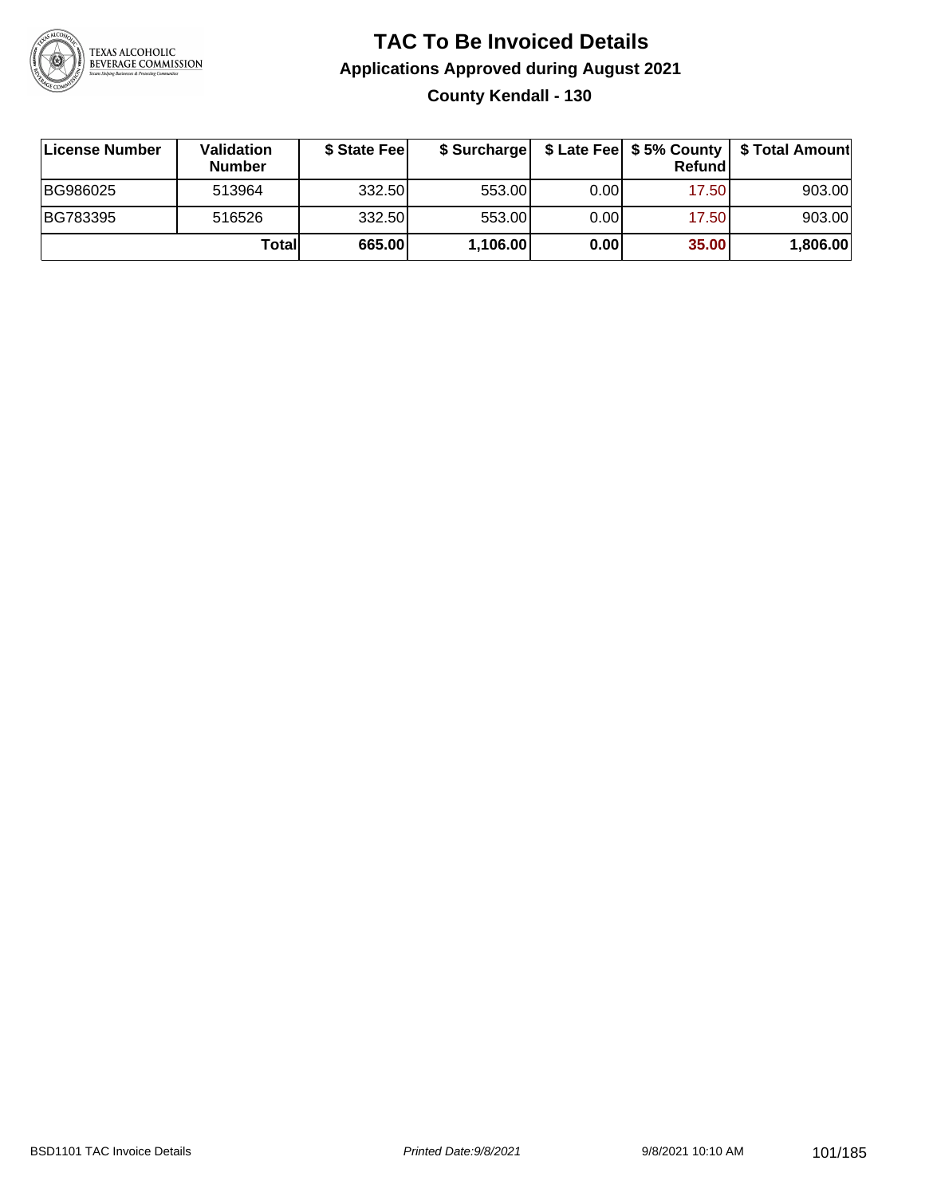# TAC To Be Invoiced Details

## Applications Approved during August 2021

### County Kendall - 130

| License Number | Validation Number | $ State Fee | $ Surcharge | $ Late Fee | $ 5% County Refund | $ Total Amount |
|---|---|---|---|---|---|---|
| BG986025 | 513964 | 332.50 | 553.00 | 0.00 | 17.50 | 903.00 |
| BG783395 | 516526 | 332.50 | 553.00 | 0.00 | 17.50 | 903.00 |
| | **Total** | **665.00** | **1,106.00** | **0.00** | **35.00** | **1,806.00** |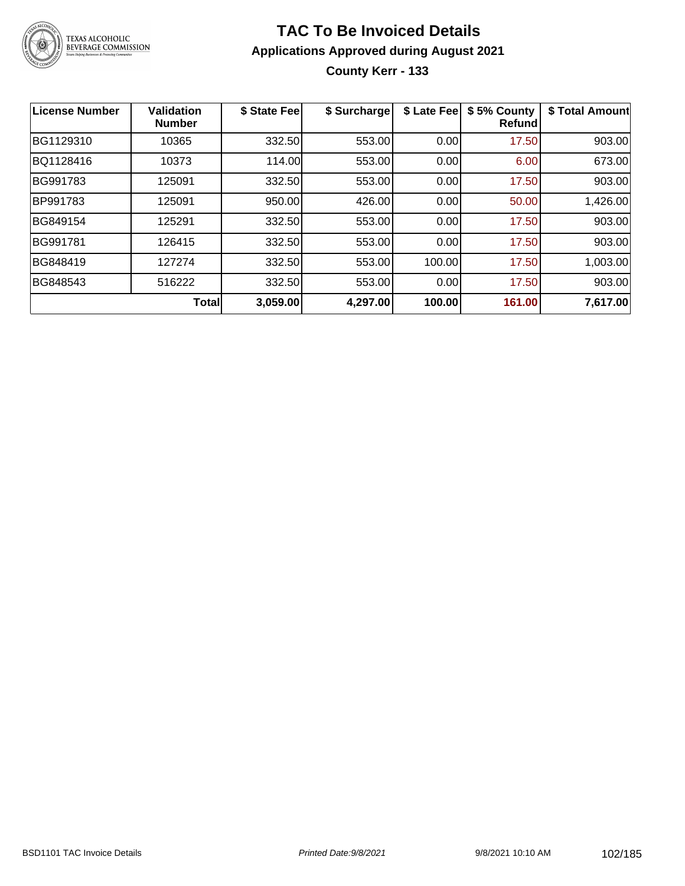# TAC To Be Invoiced Details

## Applications Approved during August 2021

### County Kerr - 133

| License Number | Validation Number | $ State Fee | $ Surcharge | $ Late Fee | $ 5% County Refund | $ Total Amount |
|---|---|---|---|---|---|---|
| BG1129310 | 10365 | 332.50 | 553.00 | 0.00 | 17.50 | 903.00 |
| BQ1128416 | 10373 | 114.00 | 553.00 | 0.00 | 6.00 | 673.00 |
| BG991783 | 125091 | 332.50 | 553.00 | 0.00 | 17.50 | 903.00 |
| BP991783 | 125091 | 950.00 | 426.00 | 0.00 | 50.00 | 1,426.00 |
| BG849154 | 125291 | 332.50 | 553.00 | 0.00 | 17.50 | 903.00 |
| BG991781 | 126415 | 332.50 | 553.00 | 0.00 | 17.50 | 903.00 |
| BG848419 | 127274 | 332.50 | 553.00 | 100.00 | 17.50 | 1,003.00 |
| BG848543 | 516222 | 332.50 | 553.00 | 0.00 | 17.50 | 903.00 |
| | **Total** | **3,059.00** | **4,297.00** | **100.00** | **161.00** | **7,617.00** |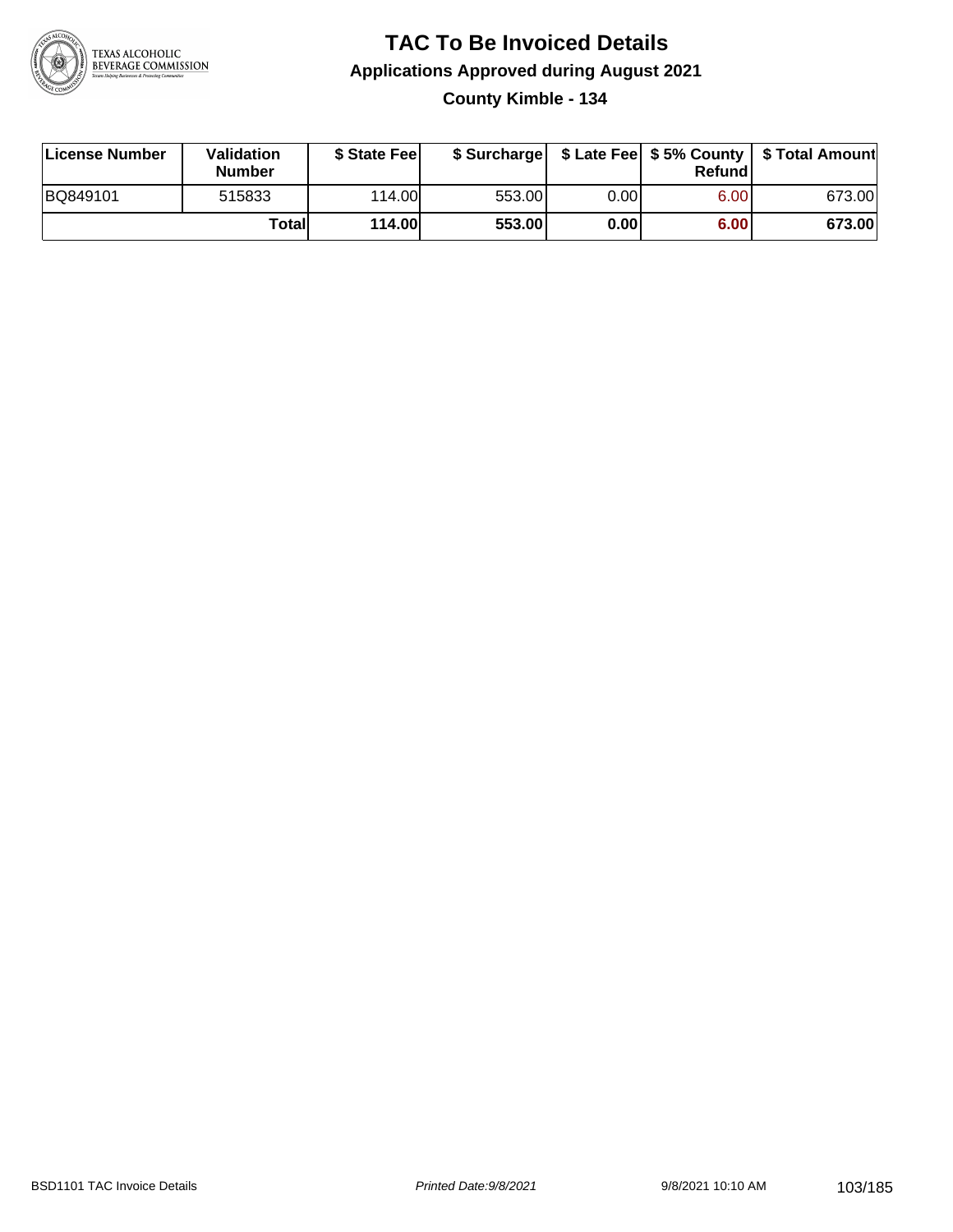# TAC To Be Invoiced Details

## Applications Approved during August 2021

### County Kimble - 134

| License Number | Validation Number | $ State Fee | $ Surcharge | $ Late Fee | $ 5% County Refund | $ Total Amount |
|---|---|---|---|---|---|---|
| BQ849101 | 515833 | 114.00 | 553.00 | 0.00 | 6.00 | 673.00 |
| | **Total** | **114.00** | **553.00** | **0.00** | **6.00** | **673.00** |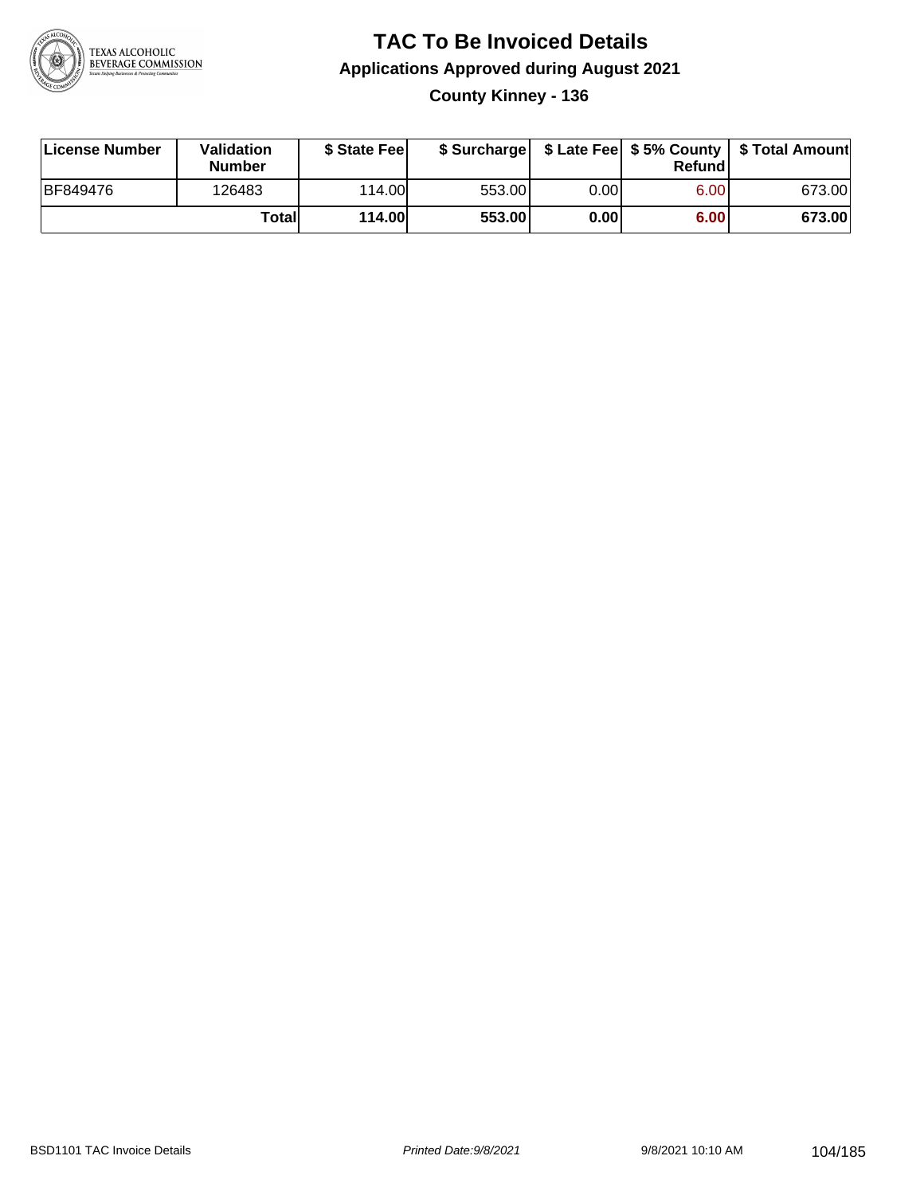# TAC To Be Invoiced Details

## Applications Approved during August 2021

### County Kinney - 136

| License Number | Validation Number | $ State Fee | $ Surcharge | $ Late Fee | $ 5% County Refund | $ Total Amount |
|---|---|---|---|---|---|---|
| BF849476 | 126483 | 114.00 | 553.00 | 0.00 | 6.00 | 673.00 |
| | **Total** | **114.00** | **553.00** | **0.00** | **6.00** | **673.00** |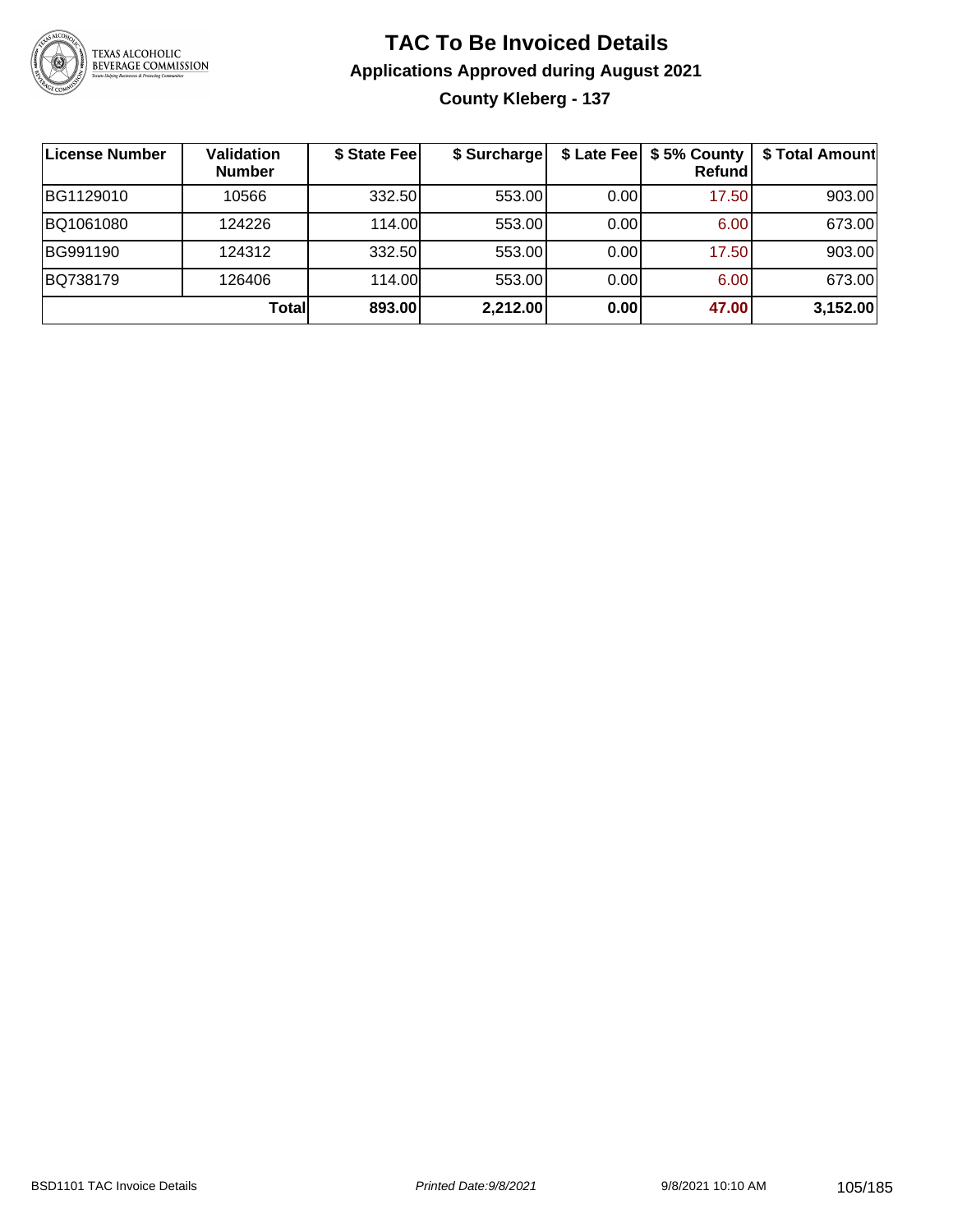# TAC To Be Invoiced Details

## Applications Approved during August 2021

### County Kleberg - 137

| License Number | Validation Number | $ State Fee | $ Surcharge | $ Late Fee | $ 5% County Refund | $ Total Amount |
|---|---|---|---|---|---|---|
| BG1129010 | 10566 | 332.50 | 553.00 | 0.00 | 17.50 | 903.00 |
| BQ1061080 | 124226 | 114.00 | 553.00 | 0.00 | 6.00 | 673.00 |
| BG991190 | 124312 | 332.50 | 553.00 | 0.00 | 17.50 | 903.00 |
| BQ738179 | 126406 | 114.00 | 553.00 | 0.00 | 6.00 | 673.00 |
| | **Total** | **893.00** | **2,212.00** | **0.00** | **47.00** | **3,152.00** |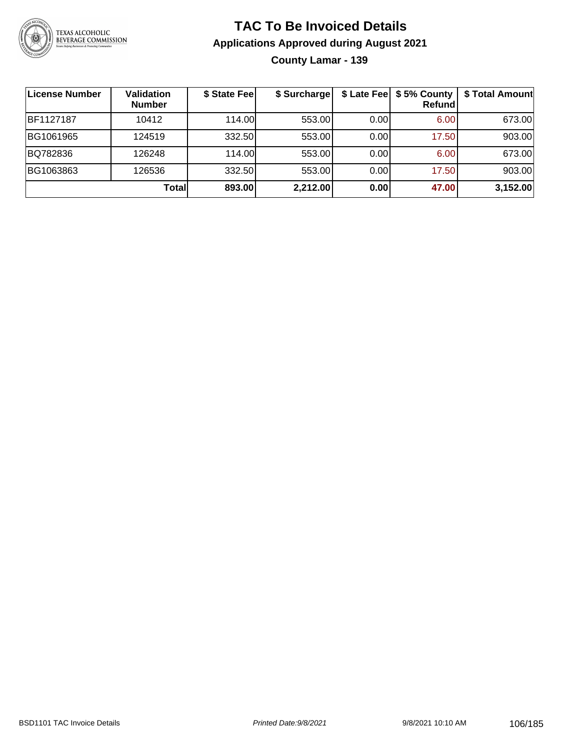# TAC To Be Invoiced Details

## Applications Approved during August 2021

### County Lamar - 139

| License Number | Validation Number | $ State Fee | $ Surcharge | $ Late Fee | $ 5% County Refund | $ Total Amount |
|---|---|---|---|---|---|---|
| BF1127187 | 10412 | 114.00 | 553.00 | 0.00 | 6.00 | 673.00 |
| BG1061965 | 124519 | 332.50 | 553.00 | 0.00 | 17.50 | 903.00 |
| BQ782836 | 126248 | 114.00 | 553.00 | 0.00 | 6.00 | 673.00 |
| BG1063863 | 126536 | 332.50 | 553.00 | 0.00 | 17.50 | 903.00 |
| | **Total** | **893.00** | **2,212.00** | **0.00** | **47.00** | **3,152.00** |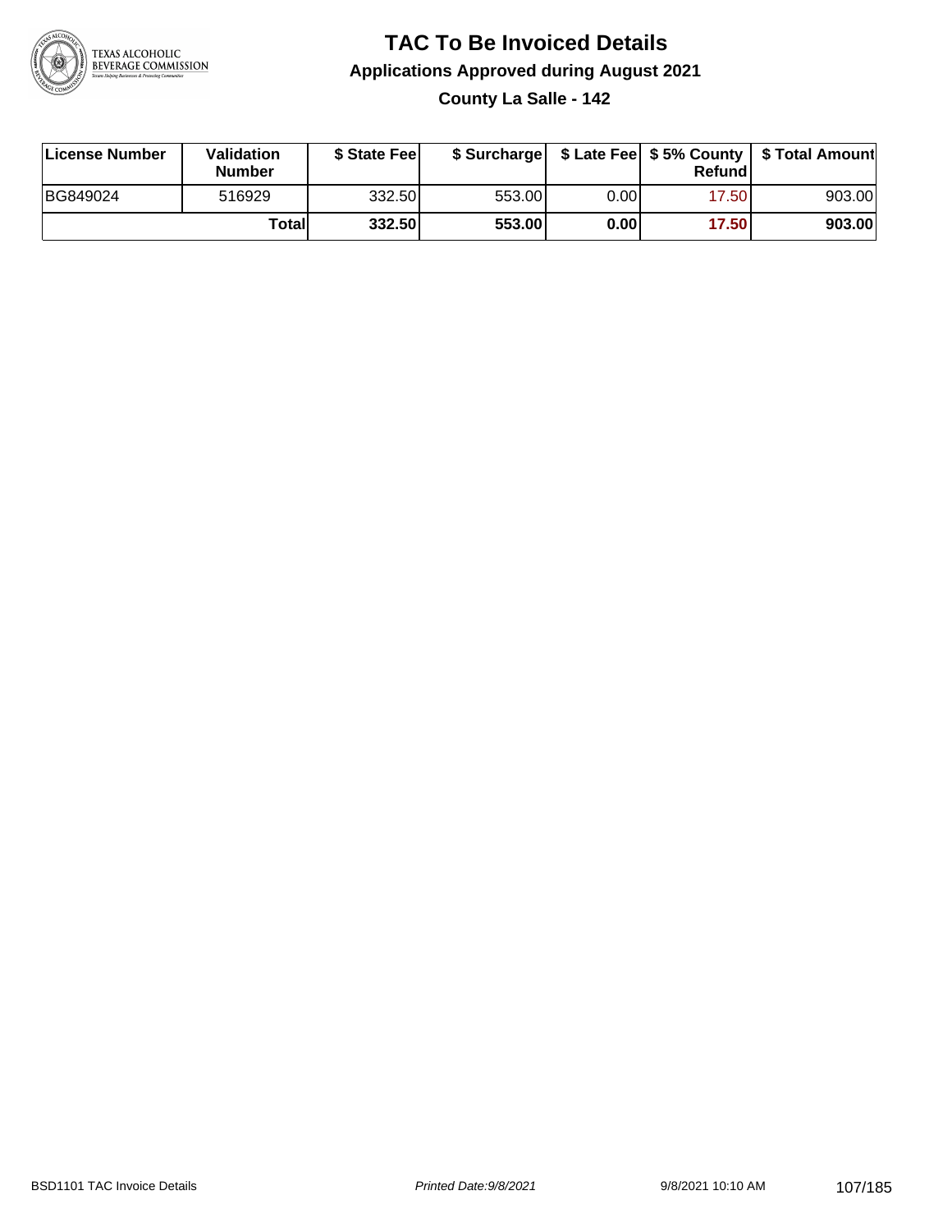# TAC To Be Invoiced Details

## Applications Approved during August 2021

### County La Salle - 142

| License Number | Validation Number | $ State Fee | $ Surcharge | $ Late Fee | $ 5% County Refund | $ Total Amount |
|---|---|---|---|---|---|---|
| BG849024 | 516929 | 332.50 | 553.00 | 0.00 | 17.50 | 903.00 |
| | **Total** | **332.50** | **553.00** | **0.00** | **17.50** | **903.00** |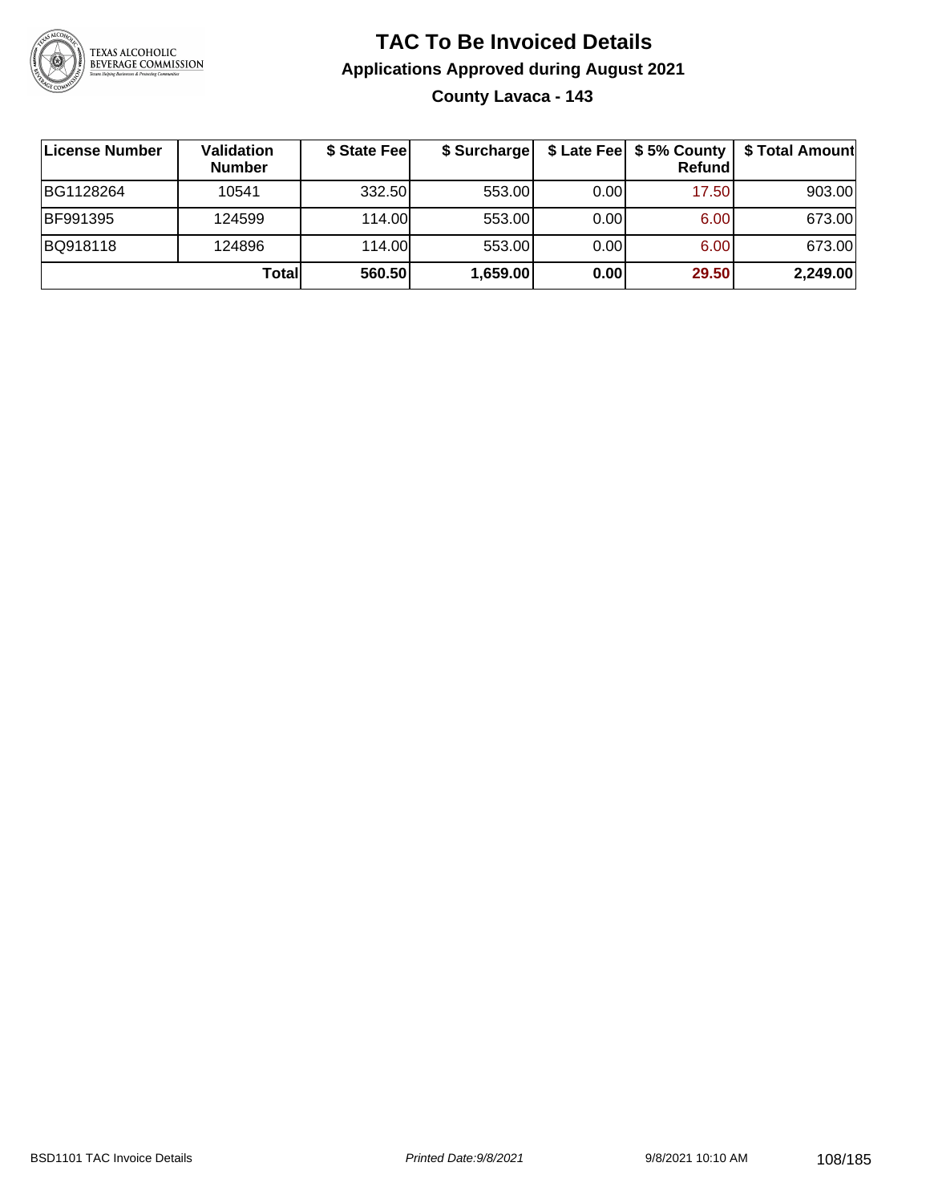# TAC To Be Invoiced Details

## Applications Approved during August 2021

### County Lavaca - 143

| License Number | Validation Number | $ State Fee | $ Surcharge | $ Late Fee | $ 5% County Refund | $ Total Amount |
|---|---|---|---|---|---|---|
| BG1128264 | 10541 | 332.50 | 553.00 | 0.00 | 17.50 | 903.00 |
| BF991395 | 124599 | 114.00 | 553.00 | 0.00 | 6.00 | 673.00 |
| BQ918118 | 124896 | 114.00 | 553.00 | 0.00 | 6.00 | 673.00 |
| | **Total** | **560.50** | **1,659.00** | **0.00** | **29.50** | **2,249.00** |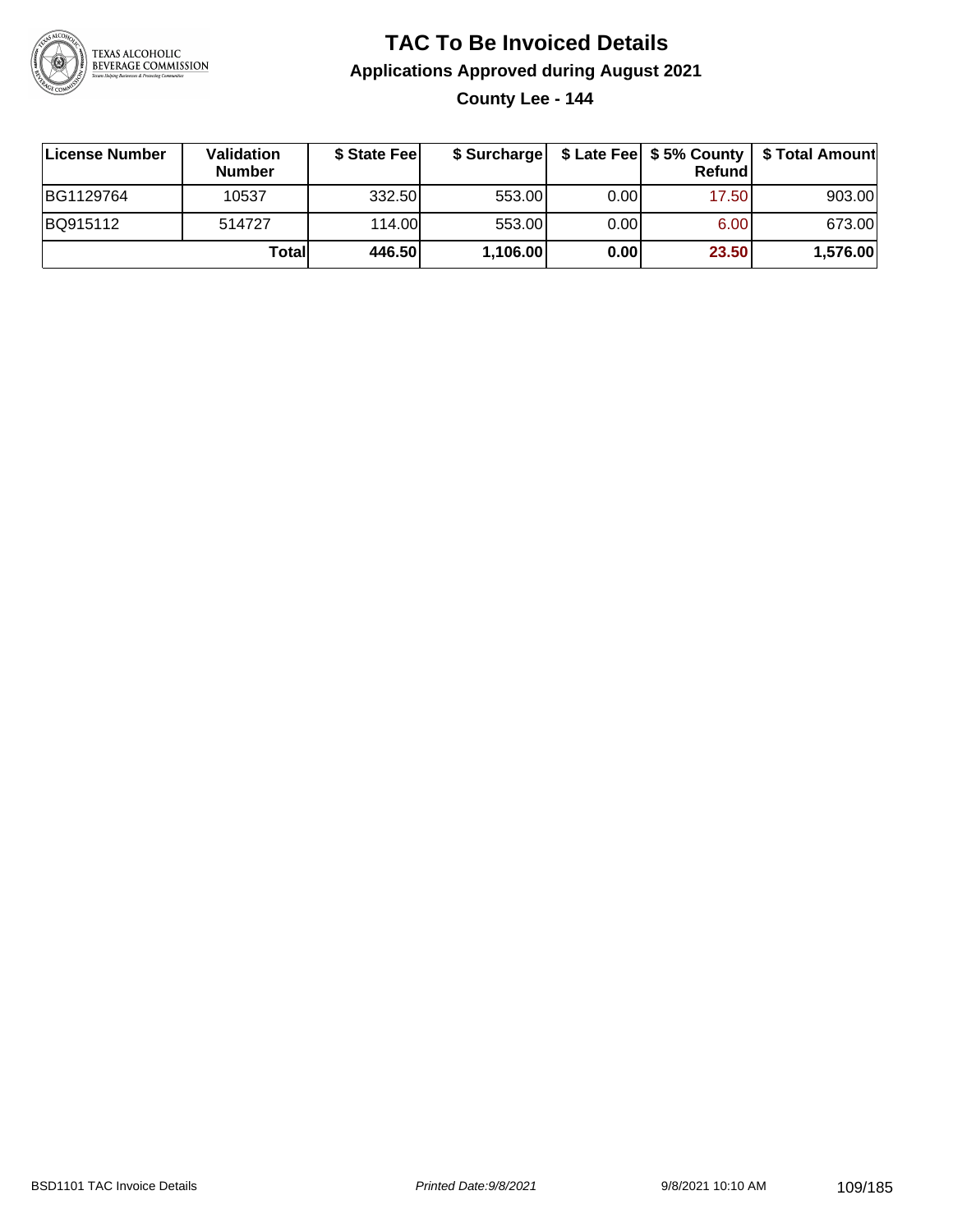# TAC To Be Invoiced Details

## Applications Approved during August 2021

### County Lee - 144

| License Number | Validation Number | $ State Fee | $ Surcharge | $ Late Fee | $ 5% County Refund | $ Total Amount |
|---|---|---|---|---|---|---|
| BG1129764 | 10537 | 332.50 | 553.00 | 0.00 | 17.50 | 903.00 |
| BQ915112 | 514727 | 114.00 | 553.00 | 0.00 | 6.00 | 673.00 |
| | **Total** | **446.50** | **1,106.00** | **0.00** | **23.50** | **1,576.00** |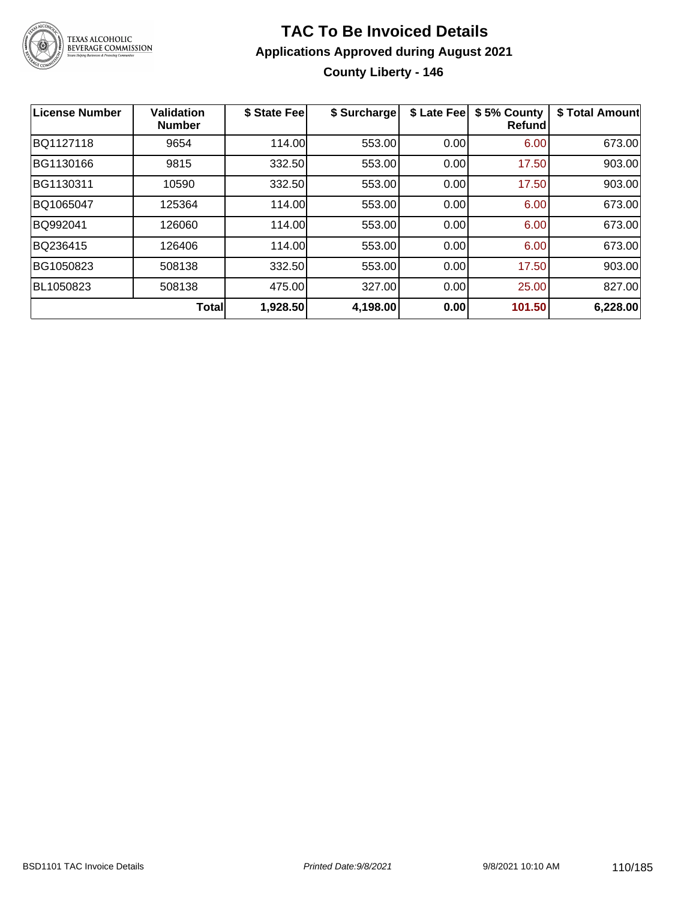# TAC To Be Invoiced Details

## Applications Approved during August 2021

### County Liberty - 146

| License Number | Validation Number | $ State Fee | $ Surcharge | $ Late Fee | $ 5% County Refund | $ Total Amount |
|---|---|---|---|---|---|---|
| BQ1127118 | 9654 | 114.00 | 553.00 | 0.00 | 6.00 | 673.00 |
| BG1130166 | 9815 | 332.50 | 553.00 | 0.00 | 17.50 | 903.00 |
| BG1130311 | 10590 | 332.50 | 553.00 | 0.00 | 17.50 | 903.00 |
| BQ1065047 | 125364 | 114.00 | 553.00 | 0.00 | 6.00 | 673.00 |
| BQ992041 | 126060 | 114.00 | 553.00 | 0.00 | 6.00 | 673.00 |
| BQ236415 | 126406 | 114.00 | 553.00 | 0.00 | 6.00 | 673.00 |
| BG1050823 | 508138 | 332.50 | 553.00 | 0.00 | 17.50 | 903.00 |
| BL1050823 | 508138 | 475.00 | 327.00 | 0.00 | 25.00 | 827.00 |
| | **Total** | **1,928.50** | **4,198.00** | **0.00** | **101.50** | **6,228.00** |

BSD1101 TAC Invoice Details | *Printed Date:9/8/2021* | 9/8/2021 10:10 AM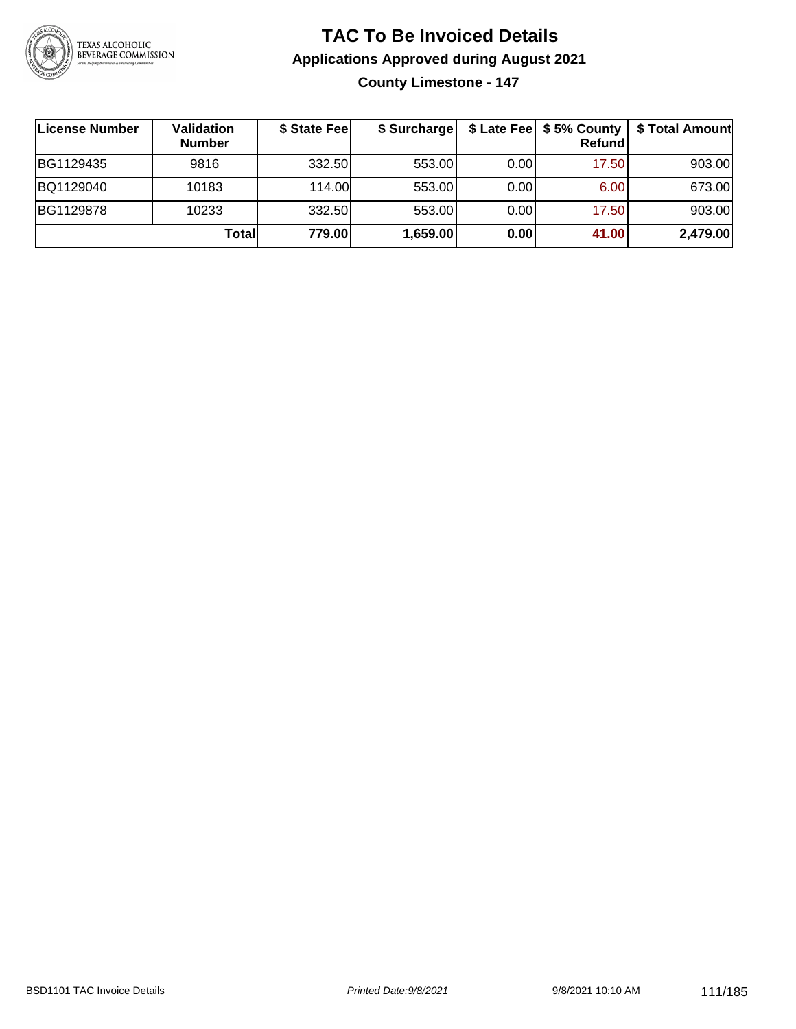# TAC To Be Invoiced Details

## Applications Approved during August 2021

### County Limestone - 147

| License Number | Validation Number | $ State Fee | $ Surcharge | $ Late Fee | $ 5% County Refund | $ Total Amount |
|---|---|---|---|---|---|---|
| BG1129435 | 9816 | 332.50 | 553.00 | 0.00 | 17.50 | 903.00 |
| BQ1129040 | 10183 | 114.00 | 553.00 | 0.00 | 6.00 | 673.00 |
| BG1129878 | 10233 | 332.50 | 553.00 | 0.00 | 17.50 | 903.00 |
| | **Total** | **779.00** | **1,659.00** | **0.00** | **41.00** | **2,479.00** |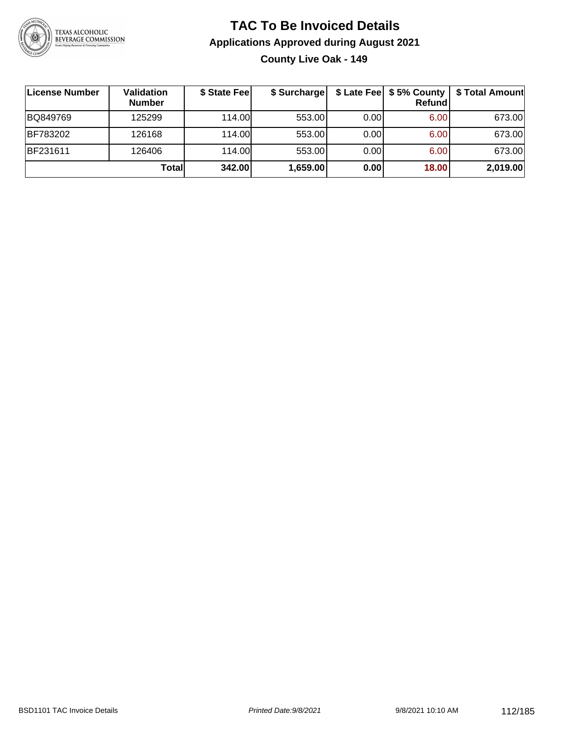# TAC To Be Invoiced Details

## Applications Approved during August 2021

### County Live Oak - 149

| License Number | Validation Number | $ State Fee | $ Surcharge | $ Late Fee | $ 5% County Refund | $ Total Amount |
|---|---|---|---|---|---|---|
| BQ849769 | 125299 | 114.00 | 553.00 | 0.00 | 6.00 | 673.00 |
| BF783202 | 126168 | 114.00 | 553.00 | 0.00 | 6.00 | 673.00 |
| BF231611 | 126406 | 114.00 | 553.00 | 0.00 | 6.00 | 673.00 |
| | **Total** | **342.00** | **1,659.00** | **0.00** | **18.00** | **2,019.00** |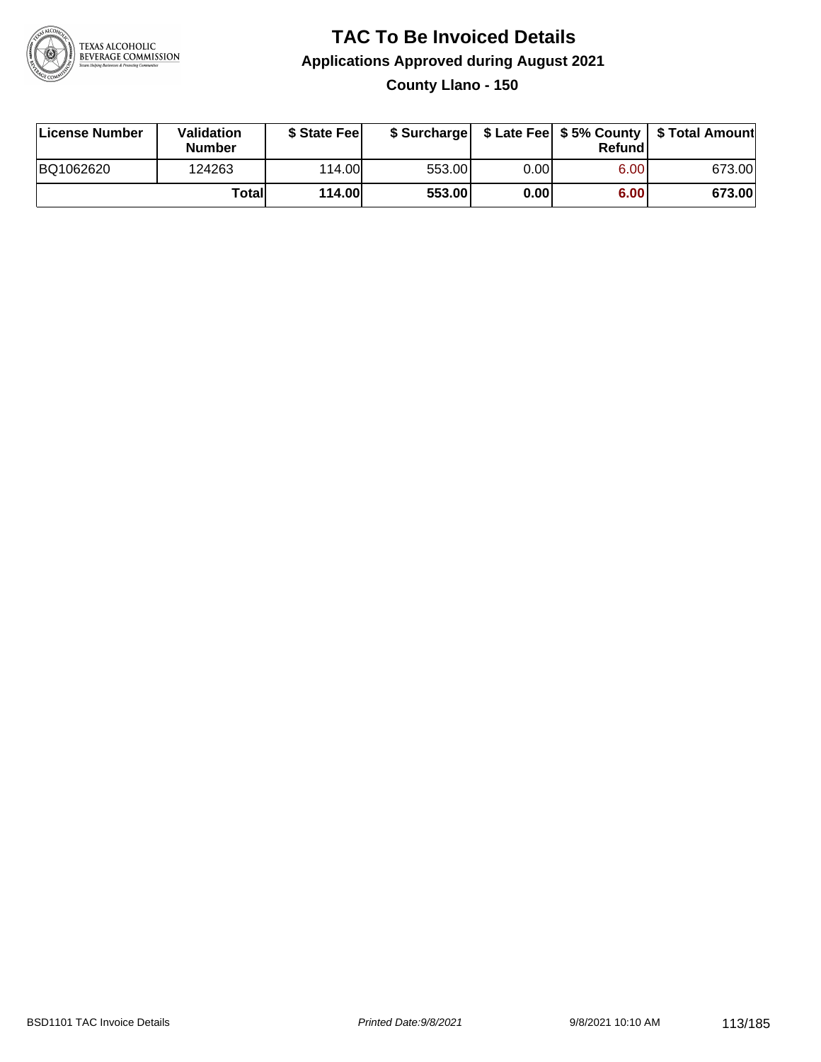# TAC To Be Invoiced Details

## Applications Approved during August 2021

### County Llano - 150

| License Number | Validation Number | $ State Fee | $ Surcharge | $ Late Fee | $ 5% County Refund | $ Total Amount |
|---|---|---|---|---|---|---|
| BQ1062620 | 124263 | 114.00 | 553.00 | 0.00 | 6.00 | 673.00 |
| | **Total** | **114.00** | **553.00** | **0.00** | **6.00** | **673.00** |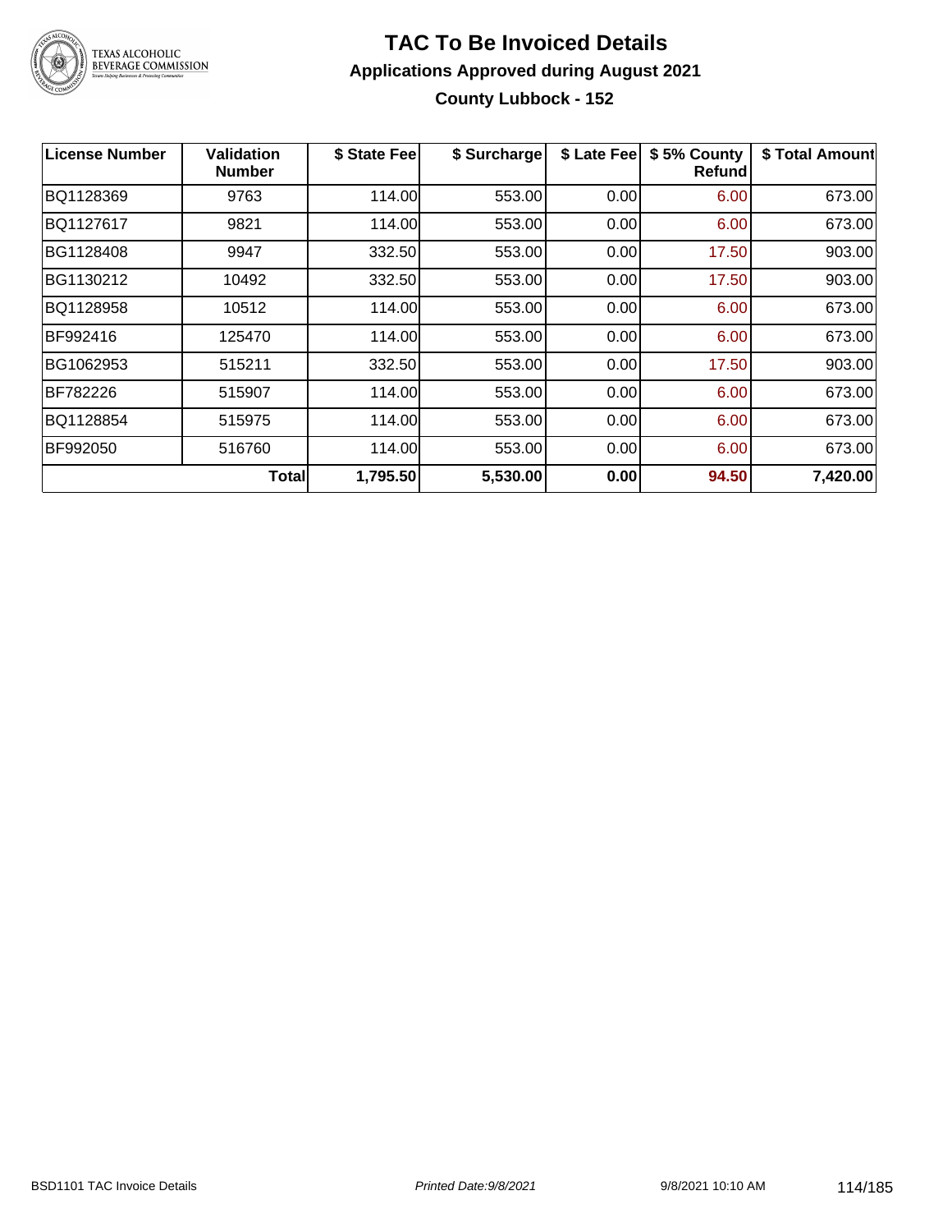# TAC To Be Invoiced Details

## Applications Approved during August 2021

### County Lubbock - 152

| License Number | Validation Number | $ State Fee | $ Surcharge | $ Late Fee | $ 5% County Refund | $ Total Amount |
|---|---|---|---|---|---|---|
| BQ1128369 | 9763 | 114.00 | 553.00 | 0.00 | 6.00 | 673.00 |
| BQ1127617 | 9821 | 114.00 | 553.00 | 0.00 | 6.00 | 673.00 |
| BG1128408 | 9947 | 332.50 | 553.00 | 0.00 | 17.50 | 903.00 |
| BG1130212 | 10492 | 332.50 | 553.00 | 0.00 | 17.50 | 903.00 |
| BQ1128958 | 10512 | 114.00 | 553.00 | 0.00 | 6.00 | 673.00 |
| BF992416 | 125470 | 114.00 | 553.00 | 0.00 | 6.00 | 673.00 |
| BG1062953 | 515211 | 332.50 | 553.00 | 0.00 | 17.50 | 903.00 |
| BF782226 | 515907 | 114.00 | 553.00 | 0.00 | 6.00 | 673.00 |
| BQ1128854 | 515975 | 114.00 | 553.00 | 0.00 | 6.00 | 673.00 |
| BF992050 | 516760 | 114.00 | 553.00 | 0.00 | 6.00 | 673.00 |
| | **Total** | **1,795.50** | **5,530.00** | **0.00** | **94.50** | **7,420.00** |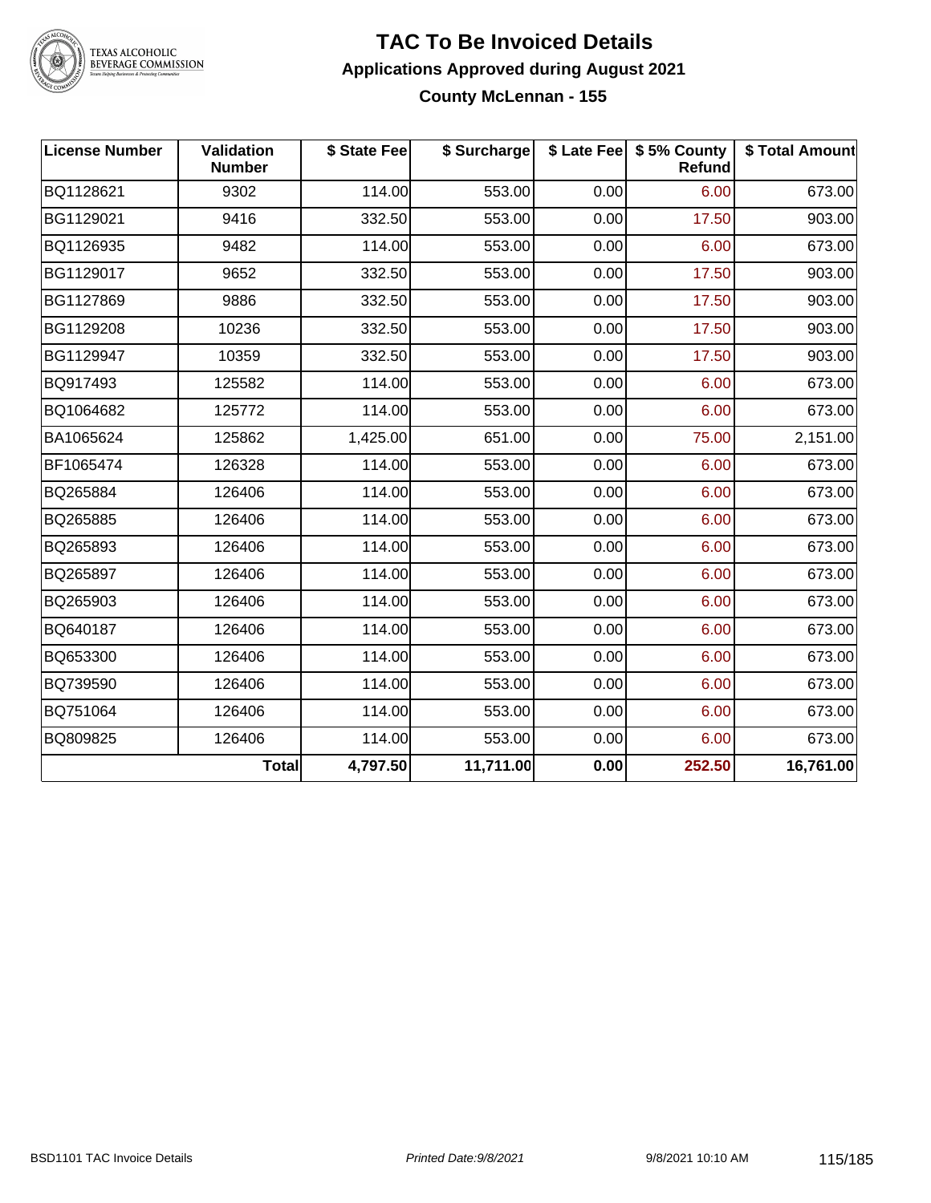# TAC To Be Invoiced Details

## Applications Approved during August 2021

### County McLennan - 155

| License Number | Validation Number | $ State Fee | $ Surcharge | $ Late Fee | $ 5% County Refund | $ Total Amount |
|---|---|---|---|---|---|---|
| BQ1128621 | 9302 | 114.00 | 553.00 | 0.00 | 6.00 | 673.00 |
| BG1129021 | 9416 | 332.50 | 553.00 | 0.00 | 17.50 | 903.00 |
| BQ1126935 | 9482 | 114.00 | 553.00 | 0.00 | 6.00 | 673.00 |
| BG1129017 | 9652 | 332.50 | 553.00 | 0.00 | 17.50 | 903.00 |
| BG1127869 | 9886 | 332.50 | 553.00 | 0.00 | 17.50 | 903.00 |
| BG1129208 | 10236 | 332.50 | 553.00 | 0.00 | 17.50 | 903.00 |
| BG1129947 | 10359 | 332.50 | 553.00 | 0.00 | 17.50 | 903.00 |
| BQ917493 | 125582 | 114.00 | 553.00 | 0.00 | 6.00 | 673.00 |
| BQ1064682 | 125772 | 114.00 | 553.00 | 0.00 | 6.00 | 673.00 |
| BA1065624 | 125862 | 1,425.00 | 651.00 | 0.00 | 75.00 | 2,151.00 |
| BF1065474 | 126328 | 114.00 | 553.00 | 0.00 | 6.00 | 673.00 |
| BQ265884 | 126406 | 114.00 | 553.00 | 0.00 | 6.00 | 673.00 |
| BQ265885 | 126406 | 114.00 | 553.00 | 0.00 | 6.00 | 673.00 |
| BQ265893 | 126406 | 114.00 | 553.00 | 0.00 | 6.00 | 673.00 |
| BQ265897 | 126406 | 114.00 | 553.00 | 0.00 | 6.00 | 673.00 |
| BQ265903 | 126406 | 114.00 | 553.00 | 0.00 | 6.00 | 673.00 |
| BQ640187 | 126406 | 114.00 | 553.00 | 0.00 | 6.00 | 673.00 |
| BQ653300 | 126406 | 114.00 | 553.00 | 0.00 | 6.00 | 673.00 |
| BQ739590 | 126406 | 114.00 | 553.00 | 0.00 | 6.00 | 673.00 |
| BQ751064 | 126406 | 114.00 | 553.00 | 0.00 | 6.00 | 673.00 |
| BQ809825 | 126406 | 114.00 | 553.00 | 0.00 | 6.00 | 673.00 |
| | **Total** | **4,797.50** | **11,711.00** | **0.00** | **252.50** | **16,761.00** |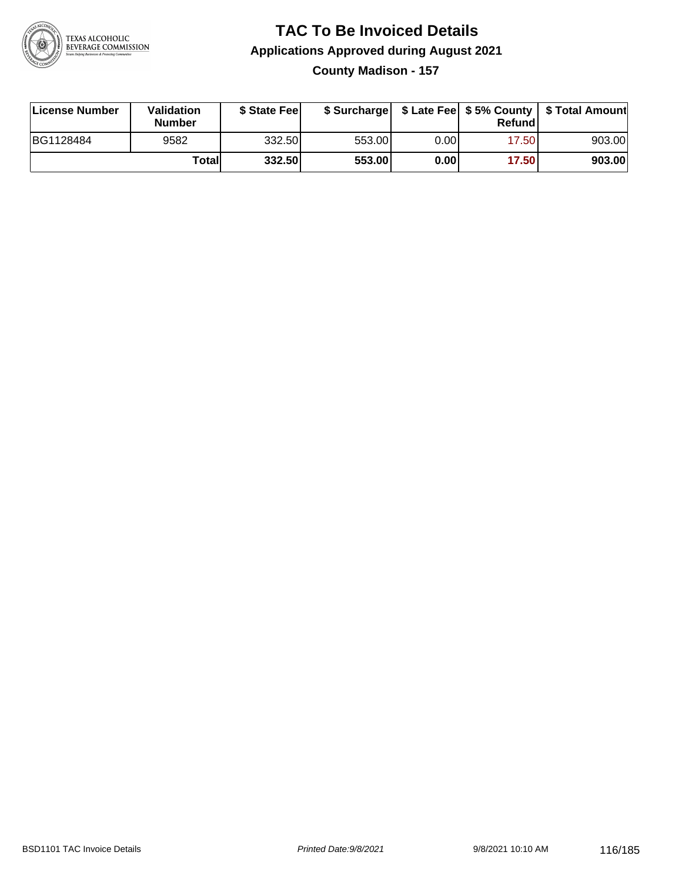# TAC To Be Invoiced Details

## Applications Approved during August 2021

### County Madison - 157

| License Number | Validation Number | $ State Fee | $ Surcharge | $ Late Fee | $ 5% County Refund | $ Total Amount |
|---|---|---|---|---|---|---|
| BG1128484 | 9582 | 332.50 | 553.00 | 0.00 | 17.50 | 903.00 |
| | **Total** | **332.50** | **553.00** | **0.00** | **17.50** | **903.00** |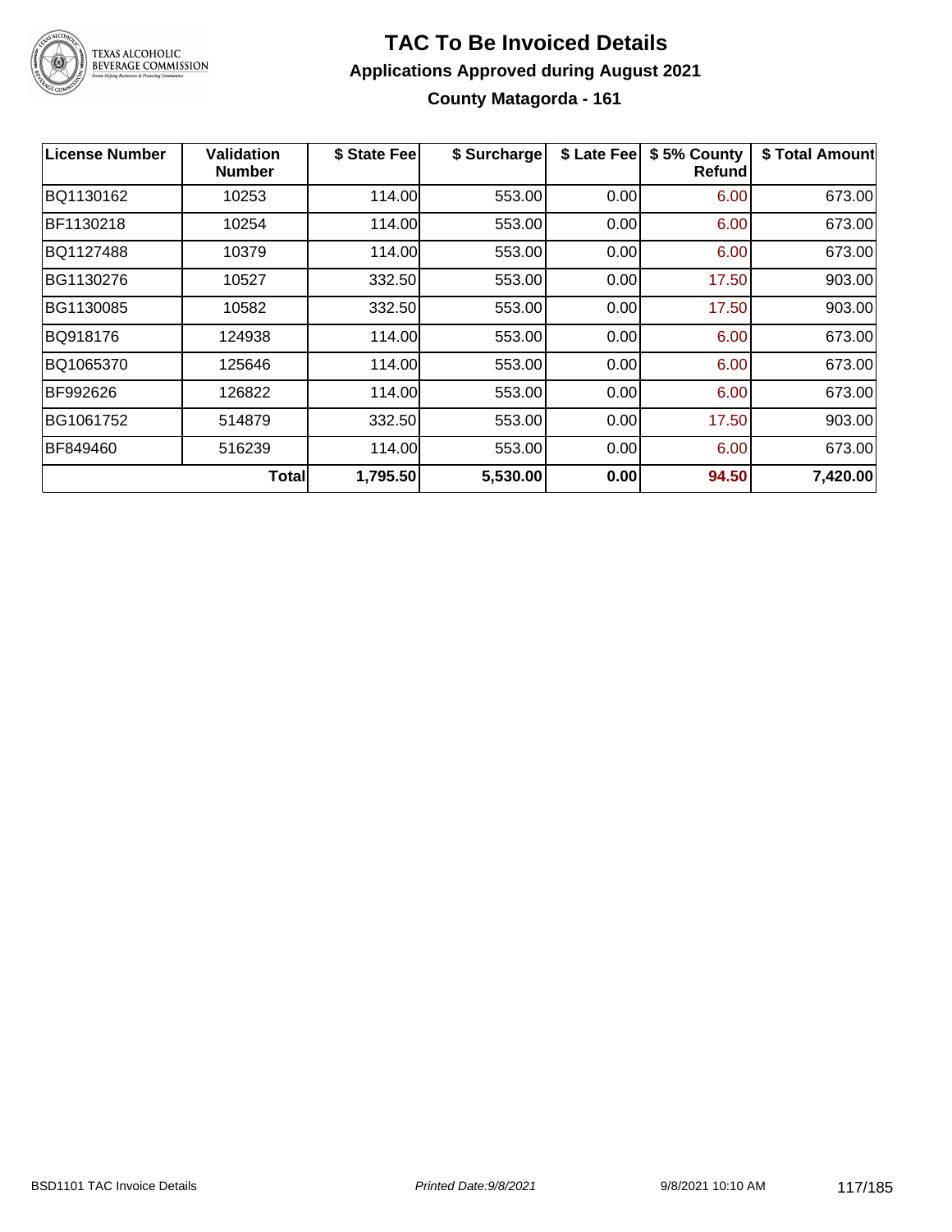# TAC To Be Invoiced Details

## Applications Approved during August 2021

### County Matagorda - 161

| License Number | Validation Number | \$ State Fee | \$ Surcharge | \$ Late Fee | \$ 5% County Refund | \$ Total Amount |
|---|---|---|---|---|---|---|
| BQ1130162 | 10253 | 114.00 | 553.00 | 0.00 | 6.00 | 673.00 |
| BF1130218 | 10254 | 114.00 | 553.00 | 0.00 | 6.00 | 673.00 |
| BQ1127488 | 10379 | 114.00 | 553.00 | 0.00 | 6.00 | 673.00 |
| BG1130276 | 10527 | 332.50 | 553.00 | 0.00 | 17.50 | 903.00 |
| BG1130085 | 10582 | 332.50 | 553.00 | 0.00 | 17.50 | 903.00 |
| BQ918176 | 124938 | 114.00 | 553.00 | 0.00 | 6.00 | 673.00 |
| BQ1065370 | 125646 | 114.00 | 553.00 | 0.00 | 6.00 | 673.00 |
| BF992626 | 126822 | 114.00 | 553.00 | 0.00 | 6.00 | 673.00 |
| BG1061752 | 514879 | 332.50 | 553.00 | 0.00 | 17.50 | 903.00 |
| BF849460 | 516239 | 114.00 | 553.00 | 0.00 | 6.00 | 673.00 |
| | **Total** | **1,795.50** | **5,530.00** | **0.00** | **94.50** | **7,420.00** |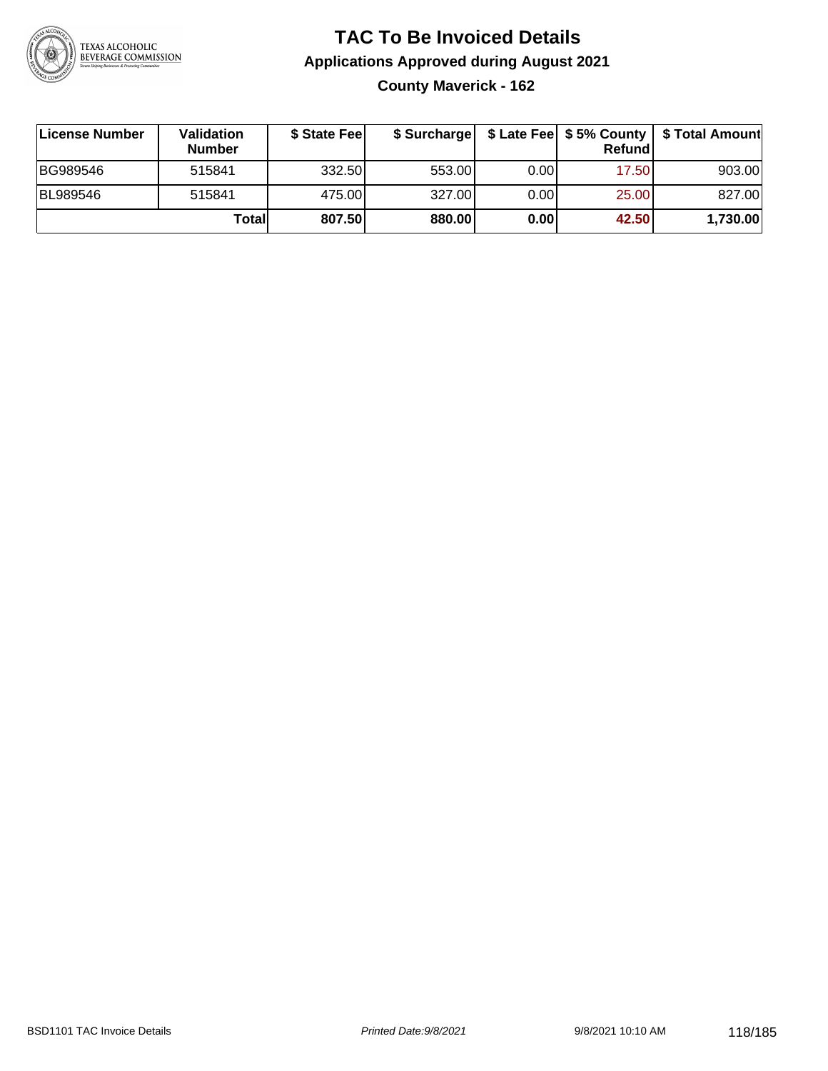# TAC To Be Invoiced Details

## Applications Approved during August 2021

### County Maverick - 162

| License Number | Validation Number | $ State Fee | $ Surcharge | $ Late Fee | $ 5% County Refund | $ Total Amount |
|---|---|---|---|---|---|---|
| BG989546 | 515841 | 332.50 | 553.00 | 0.00 | 17.50 | 903.00 |
| BL989546 | 515841 | 475.00 | 327.00 | 0.00 | 25.00 | 827.00 |
| | **Total** | **807.50** | **880.00** | **0.00** | **42.50** | **1,730.00** |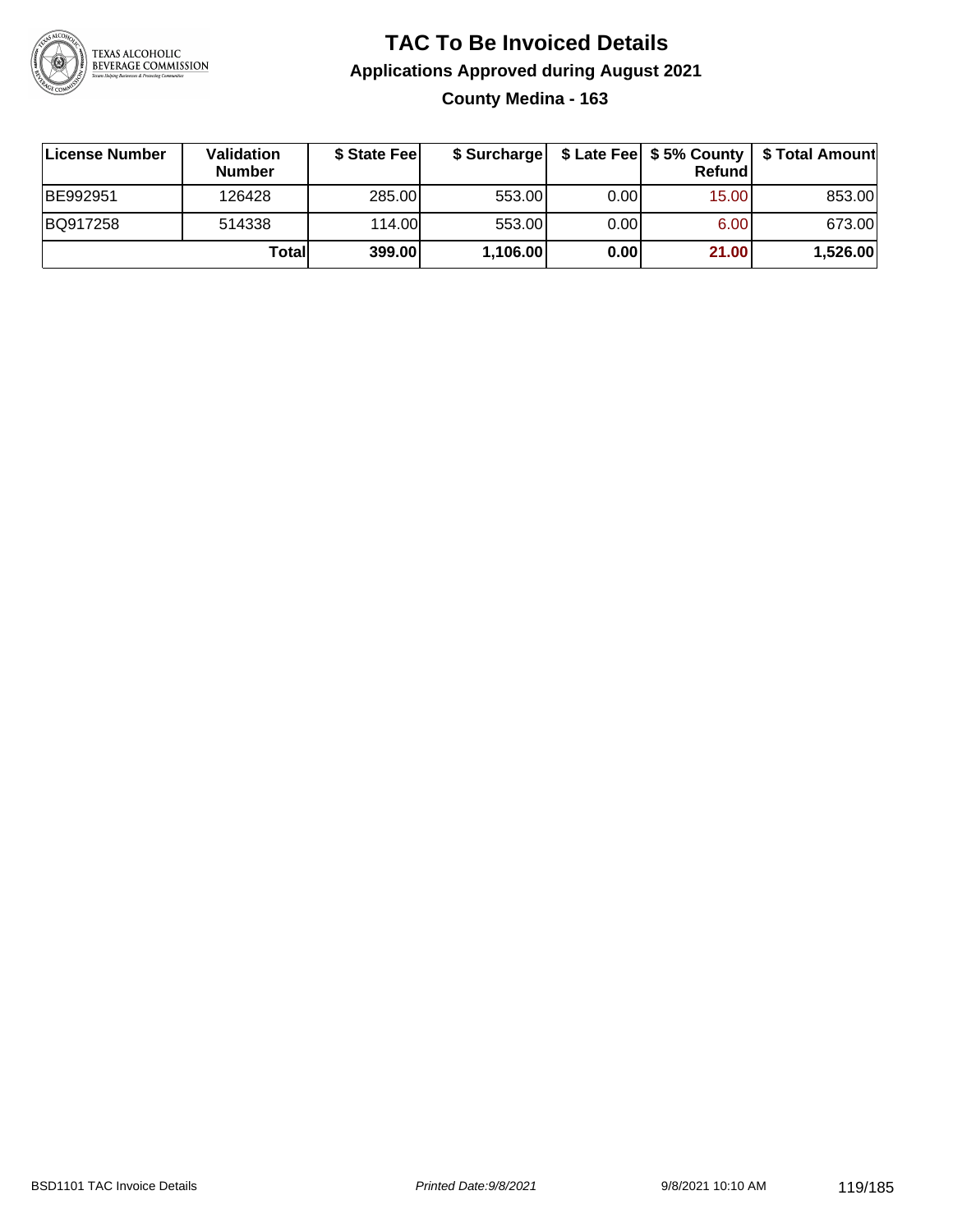# TAC To Be Invoiced Details

## Applications Approved during August 2021

### County Medina - 163

| License Number | Validation Number | $ State Fee | $ Surcharge | $ Late Fee | $ 5% County Refund | $ Total Amount |
|---|---|---|---|---|---|---|
| BE992951 | 126428 | 285.00 | 553.00 | 0.00 | 15.00 | 853.00 |
| BQ917258 | 514338 | 114.00 | 553.00 | 0.00 | 6.00 | 673.00 |
| | **Total** | **399.00** | **1,106.00** | **0.00** | **21.00** | **1,526.00** |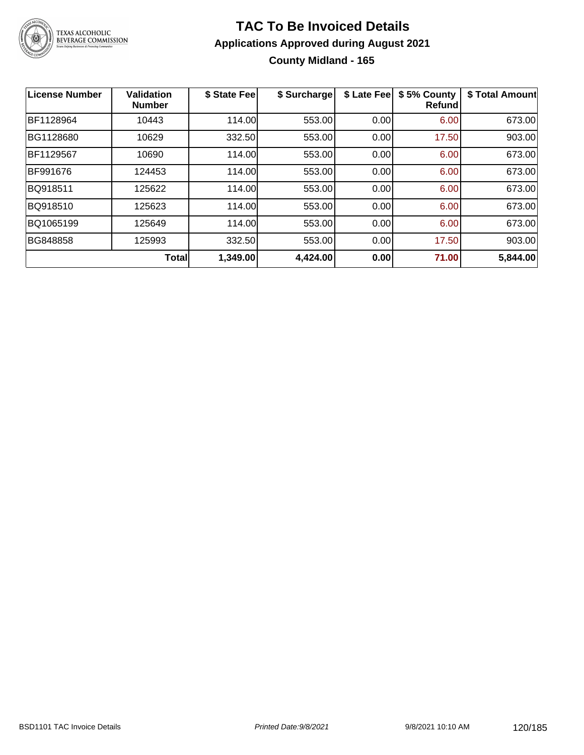# TAC To Be Invoiced Details

## Applications Approved during August 2021

### County Midland - 165

| License Number | Validation Number | $ State Fee | $ Surcharge | $ Late Fee | $ 5% County Refund | $ Total Amount |
|---|---|---|---|---|---|---|
| BF1128964 | 10443 | 114.00 | 553.00 | 0.00 | 6.00 | 673.00 |
| BG1128680 | 10629 | 332.50 | 553.00 | 0.00 | 17.50 | 903.00 |
| BF1129567 | 10690 | 114.00 | 553.00 | 0.00 | 6.00 | 673.00 |
| BF991676 | 124453 | 114.00 | 553.00 | 0.00 | 6.00 | 673.00 |
| BQ918511 | 125622 | 114.00 | 553.00 | 0.00 | 6.00 | 673.00 |
| BQ918510 | 125623 | 114.00 | 553.00 | 0.00 | 6.00 | 673.00 |
| BQ1065199 | 125649 | 114.00 | 553.00 | 0.00 | 6.00 | 673.00 |
| BG848858 | 125993 | 332.50 | 553.00 | 0.00 | 17.50 | 903.00 |
| | **Total** | **1,349.00** | **4,424.00** | **0.00** | **71.00** | **5,844.00** |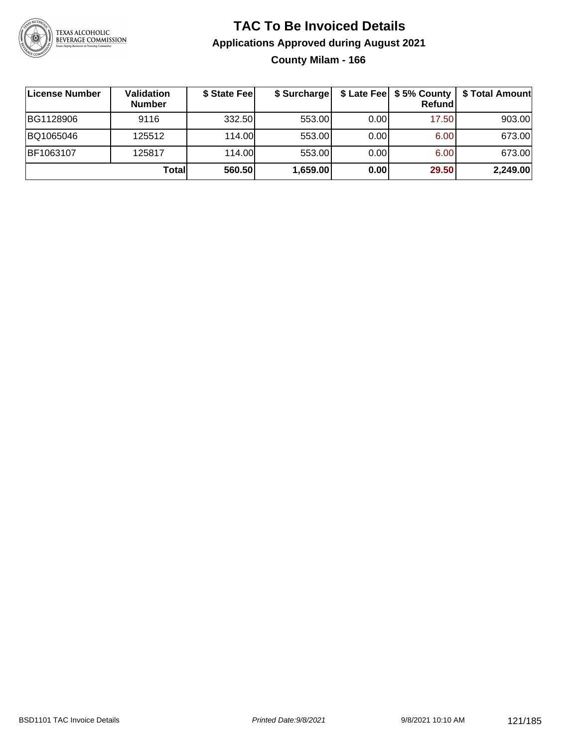# TAC To Be Invoiced Details

## Applications Approved during August 2021

### County Milam - 166

| License Number | Validation Number | $ State Fee | $ Surcharge | $ Late Fee | $ 5% County Refund | $ Total Amount |
|---|---|---|---|---|---|---|
| BG1128906 | 9116 | 332.50 | 553.00 | 0.00 | 17.50 | 903.00 |
| BQ1065046 | 125512 | 114.00 | 553.00 | 0.00 | 6.00 | 673.00 |
| BF1063107 | 125817 | 114.00 | 553.00 | 0.00 | 6.00 | 673.00 |
| | **Total** | **560.50** | **1,659.00** | **0.00** | **29.50** | **2,249.00** |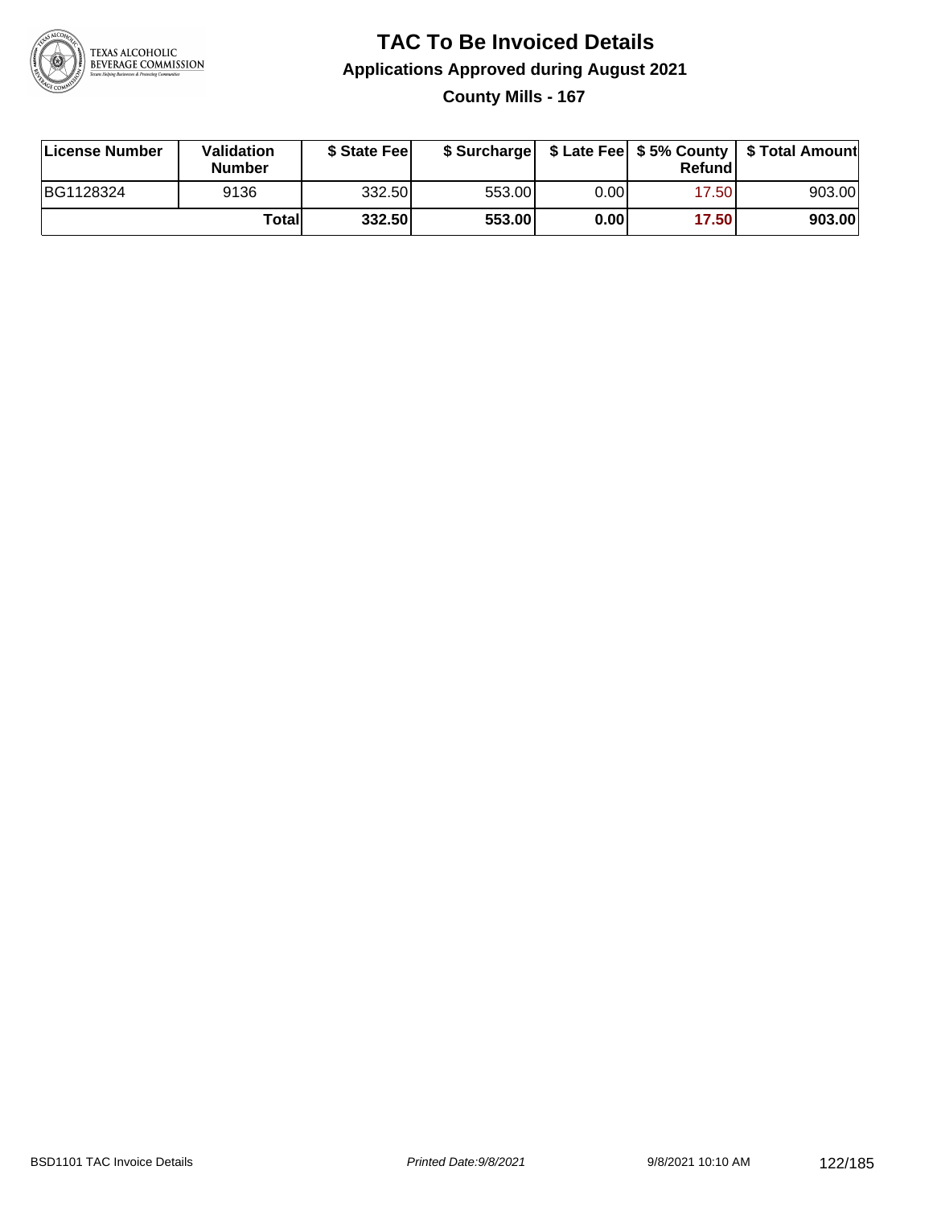# TAC To Be Invoiced Details

## Applications Approved during August 2021

### County Mills - 167

| License Number | Validation Number | $ State Fee | $ Surcharge | $ Late Fee | $ 5% County Refund | $ Total Amount |
| --- | --- | --- | --- | --- | --- | --- |
| BG1128324 | 9136 | 332.50 | 553.00 | 0.00 | 17.50 | 903.00 |
| | **Total** | **332.50** | **553.00** | **0.00** | **17.50** | **903.00** |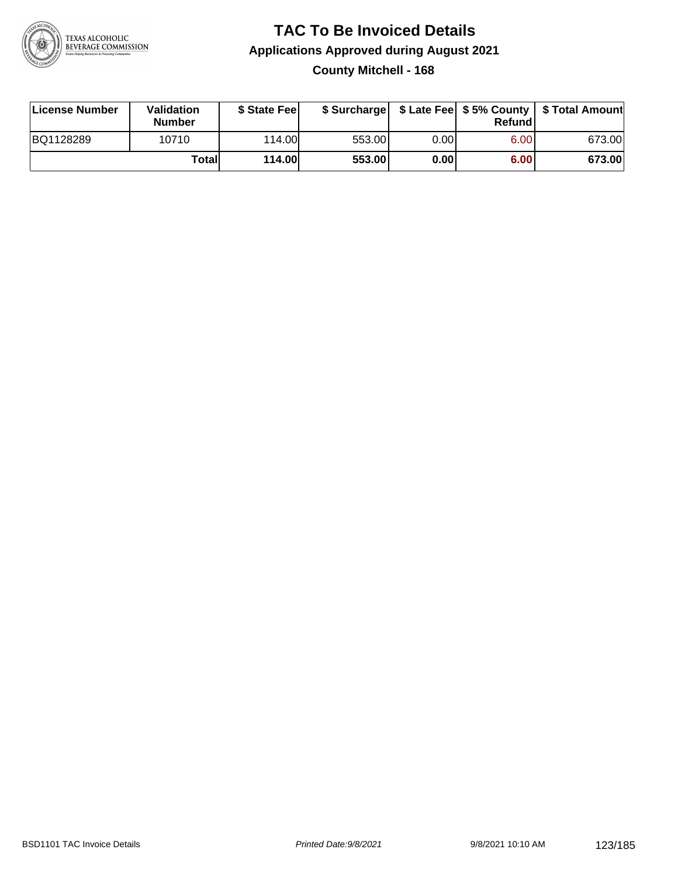# TAC To Be Invoiced Details

## Applications Approved during August 2021

### County Mitchell - 168

| License Number | Validation Number | \$ State Fee | \$ Surcharge | \$ Late Fee | \$ 5% County Refund | \$ Total Amount |
|---|---|---|---|---|---|---|
| BQ1128289 | 10710 | 114.00 | 553.00 | 0.00 | 6.00 | 673.00 |
| | **Total** | **114.00** | **553.00** | **0.00** | **6.00** | **673.00** |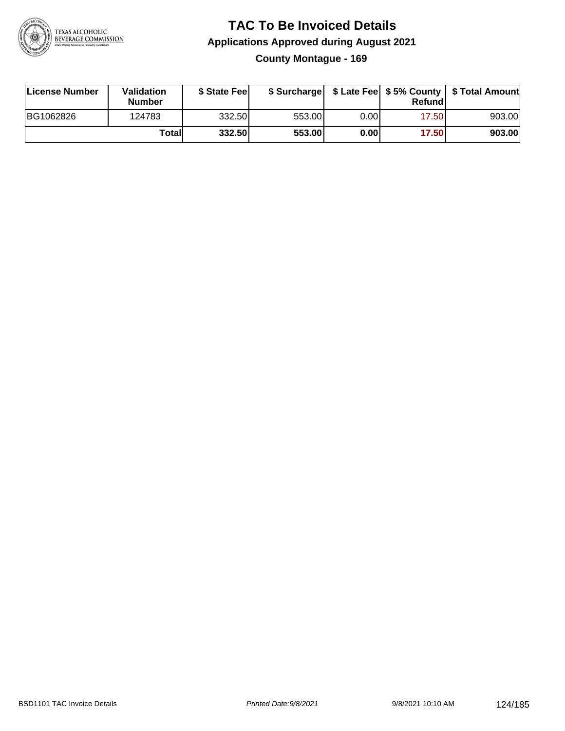# TAC To Be Invoiced Details

## Applications Approved during August 2021

### County Montague - 169

| License Number | Validation Number | $ State Fee | $ Surcharge | $ Late Fee | $ 5% County Refund | $ Total Amount |
|---|---|---|---|---|---|---|
| BG1062826 | 124783 | 332.50 | 553.00 | 0.00 | 17.50 | 903.00 |
| | **Total** | **332.50** | **553.00** | **0.00** | **17.50** | **903.00** |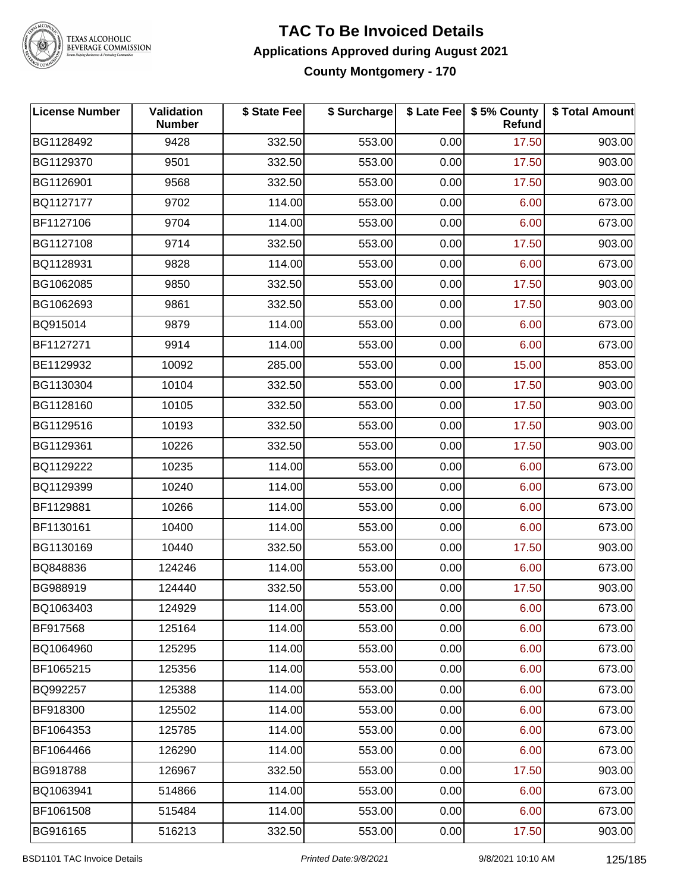# TAC To Be Invoiced Details

## Applications Approved during August 2021

### County Montgomery - 170

| License Number | Validation Number | $ State Fee | $ Surcharge | $ Late Fee | $ 5% County Refund | $ Total Amount |
|---|---|---|---|---|---|---|
| BG1128492 | 9428 | 332.50 | 553.00 | 0.00 | 17.50 | 903.00 |
| BG1129370 | 9501 | 332.50 | 553.00 | 0.00 | 17.50 | 903.00 |
| BG1126901 | 9568 | 332.50 | 553.00 | 0.00 | 17.50 | 903.00 |
| BQ1127177 | 9702 | 114.00 | 553.00 | 0.00 | 6.00 | 673.00 |
| BF1127106 | 9704 | 114.00 | 553.00 | 0.00 | 6.00 | 673.00 |
| BG1127108 | 9714 | 332.50 | 553.00 | 0.00 | 17.50 | 903.00 |
| BQ1128931 | 9828 | 114.00 | 553.00 | 0.00 | 6.00 | 673.00 |
| BG1062085 | 9850 | 332.50 | 553.00 | 0.00 | 17.50 | 903.00 |
| BG1062693 | 9861 | 332.50 | 553.00 | 0.00 | 17.50 | 903.00 |
| BQ915014 | 9879 | 114.00 | 553.00 | 0.00 | 6.00 | 673.00 |
| BF1127271 | 9914 | 114.00 | 553.00 | 0.00 | 6.00 | 673.00 |
| BE1129932 | 10092 | 285.00 | 553.00 | 0.00 | 15.00 | 853.00 |
| BG1130304 | 10104 | 332.50 | 553.00 | 0.00 | 17.50 | 903.00 |
| BG1128160 | 10105 | 332.50 | 553.00 | 0.00 | 17.50 | 903.00 |
| BG1129516 | 10193 | 332.50 | 553.00 | 0.00 | 17.50 | 903.00 |
| BG1129361 | 10226 | 332.50 | 553.00 | 0.00 | 17.50 | 903.00 |
| BQ1129222 | 10235 | 114.00 | 553.00 | 0.00 | 6.00 | 673.00 |
| BQ1129399 | 10240 | 114.00 | 553.00 | 0.00 | 6.00 | 673.00 |
| BF1129881 | 10266 | 114.00 | 553.00 | 0.00 | 6.00 | 673.00 |
| BF1130161 | 10400 | 114.00 | 553.00 | 0.00 | 6.00 | 673.00 |
| BG1130169 | 10440 | 332.50 | 553.00 | 0.00 | 17.50 | 903.00 |
| BQ848836 | 124246 | 114.00 | 553.00 | 0.00 | 6.00 | 673.00 |
| BG988919 | 124440 | 332.50 | 553.00 | 0.00 | 17.50 | 903.00 |
| BQ1063403 | 124929 | 114.00 | 553.00 | 0.00 | 6.00 | 673.00 |
| BF917568 | 125164 | 114.00 | 553.00 | 0.00 | 6.00 | 673.00 |
| BQ1064960 | 125295 | 114.00 | 553.00 | 0.00 | 6.00 | 673.00 |
| BF1065215 | 125356 | 114.00 | 553.00 | 0.00 | 6.00 | 673.00 |
| BQ992257 | 125388 | 114.00 | 553.00 | 0.00 | 6.00 | 673.00 |
| BF918300 | 125502 | 114.00 | 553.00 | 0.00 | 6.00 | 673.00 |
| BF1064353 | 125785 | 114.00 | 553.00 | 0.00 | 6.00 | 673.00 |
| BF1064466 | 126290 | 114.00 | 553.00 | 0.00 | 6.00 | 673.00 |
| BG918788 | 126967 | 332.50 | 553.00 | 0.00 | 17.50 | 903.00 |
| BQ1063941 | 514866 | 114.00 | 553.00 | 0.00 | 6.00 | 673.00 |
| BF1061508 | 515484 | 114.00 | 553.00 | 0.00 | 6.00 | 673.00 |
| BG916165 | 516213 | 332.50 | 553.00 | 0.00 | 17.50 | 903.00 |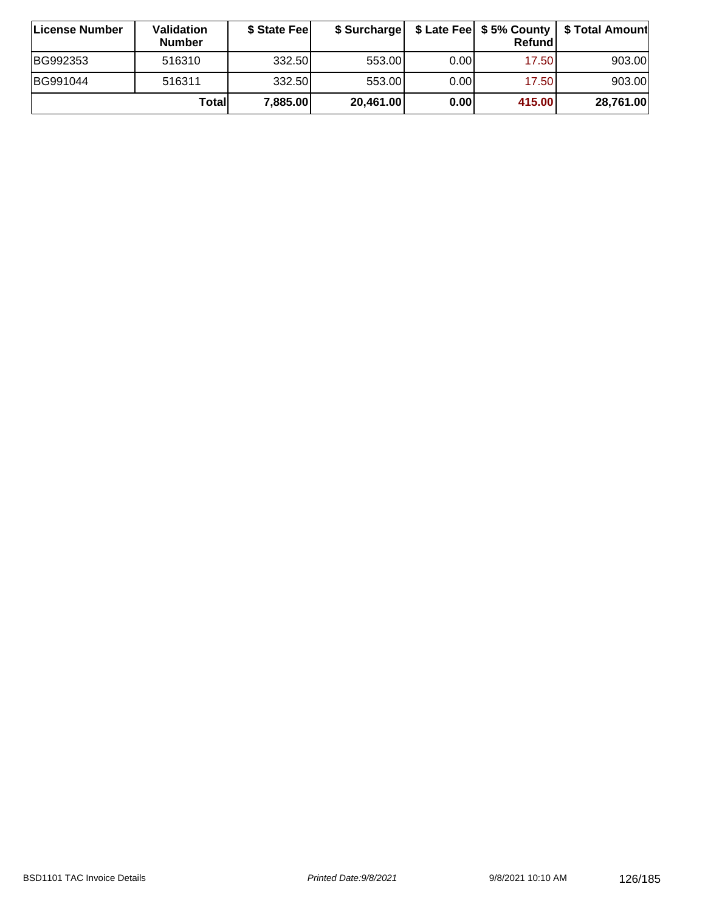| License Number | Validation Number | $ State Fee | $ Surcharge | $ Late Fee | $ 5% County Refund | $ Total Amount |
|---|---|---|---|---|---|---|
| BG992353 | 516310 | 332.50 | 553.00 | 0.00 | 17.50 | 903.00 |
| BG991044 | 516311 | 332.50 | 553.00 | 0.00 | 17.50 | 903.00 |
| | **Total** | **7,885.00** | **20,461.00** | **0.00** | **415.00** | **28,761.00** |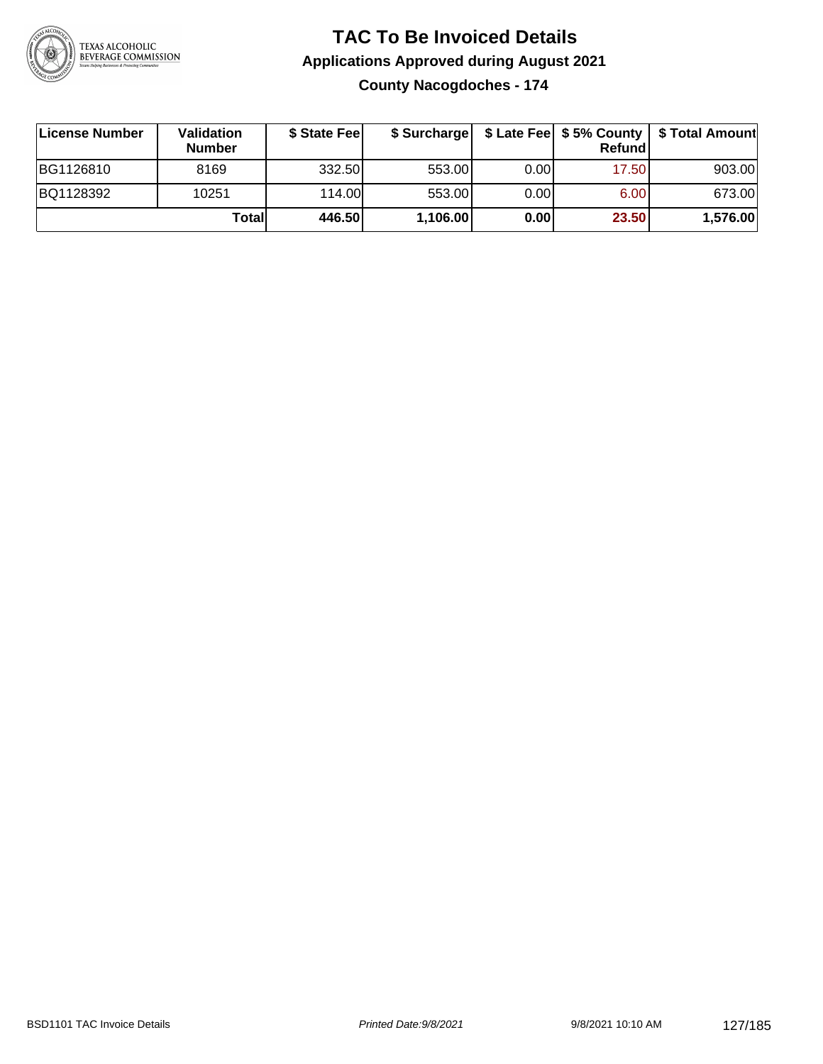# TAC To Be Invoiced Details

## Applications Approved during August 2021

### County Nacogdoches - 174

| License Number | Validation Number | $ State Fee | $ Surcharge | $ Late Fee | $ 5% County Refund | $ Total Amount |
|---|---|---|---|---|---|---|
| BG1126810 | 8169 | 332.50 | 553.00 | 0.00 | 17.50 | 903.00 |
| BQ1128392 | 10251 | 114.00 | 553.00 | 0.00 | 6.00 | 673.00 |
| | **Total** | **446.50** | **1,106.00** | **0.00** | **23.50** | **1,576.00** |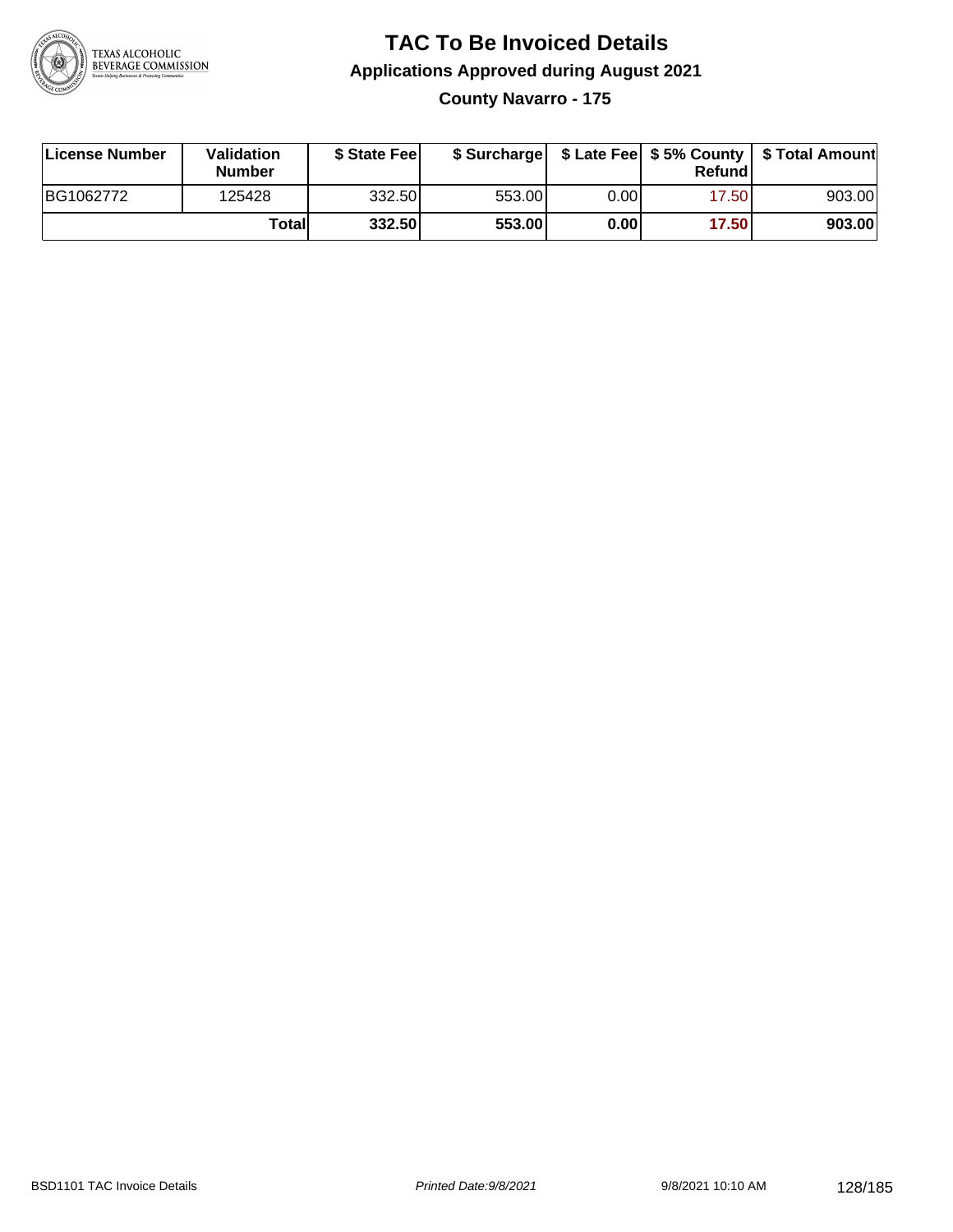# TAC To Be Invoiced Details

## Applications Approved during August 2021

### County Navarro - 175

| License Number | Validation Number | $ State Fee | $ Surcharge | $ Late Fee | $ 5% County Refund | $ Total Amount |
|---|---|---|---|---|---|---|
| BG1062772 | 125428 | 332.50 | 553.00 | 0.00 | 17.50 | 903.00 |
| | **Total** | **332.50** | **553.00** | **0.00** | **17.50** | **903.00** |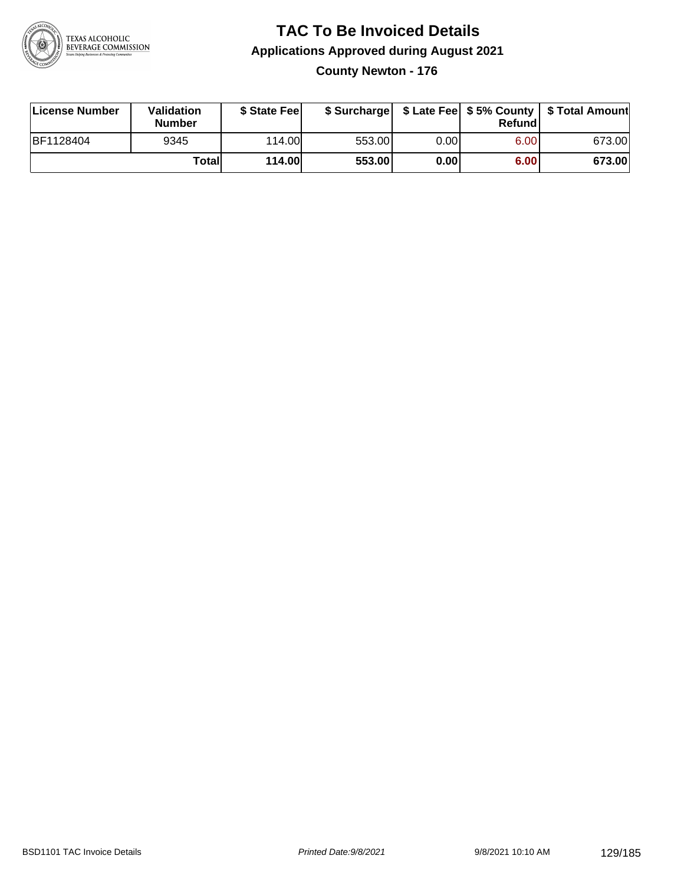# TAC To Be Invoiced Details

## Applications Approved during August 2021

### County Newton - 176

| License Number | Validation Number | $ State Fee | $ Surcharge | $ Late Fee | $ 5% County Refund | $ Total Amount |
|---|---|---|---|---|---|---|
| BF1128404 | 9345 | 114.00 | 553.00 | 0.00 | 6.00 | 673.00 |
| | **Total** | **114.00** | **553.00** | **0.00** | **6.00** | **673.00** |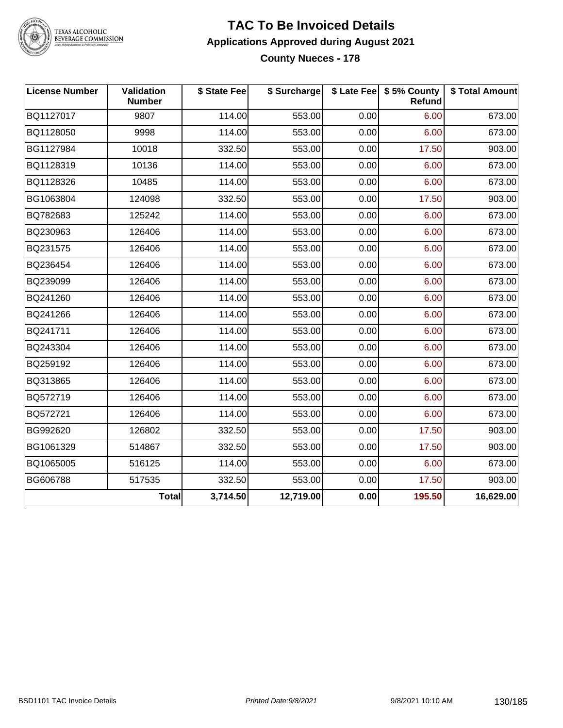# TAC To Be Invoiced Details

## Applications Approved during August 2021

### County Nueces - 178

| License Number | Validation Number | $ State Fee | $ Surcharge | $ Late Fee | $ 5% County Refund | $ Total Amount |
|---|---|---|---|---|---|---|
| BQ1127017 | 9807 | 114.00 | 553.00 | 0.00 | 6.00 | 673.00 |
| BQ1128050 | 9998 | 114.00 | 553.00 | 0.00 | 6.00 | 673.00 |
| BG1127984 | 10018 | 332.50 | 553.00 | 0.00 | 17.50 | 903.00 |
| BQ1128319 | 10136 | 114.00 | 553.00 | 0.00 | 6.00 | 673.00 |
| BQ1128326 | 10485 | 114.00 | 553.00 | 0.00 | 6.00 | 673.00 |
| BG1063804 | 124098 | 332.50 | 553.00 | 0.00 | 17.50 | 903.00 |
| BQ782683 | 125242 | 114.00 | 553.00 | 0.00 | 6.00 | 673.00 |
| BQ230963 | 126406 | 114.00 | 553.00 | 0.00 | 6.00 | 673.00 |
| BQ231575 | 126406 | 114.00 | 553.00 | 0.00 | 6.00 | 673.00 |
| BQ236454 | 126406 | 114.00 | 553.00 | 0.00 | 6.00 | 673.00 |
| BQ239099 | 126406 | 114.00 | 553.00 | 0.00 | 6.00 | 673.00 |
| BQ241260 | 126406 | 114.00 | 553.00 | 0.00 | 6.00 | 673.00 |
| BQ241266 | 126406 | 114.00 | 553.00 | 0.00 | 6.00 | 673.00 |
| BQ241711 | 126406 | 114.00 | 553.00 | 0.00 | 6.00 | 673.00 |
| BQ243304 | 126406 | 114.00 | 553.00 | 0.00 | 6.00 | 673.00 |
| BQ259192 | 126406 | 114.00 | 553.00 | 0.00 | 6.00 | 673.00 |
| BQ313865 | 126406 | 114.00 | 553.00 | 0.00 | 6.00 | 673.00 |
| BQ572719 | 126406 | 114.00 | 553.00 | 0.00 | 6.00 | 673.00 |
| BQ572721 | 126406 | 114.00 | 553.00 | 0.00 | 6.00 | 673.00 |
| BG992620 | 126802 | 332.50 | 553.00 | 0.00 | 17.50 | 903.00 |
| BG1061329 | 514867 | 332.50 | 553.00 | 0.00 | 17.50 | 903.00 |
| BQ1065005 | 516125 | 114.00 | 553.00 | 0.00 | 6.00 | 673.00 |
| BG606788 | 517535 | 332.50 | 553.00 | 0.00 | 17.50 | 903.00 |
| | **Total** | **3,714.50** | **12,719.00** | **0.00** | **195.50** | **16,629.00** |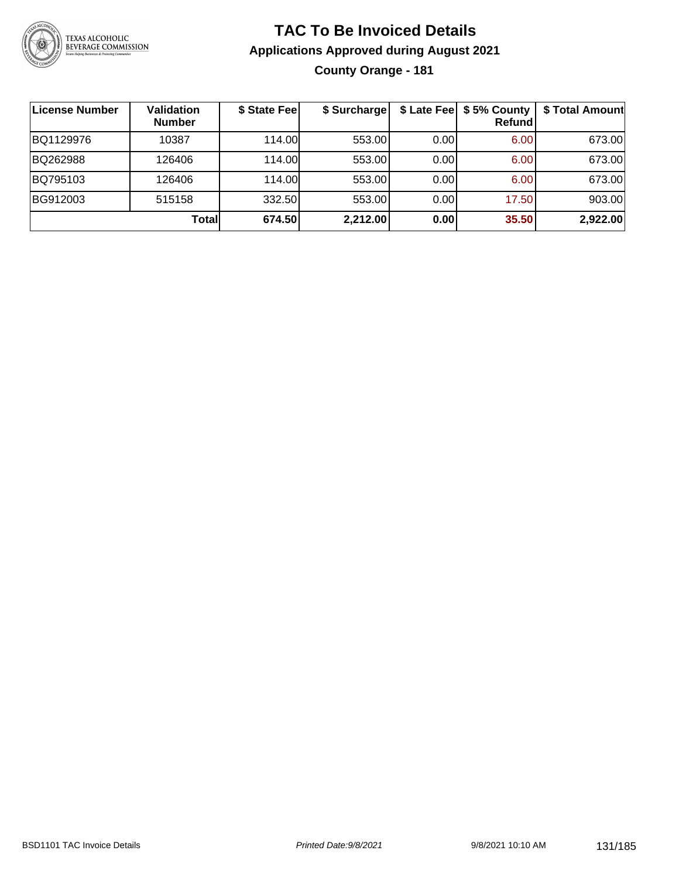# TAC To Be Invoiced Details

## Applications Approved during August 2021

### County Orange - 181

| License Number | Validation Number | $ State Fee | $ Surcharge | $ Late Fee | $ 5% County Refund | $ Total Amount |
|---|---|---|---|---|---|---|
| BQ1129976 | 10387 | 114.00 | 553.00 | 0.00 | 6.00 | 673.00 |
| BQ262988 | 126406 | 114.00 | 553.00 | 0.00 | 6.00 | 673.00 |
| BQ795103 | 126406 | 114.00 | 553.00 | 0.00 | 6.00 | 673.00 |
| BG912003 | 515158 | 332.50 | 553.00 | 0.00 | 17.50 | 903.00 |
| | **Total** | **674.50** | **2,212.00** | **0.00** | **35.50** | **2,922.00** |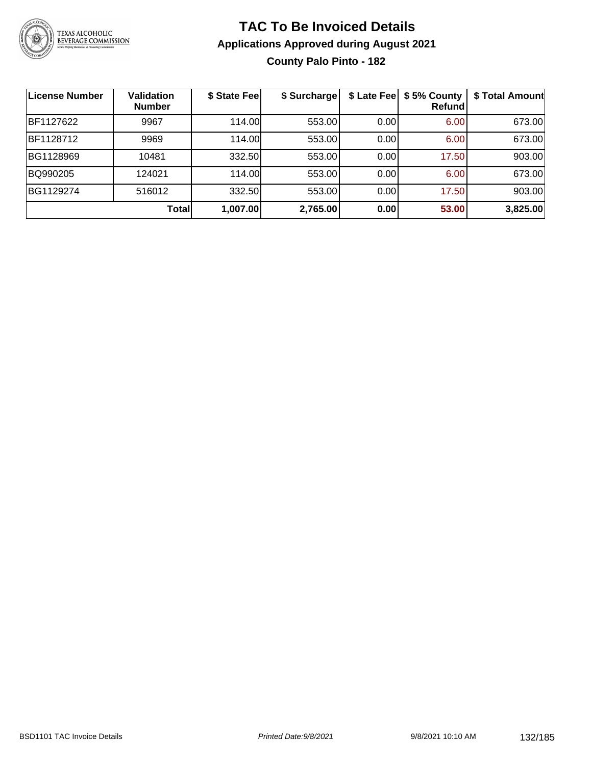# TAC To Be Invoiced Details

## Applications Approved during August 2021

### County Palo Pinto - 182

| License Number | Validation Number | $ State Fee | $ Surcharge | $ Late Fee | $ 5% County Refund | $ Total Amount |
|---|---|---|---|---|---|---|
| BF1127622 | 9967 | 114.00 | 553.00 | 0.00 | 6.00 | 673.00 |
| BF1128712 | 9969 | 114.00 | 553.00 | 0.00 | 6.00 | 673.00 |
| BG1128969 | 10481 | 332.50 | 553.00 | 0.00 | 17.50 | 903.00 |
| BQ990205 | 124021 | 114.00 | 553.00 | 0.00 | 6.00 | 673.00 |
| BG1129274 | 516012 | 332.50 | 553.00 | 0.00 | 17.50 | 903.00 |
| | **Total** | **1,007.00** | **2,765.00** | **0.00** | **53.00** | **3,825.00** |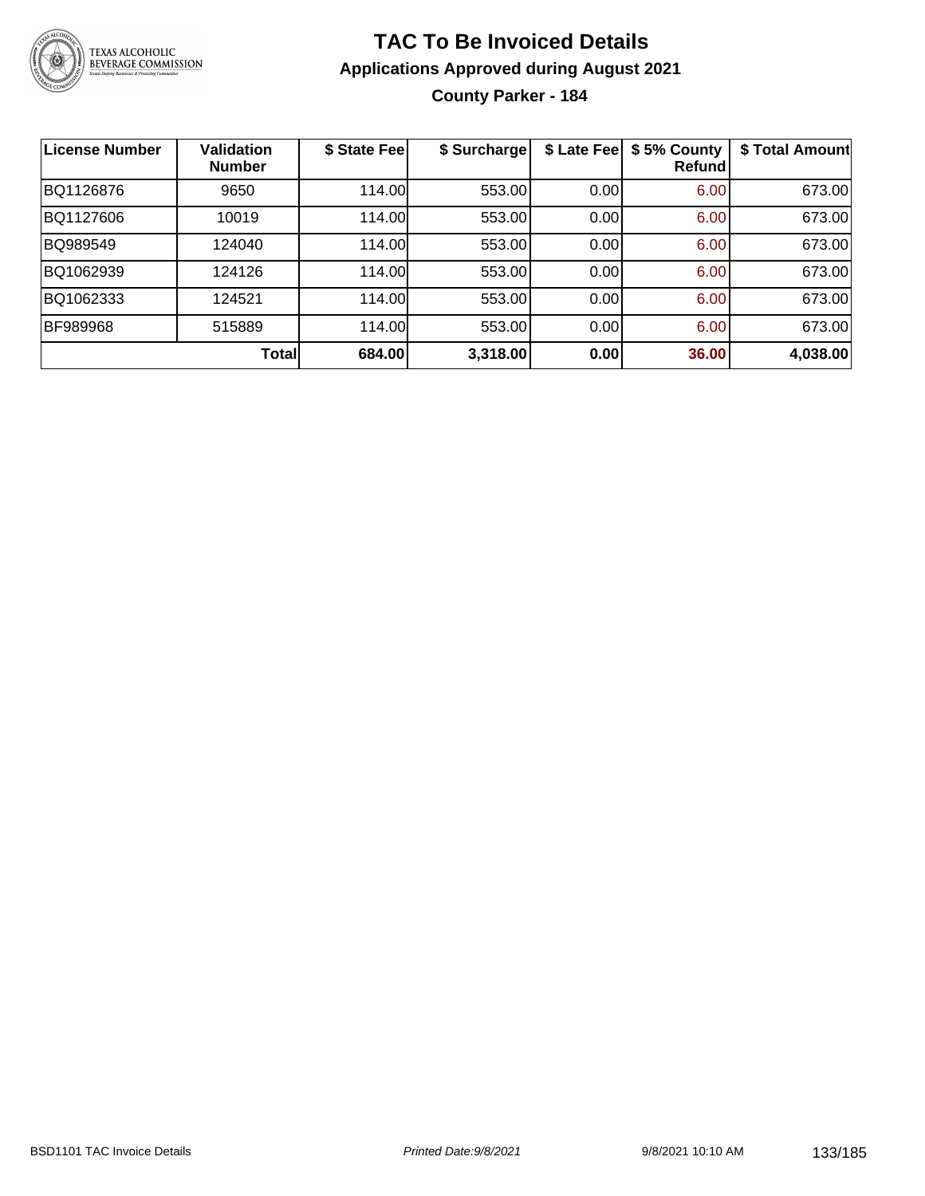# TAC To Be Invoiced Details

## Applications Approved during August 2021

### County Parker - 184

| License Number | Validation Number | \$ State Fee | \$ Surcharge | \$ Late Fee | \$ 5% County Refund | \$ Total Amount |
|---|---|---|---|---|---|---|
| BQ1126876 | 9650 | 114.00 | 553.00 | 0.00 | 6.00 | 673.00 |
| BQ1127606 | 10019 | 114.00 | 553.00 | 0.00 | 6.00 | 673.00 |
| BQ989549 | 124040 | 114.00 | 553.00 | 0.00 | 6.00 | 673.00 |
| BQ1062939 | 124126 | 114.00 | 553.00 | 0.00 | 6.00 | 673.00 |
| BQ1062333 | 124521 | 114.00 | 553.00 | 0.00 | 6.00 | 673.00 |
| BF989968 | 515889 | 114.00 | 553.00 | 0.00 | 6.00 | 673.00 |
| | **Total** | **684.00** | **3,318.00** | **0.00** | **36.00** | **4,038.00** |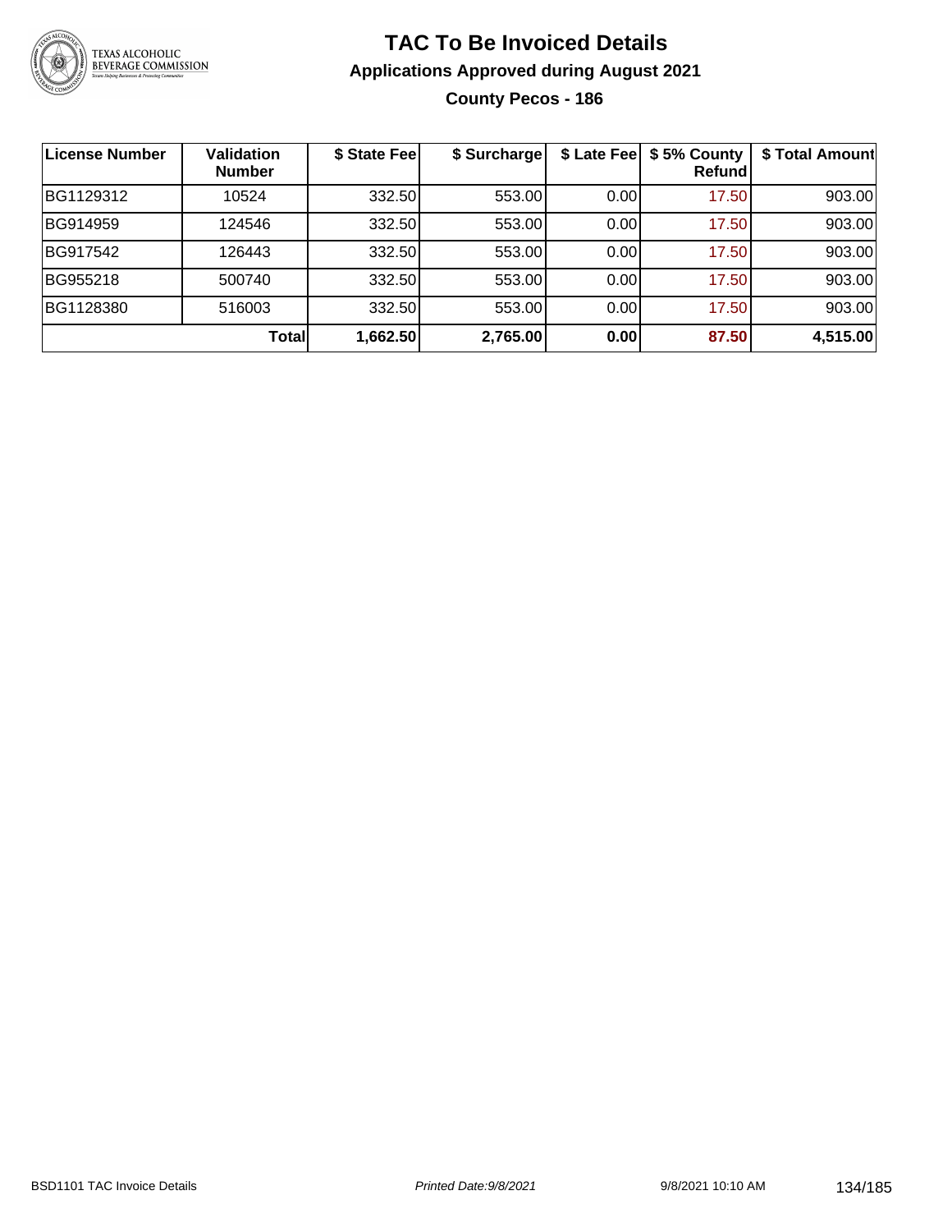# TAC To Be Invoiced Details

## Applications Approved during August 2021

### County Pecos - 186

| License Number | Validation Number | $ State Fee | $ Surcharge | $ Late Fee | $ 5% County Refund | $ Total Amount |
|---|---|---|---|---|---|---|
| BG1129312 | 10524 | 332.50 | 553.00 | 0.00 | 17.50 | 903.00 |
| BG914959 | 124546 | 332.50 | 553.00 | 0.00 | 17.50 | 903.00 |
| BG917542 | 126443 | 332.50 | 553.00 | 0.00 | 17.50 | 903.00 |
| BG955218 | 500740 | 332.50 | 553.00 | 0.00 | 17.50 | 903.00 |
| BG1128380 | 516003 | 332.50 | 553.00 | 0.00 | 17.50 | 903.00 |
| | **Total** | **1,662.50** | **2,765.00** | **0.00** | **87.50** | **4,515.00** |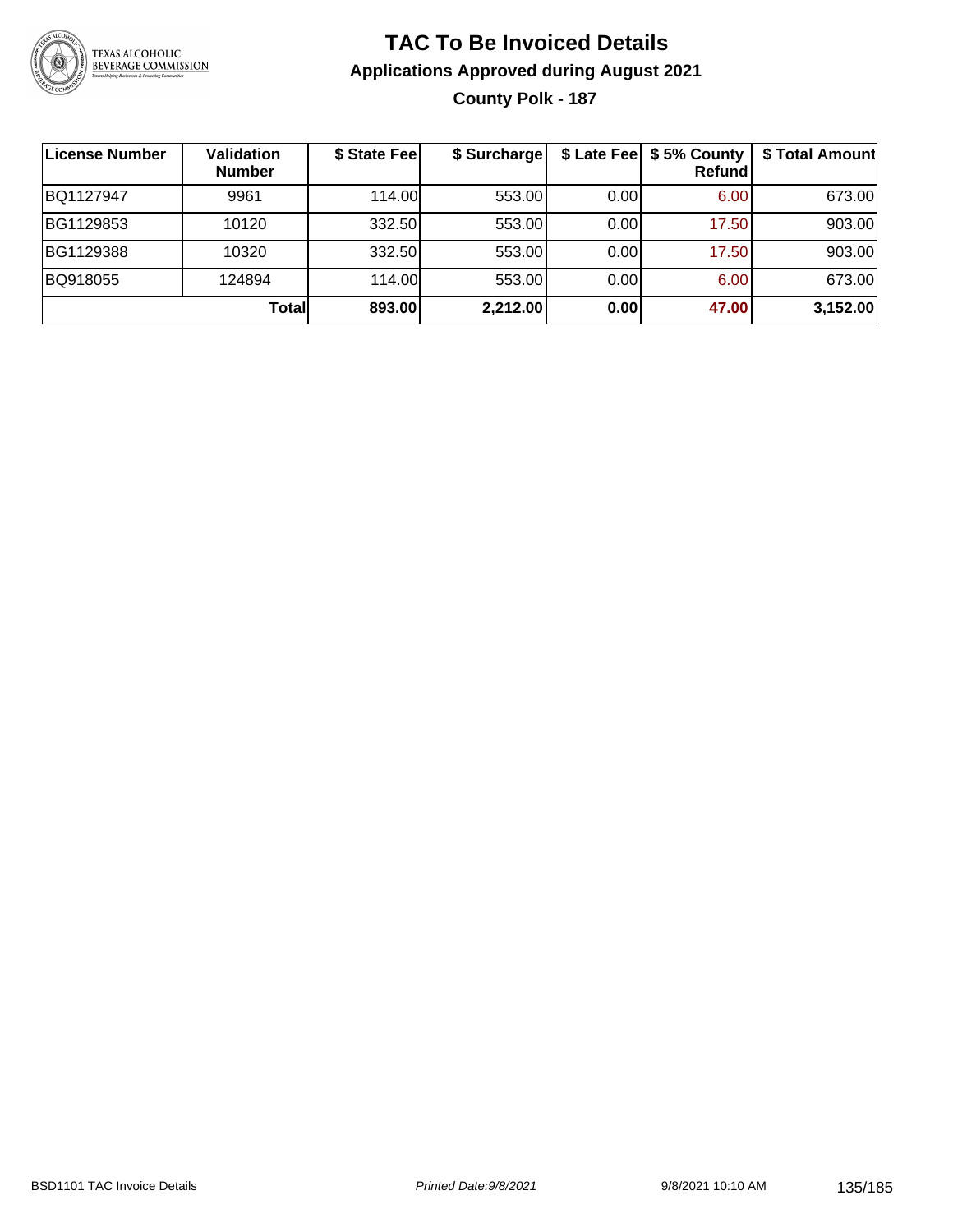# TAC To Be Invoiced Details

## Applications Approved during August 2021

### County Polk - 187

| License Number | Validation Number | $ State Fee | $ Surcharge | $ Late Fee | $ 5% County Refund | $ Total Amount |
|---|---|---|---|---|---|---|
| BQ1127947 | 9961 | 114.00 | 553.00 | 0.00 | 6.00 | 673.00 |
| BG1129853 | 10120 | 332.50 | 553.00 | 0.00 | 17.50 | 903.00 |
| BG1129388 | 10320 | 332.50 | 553.00 | 0.00 | 17.50 | 903.00 |
| BQ918055 | 124894 | 114.00 | 553.00 | 0.00 | 6.00 | 673.00 |
| | **Total** | **893.00** | **2,212.00** | **0.00** | **47.00** | **3,152.00** |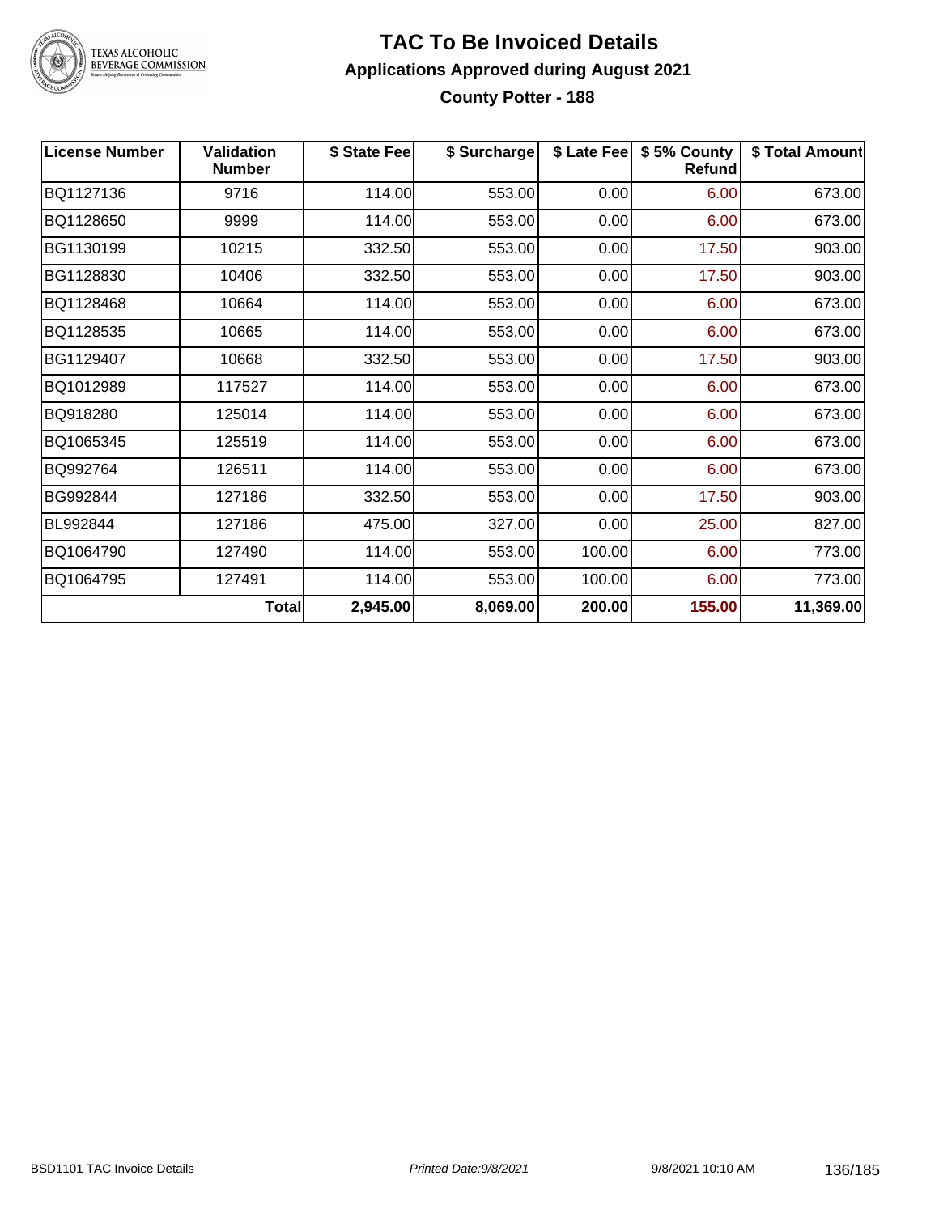# TAC To Be Invoiced Details

## Applications Approved during August 2021

### County Potter - 188

| License Number | Validation Number | $ State Fee | $ Surcharge | $ Late Fee | $ 5% County Refund | $ Total Amount |
|---|---|---|---|---|---|---|
| BQ1127136 | 9716 | 114.00 | 553.00 | 0.00 | 6.00 | 673.00 |
| BQ1128650 | 9999 | 114.00 | 553.00 | 0.00 | 6.00 | 673.00 |
| BG1130199 | 10215 | 332.50 | 553.00 | 0.00 | 17.50 | 903.00 |
| BG1128830 | 10406 | 332.50 | 553.00 | 0.00 | 17.50 | 903.00 |
| BQ1128468 | 10664 | 114.00 | 553.00 | 0.00 | 6.00 | 673.00 |
| BQ1128535 | 10665 | 114.00 | 553.00 | 0.00 | 6.00 | 673.00 |
| BG1129407 | 10668 | 332.50 | 553.00 | 0.00 | 17.50 | 903.00 |
| BQ1012989 | 117527 | 114.00 | 553.00 | 0.00 | 6.00 | 673.00 |
| BQ918280 | 125014 | 114.00 | 553.00 | 0.00 | 6.00 | 673.00 |
| BQ1065345 | 125519 | 114.00 | 553.00 | 0.00 | 6.00 | 673.00 |
| BQ992764 | 126511 | 114.00 | 553.00 | 0.00 | 6.00 | 673.00 |
| BG992844 | 127186 | 332.50 | 553.00 | 0.00 | 17.50 | 903.00 |
| BL992844 | 127186 | 475.00 | 327.00 | 0.00 | 25.00 | 827.00 |
| BQ1064790 | 127490 | 114.00 | 553.00 | 100.00 | 6.00 | 773.00 |
| BQ1064795 | 127491 | 114.00 | 553.00 | 100.00 | 6.00 | 773.00 |
| | **Total** | **2,945.00** | **8,069.00** | **200.00** | **155.00** | **11,369.00** |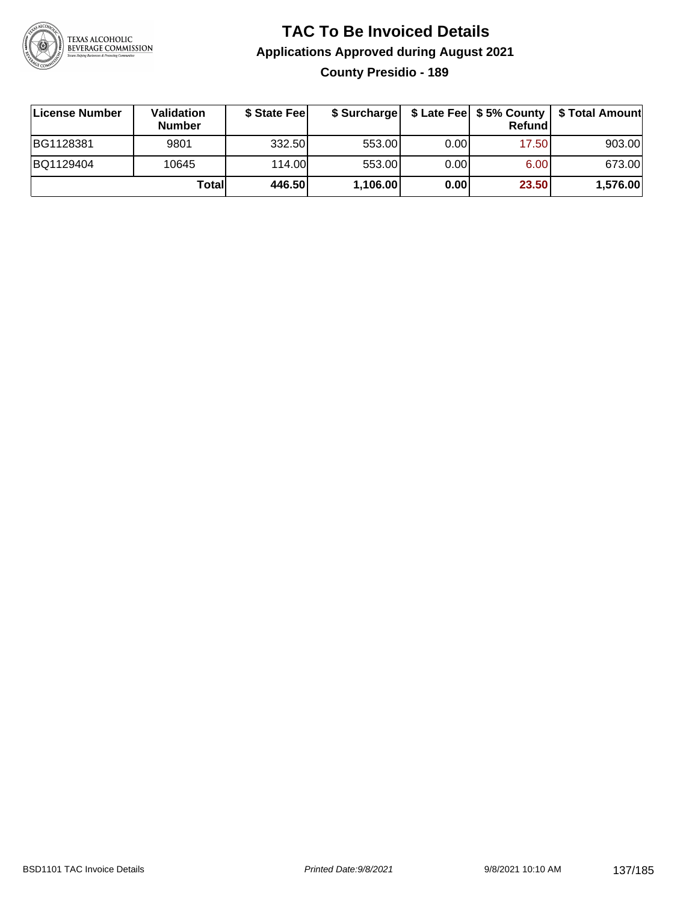# TAC To Be Invoiced Details

## Applications Approved during August 2021

### County Presidio - 189

| License Number | Validation Number | $ State Fee | $ Surcharge | $ Late Fee | $ 5% County Refund | $ Total Amount |
|---|---|---|---|---|---|---|
| BG1128381 | 9801 | 332.50 | 553.00 | 0.00 | 17.50 | 903.00 |
| BQ1129404 | 10645 | 114.00 | 553.00 | 0.00 | 6.00 | 673.00 |
| | **Total** | **446.50** | **1,106.00** | **0.00** | **23.50** | **1,576.00** |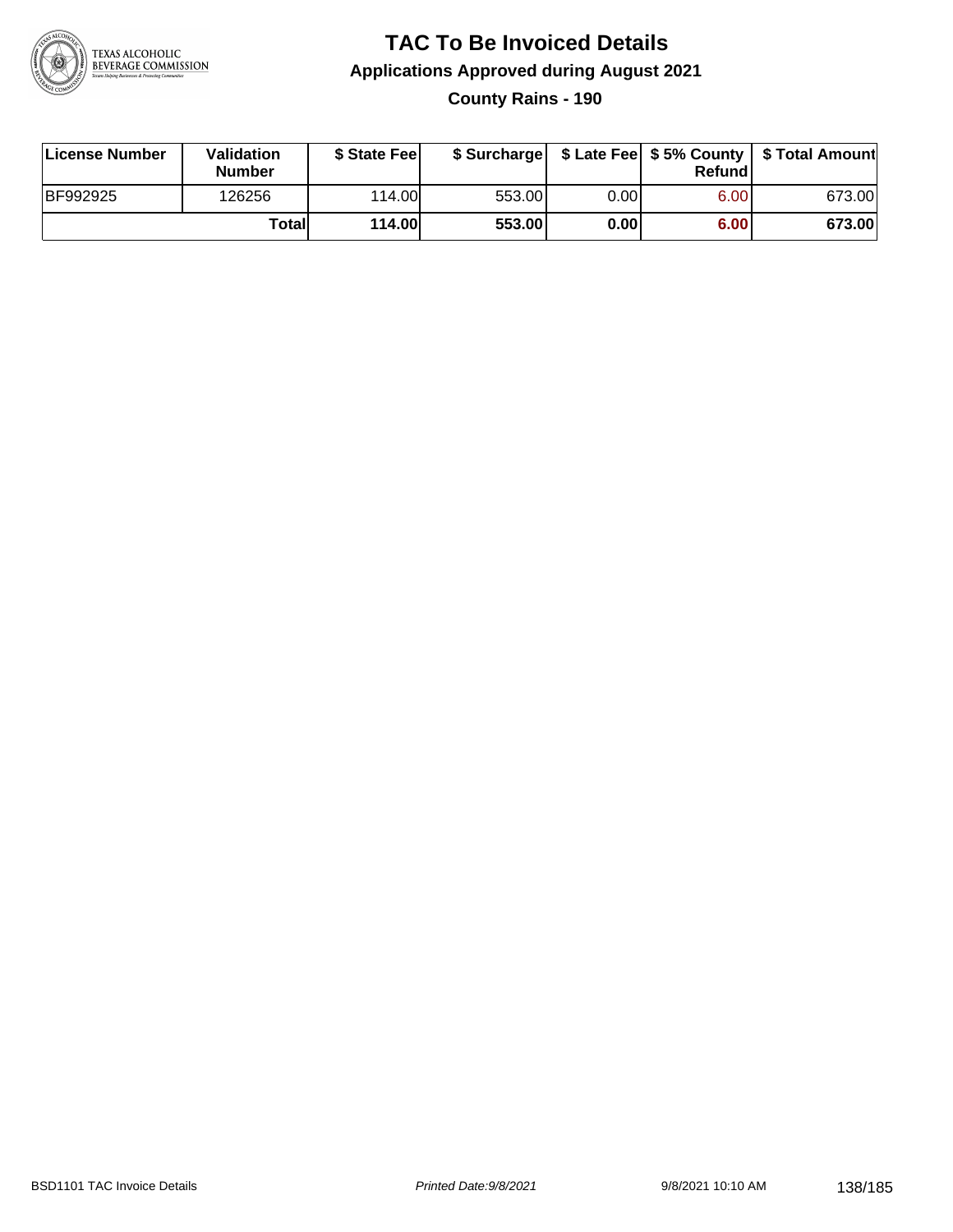# TAC To Be Invoiced Details

## Applications Approved during August 2021

### County Rains - 190

| License Number | Validation Number | $ State Fee | $ Surcharge | $ Late Fee | $ 5% County Refund | $ Total Amount |
|---|---|---|---|---|---|---|
| BF992925 | 126256 | 114.00 | 553.00 | 0.00 | 6.00 | 673.00 |
| | **Total** | **114.00** | **553.00** | **0.00** | **6.00** | **673.00** |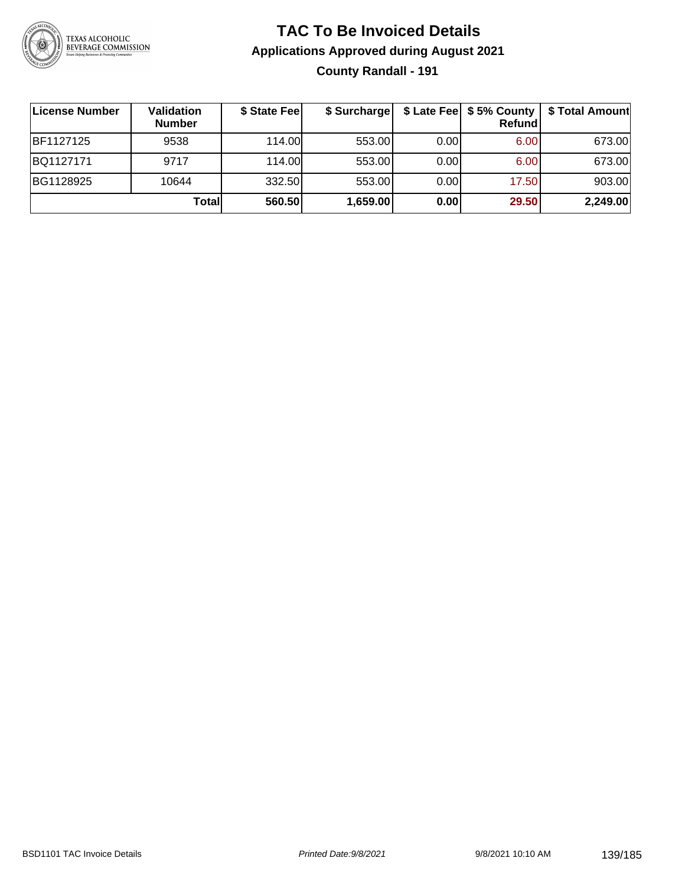# TAC To Be Invoiced Details

## Applications Approved during August 2021

### County Randall - 191

| License Number | Validation Number | $ State Fee | $ Surcharge | $ Late Fee | $ 5% County Refund | $ Total Amount |
|---|---|---|---|---|---|---|
| BF1127125 | 9538 | 114.00 | 553.00 | 0.00 | 6.00 | 673.00 |
| BQ1127171 | 9717 | 114.00 | 553.00 | 0.00 | 6.00 | 673.00 |
| BG1128925 | 10644 | 332.50 | 553.00 | 0.00 | 17.50 | 903.00 |
| | **Total** | **560.50** | **1,659.00** | **0.00** | **29.50** | **2,249.00** |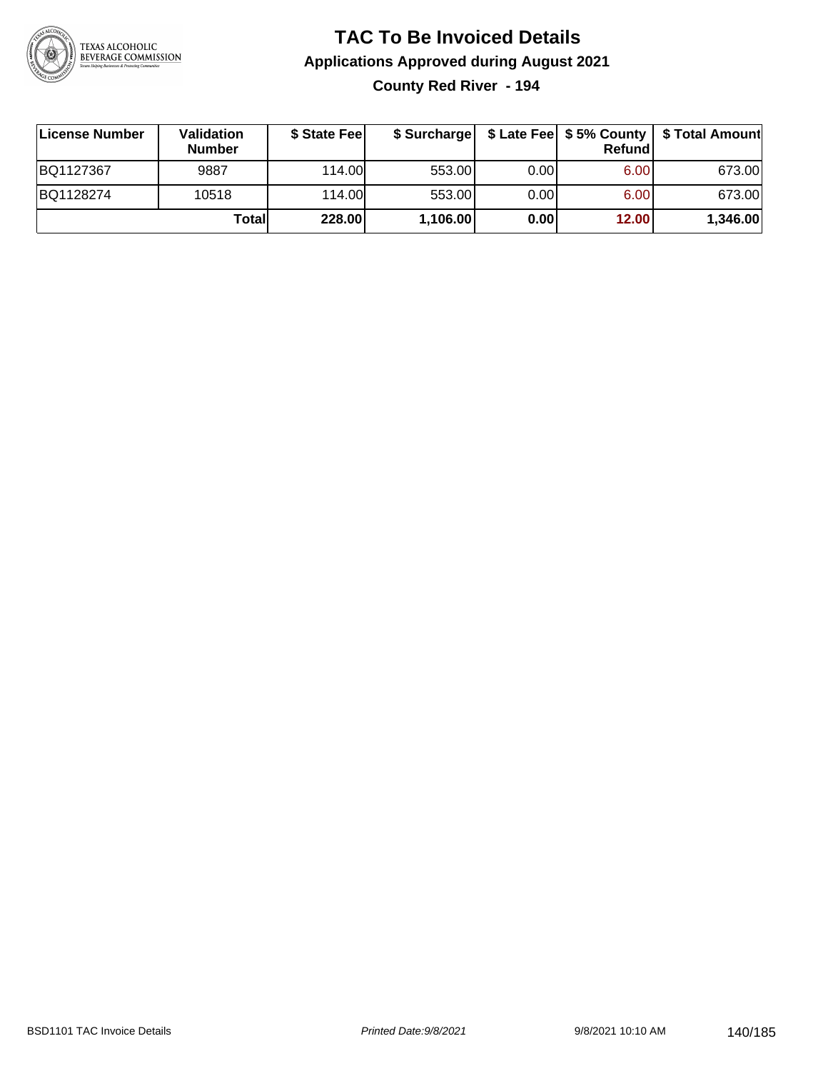# TAC To Be Invoiced Details

## Applications Approved during August 2021

### County Red River - 194

| License Number | Validation Number | $ State Fee | $ Surcharge | $ Late Fee | $ 5% County Refund | $ Total Amount |
|---|---|---|---|---|---|---|
| BQ1127367 | 9887 | 114.00 | 553.00 | 0.00 | 6.00 | 673.00 |
| BQ1128274 | 10518 | 114.00 | 553.00 | 0.00 | 6.00 | 673.00 |
| | **Total** | **228.00** | **1,106.00** | **0.00** | **12.00** | **1,346.00** |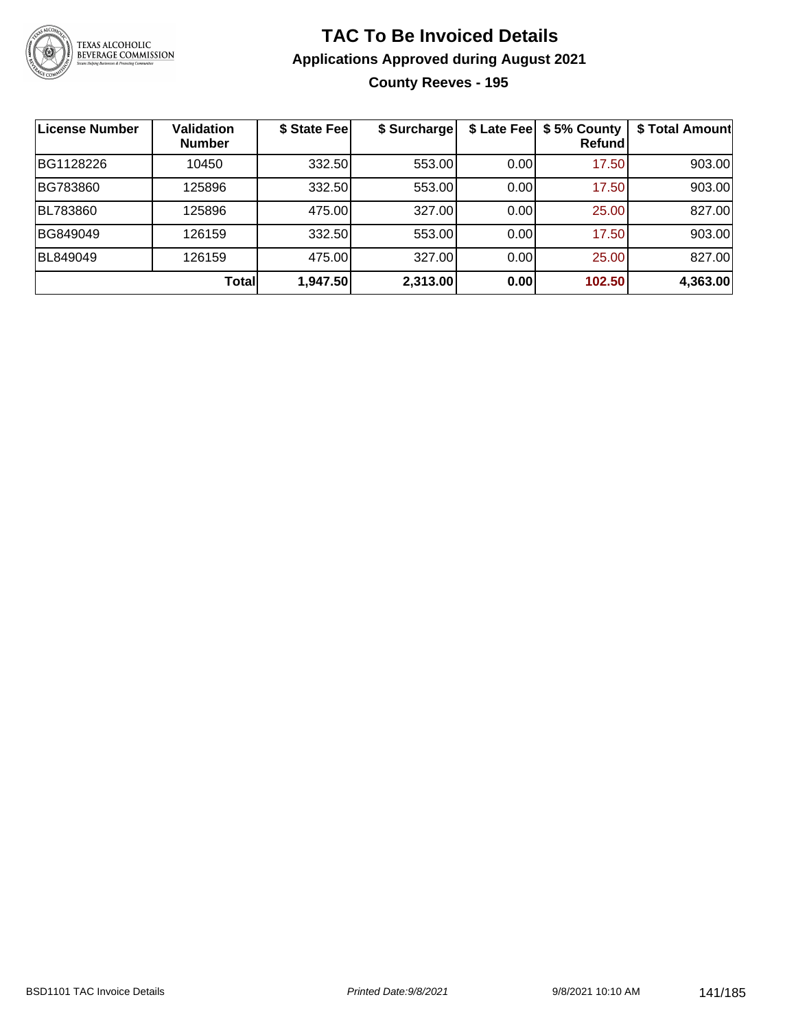# TAC To Be Invoiced Details

## Applications Approved during August 2021

### County Reeves - 195

| License Number | Validation Number | $ State Fee | $ Surcharge | $ Late Fee | $ 5% County Refund | $ Total Amount |
|---|---|---|---|---|---|---|
| BG1128226 | 10450 | 332.50 | 553.00 | 0.00 | 17.50 | 903.00 |
| BG783860 | 125896 | 332.50 | 553.00 | 0.00 | 17.50 | 903.00 |
| BL783860 | 125896 | 475.00 | 327.00 | 0.00 | 25.00 | 827.00 |
| BG849049 | 126159 | 332.50 | 553.00 | 0.00 | 17.50 | 903.00 |
| BL849049 | 126159 | 475.00 | 327.00 | 0.00 | 25.00 | 827.00 |
| | **Total** | **1,947.50** | **2,313.00** | **0.00** | **102.50** | **4,363.00** |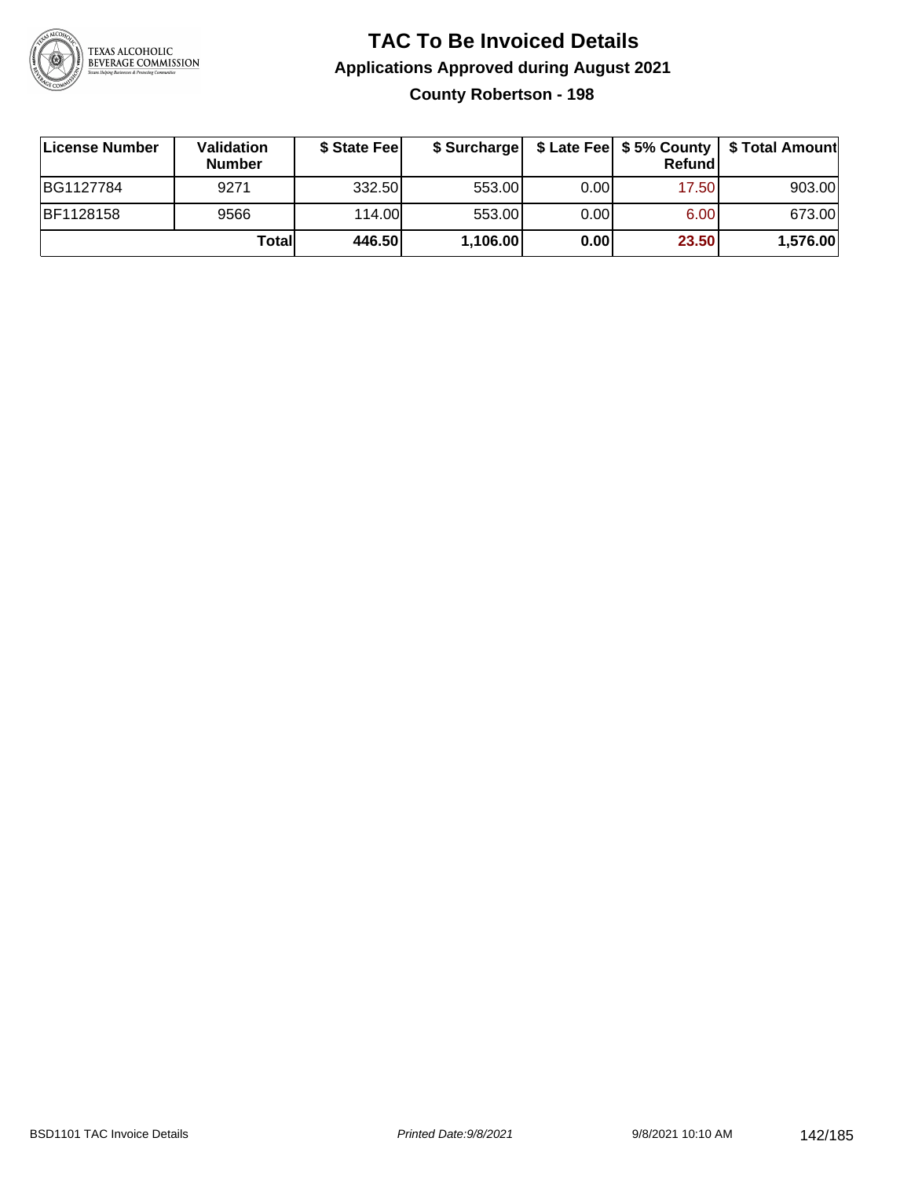# TAC To Be Invoiced Details

## Applications Approved during August 2021

### County Robertson - 198

| License Number | Validation Number | $ State Fee | $ Surcharge | $ Late Fee | $ 5% County Refund | $ Total Amount |
|---|---|---|---|---|---|---|
| BG1127784 | 9271 | 332.50 | 553.00 | 0.00 | 17.50 | 903.00 |
| BF1128158 | 9566 | 114.00 | 553.00 | 0.00 | 6.00 | 673.00 |
| | **Total** | **446.50** | **1,106.00** | **0.00** | **23.50** | **1,576.00** |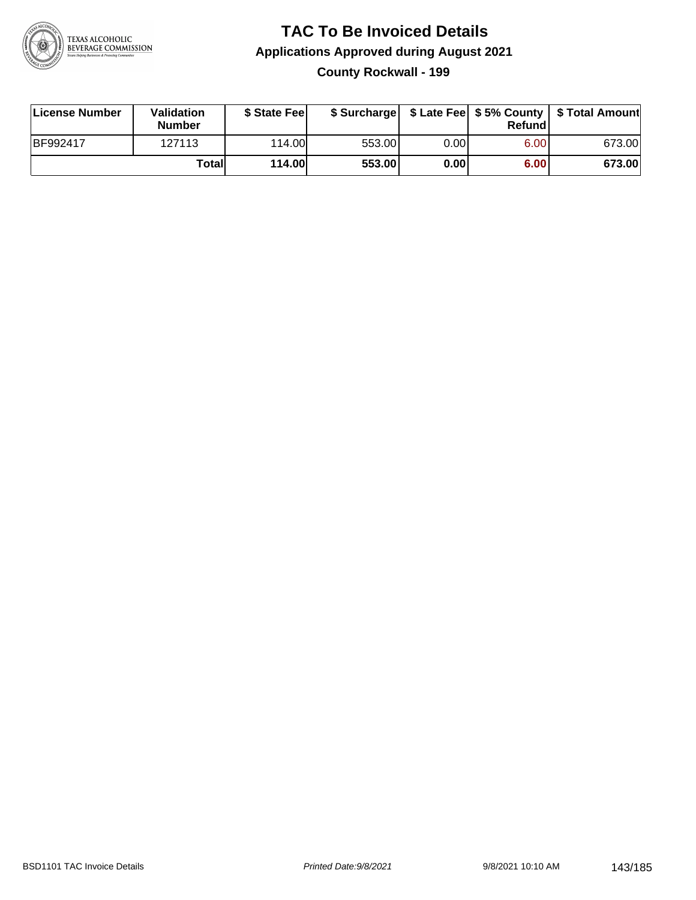# TAC To Be Invoiced Details

## Applications Approved during August 2021

### County Rockwall - 199

| License Number | Validation Number | $ State Fee | $ Surcharge | $ Late Fee | $ 5% County Refund | $ Total Amount |
|---|---|---|---|---|---|---|
| BF992417 | 127113 | 114.00 | 553.00 | 0.00 | 6.00 | 673.00 |
| | **Total** | **114.00** | **553.00** | **0.00** | **6.00** | **673.00** |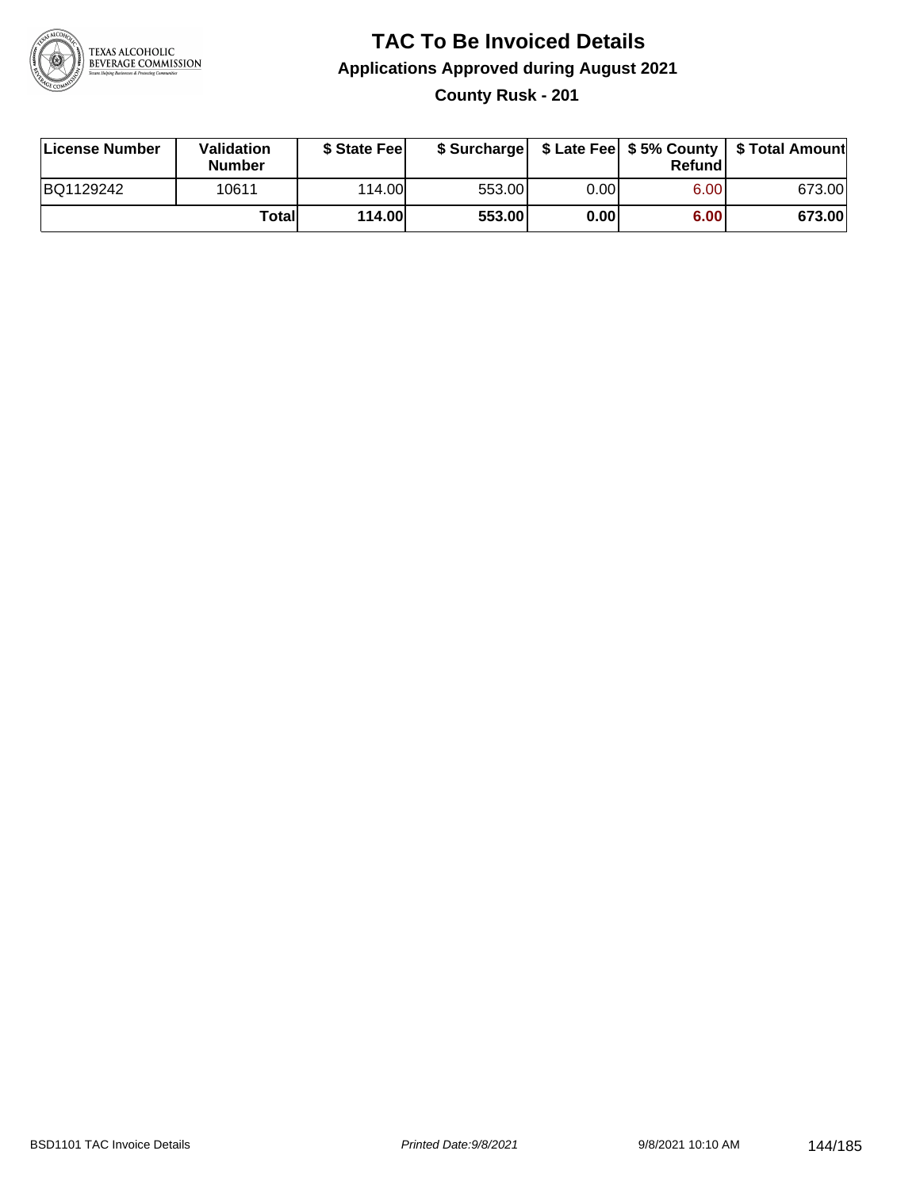# TAC To Be Invoiced Details

## Applications Approved during August 2021

### County Rusk - 201

| License Number | Validation Number | $ State Fee | $ Surcharge | $ Late Fee | $ 5% County Refund | $ Total Amount |
|---|---|---|---|---|---|---|
| BQ1129242 | 10611 | 114.00 | 553.00 | 0.00 | 6.00 | 673.00 |
| | **Total** | **114.00** | **553.00** | **0.00** | **6.00** | **673.00** |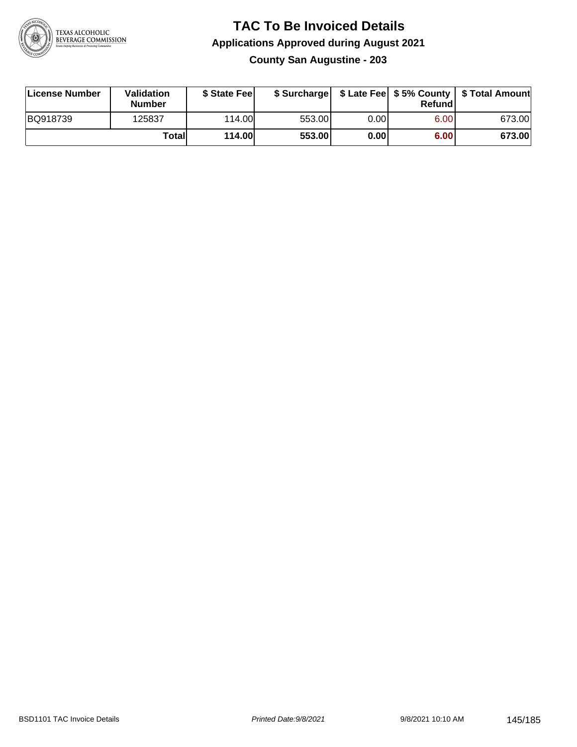# TAC To Be Invoiced Details

## Applications Approved during August 2021

### County San Augustine - 203

| License Number | Validation Number | $ State Fee | $ Surcharge | $ Late Fee | $ 5% County Refund | $ Total Amount |
|---|---|---|---|---|---|---|
| BQ918739 | 125837 | 114.00 | 553.00 | 0.00 | 6.00 | 673.00 |
| | **Total** | **114.00** | **553.00** | **0.00** | **6.00** | **673.00** |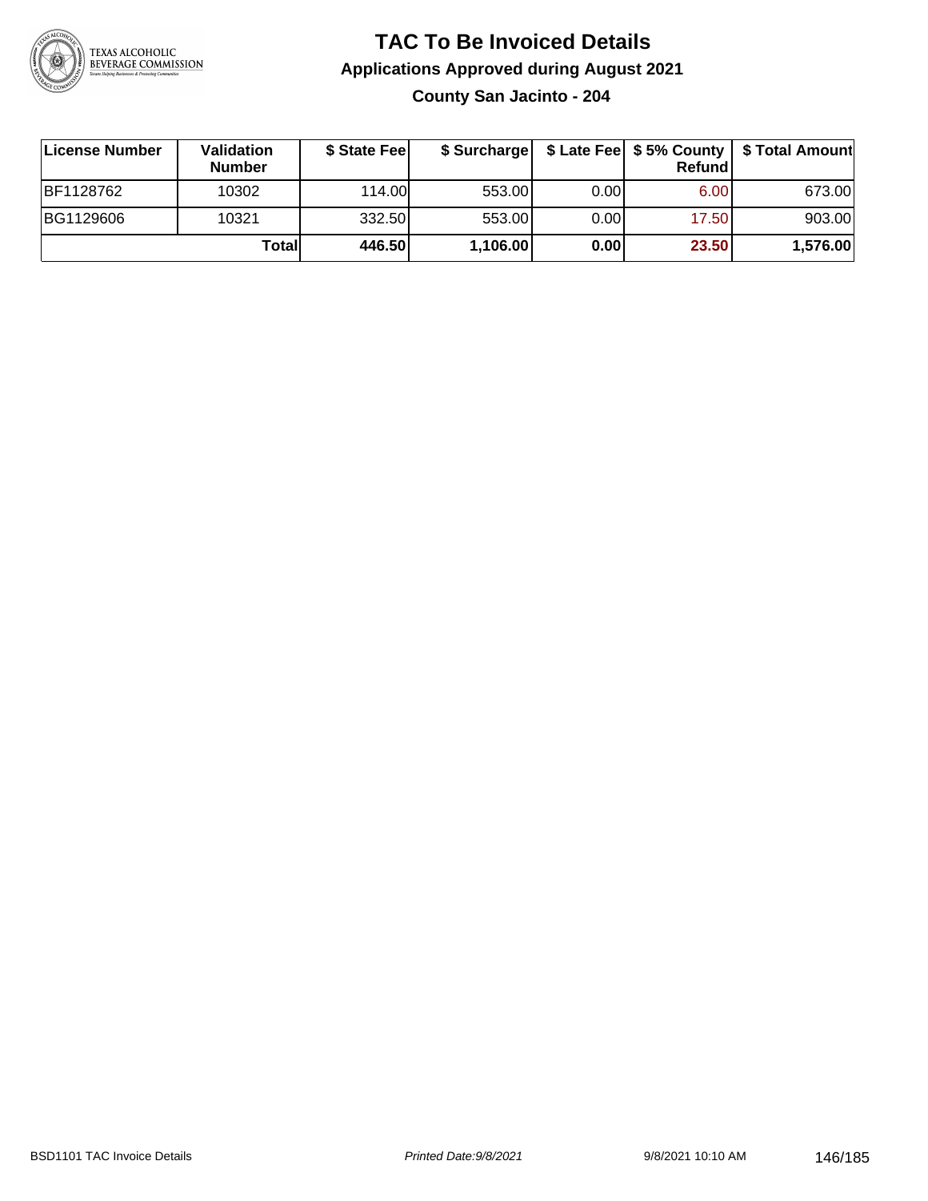# TAC To Be Invoiced Details

## Applications Approved during August 2021

### County San Jacinto - 204

| License Number | Validation Number | $ State Fee | $ Surcharge | $ Late Fee | $ 5% County Refund | $ Total Amount |
|---|---|---|---|---|---|---|
| BF1128762 | 10302 | 114.00 | 553.00 | 0.00 | 6.00 | 673.00 |
| BG1129606 | 10321 | 332.50 | 553.00 | 0.00 | 17.50 | 903.00 |
| | **Total** | **446.50** | **1,106.00** | **0.00** | **23.50** | **1,576.00** |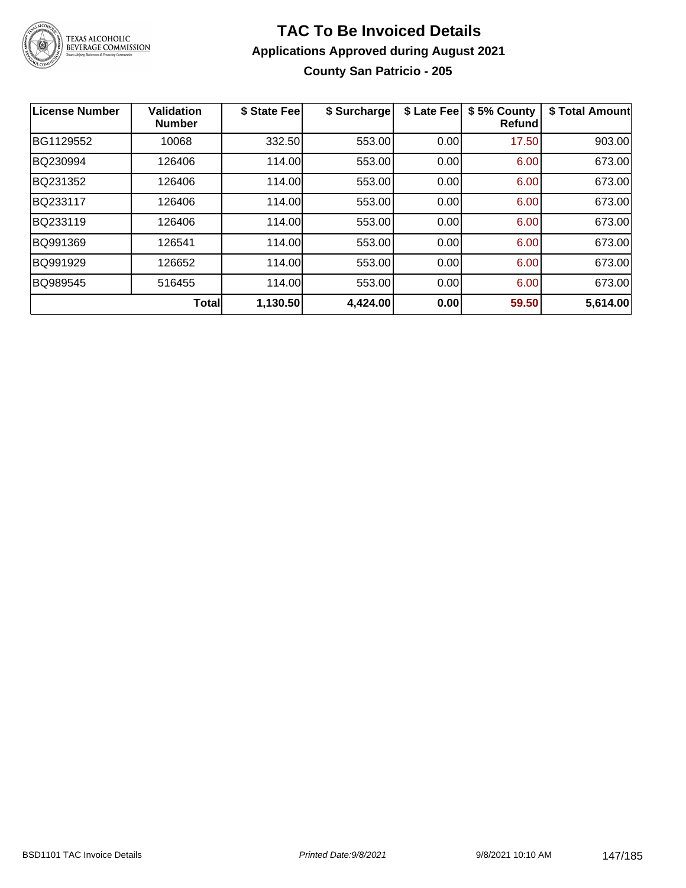# TAC To Be Invoiced Details

## Applications Approved during August 2021

### County San Patricio - 205

| License Number | Validation Number | $ State Fee | $ Surcharge | $ Late Fee | $ 5% County Refund | $ Total Amount |
|---|---|---|---|---|---|---|
| BG1129552 | 10068 | 332.50 | 553.00 | 0.00 | 17.50 | 903.00 |
| BQ230994 | 126406 | 114.00 | 553.00 | 0.00 | 6.00 | 673.00 |
| BQ231352 | 126406 | 114.00 | 553.00 | 0.00 | 6.00 | 673.00 |
| BQ233117 | 126406 | 114.00 | 553.00 | 0.00 | 6.00 | 673.00 |
| BQ233119 | 126406 | 114.00 | 553.00 | 0.00 | 6.00 | 673.00 |
| BQ991369 | 126541 | 114.00 | 553.00 | 0.00 | 6.00 | 673.00 |
| BQ991929 | 126652 | 114.00 | 553.00 | 0.00 | 6.00 | 673.00 |
| BQ989545 | 516455 | 114.00 | 553.00 | 0.00 | 6.00 | 673.00 |
| | **Total** | **1,130.50** | **4,424.00** | **0.00** | **59.50** | **5,614.00** |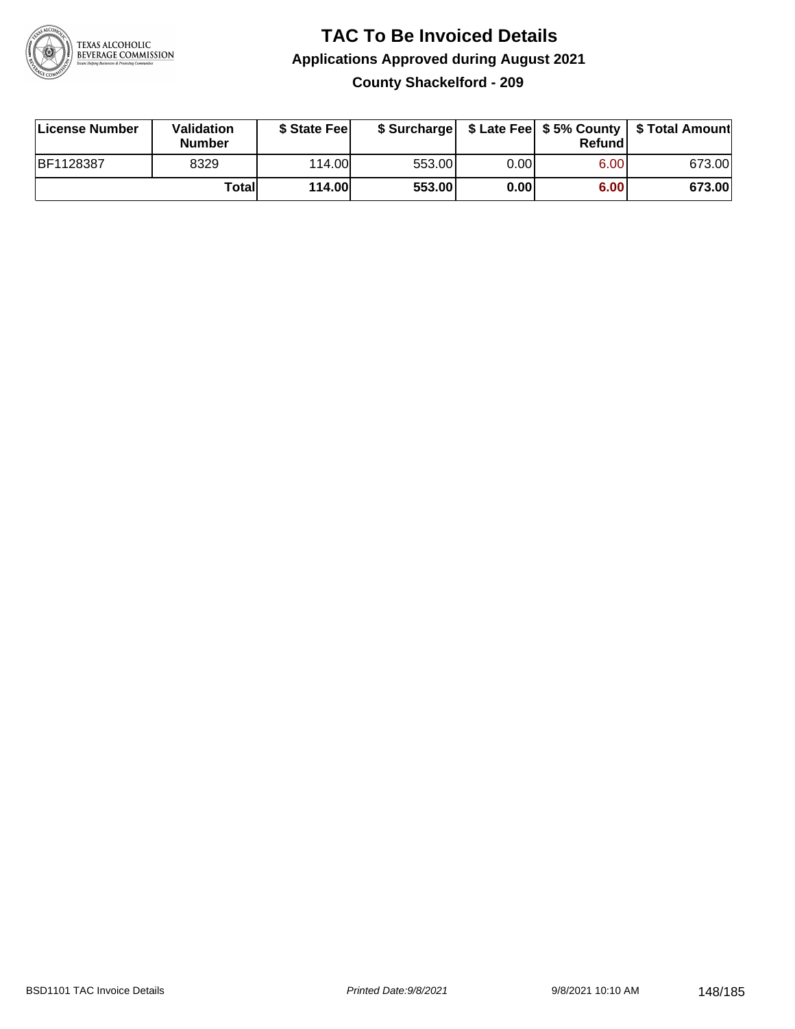# TAC To Be Invoiced Details

## Applications Approved during August 2021

### County Shackelford - 209

| License Number | Validation Number | $ State Fee | $ Surcharge | $ Late Fee | $ 5% County Refund | $ Total Amount |
|---|---|---|---|---|---|---|
| BF1128387 | 8329 | 114.00 | 553.00 | 0.00 | 6.00 | 673.00 |
| | **Total** | **114.00** | **553.00** | **0.00** | **6.00** | **673.00** |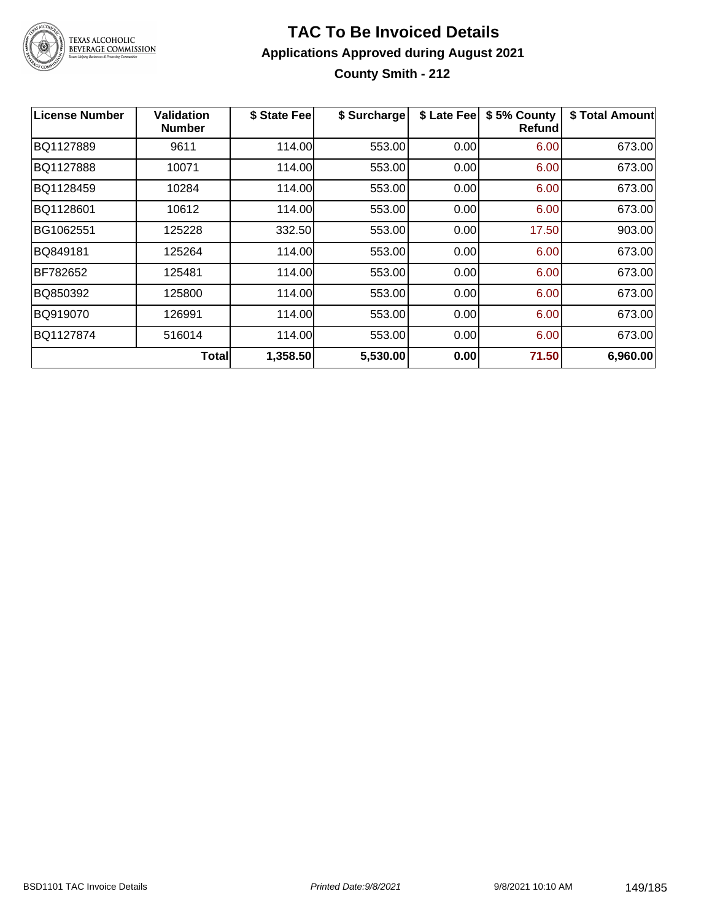# TAC To Be Invoiced Details

## Applications Approved during August 2021

### County Smith - 212

| License Number | Validation Number | $ State Fee | $ Surcharge | $ Late Fee | $ 5% County Refund | $ Total Amount |
|---|---|---|---|---|---|---|
| BQ1127889 | 9611 | 114.00 | 553.00 | 0.00 | 6.00 | 673.00 |
| BQ1127888 | 10071 | 114.00 | 553.00 | 0.00 | 6.00 | 673.00 |
| BQ1128459 | 10284 | 114.00 | 553.00 | 0.00 | 6.00 | 673.00 |
| BQ1128601 | 10612 | 114.00 | 553.00 | 0.00 | 6.00 | 673.00 |
| BG1062551 | 125228 | 332.50 | 553.00 | 0.00 | 17.50 | 903.00 |
| BQ849181 | 125264 | 114.00 | 553.00 | 0.00 | 6.00 | 673.00 |
| BF782652 | 125481 | 114.00 | 553.00 | 0.00 | 6.00 | 673.00 |
| BQ850392 | 125800 | 114.00 | 553.00 | 0.00 | 6.00 | 673.00 |
| BQ919070 | 126991 | 114.00 | 553.00 | 0.00 | 6.00 | 673.00 |
| BQ1127874 | 516014 | 114.00 | 553.00 | 0.00 | 6.00 | 673.00 |
| | **Total** | **1,358.50** | **5,530.00** | **0.00** | **71.50** | **6,960.00** |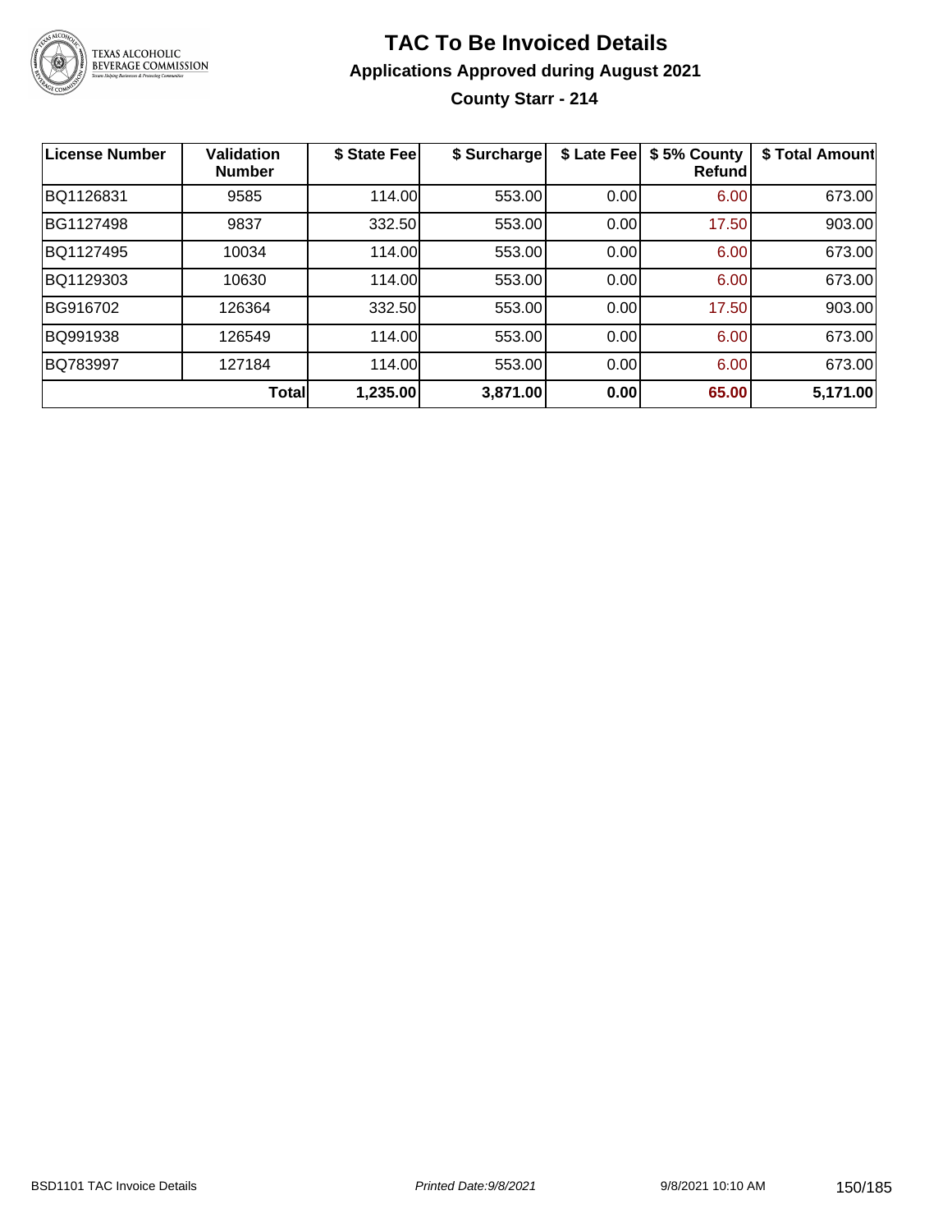# TAC To Be Invoiced Details

## Applications Approved during August 2021

### County Starr - 214

| License Number | Validation Number | $ State Fee | $ Surcharge | $ Late Fee | $ 5% County Refund | $ Total Amount |
|---|---|---|---|---|---|---|
| BQ1126831 | 9585 | 114.00 | 553.00 | 0.00 | 6.00 | 673.00 |
| BG1127498 | 9837 | 332.50 | 553.00 | 0.00 | 17.50 | 903.00 |
| BQ1127495 | 10034 | 114.00 | 553.00 | 0.00 | 6.00 | 673.00 |
| BQ1129303 | 10630 | 114.00 | 553.00 | 0.00 | 6.00 | 673.00 |
| BG916702 | 126364 | 332.50 | 553.00 | 0.00 | 17.50 | 903.00 |
| BQ991938 | 126549 | 114.00 | 553.00 | 0.00 | 6.00 | 673.00 |
| BQ783997 | 127184 | 114.00 | 553.00 | 0.00 | 6.00 | 673.00 |
| | **Total** | **1,235.00** | **3,871.00** | **0.00** | **65.00** | **5,171.00** |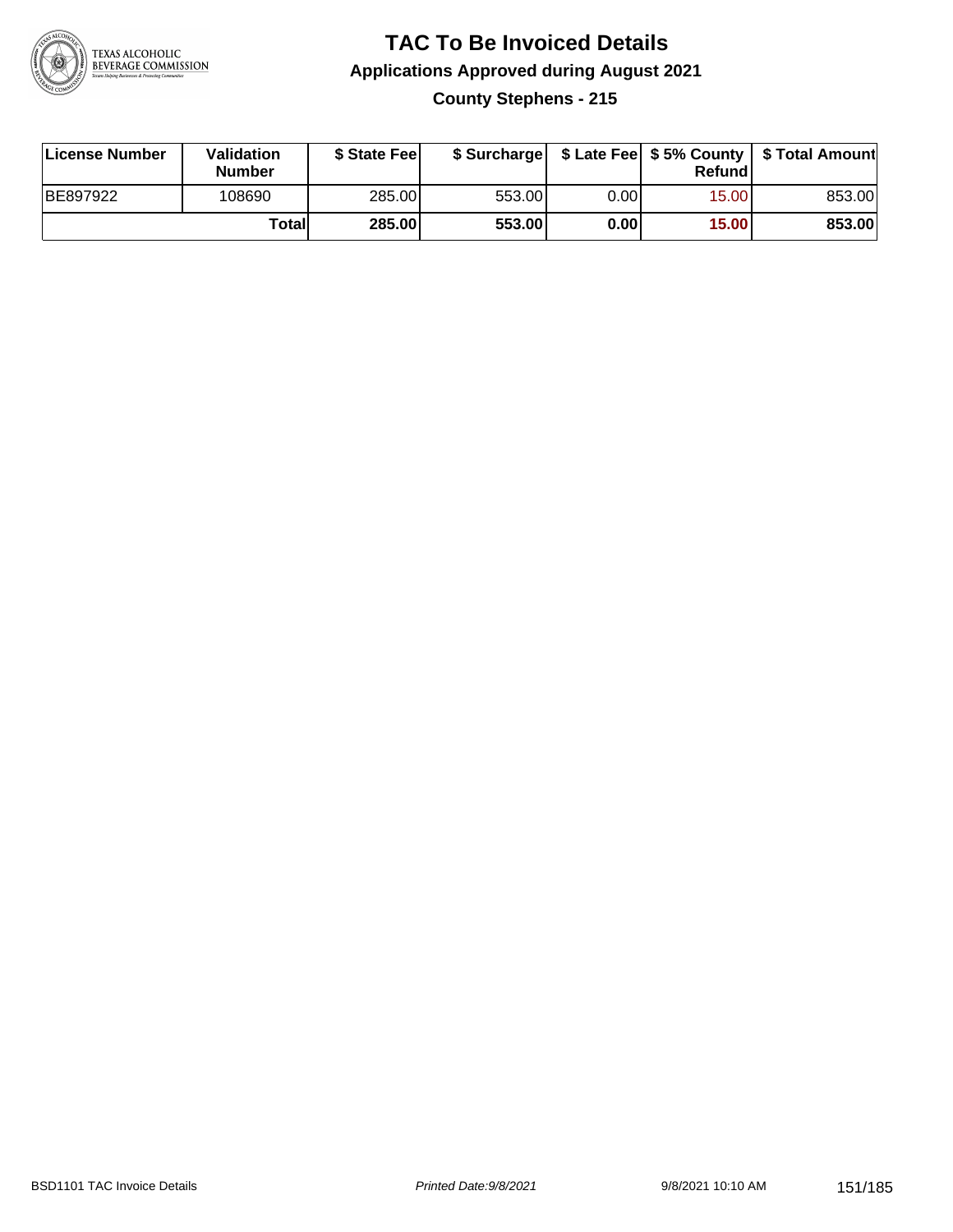# TAC To Be Invoiced Details

## Applications Approved during August 2021

### County Stephens - 215

| License Number | Validation Number | \$ State Fee | \$ Surcharge | \$ Late Fee | \$ 5% County Refund | \$ Total Amount |
|---|---|---|---|---|---|---|
| BE897922 | 108690 | 285.00 | 553.00 | 0.00 | 15.00 | 853.00 |
| | **Total** | **285.00** | **553.00** | **0.00** | **15.00** | **853.00** |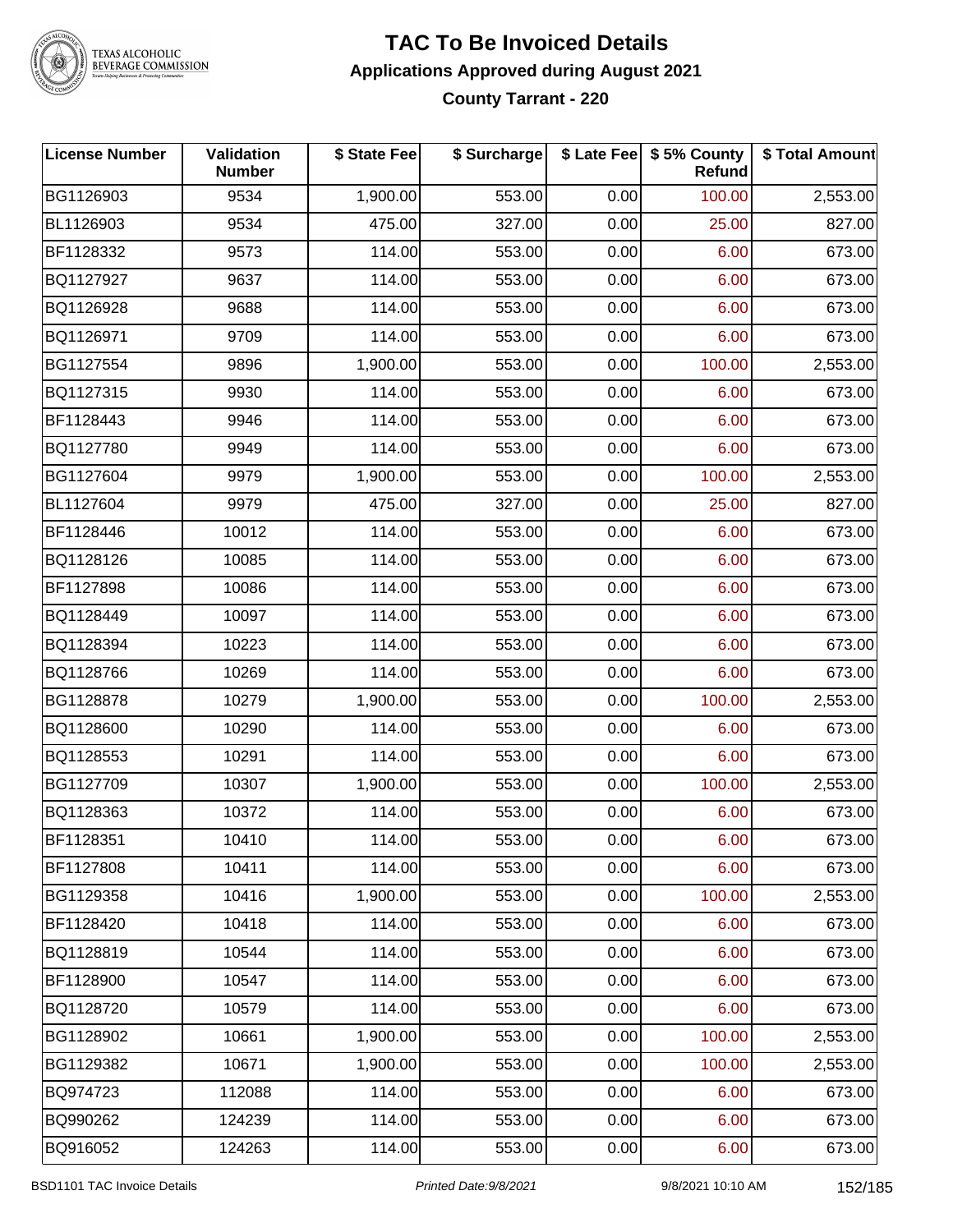# TAC To Be Invoiced Details

## Applications Approved during August 2021

### County Tarrant - 220

| License Number | Validation Number | $ State Fee | $ Surcharge | $ Late Fee | $ 5% County Refund | $ Total Amount |
|---|---|---|---|---|---|---|
| BG1126903 | 9534 | 1,900.00 | 553.00 | 0.00 | 100.00 | 2,553.00 |
| BL1126903 | 9534 | 475.00 | 327.00 | 0.00 | 25.00 | 827.00 |
| BF1128332 | 9573 | 114.00 | 553.00 | 0.00 | 6.00 | 673.00 |
| BQ1127927 | 9637 | 114.00 | 553.00 | 0.00 | 6.00 | 673.00 |
| BQ1126928 | 9688 | 114.00 | 553.00 | 0.00 | 6.00 | 673.00 |
| BQ1126971 | 9709 | 114.00 | 553.00 | 0.00 | 6.00 | 673.00 |
| BG1127554 | 9896 | 1,900.00 | 553.00 | 0.00 | 100.00 | 2,553.00 |
| BQ1127315 | 9930 | 114.00 | 553.00 | 0.00 | 6.00 | 673.00 |
| BF1128443 | 9946 | 114.00 | 553.00 | 0.00 | 6.00 | 673.00 |
| BQ1127780 | 9949 | 114.00 | 553.00 | 0.00 | 6.00 | 673.00 |
| BG1127604 | 9979 | 1,900.00 | 553.00 | 0.00 | 100.00 | 2,553.00 |
| BL1127604 | 9979 | 475.00 | 327.00 | 0.00 | 25.00 | 827.00 |
| BF1128446 | 10012 | 114.00 | 553.00 | 0.00 | 6.00 | 673.00 |
| BQ1128126 | 10085 | 114.00 | 553.00 | 0.00 | 6.00 | 673.00 |
| BF1127898 | 10086 | 114.00 | 553.00 | 0.00 | 6.00 | 673.00 |
| BQ1128449 | 10097 | 114.00 | 553.00 | 0.00 | 6.00 | 673.00 |
| BQ1128394 | 10223 | 114.00 | 553.00 | 0.00 | 6.00 | 673.00 |
| BQ1128766 | 10269 | 114.00 | 553.00 | 0.00 | 6.00 | 673.00 |
| BG1128878 | 10279 | 1,900.00 | 553.00 | 0.00 | 100.00 | 2,553.00 |
| BQ1128600 | 10290 | 114.00 | 553.00 | 0.00 | 6.00 | 673.00 |
| BQ1128553 | 10291 | 114.00 | 553.00 | 0.00 | 6.00 | 673.00 |
| BG1127709 | 10307 | 1,900.00 | 553.00 | 0.00 | 100.00 | 2,553.00 |
| BQ1128363 | 10372 | 114.00 | 553.00 | 0.00 | 6.00 | 673.00 |
| BF1128351 | 10410 | 114.00 | 553.00 | 0.00 | 6.00 | 673.00 |
| BF1127808 | 10411 | 114.00 | 553.00 | 0.00 | 6.00 | 673.00 |
| BG1129358 | 10416 | 1,900.00 | 553.00 | 0.00 | 100.00 | 2,553.00 |
| BF1128420 | 10418 | 114.00 | 553.00 | 0.00 | 6.00 | 673.00 |
| BQ1128819 | 10544 | 114.00 | 553.00 | 0.00 | 6.00 | 673.00 |
| BF1128900 | 10547 | 114.00 | 553.00 | 0.00 | 6.00 | 673.00 |
| BQ1128720 | 10579 | 114.00 | 553.00 | 0.00 | 6.00 | 673.00 |
| BG1128902 | 10661 | 1,900.00 | 553.00 | 0.00 | 100.00 | 2,553.00 |
| BG1129382 | 10671 | 1,900.00 | 553.00 | 0.00 | 100.00 | 2,553.00 |
| BQ974723 | 112088 | 114.00 | 553.00 | 0.00 | 6.00 | 673.00 |
| BQ990262 | 124239 | 114.00 | 553.00 | 0.00 | 6.00 | 673.00 |
| BQ916052 | 124263 | 114.00 | 553.00 | 0.00 | 6.00 | 673.00 |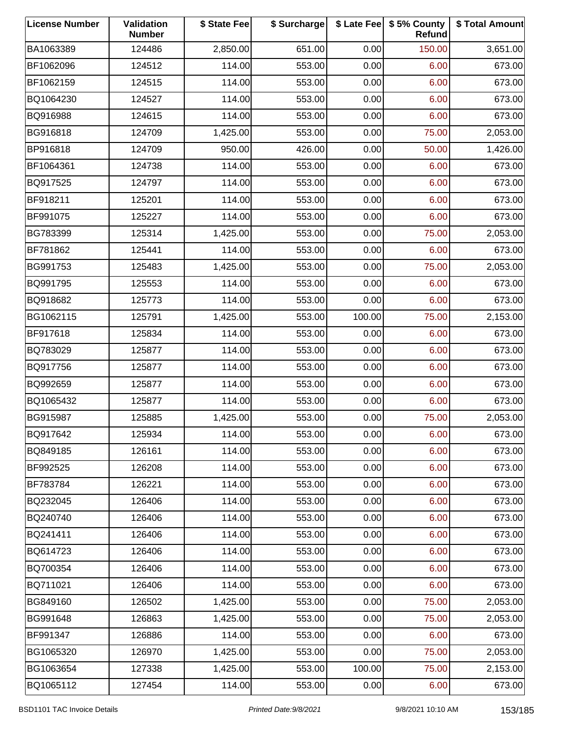| License Number | Validation Number | $ State Fee | $ Surcharge | $ Late Fee | $ 5% County Refund | $ Total Amount |
|---|---|---|---|---|---|---|
| BA1063389 | 124486 | 2,850.00 | 651.00 | 0.00 | 150.00 | 3,651.00 |
| BF1062096 | 124512 | 114.00 | 553.00 | 0.00 | 6.00 | 673.00 |
| BF1062159 | 124515 | 114.00 | 553.00 | 0.00 | 6.00 | 673.00 |
| BQ1064230 | 124527 | 114.00 | 553.00 | 0.00 | 6.00 | 673.00 |
| BQ916988 | 124615 | 114.00 | 553.00 | 0.00 | 6.00 | 673.00 |
| BG916818 | 124709 | 1,425.00 | 553.00 | 0.00 | 75.00 | 2,053.00 |
| BP916818 | 124709 | 950.00 | 426.00 | 0.00 | 50.00 | 1,426.00 |
| BF1064361 | 124738 | 114.00 | 553.00 | 0.00 | 6.00 | 673.00 |
| BQ917525 | 124797 | 114.00 | 553.00 | 0.00 | 6.00 | 673.00 |
| BF918211 | 125201 | 114.00 | 553.00 | 0.00 | 6.00 | 673.00 |
| BF991075 | 125227 | 114.00 | 553.00 | 0.00 | 6.00 | 673.00 |
| BG783399 | 125314 | 1,425.00 | 553.00 | 0.00 | 75.00 | 2,053.00 |
| BF781862 | 125441 | 114.00 | 553.00 | 0.00 | 6.00 | 673.00 |
| BG991753 | 125483 | 1,425.00 | 553.00 | 0.00 | 75.00 | 2,053.00 |
| BQ991795 | 125553 | 114.00 | 553.00 | 0.00 | 6.00 | 673.00 |
| BQ918682 | 125773 | 114.00 | 553.00 | 0.00 | 6.00 | 673.00 |
| BG1062115 | 125791 | 1,425.00 | 553.00 | 100.00 | 75.00 | 2,153.00 |
| BF917618 | 125834 | 114.00 | 553.00 | 0.00 | 6.00 | 673.00 |
| BQ783029 | 125877 | 114.00 | 553.00 | 0.00 | 6.00 | 673.00 |
| BQ917756 | 125877 | 114.00 | 553.00 | 0.00 | 6.00 | 673.00 |
| BQ992659 | 125877 | 114.00 | 553.00 | 0.00 | 6.00 | 673.00 |
| BQ1065432 | 125877 | 114.00 | 553.00 | 0.00 | 6.00 | 673.00 |
| BG915987 | 125885 | 1,425.00 | 553.00 | 0.00 | 75.00 | 2,053.00 |
| BQ917642 | 125934 | 114.00 | 553.00 | 0.00 | 6.00 | 673.00 |
| BQ849185 | 126161 | 114.00 | 553.00 | 0.00 | 6.00 | 673.00 |
| BF992525 | 126208 | 114.00 | 553.00 | 0.00 | 6.00 | 673.00 |
| BF783784 | 126221 | 114.00 | 553.00 | 0.00 | 6.00 | 673.00 |
| BQ232045 | 126406 | 114.00 | 553.00 | 0.00 | 6.00 | 673.00 |
| BQ240740 | 126406 | 114.00 | 553.00 | 0.00 | 6.00 | 673.00 |
| BQ241411 | 126406 | 114.00 | 553.00 | 0.00 | 6.00 | 673.00 |
| BQ614723 | 126406 | 114.00 | 553.00 | 0.00 | 6.00 | 673.00 |
| BQ700354 | 126406 | 114.00 | 553.00 | 0.00 | 6.00 | 673.00 |
| BQ711021 | 126406 | 114.00 | 553.00 | 0.00 | 6.00 | 673.00 |
| BG849160 | 126502 | 1,425.00 | 553.00 | 0.00 | 75.00 | 2,053.00 |
| BG991648 | 126863 | 1,425.00 | 553.00 | 0.00 | 75.00 | 2,053.00 |
| BF991347 | 126886 | 114.00 | 553.00 | 0.00 | 6.00 | 673.00 |
| BG1065320 | 126970 | 1,425.00 | 553.00 | 0.00 | 75.00 | 2,053.00 |
| BG1063654 | 127338 | 1,425.00 | 553.00 | 100.00 | 75.00 | 2,153.00 |
| BQ1065112 | 127454 | 114.00 | 553.00 | 0.00 | 6.00 | 673.00 |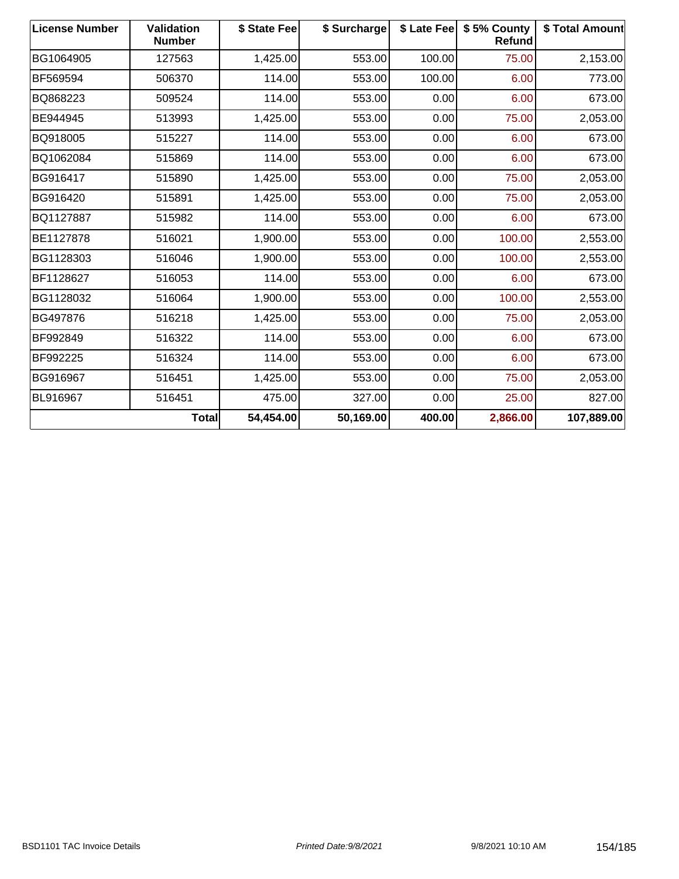| License Number | Validation Number | $ State Fee | $ Surcharge | $ Late Fee | $ 5% County Refund | $ Total Amount |
|---|---|---|---|---|---|---|
| BG1064905 | 127563 | 1,425.00 | 553.00 | 100.00 | 75.00 | 2,153.00 |
| BF569594 | 506370 | 114.00 | 553.00 | 100.00 | 6.00 | 773.00 |
| BQ868223 | 509524 | 114.00 | 553.00 | 0.00 | 6.00 | 673.00 |
| BE944945 | 513993 | 1,425.00 | 553.00 | 0.00 | 75.00 | 2,053.00 |
| BQ918005 | 515227 | 114.00 | 553.00 | 0.00 | 6.00 | 673.00 |
| BQ1062084 | 515869 | 114.00 | 553.00 | 0.00 | 6.00 | 673.00 |
| BG916417 | 515890 | 1,425.00 | 553.00 | 0.00 | 75.00 | 2,053.00 |
| BG916420 | 515891 | 1,425.00 | 553.00 | 0.00 | 75.00 | 2,053.00 |
| BQ1127887 | 515982 | 114.00 | 553.00 | 0.00 | 6.00 | 673.00 |
| BE1127878 | 516021 | 1,900.00 | 553.00 | 0.00 | 100.00 | 2,553.00 |
| BG1128303 | 516046 | 1,900.00 | 553.00 | 0.00 | 100.00 | 2,553.00 |
| BF1128627 | 516053 | 114.00 | 553.00 | 0.00 | 6.00 | 673.00 |
| BG1128032 | 516064 | 1,900.00 | 553.00 | 0.00 | 100.00 | 2,553.00 |
| BG497876 | 516218 | 1,425.00 | 553.00 | 0.00 | 75.00 | 2,053.00 |
| BF992849 | 516322 | 114.00 | 553.00 | 0.00 | 6.00 | 673.00 |
| BF992225 | 516324 | 114.00 | 553.00 | 0.00 | 6.00 | 673.00 |
| BG916967 | 516451 | 1,425.00 | 553.00 | 0.00 | 75.00 | 2,053.00 |
| BL916967 | 516451 | 475.00 | 327.00 | 0.00 | 25.00 | 827.00 |
| | **Total** | **54,454.00** | **50,169.00** | **400.00** | **2,866.00** | **107,889.00** |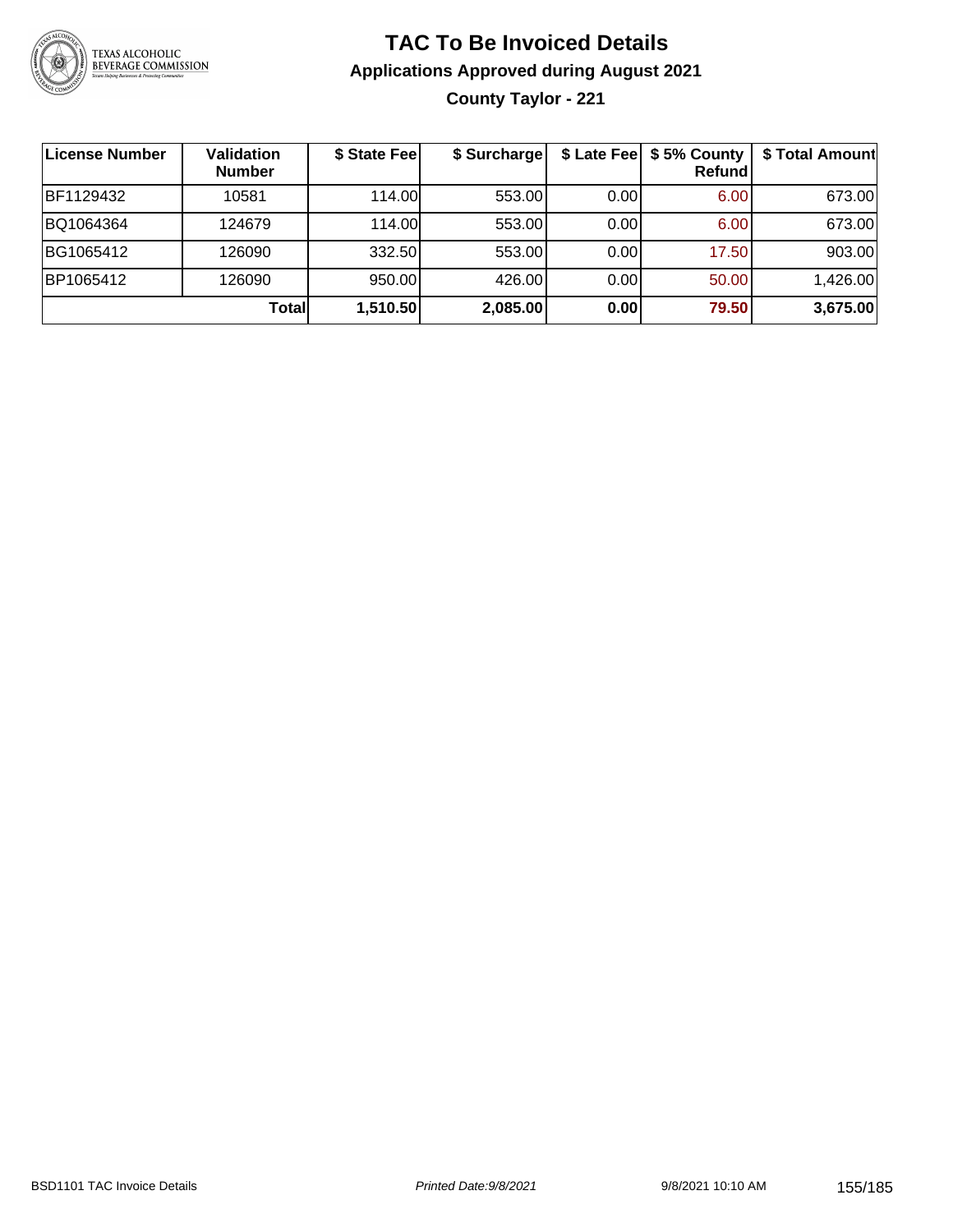# TAC To Be Invoiced Details

## Applications Approved during August 2021

### County Taylor - 221

| License Number | Validation Number | $ State Fee | $ Surcharge | $ Late Fee | $ 5% County Refund | $ Total Amount |
|---|---|---|---|---|---|---|
| BF1129432 | 10581 | 114.00 | 553.00 | 0.00 | 6.00 | 673.00 |
| BQ1064364 | 124679 | 114.00 | 553.00 | 0.00 | 6.00 | 673.00 |
| BG1065412 | 126090 | 332.50 | 553.00 | 0.00 | 17.50 | 903.00 |
| BP1065412 | 126090 | 950.00 | 426.00 | 0.00 | 50.00 | 1,426.00 |
| | **Total** | **1,510.50** | **2,085.00** | **0.00** | **79.50** | **3,675.00** |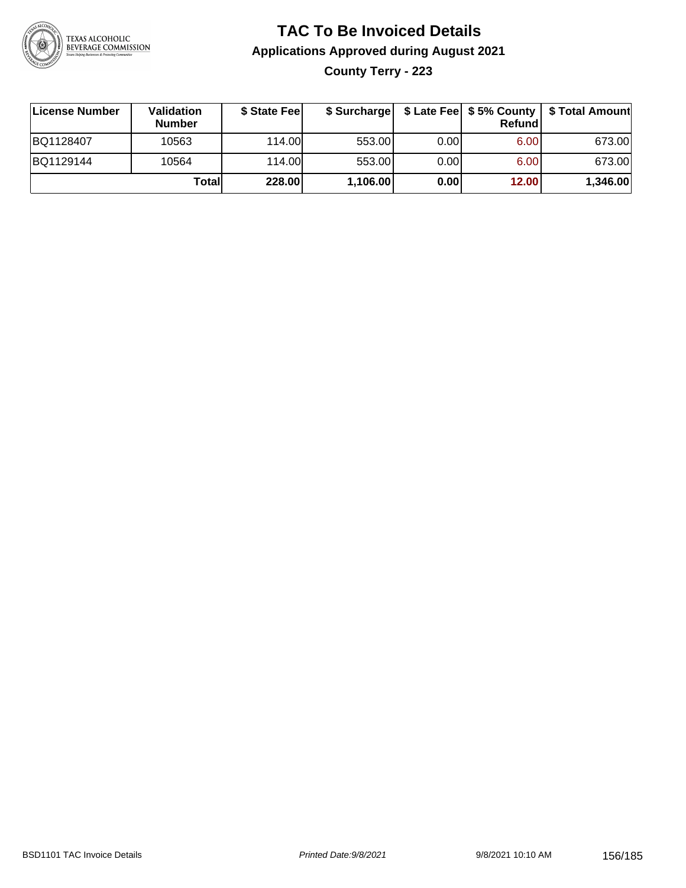# TAC To Be Invoiced Details

## Applications Approved during August 2021

### County Terry - 223

| License Number | Validation Number | $ State Fee | $ Surcharge | $ Late Fee | $ 5% County Refund | $ Total Amount |
|---|---|---|---|---|---|---|
| BQ1128407 | 10563 | 114.00 | 553.00 | 0.00 | 6.00 | 673.00 |
| BQ1129144 | 10564 | 114.00 | 553.00 | 0.00 | 6.00 | 673.00 |
| | **Total** | **228.00** | **1,106.00** | **0.00** | **12.00** | **1,346.00** |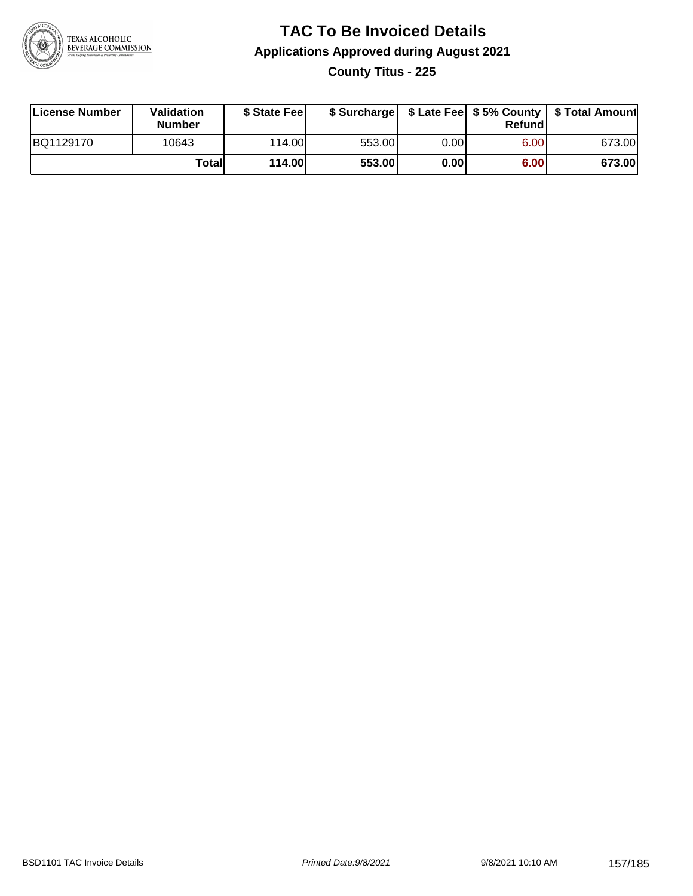# TAC To Be Invoiced Details

## Applications Approved during August 2021

### County Titus - 225

| License Number | Validation Number | $ State Fee | $ Surcharge | $ Late Fee | $ 5% County Refund | $ Total Amount |
|---|---|---|---|---|---|---|
| BQ1129170 | 10643 | 114.00 | 553.00 | 0.00 | 6.00 | 673.00 |
| | **Total** | **114.00** | **553.00** | **0.00** | **6.00** | **673.00** |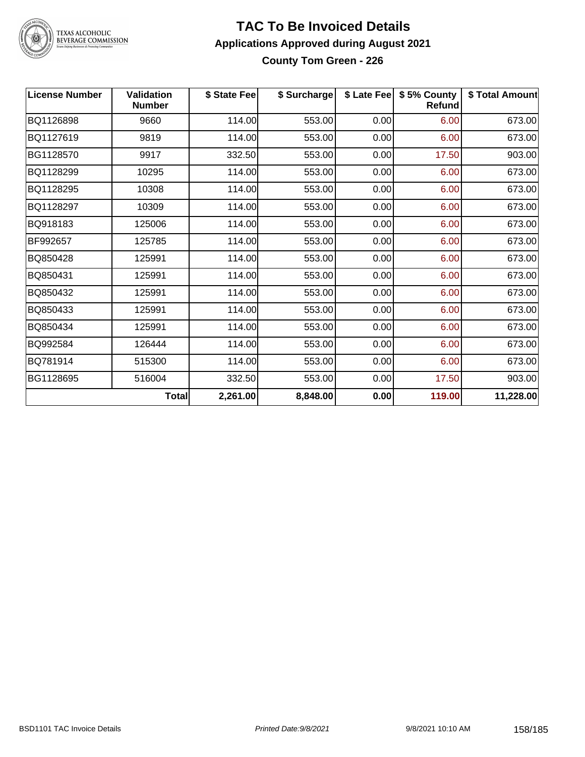# TAC To Be Invoiced Details

## Applications Approved during August 2021

### County Tom Green - 226

| License Number | Validation Number | \$ State Fee | \$ Surcharge | \$ Late Fee | \$ 5% County Refund | \$ Total Amount |
|---|---|---|---|---|---|---|
| BQ1126898 | 9660 | 114.00 | 553.00 | 0.00 | 6.00 | 673.00 |
| BQ1127619 | 9819 | 114.00 | 553.00 | 0.00 | 6.00 | 673.00 |
| BG1128570 | 9917 | 332.50 | 553.00 | 0.00 | 17.50 | 903.00 |
| BQ1128299 | 10295 | 114.00 | 553.00 | 0.00 | 6.00 | 673.00 |
| BQ1128295 | 10308 | 114.00 | 553.00 | 0.00 | 6.00 | 673.00 |
| BQ1128297 | 10309 | 114.00 | 553.00 | 0.00 | 6.00 | 673.00 |
| BQ918183 | 125006 | 114.00 | 553.00 | 0.00 | 6.00 | 673.00 |
| BF992657 | 125785 | 114.00 | 553.00 | 0.00 | 6.00 | 673.00 |
| BQ850428 | 125991 | 114.00 | 553.00 | 0.00 | 6.00 | 673.00 |
| BQ850431 | 125991 | 114.00 | 553.00 | 0.00 | 6.00 | 673.00 |
| BQ850432 | 125991 | 114.00 | 553.00 | 0.00 | 6.00 | 673.00 |
| BQ850433 | 125991 | 114.00 | 553.00 | 0.00 | 6.00 | 673.00 |
| BQ850434 | 125991 | 114.00 | 553.00 | 0.00 | 6.00 | 673.00 |
| BQ992584 | 126444 | 114.00 | 553.00 | 0.00 | 6.00 | 673.00 |
| BQ781914 | 515300 | 114.00 | 553.00 | 0.00 | 6.00 | 673.00 |
| BG1128695 | 516004 | 332.50 | 553.00 | 0.00 | 17.50 | 903.00 |
| | **Total** | **2,261.00** | **8,848.00** | **0.00** | **119.00** | **11,228.00** |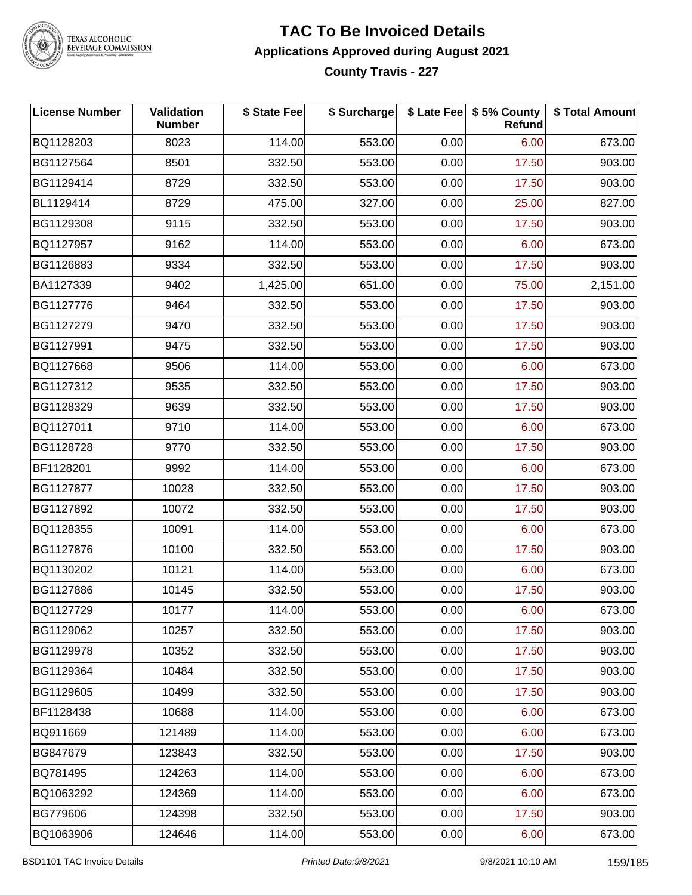# TAC To Be Invoiced Details

## Applications Approved during August 2021

### County Travis - 227

| License Number | Validation Number | $ State Fee | $ Surcharge | $ Late Fee | $ 5% County Refund | $ Total Amount |
|---|---|---|---|---|---|---|
| BQ1128203 | 8023 | 114.00 | 553.00 | 0.00 | 6.00 | 673.00 |
| BG1127564 | 8501 | 332.50 | 553.00 | 0.00 | 17.50 | 903.00 |
| BG1129414 | 8729 | 332.50 | 553.00 | 0.00 | 17.50 | 903.00 |
| BL1129414 | 8729 | 475.00 | 327.00 | 0.00 | 25.00 | 827.00 |
| BG1129308 | 9115 | 332.50 | 553.00 | 0.00 | 17.50 | 903.00 |
| BQ1127957 | 9162 | 114.00 | 553.00 | 0.00 | 6.00 | 673.00 |
| BG1126883 | 9334 | 332.50 | 553.00 | 0.00 | 17.50 | 903.00 |
| BA1127339 | 9402 | 1,425.00 | 651.00 | 0.00 | 75.00 | 2,151.00 |
| BG1127776 | 9464 | 332.50 | 553.00 | 0.00 | 17.50 | 903.00 |
| BG1127279 | 9470 | 332.50 | 553.00 | 0.00 | 17.50 | 903.00 |
| BG1127991 | 9475 | 332.50 | 553.00 | 0.00 | 17.50 | 903.00 |
| BQ1127668 | 9506 | 114.00 | 553.00 | 0.00 | 6.00 | 673.00 |
| BG1127312 | 9535 | 332.50 | 553.00 | 0.00 | 17.50 | 903.00 |
| BG1128329 | 9639 | 332.50 | 553.00 | 0.00 | 17.50 | 903.00 |
| BQ1127011 | 9710 | 114.00 | 553.00 | 0.00 | 6.00 | 673.00 |
| BG1128728 | 9770 | 332.50 | 553.00 | 0.00 | 17.50 | 903.00 |
| BF1128201 | 9992 | 114.00 | 553.00 | 0.00 | 6.00 | 673.00 |
| BG1127877 | 10028 | 332.50 | 553.00 | 0.00 | 17.50 | 903.00 |
| BG1127892 | 10072 | 332.50 | 553.00 | 0.00 | 17.50 | 903.00 |
| BQ1128355 | 10091 | 114.00 | 553.00 | 0.00 | 6.00 | 673.00 |
| BG1127876 | 10100 | 332.50 | 553.00 | 0.00 | 17.50 | 903.00 |
| BQ1130202 | 10121 | 114.00 | 553.00 | 0.00 | 6.00 | 673.00 |
| BG1127886 | 10145 | 332.50 | 553.00 | 0.00 | 17.50 | 903.00 |
| BQ1127729 | 10177 | 114.00 | 553.00 | 0.00 | 6.00 | 673.00 |
| BG1129062 | 10257 | 332.50 | 553.00 | 0.00 | 17.50 | 903.00 |
| BG1129978 | 10352 | 332.50 | 553.00 | 0.00 | 17.50 | 903.00 |
| BG1129364 | 10484 | 332.50 | 553.00 | 0.00 | 17.50 | 903.00 |
| BG1129605 | 10499 | 332.50 | 553.00 | 0.00 | 17.50 | 903.00 |
| BF1128438 | 10688 | 114.00 | 553.00 | 0.00 | 6.00 | 673.00 |
| BQ911669 | 121489 | 114.00 | 553.00 | 0.00 | 6.00 | 673.00 |
| BG847679 | 123843 | 332.50 | 553.00 | 0.00 | 17.50 | 903.00 |
| BQ781495 | 124263 | 114.00 | 553.00 | 0.00 | 6.00 | 673.00 |
| BQ1063292 | 124369 | 114.00 | 553.00 | 0.00 | 6.00 | 673.00 |
| BG779606 | 124398 | 332.50 | 553.00 | 0.00 | 17.50 | 903.00 |
| BQ1063906 | 124646 | 114.00 | 553.00 | 0.00 | 6.00 | 673.00 |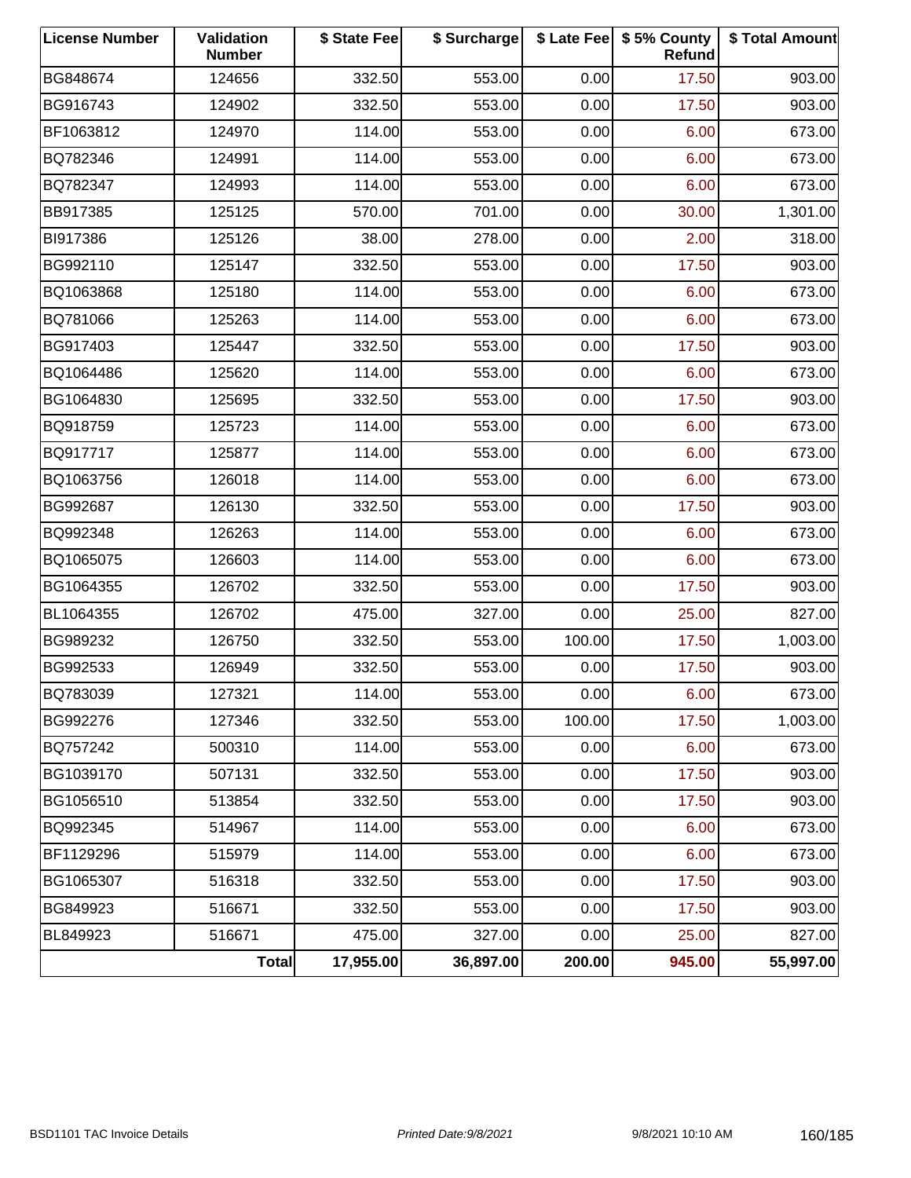| License Number | Validation Number | $ State Fee | $ Surcharge | $ Late Fee | $ 5% County Refund | $ Total Amount |
|---|---|---|---|---|---|---|
| BG848674 | 124656 | 332.50 | 553.00 | 0.00 | 17.50 | 903.00 |
| BG916743 | 124902 | 332.50 | 553.00 | 0.00 | 17.50 | 903.00 |
| BF1063812 | 124970 | 114.00 | 553.00 | 0.00 | 6.00 | 673.00 |
| BQ782346 | 124991 | 114.00 | 553.00 | 0.00 | 6.00 | 673.00 |
| BQ782347 | 124993 | 114.00 | 553.00 | 0.00 | 6.00 | 673.00 |
| BB917385 | 125125 | 570.00 | 701.00 | 0.00 | 30.00 | 1,301.00 |
| BI917386 | 125126 | 38.00 | 278.00 | 0.00 | 2.00 | 318.00 |
| BG992110 | 125147 | 332.50 | 553.00 | 0.00 | 17.50 | 903.00 |
| BQ1063868 | 125180 | 114.00 | 553.00 | 0.00 | 6.00 | 673.00 |
| BQ781066 | 125263 | 114.00 | 553.00 | 0.00 | 6.00 | 673.00 |
| BG917403 | 125447 | 332.50 | 553.00 | 0.00 | 17.50 | 903.00 |
| BQ1064486 | 125620 | 114.00 | 553.00 | 0.00 | 6.00 | 673.00 |
| BG1064830 | 125695 | 332.50 | 553.00 | 0.00 | 17.50 | 903.00 |
| BQ918759 | 125723 | 114.00 | 553.00 | 0.00 | 6.00 | 673.00 |
| BQ917717 | 125877 | 114.00 | 553.00 | 0.00 | 6.00 | 673.00 |
| BQ1063756 | 126018 | 114.00 | 553.00 | 0.00 | 6.00 | 673.00 |
| BG992687 | 126130 | 332.50 | 553.00 | 0.00 | 17.50 | 903.00 |
| BQ992348 | 126263 | 114.00 | 553.00 | 0.00 | 6.00 | 673.00 |
| BQ1065075 | 126603 | 114.00 | 553.00 | 0.00 | 6.00 | 673.00 |
| BG1064355 | 126702 | 332.50 | 553.00 | 0.00 | 17.50 | 903.00 |
| BL1064355 | 126702 | 475.00 | 327.00 | 0.00 | 25.00 | 827.00 |
| BG989232 | 126750 | 332.50 | 553.00 | 100.00 | 17.50 | 1,003.00 |
| BG992533 | 126949 | 332.50 | 553.00 | 0.00 | 17.50 | 903.00 |
| BQ783039 | 127321 | 114.00 | 553.00 | 0.00 | 6.00 | 673.00 |
| BG992276 | 127346 | 332.50 | 553.00 | 100.00 | 17.50 | 1,003.00 |
| BQ757242 | 500310 | 114.00 | 553.00 | 0.00 | 6.00 | 673.00 |
| BG1039170 | 507131 | 332.50 | 553.00 | 0.00 | 17.50 | 903.00 |
| BG1056510 | 513854 | 332.50 | 553.00 | 0.00 | 17.50 | 903.00 |
| BQ992345 | 514967 | 114.00 | 553.00 | 0.00 | 6.00 | 673.00 |
| BF1129296 | 515979 | 114.00 | 553.00 | 0.00 | 6.00 | 673.00 |
| BG1065307 | 516318 | 332.50 | 553.00 | 0.00 | 17.50 | 903.00 |
| BG849923 | 516671 | 332.50 | 553.00 | 0.00 | 17.50 | 903.00 |
| BL849923 | 516671 | 475.00 | 327.00 | 0.00 | 25.00 | 827.00 |
| | **Total** | **17,955.00** | **36,897.00** | **200.00** | **945.00** | **55,997.00** |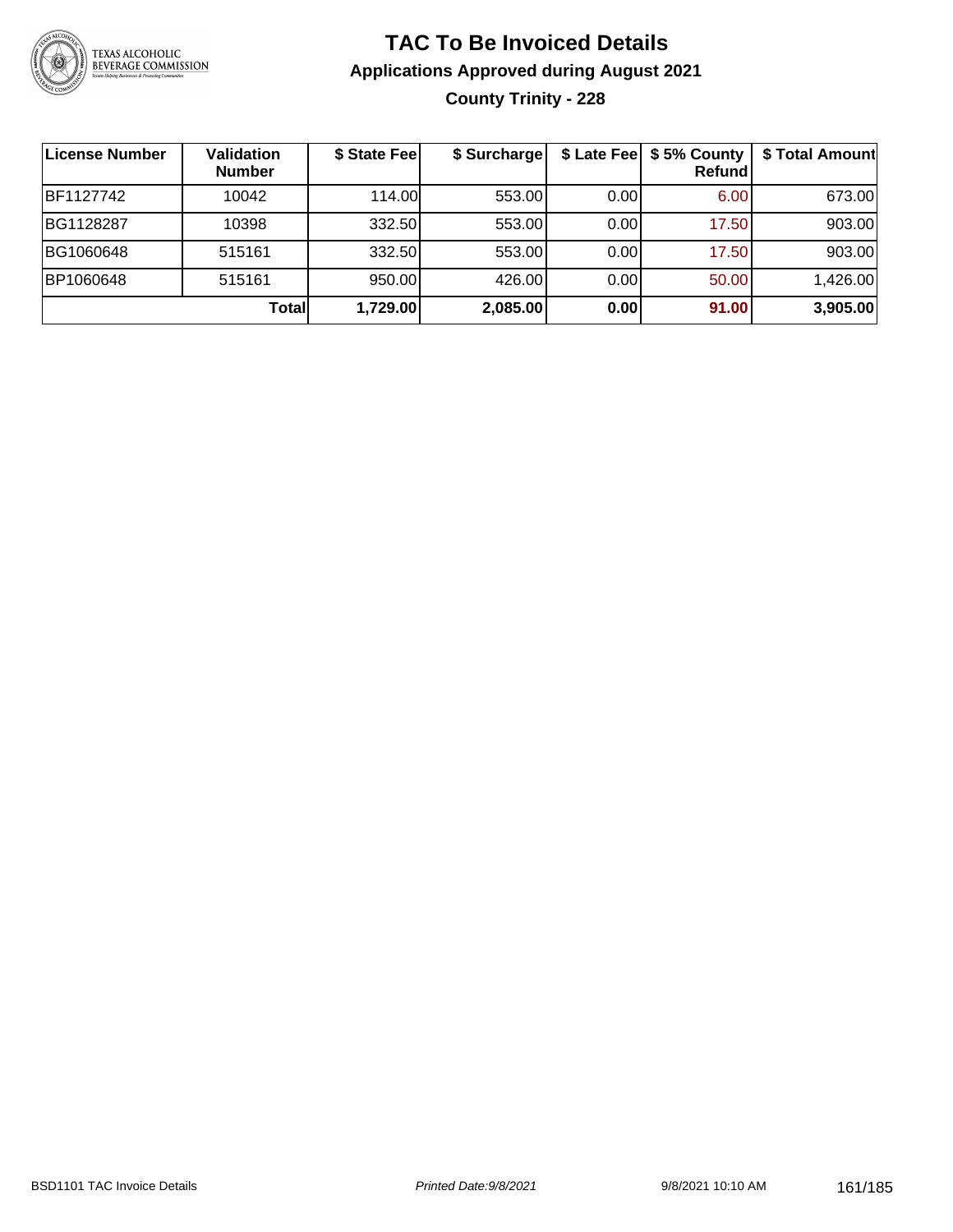# TAC To Be Invoiced Details

## Applications Approved during August 2021

### County Trinity - 228

| License Number | Validation Number | $ State Fee | $ Surcharge | $ Late Fee | $ 5% County Refund | $ Total Amount |
|---|---|---|---|---|---|---|
| BF1127742 | 10042 | 114.00 | 553.00 | 0.00 | 6.00 | 673.00 |
| BG1128287 | 10398 | 332.50 | 553.00 | 0.00 | 17.50 | 903.00 |
| BG1060648 | 515161 | 332.50 | 553.00 | 0.00 | 17.50 | 903.00 |
| BP1060648 | 515161 | 950.00 | 426.00 | 0.00 | 50.00 | 1,426.00 |
| | **Total** | **1,729.00** | **2,085.00** | **0.00** | **91.00** | **3,905.00** |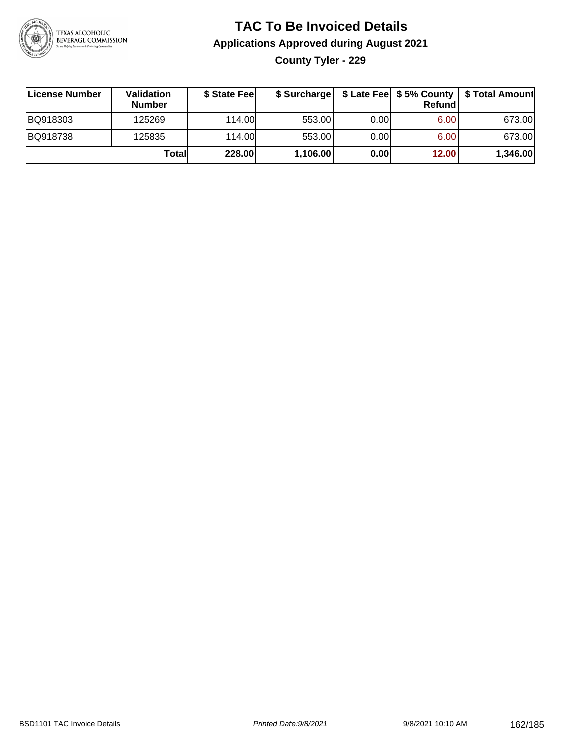# TAC To Be Invoiced Details

## Applications Approved during August 2021

### County Tyler - 229

| License Number | Validation Number | $ State Fee | $ Surcharge | $ Late Fee | $ 5% County Refund | $ Total Amount |
|---|---|---|---|---|---|---|
| BQ918303 | 125269 | 114.00 | 553.00 | 0.00 | 6.00 | 673.00 |
| BQ918738 | 125835 | 114.00 | 553.00 | 0.00 | 6.00 | 673.00 |
| | **Total** | **228.00** | **1,106.00** | **0.00** | **12.00** | **1,346.00** |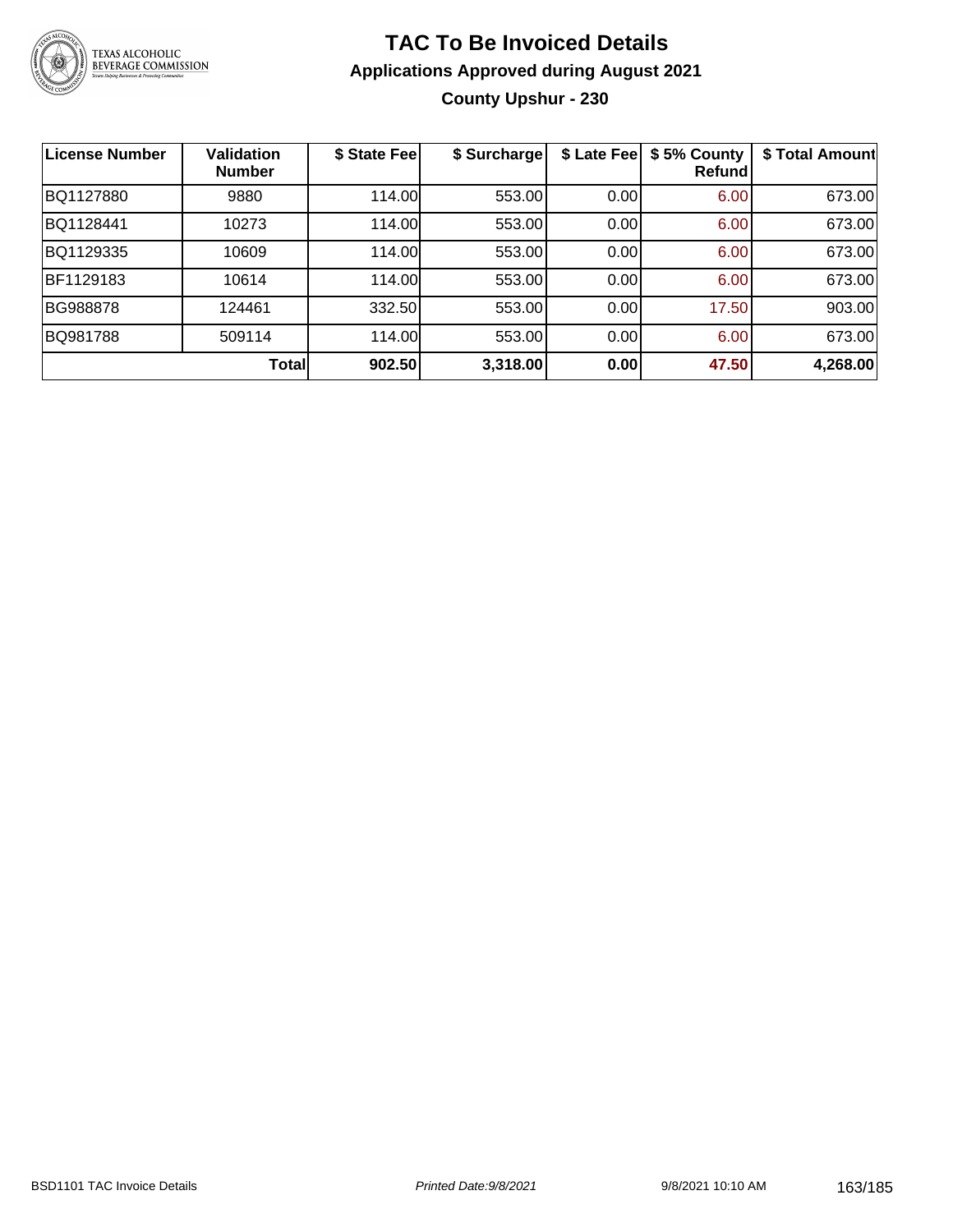# TAC To Be Invoiced Details

## Applications Approved during August 2021

### County Upshur - 230

| License Number | Validation Number | $ State Fee | $ Surcharge | $ Late Fee | $ 5% County Refund | $ Total Amount |
|---|---|---|---|---|---|---|
| BQ1127880 | 9880 | 114.00 | 553.00 | 0.00 | 6.00 | 673.00 |
| BQ1128441 | 10273 | 114.00 | 553.00 | 0.00 | 6.00 | 673.00 |
| BQ1129335 | 10609 | 114.00 | 553.00 | 0.00 | 6.00 | 673.00 |
| BF1129183 | 10614 | 114.00 | 553.00 | 0.00 | 6.00 | 673.00 |
| BG988878 | 124461 | 332.50 | 553.00 | 0.00 | 17.50 | 903.00 |
| BQ981788 | 509114 | 114.00 | 553.00 | 0.00 | 6.00 | 673.00 |
| | **Total** | **902.50** | **3,318.00** | **0.00** | **47.50** | **4,268.00** |

BSD1101 TAC Invoice Details *Printed Date:9/8/2021* 9/8/2021 10:10 AM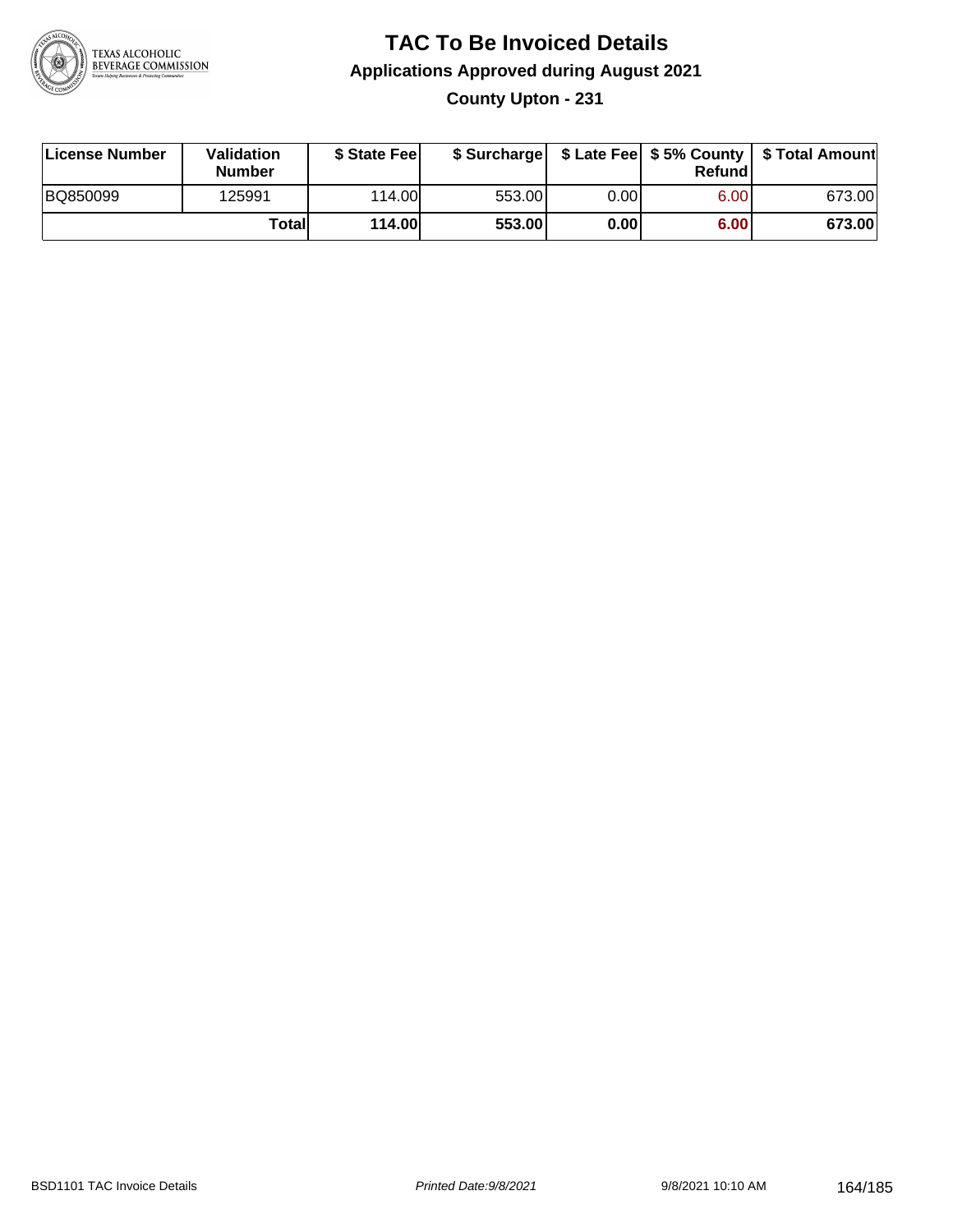# TAC To Be Invoiced Details

## Applications Approved during August 2021

### County Upton - 231

| License Number | Validation Number | $ State Fee | $ Surcharge | $ Late Fee | $ 5% County Refund | $ Total Amount |
|---|---|---|---|---|---|---|
| BQ850099 | 125991 | 114.00 | 553.00 | 0.00 | 6.00 | 673.00 |
| | **Total** | **114.00** | **553.00** | **0.00** | **6.00** | **673.00** |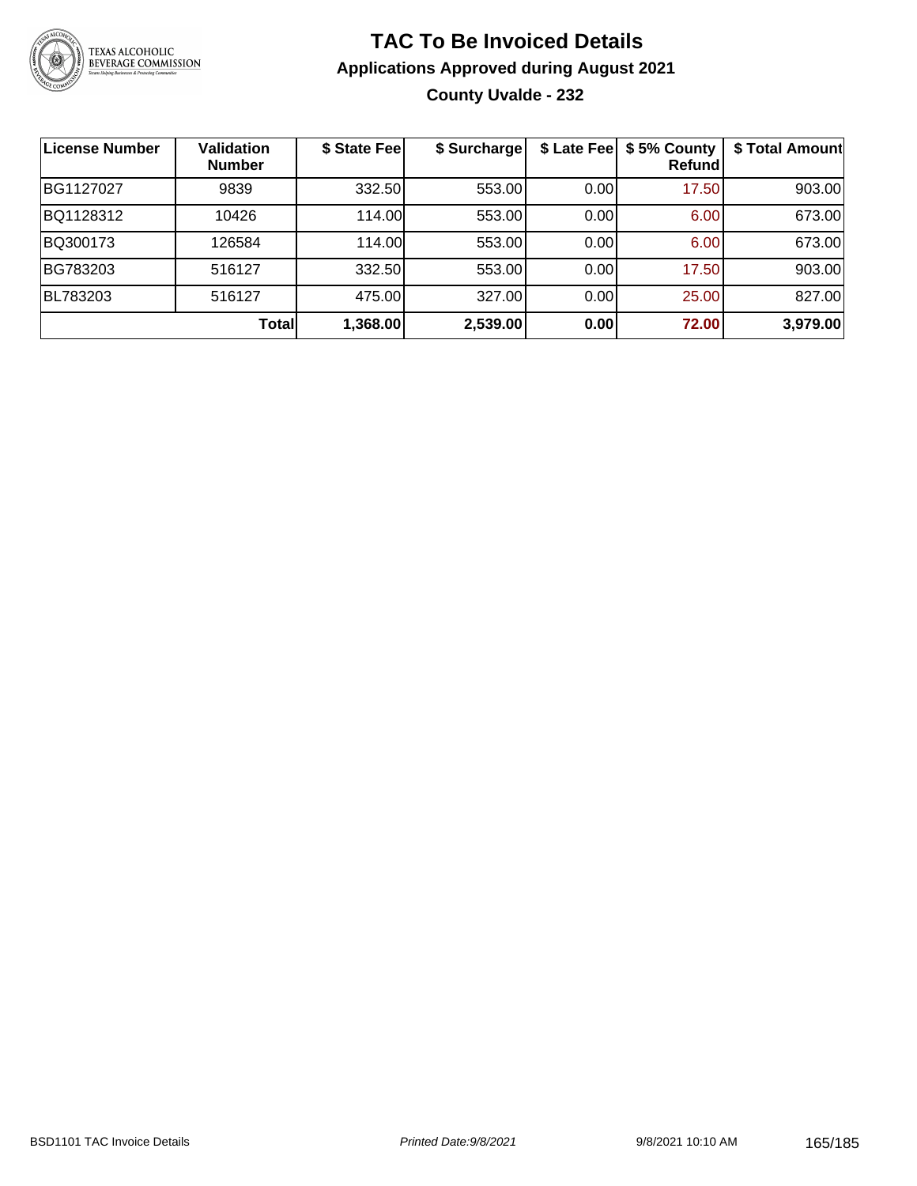# TAC To Be Invoiced Details

## Applications Approved during August 2021

### County Uvalde - 232

| License Number | Validation Number | $ State Fee | $ Surcharge | $ Late Fee | $ 5% County Refund | $ Total Amount |
|---|---|---|---|---|---|---|
| BG1127027 | 9839 | 332.50 | 553.00 | 0.00 | 17.50 | 903.00 |
| BQ1128312 | 10426 | 114.00 | 553.00 | 0.00 | 6.00 | 673.00 |
| BQ300173 | 126584 | 114.00 | 553.00 | 0.00 | 6.00 | 673.00 |
| BG783203 | 516127 | 332.50 | 553.00 | 0.00 | 17.50 | 903.00 |
| BL783203 | 516127 | 475.00 | 327.00 | 0.00 | 25.00 | 827.00 |
| | **Total** | **1,368.00** | **2,539.00** | **0.00** | **72.00** | **3,979.00** |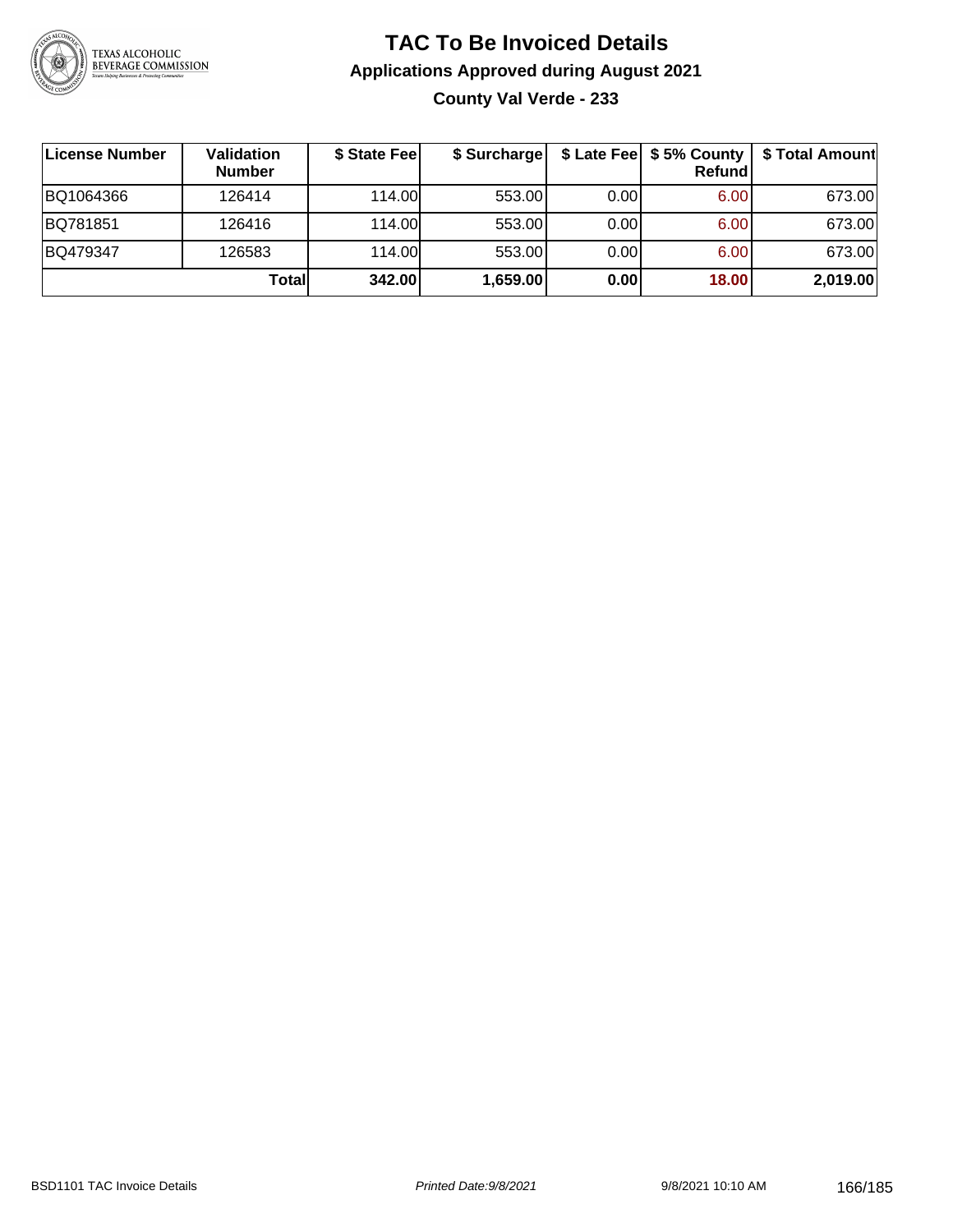# TAC To Be Invoiced Details

## Applications Approved during August 2021

### County Val Verde - 233

| License Number | Validation Number | $ State Fee | $ Surcharge | $ Late Fee | $ 5% County Refund | $ Total Amount |
|---|---|---|---|---|---|---|
| BQ1064366 | 126414 | 114.00 | 553.00 | 0.00 | 6.00 | 673.00 |
| BQ781851 | 126416 | 114.00 | 553.00 | 0.00 | 6.00 | 673.00 |
| BQ479347 | 126583 | 114.00 | 553.00 | 0.00 | 6.00 | 673.00 |
| | **Total** | **342.00** | **1,659.00** | **0.00** | **18.00** | **2,019.00** |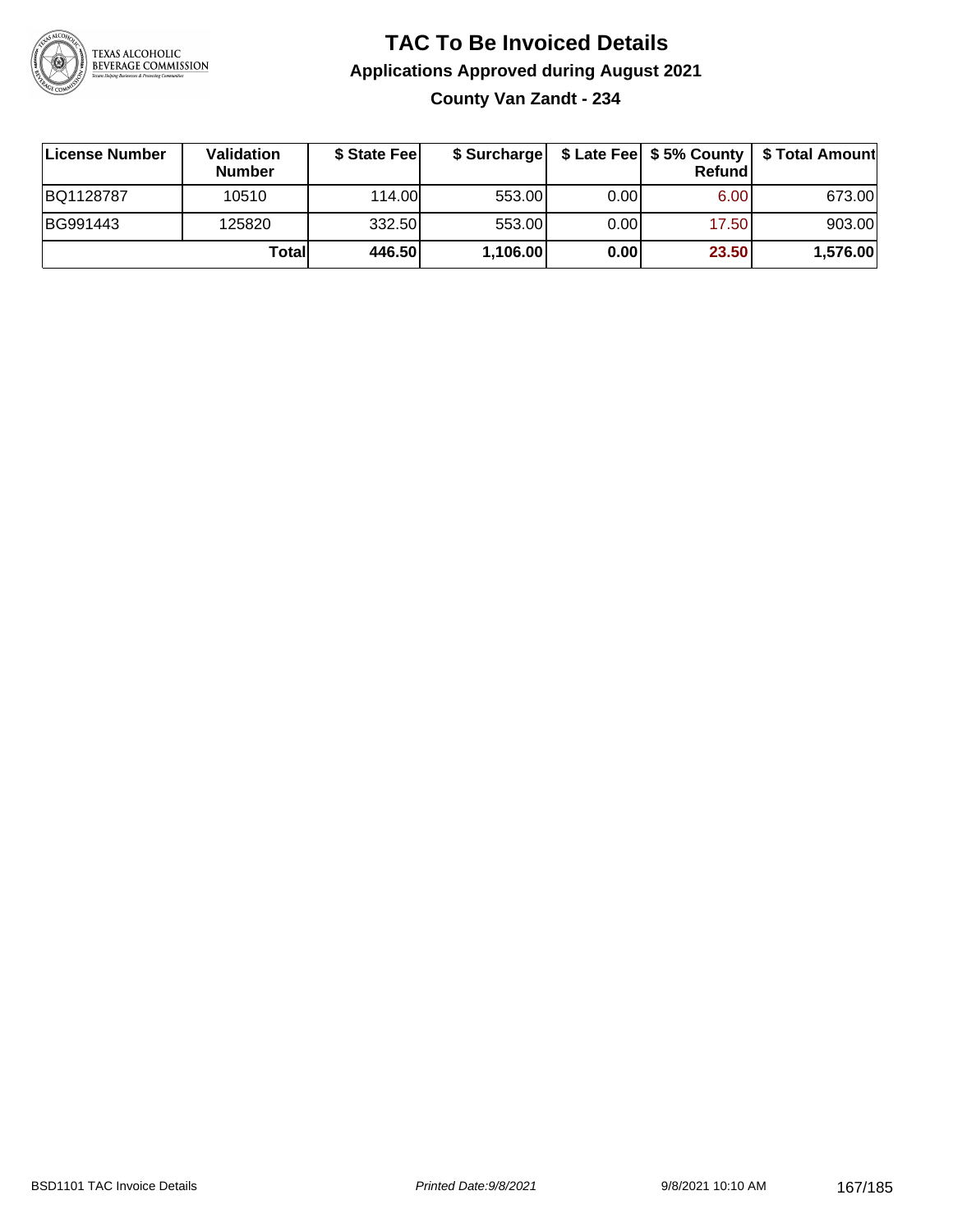# TAC To Be Invoiced Details

## Applications Approved during August 2021

### County Van Zandt - 234

| License Number | Validation Number | $ State Fee | $ Surcharge | $ Late Fee | $ 5% County Refund | $ Total Amount |
|---|---|---|---|---|---|---|
| BQ1128787 | 10510 | 114.00 | 553.00 | 0.00 | 6.00 | 673.00 |
| BG991443 | 125820 | 332.50 | 553.00 | 0.00 | 17.50 | 903.00 |
| | **Total** | **446.50** | **1,106.00** | **0.00** | **23.50** | **1,576.00** |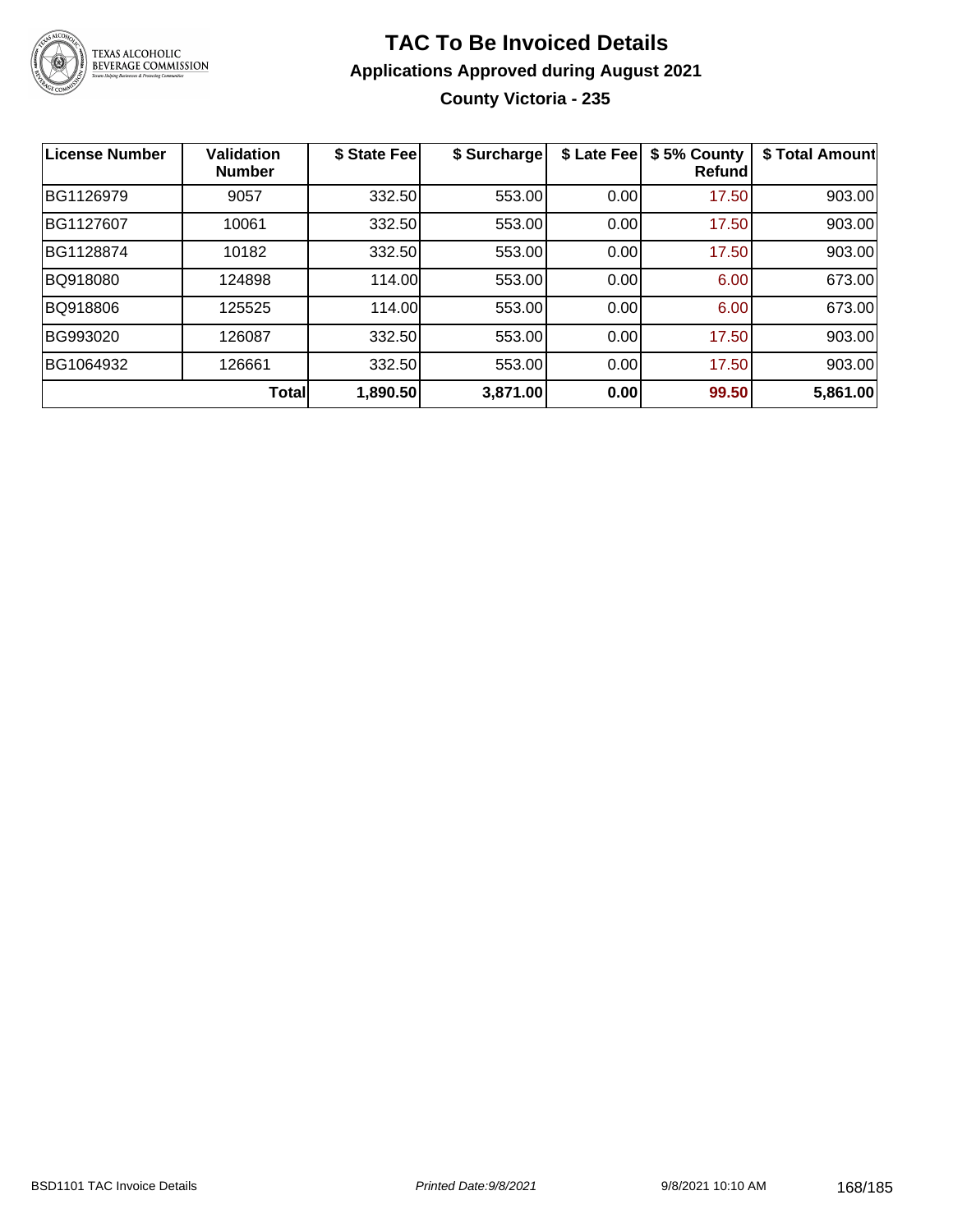# TAC To Be Invoiced Details

## Applications Approved during August 2021

### County Victoria - 235

| License Number | Validation Number | $ State Fee | $ Surcharge | $ Late Fee | $ 5% County Refund | $ Total Amount |
|---|---|---|---|---|---|---|
| BG1126979 | 9057 | 332.50 | 553.00 | 0.00 | 17.50 | 903.00 |
| BG1127607 | 10061 | 332.50 | 553.00 | 0.00 | 17.50 | 903.00 |
| BG1128874 | 10182 | 332.50 | 553.00 | 0.00 | 17.50 | 903.00 |
| BQ918080 | 124898 | 114.00 | 553.00 | 0.00 | 6.00 | 673.00 |
| BQ918806 | 125525 | 114.00 | 553.00 | 0.00 | 6.00 | 673.00 |
| BG993020 | 126087 | 332.50 | 553.00 | 0.00 | 17.50 | 903.00 |
| BG1064932 | 126661 | 332.50 | 553.00 | 0.00 | 17.50 | 903.00 |
| | **Total** | **1,890.50** | **3,871.00** | **0.00** | **99.50** | **5,861.00** |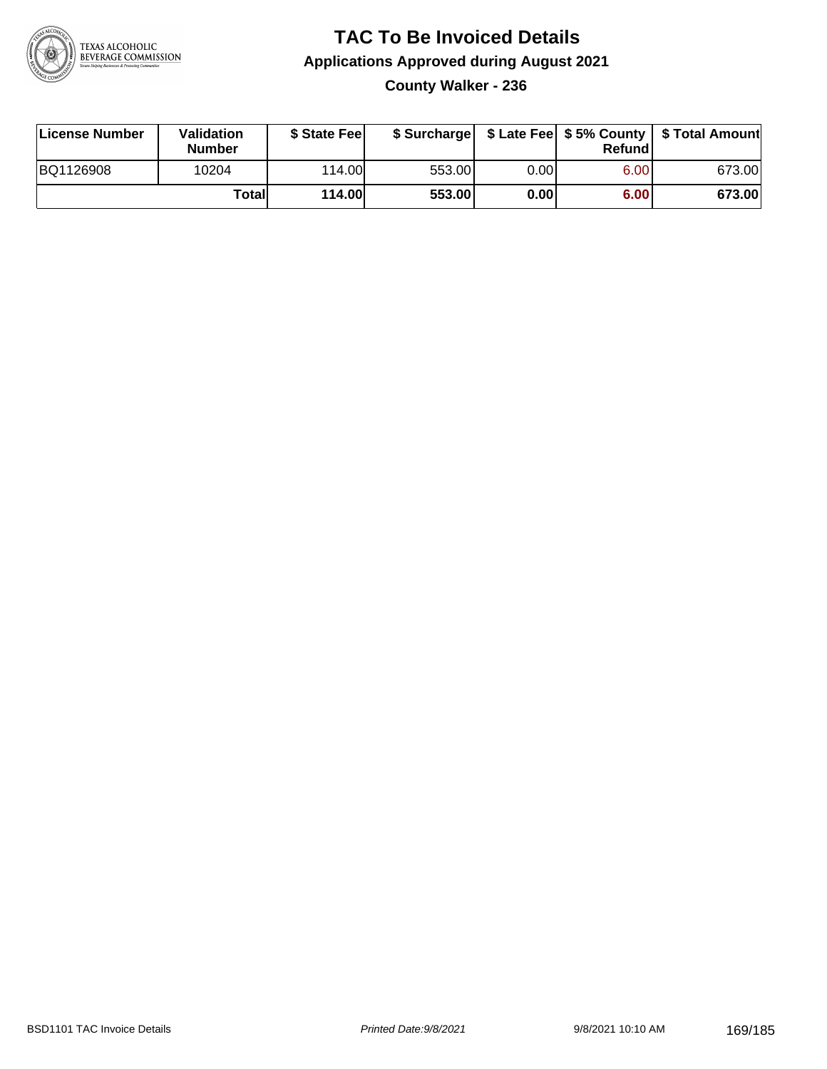# TAC To Be Invoiced Details

## Applications Approved during August 2021

### County Walker - 236

| License Number | Validation Number | $ State Fee | $ Surcharge | $ Late Fee | $ 5% County Refund | $ Total Amount |
|---|---|---|---|---|---|---|
| BQ1126908 | 10204 | 114.00 | 553.00 | 0.00 | 6.00 | 673.00 |
| | **Total** | **114.00** | **553.00** | **0.00** | **6.00** | **673.00** |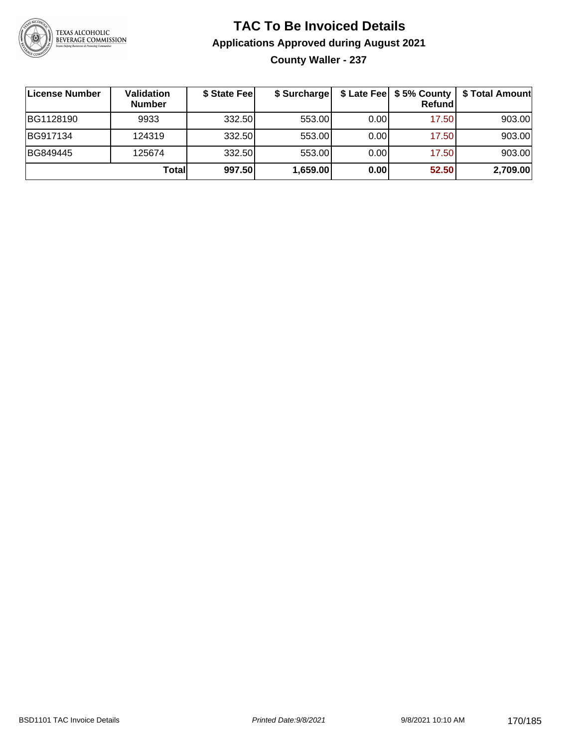# TAC To Be Invoiced Details

## Applications Approved during August 2021

### County Waller - 237

| License Number | Validation Number | $ State Fee | $ Surcharge | $ Late Fee | $ 5% County Refund | $ Total Amount |
|---|---|---|---|---|---|---|
| BG1128190 | 9933 | 332.50 | 553.00 | 0.00 | 17.50 | 903.00 |
| BG917134 | 124319 | 332.50 | 553.00 | 0.00 | 17.50 | 903.00 |
| BG849445 | 125674 | 332.50 | 553.00 | 0.00 | 17.50 | 903.00 |
| | **Total** | **997.50** | **1,659.00** | **0.00** | **52.50** | **2,709.00** |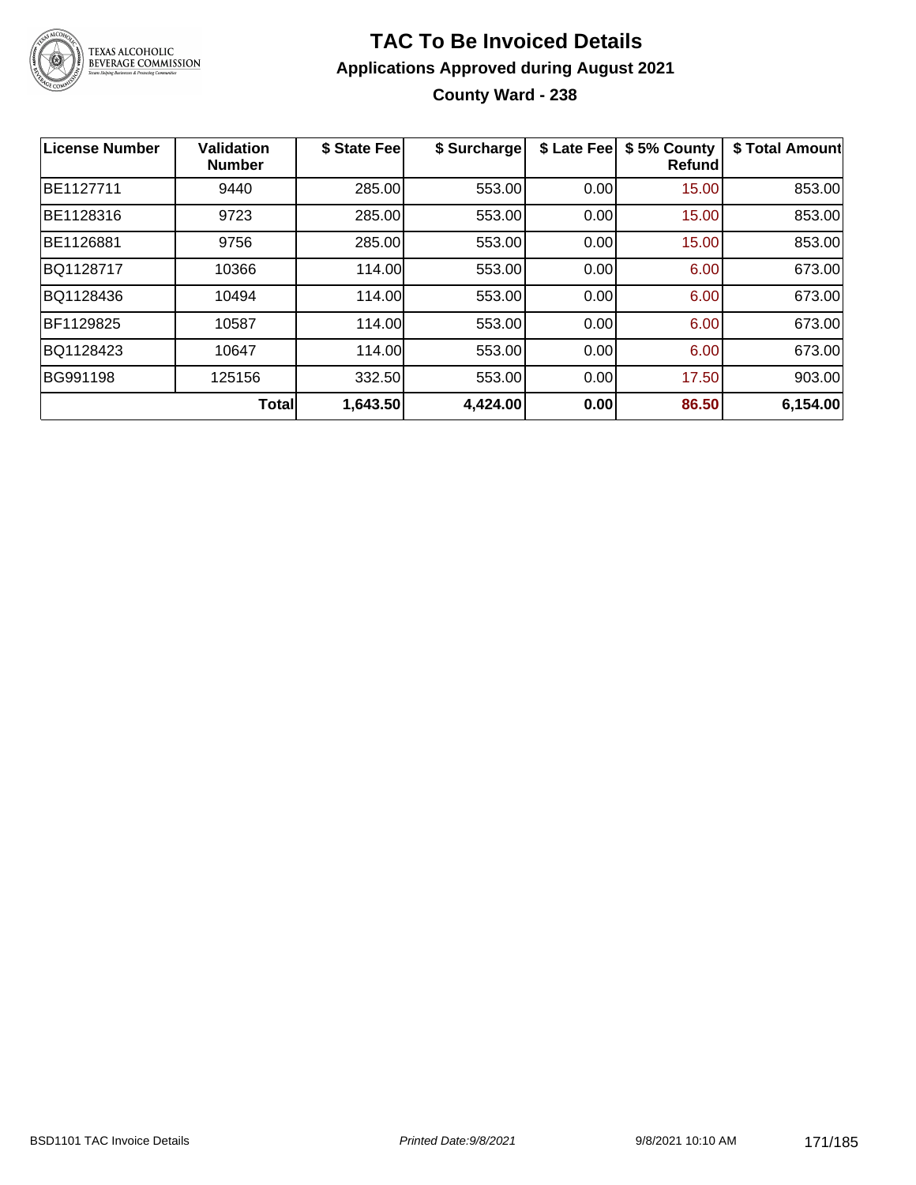# TAC To Be Invoiced Details

## Applications Approved during August 2021

### County Ward - 238

| License Number | Validation Number | $ State Fee | $ Surcharge | $ Late Fee | $ 5% County Refund | $ Total Amount |
|---|---|---|---|---|---|---|
| BE1127711 | 9440 | 285.00 | 553.00 | 0.00 | 15.00 | 853.00 |
| BE1128316 | 9723 | 285.00 | 553.00 | 0.00 | 15.00 | 853.00 |
| BE1126881 | 9756 | 285.00 | 553.00 | 0.00 | 15.00 | 853.00 |
| BQ1128717 | 10366 | 114.00 | 553.00 | 0.00 | 6.00 | 673.00 |
| BQ1128436 | 10494 | 114.00 | 553.00 | 0.00 | 6.00 | 673.00 |
| BF1129825 | 10587 | 114.00 | 553.00 | 0.00 | 6.00 | 673.00 |
| BQ1128423 | 10647 | 114.00 | 553.00 | 0.00 | 6.00 | 673.00 |
| BG991198 | 125156 | 332.50 | 553.00 | 0.00 | 17.50 | 903.00 |
| | **Total** | **1,643.50** | **4,424.00** | **0.00** | **86.50** | **6,154.00** |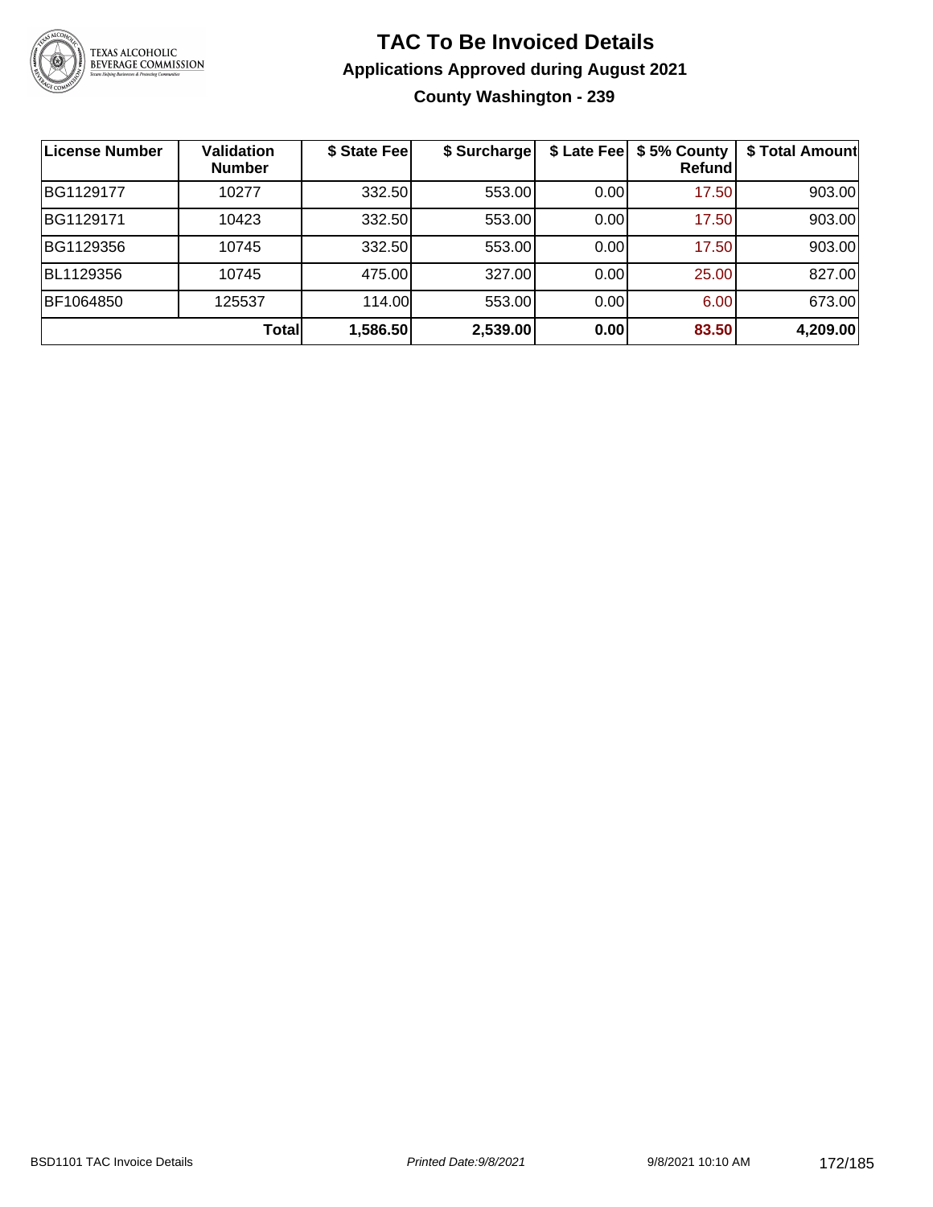# TAC To Be Invoiced Details

## Applications Approved during August 2021

### County Washington - 239

| License Number | Validation Number | $ State Fee | $ Surcharge | $ Late Fee | $ 5% County Refund | $ Total Amount |
|---|---|---|---|---|---|---|
| BG1129177 | 10277 | 332.50 | 553.00 | 0.00 | 17.50 | 903.00 |
| BG1129171 | 10423 | 332.50 | 553.00 | 0.00 | 17.50 | 903.00 |
| BG1129356 | 10745 | 332.50 | 553.00 | 0.00 | 17.50 | 903.00 |
| BL1129356 | 10745 | 475.00 | 327.00 | 0.00 | 25.00 | 827.00 |
| BF1064850 | 125537 | 114.00 | 553.00 | 0.00 | 6.00 | 673.00 |
| | **Total** | **1,586.50** | **2,539.00** | **0.00** | **83.50** | **4,209.00** |

BSD1101 TAC Invoice Details — *Printed Date:9/8/2021* — 9/8/2021 10:10 AM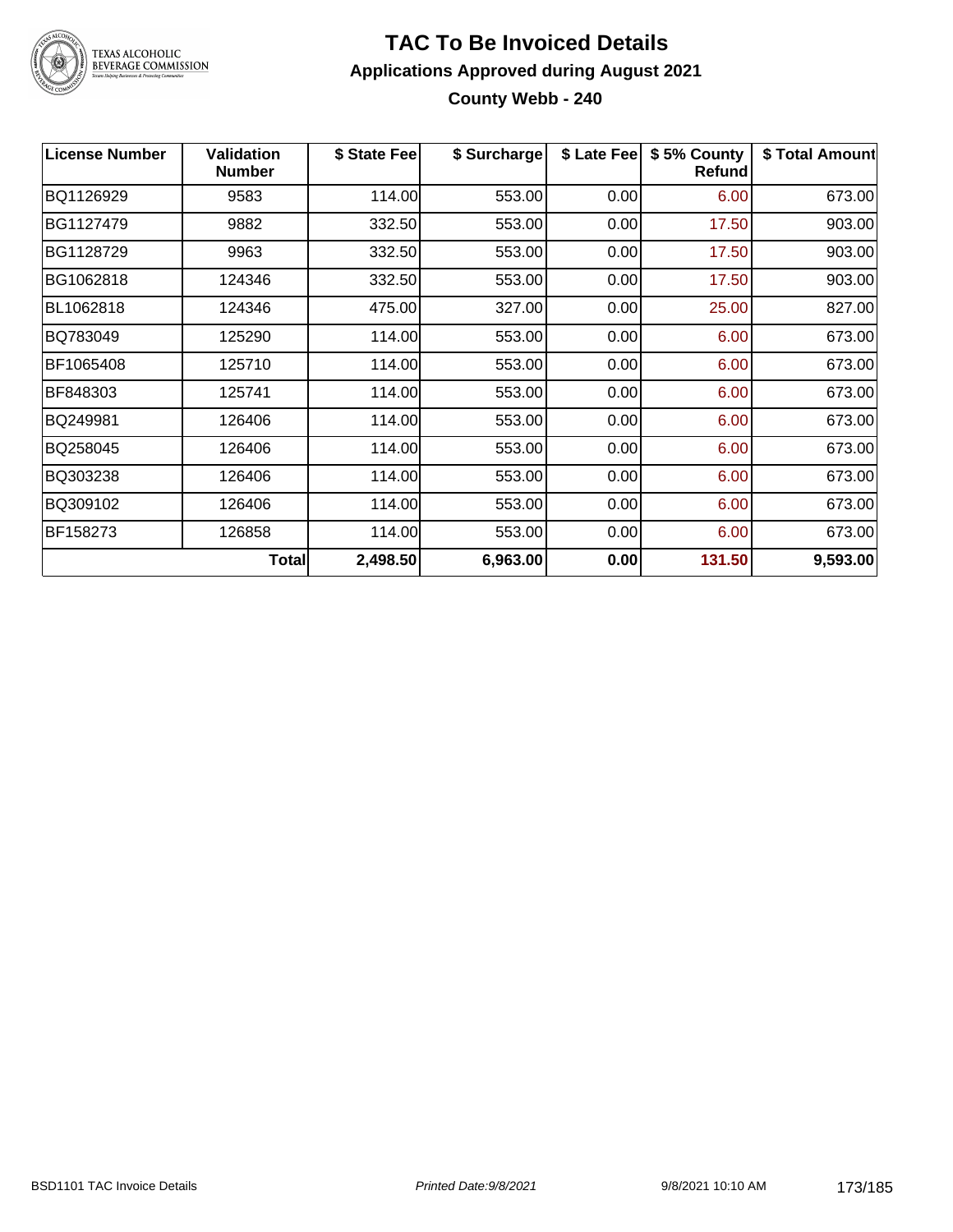# TAC To Be Invoiced Details

## Applications Approved during August 2021

### County Webb - 240

| License Number | Validation Number | $ State Fee | $ Surcharge | $ Late Fee | $ 5% County Refund | $ Total Amount |
|---|---|---|---|---|---|---|
| BQ1126929 | 9583 | 114.00 | 553.00 | 0.00 | 6.00 | 673.00 |
| BG1127479 | 9882 | 332.50 | 553.00 | 0.00 | 17.50 | 903.00 |
| BG1128729 | 9963 | 332.50 | 553.00 | 0.00 | 17.50 | 903.00 |
| BG1062818 | 124346 | 332.50 | 553.00 | 0.00 | 17.50 | 903.00 |
| BL1062818 | 124346 | 475.00 | 327.00 | 0.00 | 25.00 | 827.00 |
| BQ783049 | 125290 | 114.00 | 553.00 | 0.00 | 6.00 | 673.00 |
| BF1065408 | 125710 | 114.00 | 553.00 | 0.00 | 6.00 | 673.00 |
| BF848303 | 125741 | 114.00 | 553.00 | 0.00 | 6.00 | 673.00 |
| BQ249981 | 126406 | 114.00 | 553.00 | 0.00 | 6.00 | 673.00 |
| BQ258045 | 126406 | 114.00 | 553.00 | 0.00 | 6.00 | 673.00 |
| BQ303238 | 126406 | 114.00 | 553.00 | 0.00 | 6.00 | 673.00 |
| BQ309102 | 126406 | 114.00 | 553.00 | 0.00 | 6.00 | 673.00 |
| BF158273 | 126858 | 114.00 | 553.00 | 0.00 | 6.00 | 673.00 |
| | **Total** | **2,498.50** | **6,963.00** | **0.00** | **131.50** | **9,593.00** |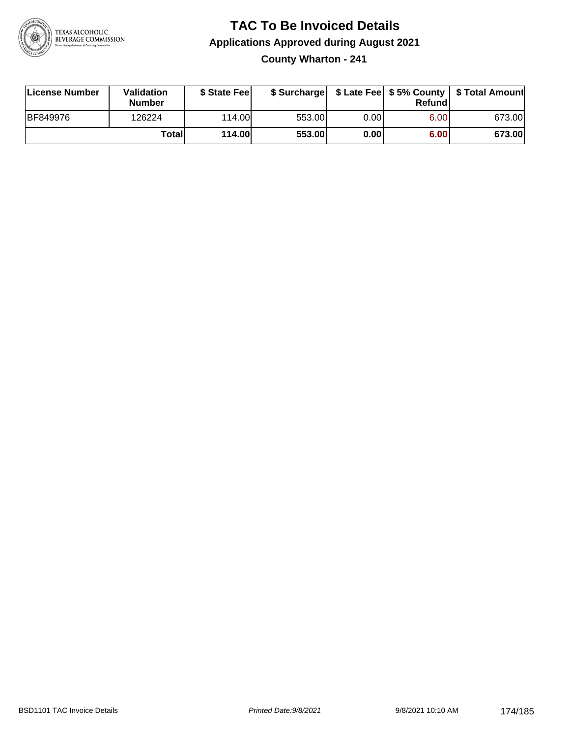# TAC To Be Invoiced Details

## Applications Approved during August 2021

### County Wharton - 241

| License Number | Validation Number | $ State Fee | $ Surcharge | $ Late Fee | $ 5% County Refund | $ Total Amount |
|---|---|---|---|---|---|---|
| BF849976 | 126224 | 114.00 | 553.00 | 0.00 | 6.00 | 673.00 |
| | **Total** | **114.00** | **553.00** | **0.00** | **6.00** | **673.00** |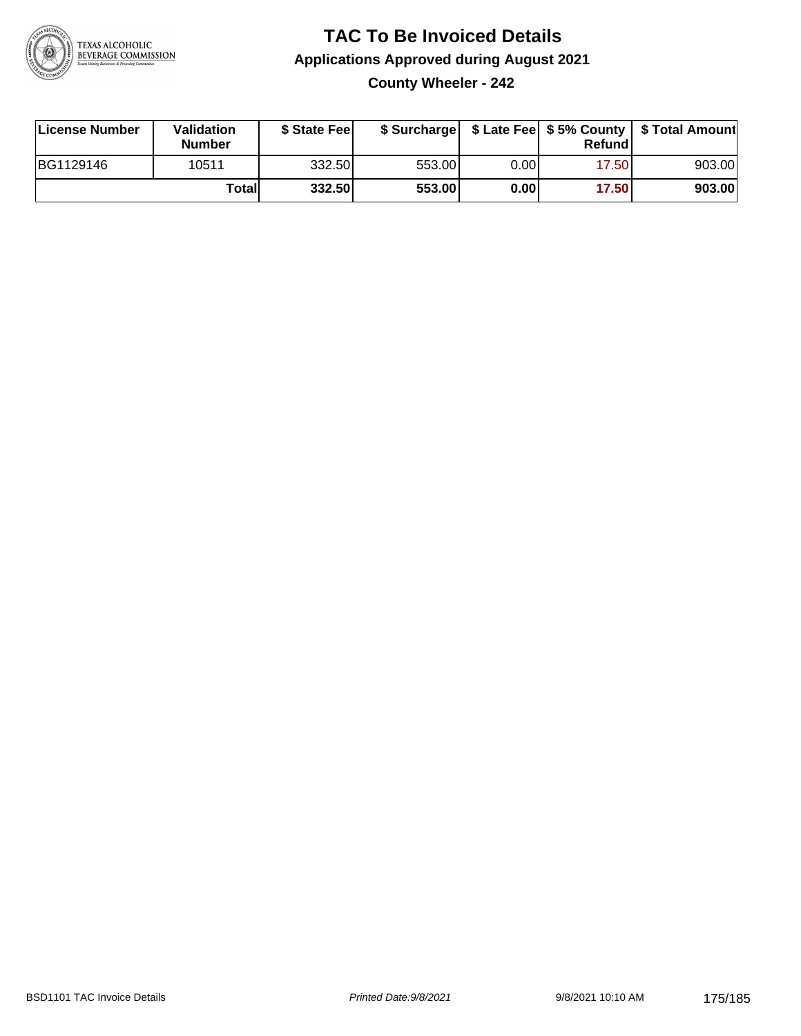# TAC To Be Invoiced Details

## Applications Approved during August 2021

### County Wheeler - 242

| License Number | Validation Number | $ State Fee | $ Surcharge | $ Late Fee | $ 5% County Refund | $ Total Amount |
|---|---|---|---|---|---|---|
| BG1129146 | 10511 | 332.50 | 553.00 | 0.00 | 17.50 | 903.00 |
| | **Total** | **332.50** | **553.00** | **0.00** | **17.50** | **903.00** |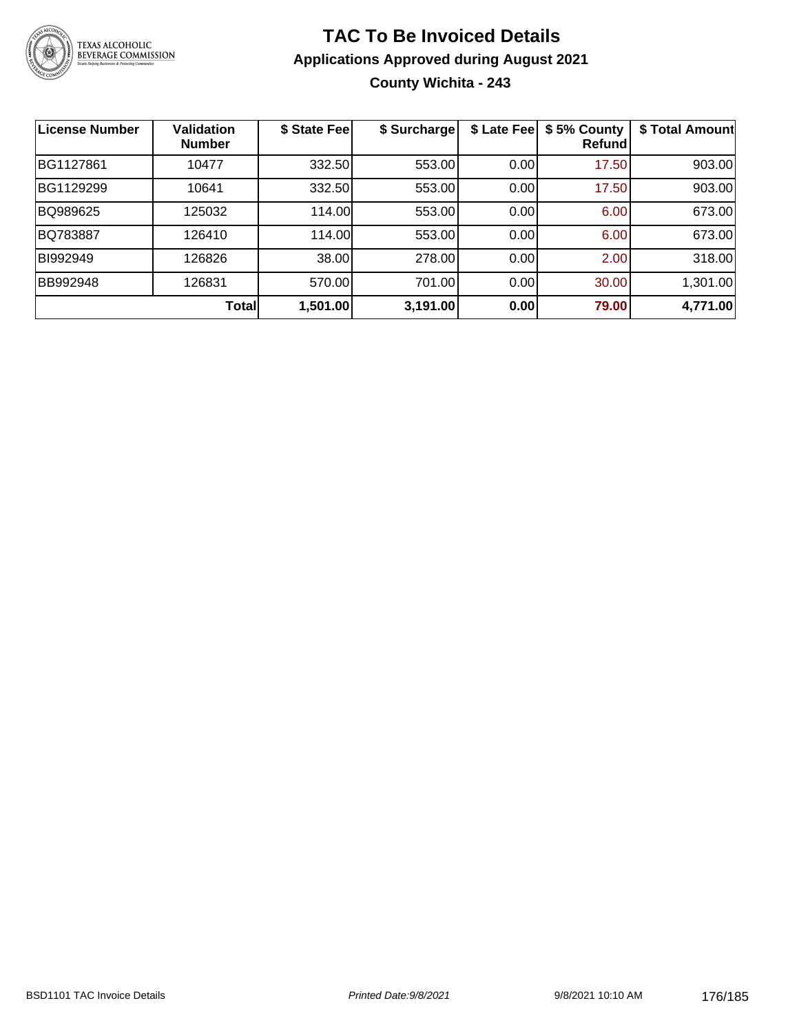# TAC To Be Invoiced Details

## Applications Approved during August 2021

### County Wichita - 243

| License Number | Validation Number | $ State Fee | $ Surcharge | $ Late Fee | $ 5% County Refund | $ Total Amount |
|---|---|---|---|---|---|---|
| BG1127861 | 10477 | 332.50 | 553.00 | 0.00 | 17.50 | 903.00 |
| BG1129299 | 10641 | 332.50 | 553.00 | 0.00 | 17.50 | 903.00 |
| BQ989625 | 125032 | 114.00 | 553.00 | 0.00 | 6.00 | 673.00 |
| BQ783887 | 126410 | 114.00 | 553.00 | 0.00 | 6.00 | 673.00 |
| BI992949 | 126826 | 38.00 | 278.00 | 0.00 | 2.00 | 318.00 |
| BB992948 | 126831 | 570.00 | 701.00 | 0.00 | 30.00 | 1,301.00 |
| | **Total** | **1,501.00** | **3,191.00** | **0.00** | **79.00** | **4,771.00** |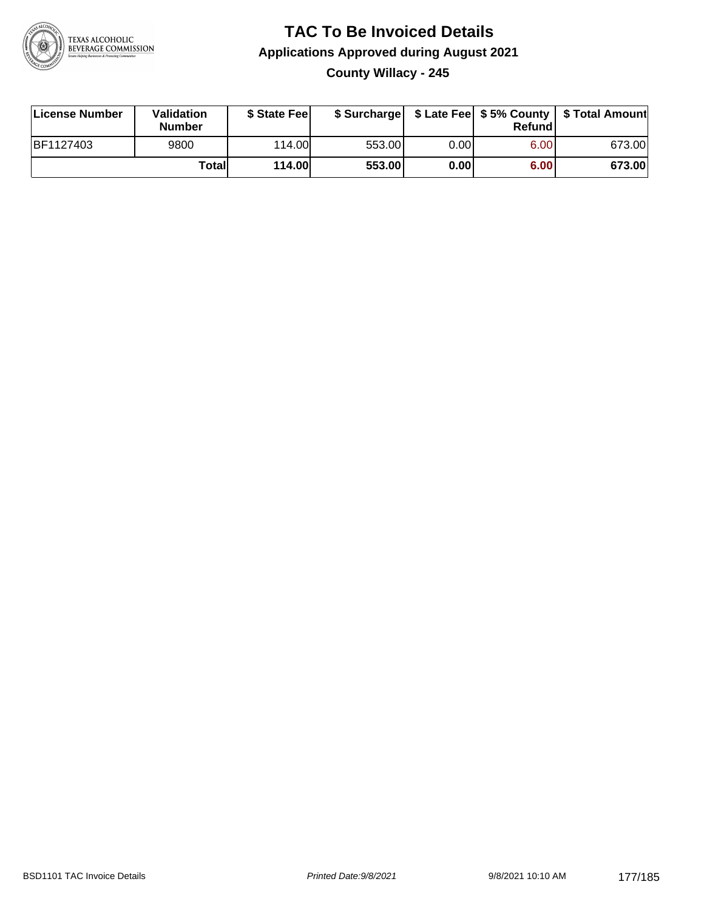# TAC To Be Invoiced Details

## Applications Approved during August 2021

### County Willacy - 245

| License Number | Validation Number | $ State Fee | $ Surcharge | $ Late Fee | $ 5% County Refund | $ Total Amount |
|---|---|---|---|---|---|---|
| BF1127403 | 9800 | 114.00 | 553.00 | 0.00 | 6.00 | 673.00 |
| | **Total** | **114.00** | **553.00** | **0.00** | **6.00** | **673.00** |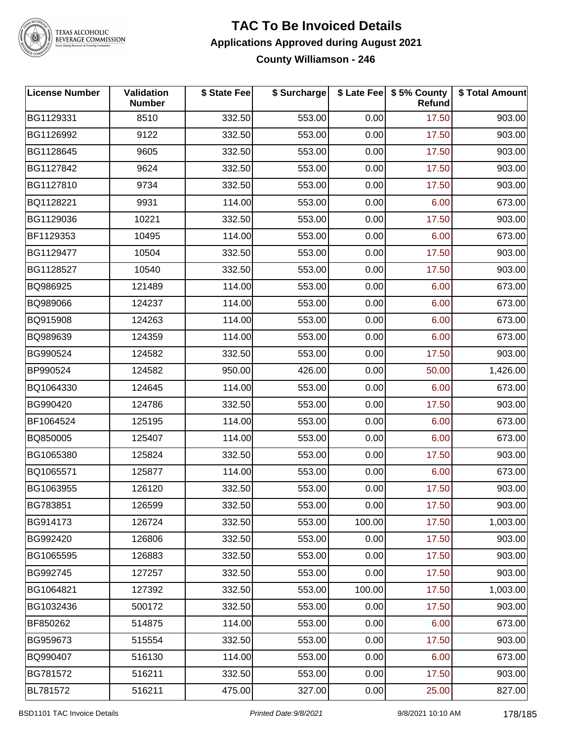# TAC To Be Invoiced Details

## Applications Approved during August 2021

### County Williamson - 246

| License Number | Validation Number | $ State Fee | $ Surcharge | $ Late Fee | $ 5% County Refund | $ Total Amount |
|---|---|---|---|---|---|---|
| BG1129331 | 8510 | 332.50 | 553.00 | 0.00 | 17.50 | 903.00 |
| BG1126992 | 9122 | 332.50 | 553.00 | 0.00 | 17.50 | 903.00 |
| BG1128645 | 9605 | 332.50 | 553.00 | 0.00 | 17.50 | 903.00 |
| BG1127842 | 9624 | 332.50 | 553.00 | 0.00 | 17.50 | 903.00 |
| BG1127810 | 9734 | 332.50 | 553.00 | 0.00 | 17.50 | 903.00 |
| BQ1128221 | 9931 | 114.00 | 553.00 | 0.00 | 6.00 | 673.00 |
| BG1129036 | 10221 | 332.50 | 553.00 | 0.00 | 17.50 | 903.00 |
| BF1129353 | 10495 | 114.00 | 553.00 | 0.00 | 6.00 | 673.00 |
| BG1129477 | 10504 | 332.50 | 553.00 | 0.00 | 17.50 | 903.00 |
| BG1128527 | 10540 | 332.50 | 553.00 | 0.00 | 17.50 | 903.00 |
| BQ986925 | 121489 | 114.00 | 553.00 | 0.00 | 6.00 | 673.00 |
| BQ989066 | 124237 | 114.00 | 553.00 | 0.00 | 6.00 | 673.00 |
| BQ915908 | 124263 | 114.00 | 553.00 | 0.00 | 6.00 | 673.00 |
| BQ989639 | 124359 | 114.00 | 553.00 | 0.00 | 6.00 | 673.00 |
| BG990524 | 124582 | 332.50 | 553.00 | 0.00 | 17.50 | 903.00 |
| BP990524 | 124582 | 950.00 | 426.00 | 0.00 | 50.00 | 1,426.00 |
| BQ1064330 | 124645 | 114.00 | 553.00 | 0.00 | 6.00 | 673.00 |
| BG990420 | 124786 | 332.50 | 553.00 | 0.00 | 17.50 | 903.00 |
| BF1064524 | 125195 | 114.00 | 553.00 | 0.00 | 6.00 | 673.00 |
| BQ850005 | 125407 | 114.00 | 553.00 | 0.00 | 6.00 | 673.00 |
| BG1065380 | 125824 | 332.50 | 553.00 | 0.00 | 17.50 | 903.00 |
| BQ1065571 | 125877 | 114.00 | 553.00 | 0.00 | 6.00 | 673.00 |
| BG1063955 | 126120 | 332.50 | 553.00 | 0.00 | 17.50 | 903.00 |
| BG783851 | 126599 | 332.50 | 553.00 | 0.00 | 17.50 | 903.00 |
| BG914173 | 126724 | 332.50 | 553.00 | 100.00 | 17.50 | 1,003.00 |
| BG992420 | 126806 | 332.50 | 553.00 | 0.00 | 17.50 | 903.00 |
| BG1065595 | 126883 | 332.50 | 553.00 | 0.00 | 17.50 | 903.00 |
| BG992745 | 127257 | 332.50 | 553.00 | 0.00 | 17.50 | 903.00 |
| BG1064821 | 127392 | 332.50 | 553.00 | 100.00 | 17.50 | 1,003.00 |
| BG1032436 | 500172 | 332.50 | 553.00 | 0.00 | 17.50 | 903.00 |
| BF850262 | 514875 | 114.00 | 553.00 | 0.00 | 6.00 | 673.00 |
| BG959673 | 515554 | 332.50 | 553.00 | 0.00 | 17.50 | 903.00 |
| BQ990407 | 516130 | 114.00 | 553.00 | 0.00 | 6.00 | 673.00 |
| BG781572 | 516211 | 332.50 | 553.00 | 0.00 | 17.50 | 903.00 |
| BL781572 | 516211 | 475.00 | 327.00 | 0.00 | 25.00 | 827.00 |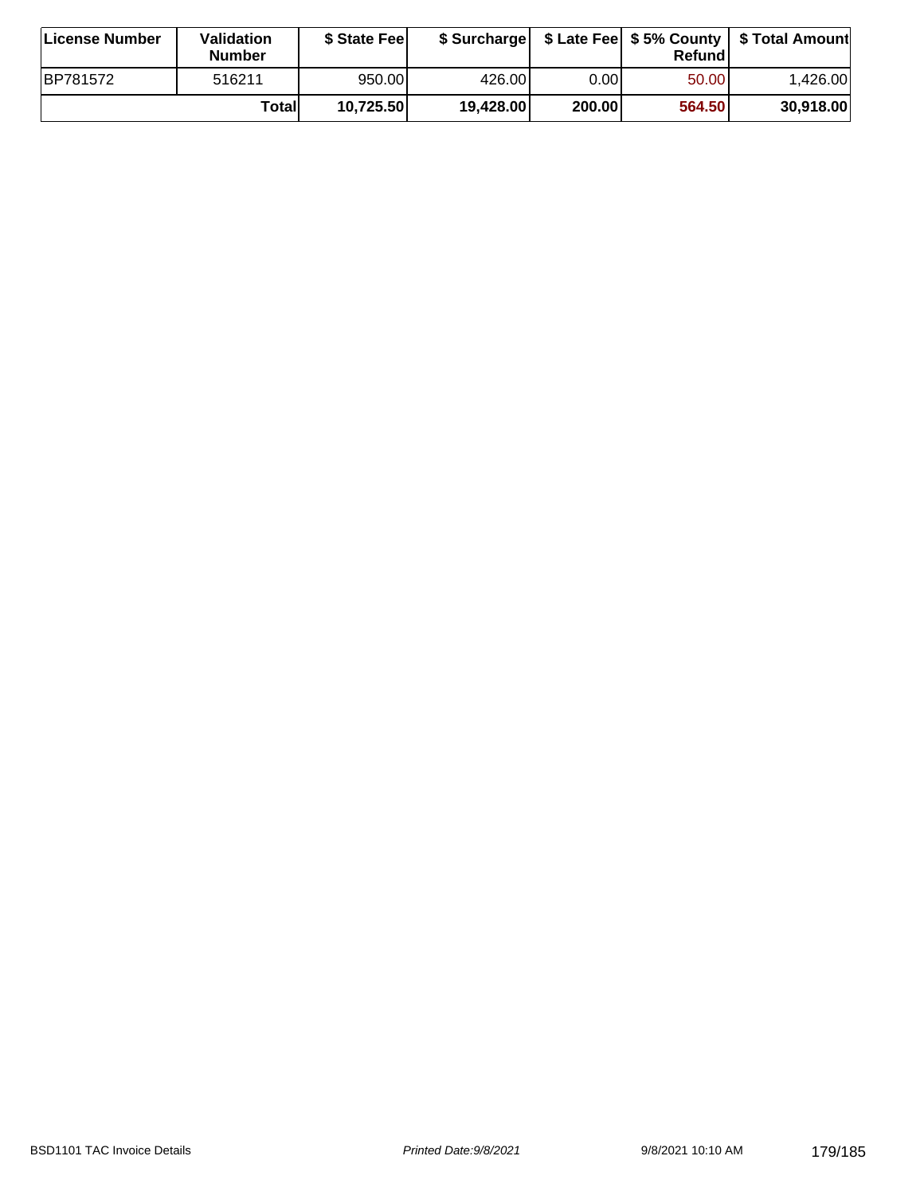| License Number | Validation Number | $ State Fee | $ Surcharge | $ Late Fee | $ 5% County Refund | $ Total Amount |
|---|---|---|---|---|---|---|
| BP781572 | 516211 | 950.00 | 426.00 | 0.00 | 50.00 | 1,426.00 |
| | **Total** | **10,725.50** | **19,428.00** | **200.00** | **564.50** | **30,918.00** |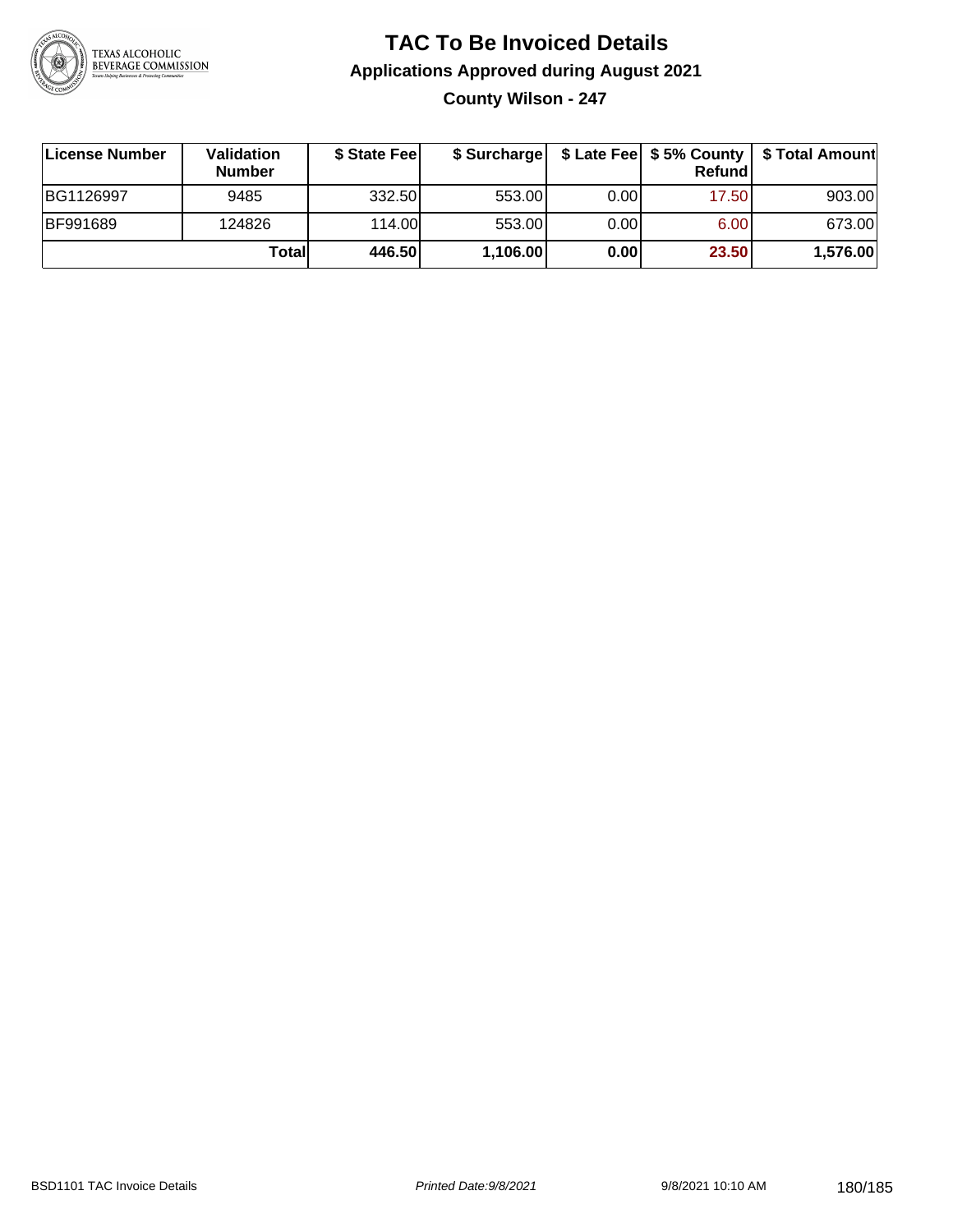# TAC To Be Invoiced Details

## Applications Approved during August 2021

### County Wilson - 247

| License Number | Validation Number | $ State Fee | $ Surcharge | $ Late Fee | $ 5% County Refund | $ Total Amount |
|---|---|---|---|---|---|---|
| BG1126997 | 9485 | 332.50 | 553.00 | 0.00 | 17.50 | 903.00 |
| BF991689 | 124826 | 114.00 | 553.00 | 0.00 | 6.00 | 673.00 |
| | **Total** | **446.50** | **1,106.00** | **0.00** | **23.50** | **1,576.00** |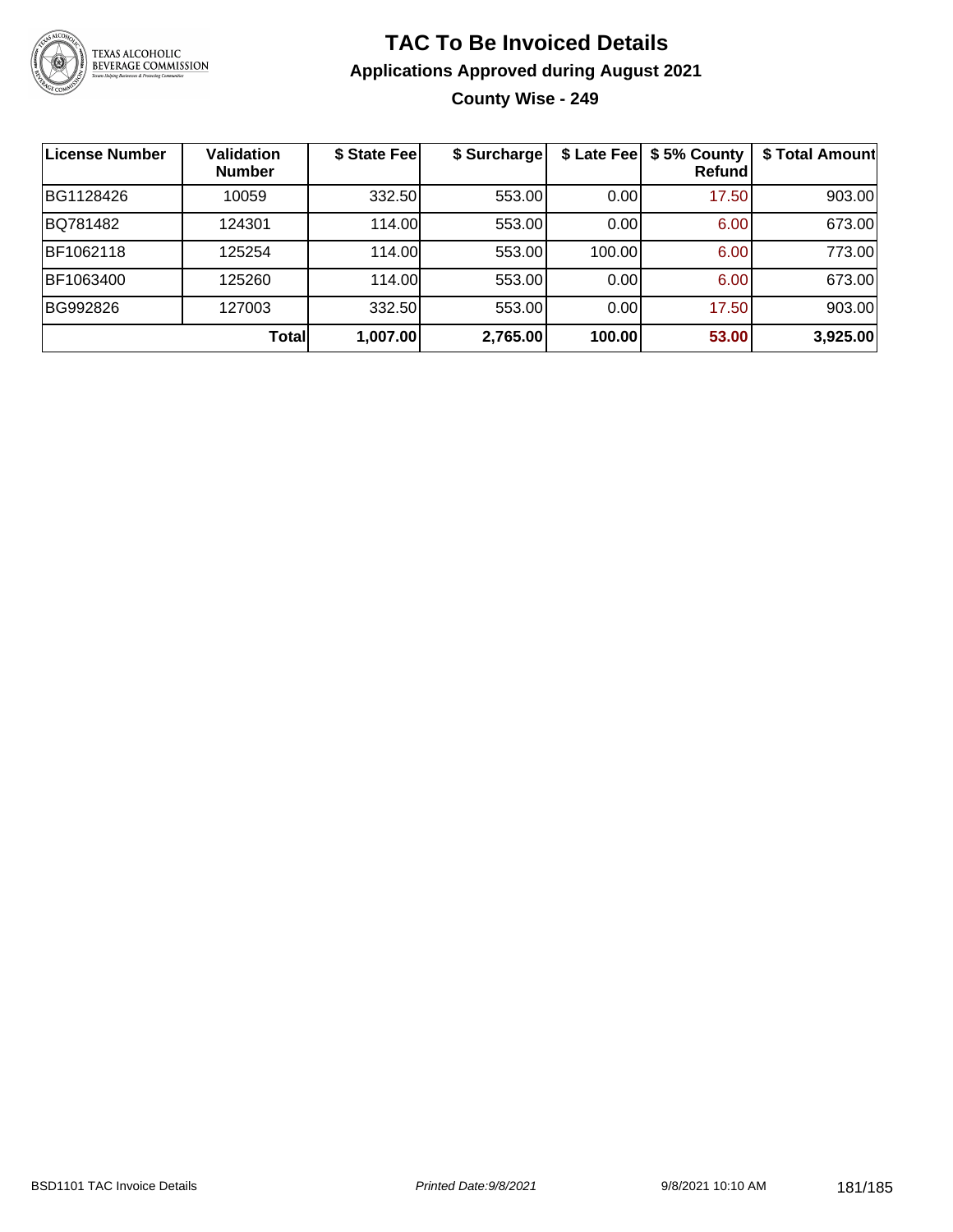# TAC To Be Invoiced Details

## Applications Approved during August 2021

### County Wise - 249

| License Number | Validation Number | $ State Fee | $ Surcharge | $ Late Fee | $ 5% County Refund | $ Total Amount |
|---|---|---|---|---|---|---|
| BG1128426 | 10059 | 332.50 | 553.00 | 0.00 | 17.50 | 903.00 |
| BQ781482 | 124301 | 114.00 | 553.00 | 0.00 | 6.00 | 673.00 |
| BF1062118 | 125254 | 114.00 | 553.00 | 100.00 | 6.00 | 773.00 |
| BF1063400 | 125260 | 114.00 | 553.00 | 0.00 | 6.00 | 673.00 |
| BG992826 | 127003 | 332.50 | 553.00 | 0.00 | 17.50 | 903.00 |
| | **Total** | **1,007.00** | **2,765.00** | **100.00** | **53.00** | **3,925.00** |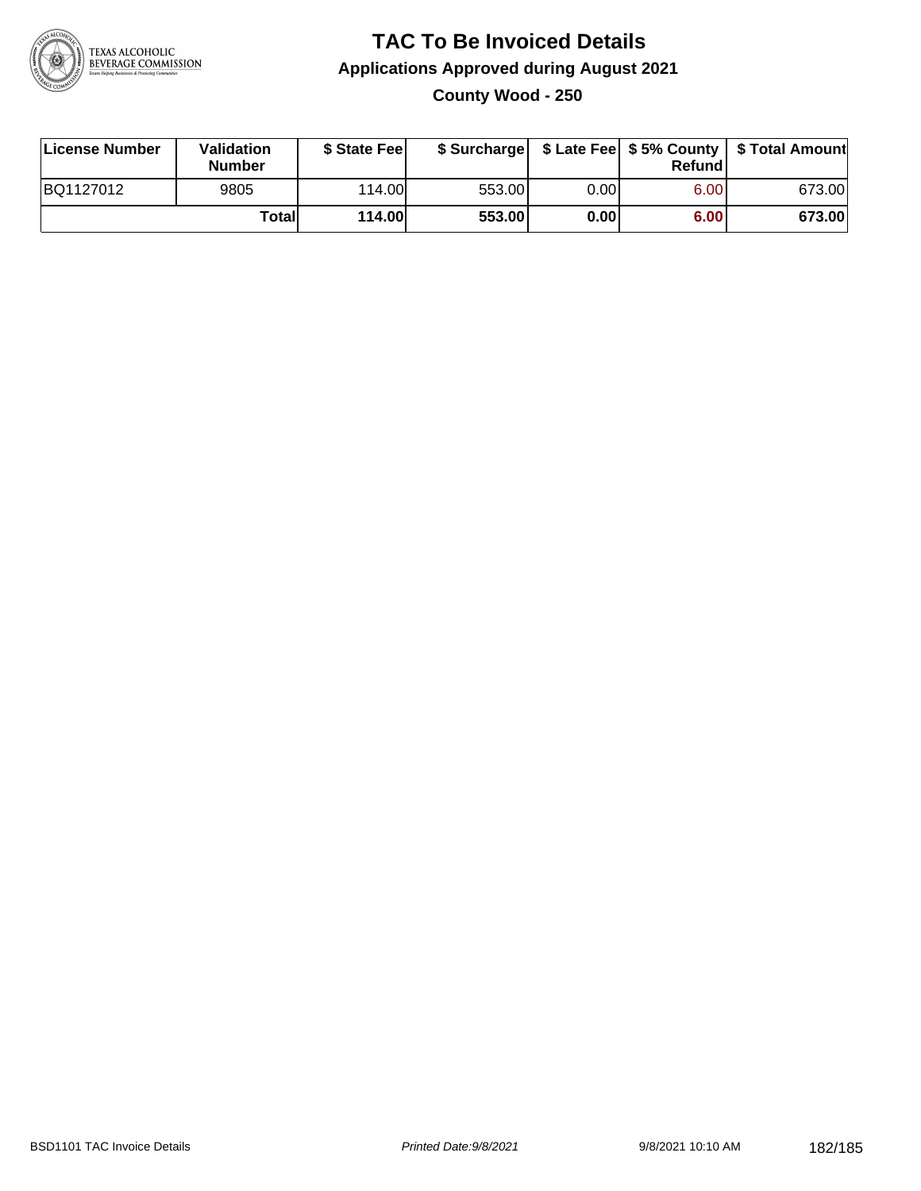# TAC To Be Invoiced Details

## Applications Approved during August 2021

### County Wood - 250

| License Number | Validation Number | $ State Fee | $ Surcharge | $ Late Fee | $ 5% County Refund | $ Total Amount |
|---|---|---|---|---|---|---|
| BQ1127012 | 9805 | 114.00 | 553.00 | 0.00 | 6.00 | 673.00 |
| | **Total** | **114.00** | **553.00** | **0.00** | **6.00** | **673.00** |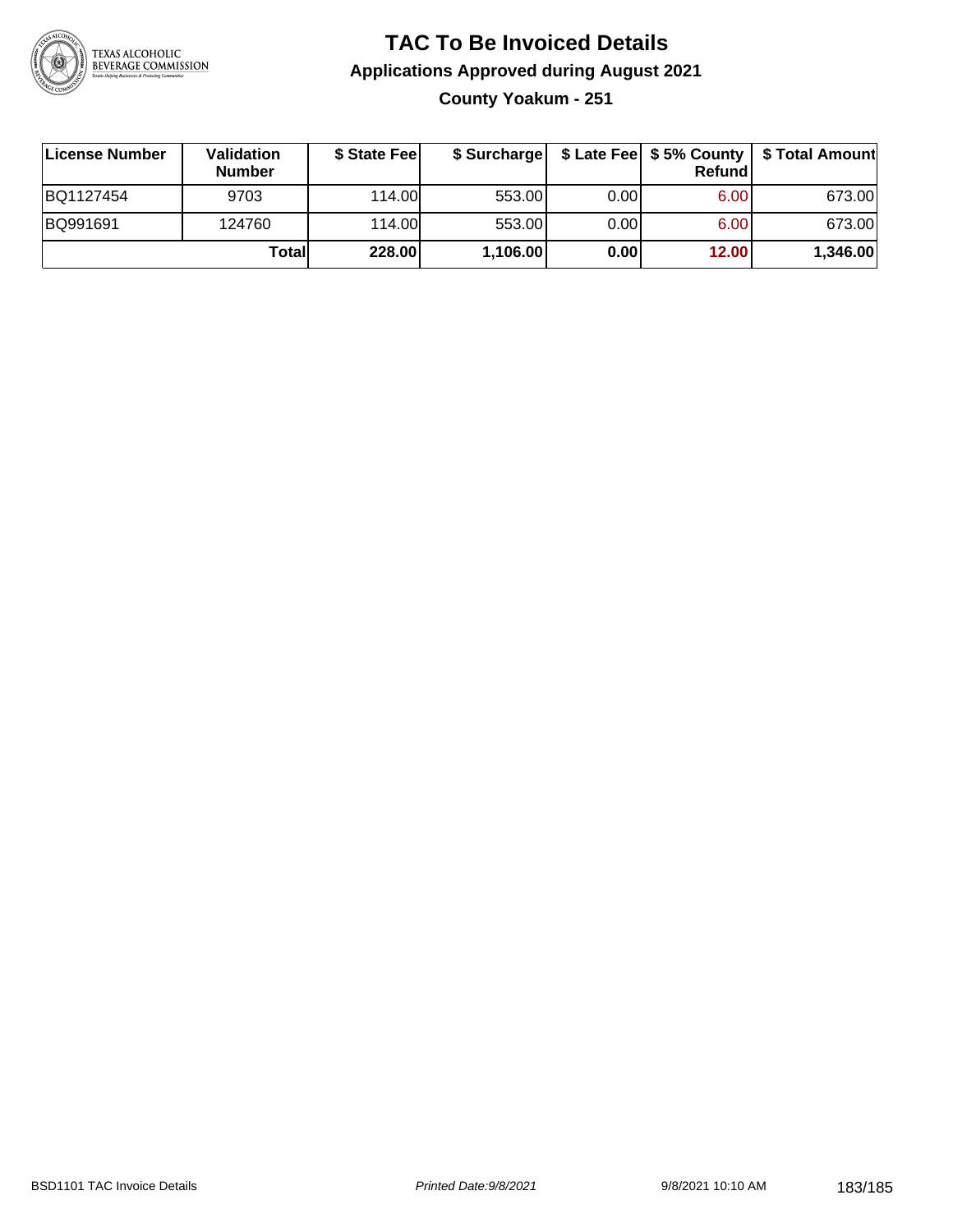# TAC To Be Invoiced Details

## Applications Approved during August 2021

### County Yoakum - 251

| License Number | Validation Number | $ State Fee | $ Surcharge | $ Late Fee | $ 5% County Refund | $ Total Amount |
|---|---|---|---|---|---|---|
| BQ1127454 | 9703 | 114.00 | 553.00 | 0.00 | 6.00 | 673.00 |
| BQ991691 | 124760 | 114.00 | 553.00 | 0.00 | 6.00 | 673.00 |
| | **Total** | **228.00** | **1,106.00** | **0.00** | **12.00** | **1,346.00** |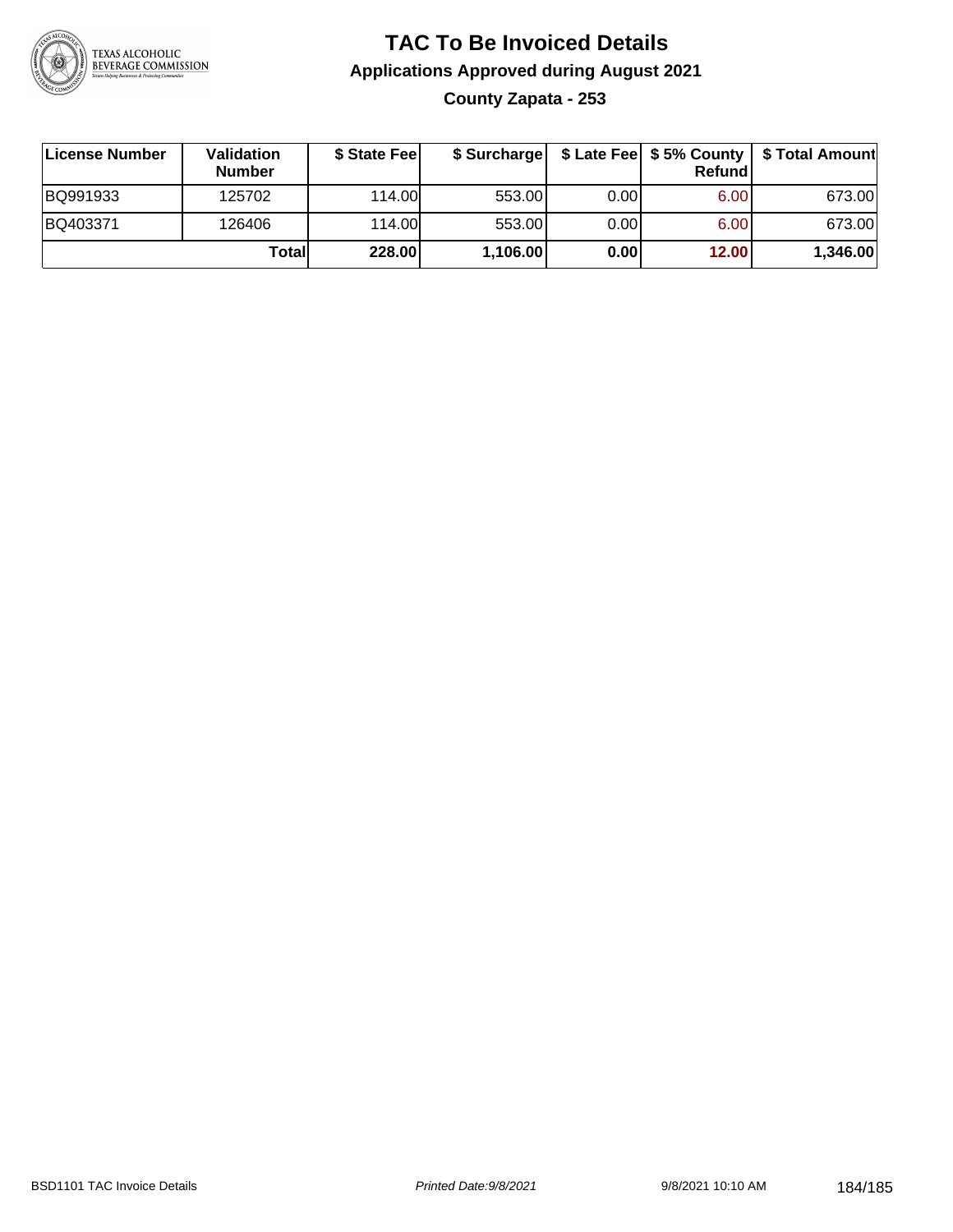# TAC To Be Invoiced Details

## Applications Approved during August 2021

### County Zapata - 253

| License Number | Validation Number | \$ State Fee | \$ Surcharge | \$ Late Fee | \$ 5% County Refund | \$ Total Amount |
|---|---|---|---|---|---|---|
| BQ991933 | 125702 | 114.00 | 553.00 | 0.00 | 6.00 | 673.00 |
| BQ403371 | 126406 | 114.00 | 553.00 | 0.00 | 6.00 | 673.00 |
| | **Total** | **228.00** | **1,106.00** | **0.00** | **12.00** | **1,346.00** |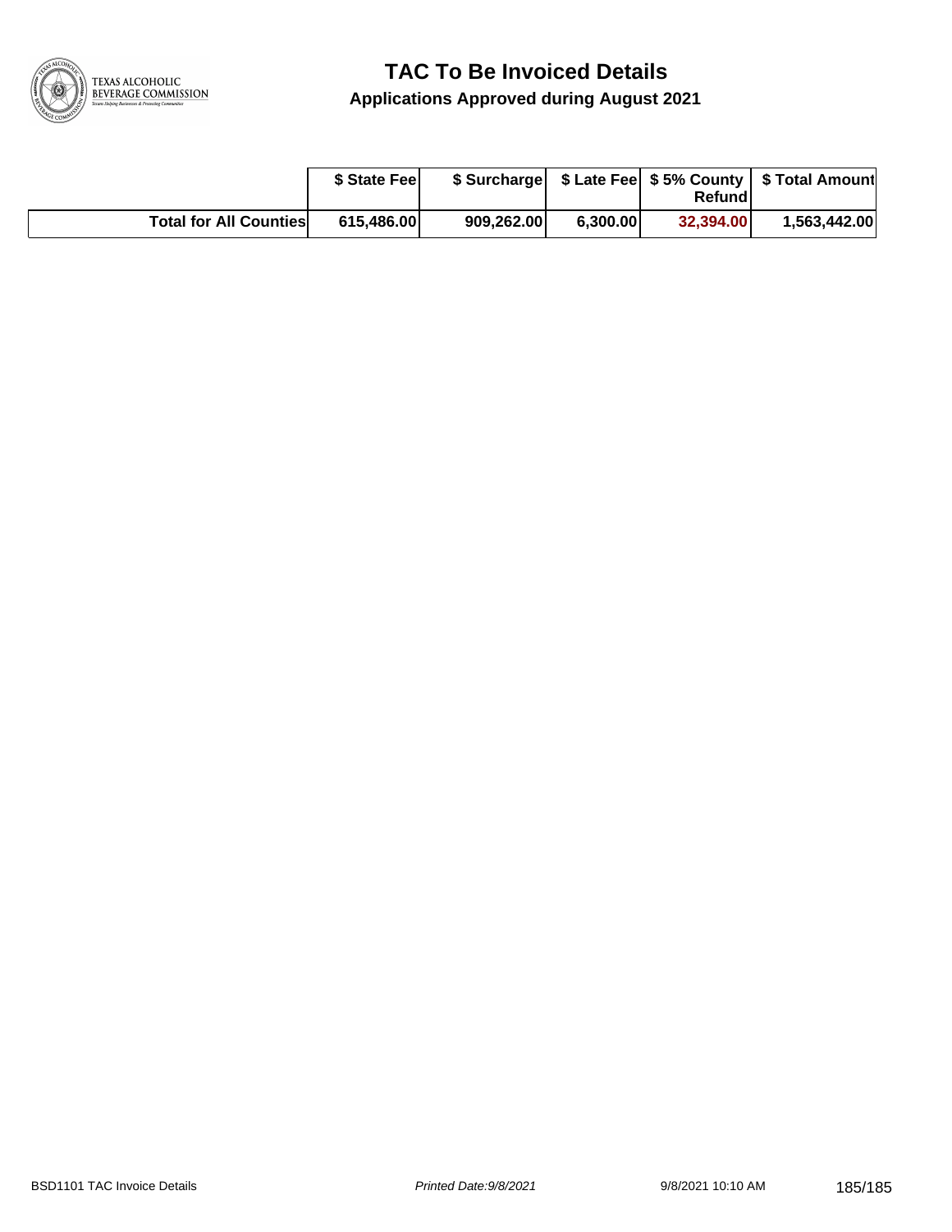# TAC To Be Invoiced Details

## Applications Approved during August 2021

| | \$ State Fee | \$ Surcharge | \$ Late Fee | \$ 5% County Refund | \$ Total Amount |
|---|---|---|---|---|---|
| **Total for All Counties** | 615,486.00 | 909,262.00 | 6,300.00 | 32,394.00 | 1,563,442.00 |